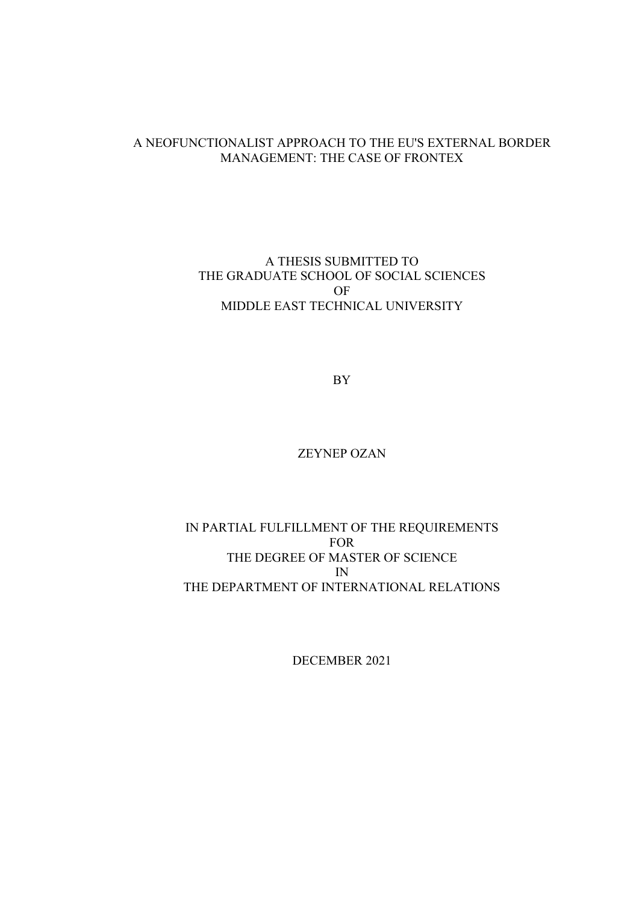# A NEOFUNCTIONALIST APPROACH TO THE EU'S EXTERNAL BORDER MANAGEMENT: THE CASE OF FRONTEX

A THESIS SUBMITTED TO
THE GRADUATE SCHOOL OF SOCIAL SCIENCES
OF
MIDDLE EAST TECHNICAL UNIVERSITY

BY

ZEYNEP OZAN

IN PARTIAL FULFILLMENT OF THE REQUIREMENTS
FOR
THE DEGREE OF MASTER OF SCIENCE
IN
THE DEPARTMENT OF INTERNATIONAL RELATIONS

DECEMBER 2021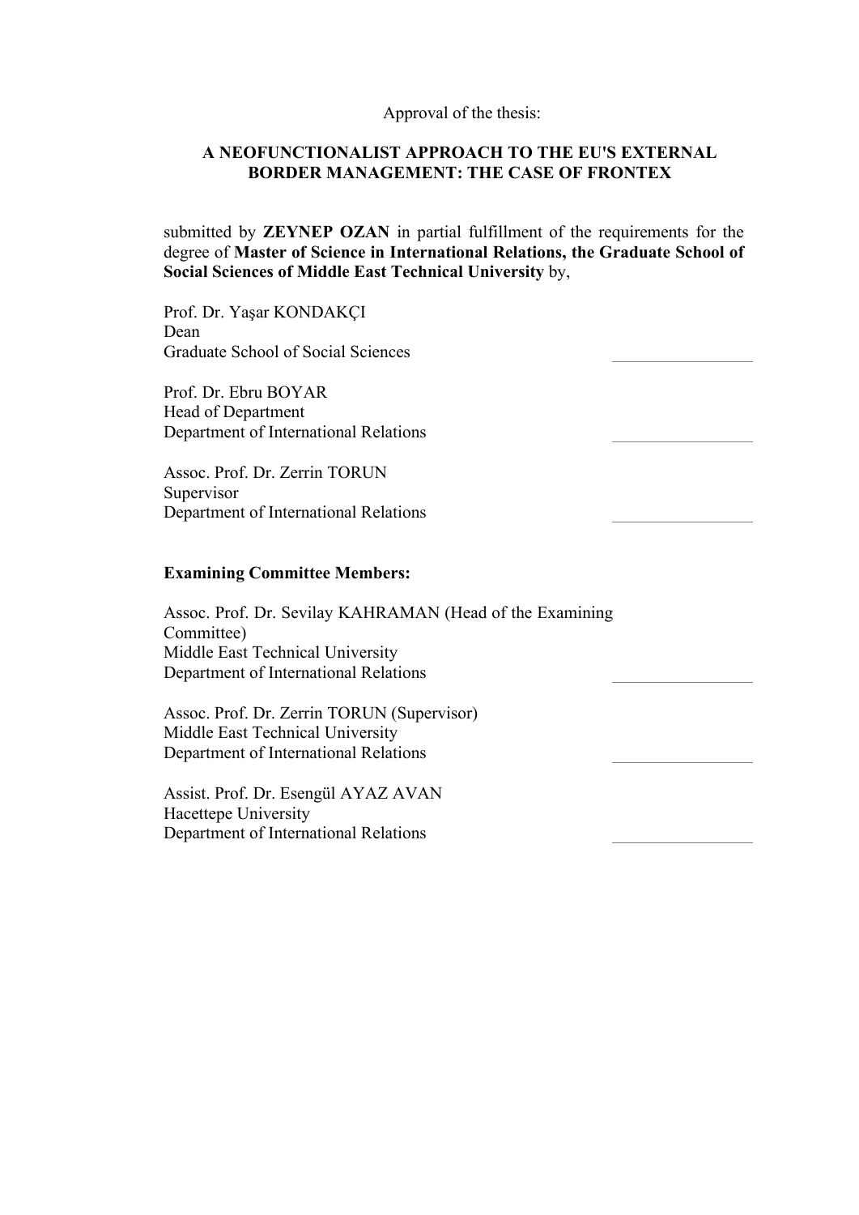Approval of the thesis:

**A NEOFUNCTIONALIST APPROACH TO THE EU'S EXTERNAL BORDER MANAGEMENT: THE CASE OF FRONTEX**

submitted by **ZEYNEP OZAN** in partial fulfillment of the requirements for the degree of **Master of Science in International Relations, the Graduate School of Social Sciences of Middle East Technical University** by,

Prof. Dr. Yaşar KONDAKÇI
Dean
Graduate School of Social Sciences

Prof. Dr. Ebru BOYAR
Head of Department
Department of International Relations

Assoc. Prof. Dr. Zerrin TORUN
Supervisor
Department of International Relations

**Examining Committee Members:**

Assoc. Prof. Dr. Sevilay KAHRAMAN (Head of the Examining Committee)
Middle East Technical University
Department of International Relations

Assoc. Prof. Dr. Zerrin TORUN (Supervisor)
Middle East Technical University
Department of International Relations

Assist. Prof. Dr. Esengül AYAZ AVAN
Hacettepe University
Department of International Relations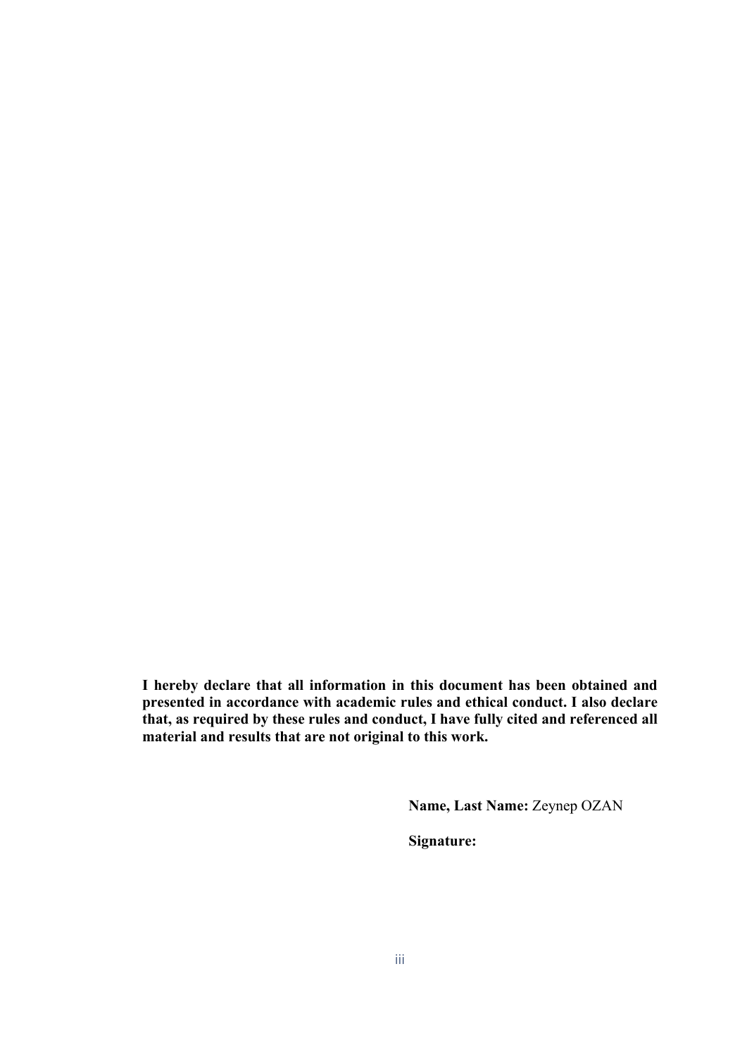**I hereby declare that all information in this document has been obtained and presented in accordance with academic rules and ethical conduct. I also declare that, as required by these rules and conduct, I have fully cited and referenced all material and results that are not original to this work.**

**Name, Last Name:** Zeynep OZAN

**Signature:**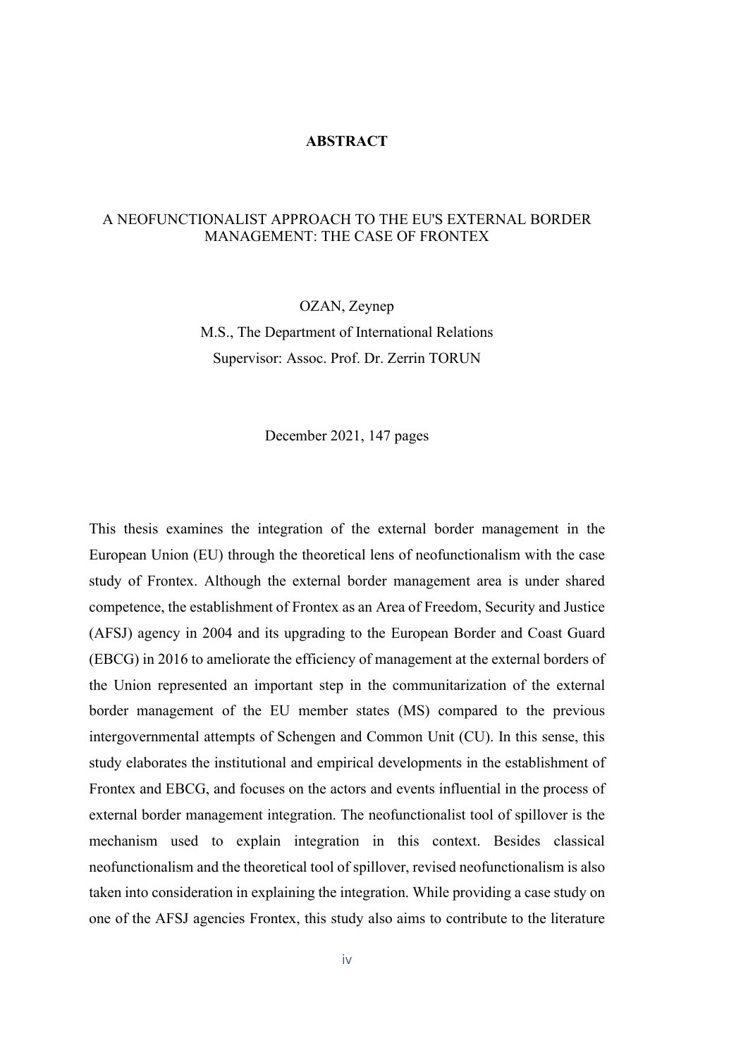# ABSTRACT

## A NEOFUNCTIONALIST APPROACH TO THE EU'S EXTERNAL BORDER MANAGEMENT: THE CASE OF FRONTEX

OZAN, Zeynep

M.S., The Department of International Relations

Supervisor: Assoc. Prof. Dr. Zerrin TORUN

December 2021, 147 pages

This thesis examines the integration of the external border management in the European Union (EU) through the theoretical lens of neofunctionalism with the case study of Frontex. Although the external border management area is under shared competence, the establishment of Frontex as an Area of Freedom, Security and Justice (AFSJ) agency in 2004 and its upgrading to the European Border and Coast Guard (EBCG) in 2016 to ameliorate the efficiency of management at the external borders of the Union represented an important step in the communitarization of the external border management of the EU member states (MS) compared to the previous intergovernmental attempts of Schengen and Common Unit (CU). In this sense, this study elaborates the institutional and empirical developments in the establishment of Frontex and EBCG, and focuses on the actors and events influential in the process of external border management integration. The neofunctionalist tool of spillover is the mechanism used to explain integration in this context. Besides classical neofunctionalism and the theoretical tool of spillover, revised neofunctionalism is also taken into consideration in explaining the integration. While providing a case study on one of the AFSJ agencies Frontex, this study also aims to contribute to the literature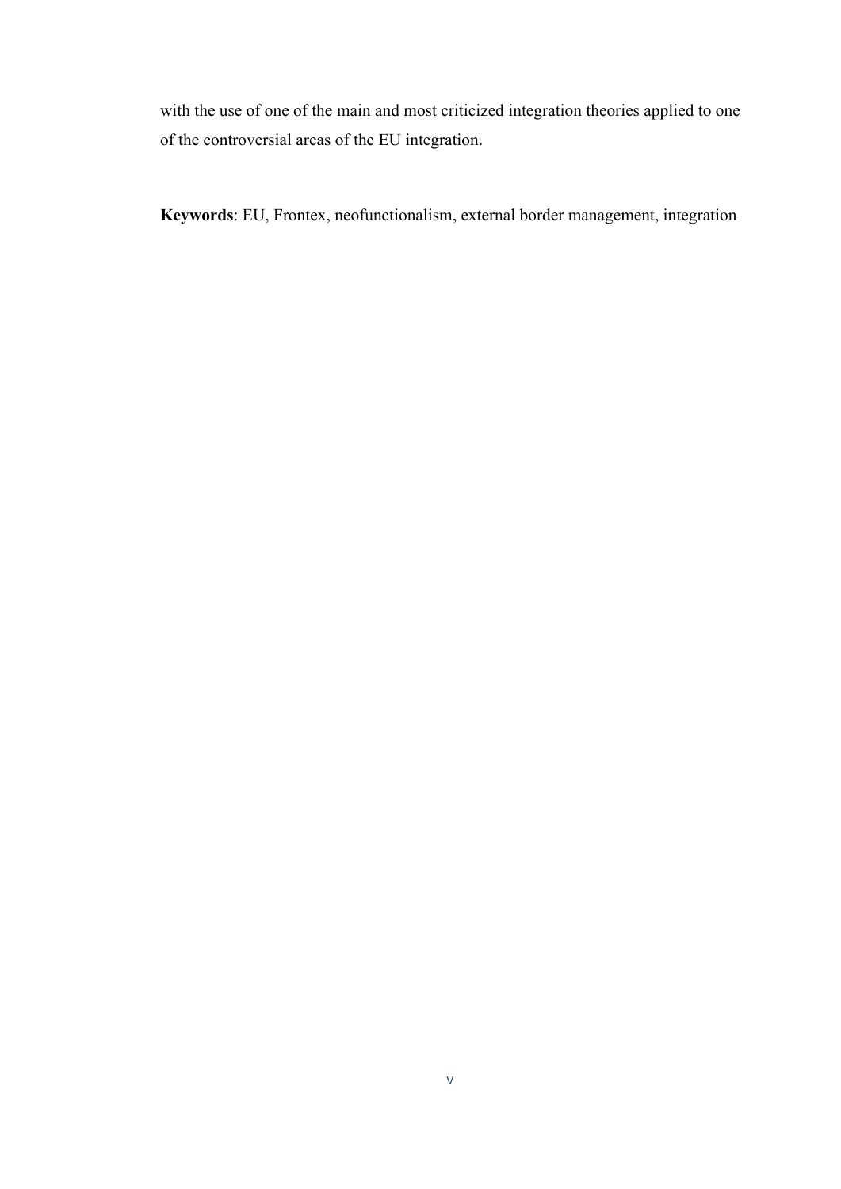with the use of one of the main and most criticized integration theories applied to one of the controversial areas of the EU integration.

**Keywords**: EU, Frontex, neofunctionalism, external border management, integration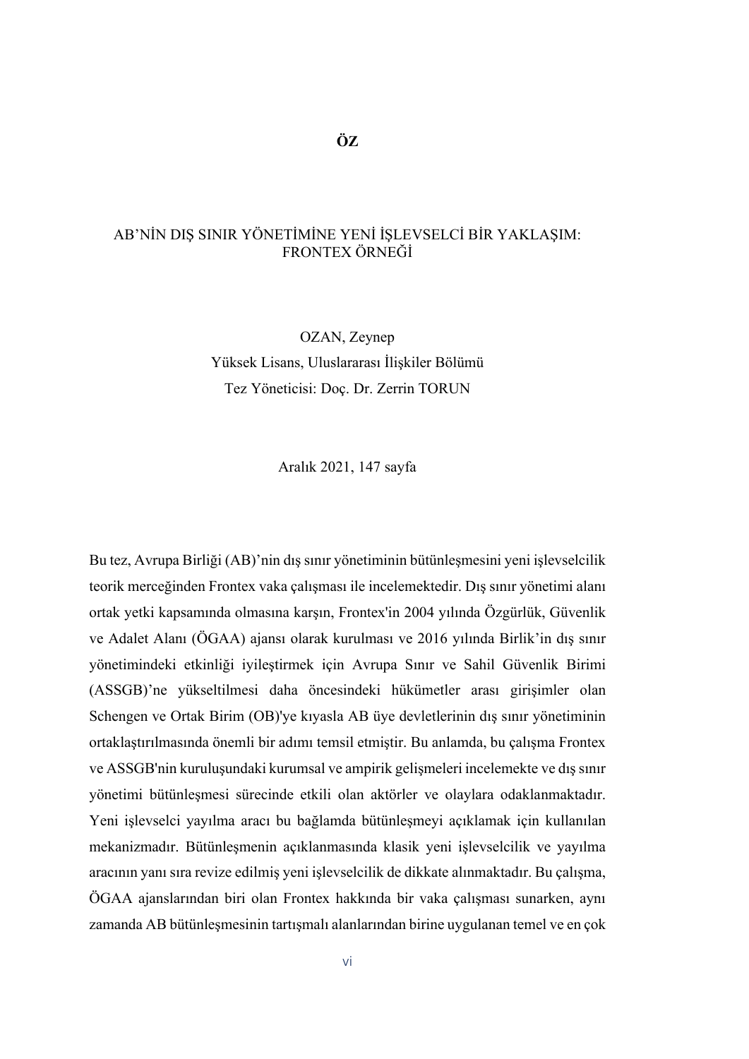# ÖZ

## AB'NİN DIŞ SINIR YÖNETİMİNE YENİ İŞLEVSELCİ BİR YAKLAŞIM: FRONTEX ÖRNEĞİ

OZAN, Zeynep
Yüksek Lisans, Uluslararası İlişkiler Bölümü
Tez Yöneticisi: Doç. Dr. Zerrin TORUN

Aralık 2021, 147 sayfa

Bu tez, Avrupa Birliği (AB)'nin dış sınır yönetiminin bütünleşmesini yeni işlevselcilik teorik merceğinden Frontex vaka çalışması ile incelemektedir. Dış sınır yönetimi alanı ortak yetki kapsamında olmasına karşın, Frontex'in 2004 yılında Özgürlük, Güvenlik ve Adalet Alanı (ÖGAA) ajansı olarak kurulması ve 2016 yılında Birlik'in dış sınır yönetimindeki etkinliği iyileştirmek için Avrupa Sınır ve Sahil Güvenlik Birimi (ASSGB)'ne yükseltilmesi daha öncesindeki hükümetler arası girişimler olan Schengen ve Ortak Birim (OB)'ye kıyasla AB üye devletlerinin dış sınır yönetiminin ortaklaştırılmasında önemli bir adımı temsil etmiştir. Bu anlamda, bu çalışma Frontex ve ASSGB'nin kuruluşundaki kurumsal ve ampirik gelişmeleri incelemekte ve dış sınır yönetimi bütünleşmesi sürecinde etkili olan aktörler ve olaylara odaklanmaktadır. Yeni işlevselci yayılma aracı bu bağlamda bütünleşmeyi açıklamak için kullanılan mekanizmadır. Bütünleşmenin açıklanmasında klasik yeni işlevselcilik ve yayılma aracının yanı sıra revize edilmiş yeni işlevselcilik de dikkate alınmaktadır. Bu çalışma, ÖGAA ajanslarından biri olan Frontex hakkında bir vaka çalışması sunarken, aynı zamanda AB bütünleşmesinin tartışmalı alanlarından birine uygulanan temel ve en çok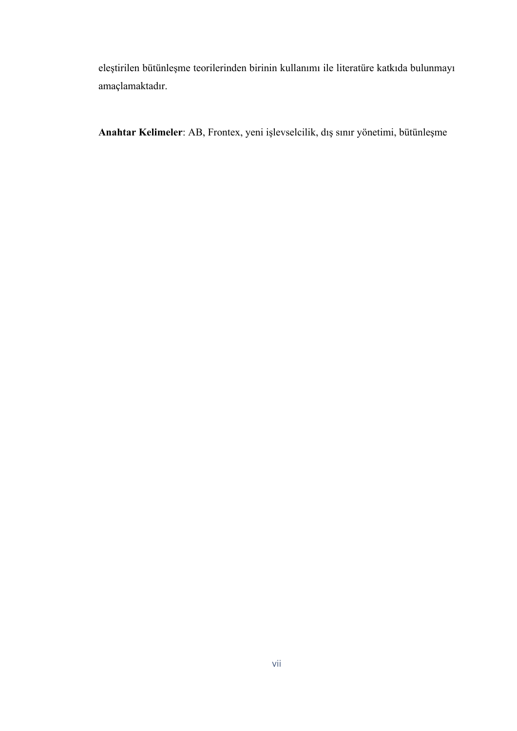eleştirilen bütünleşme teorilerinden birinin kullanımı ile literatüre katkıda bulunmayı amaçlamaktadır.

**Anahtar Kelimeler**: AB, Frontex, yeni işlevselcilik, dış sınır yönetimi, bütünleşme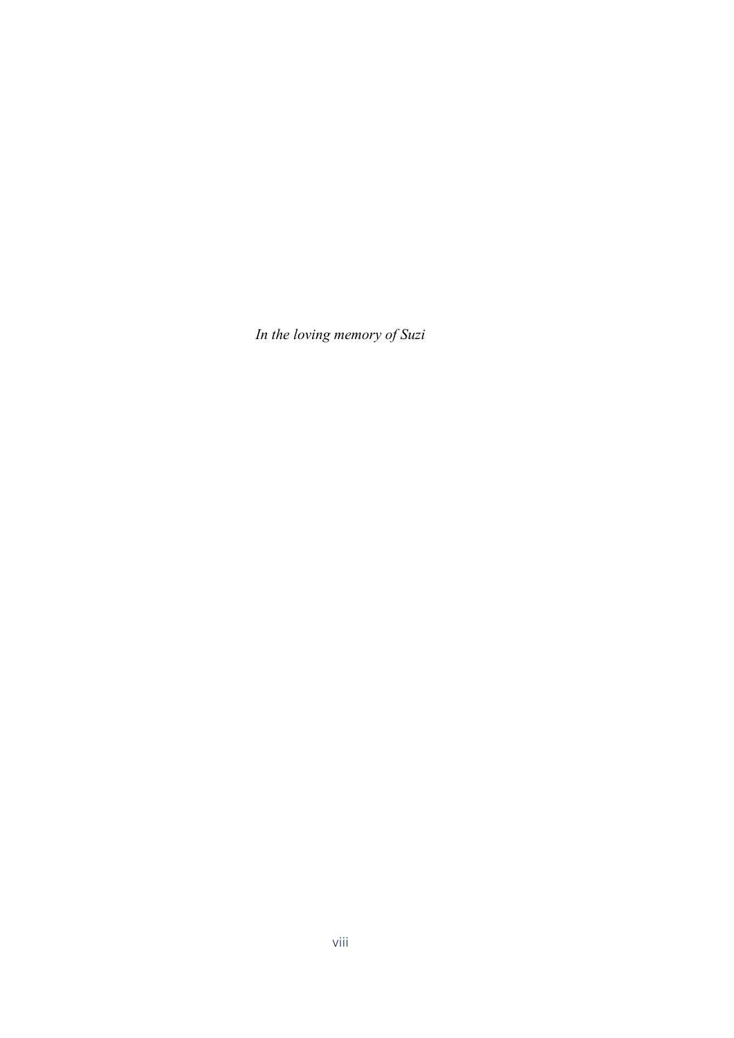*In the loving memory of Suzi*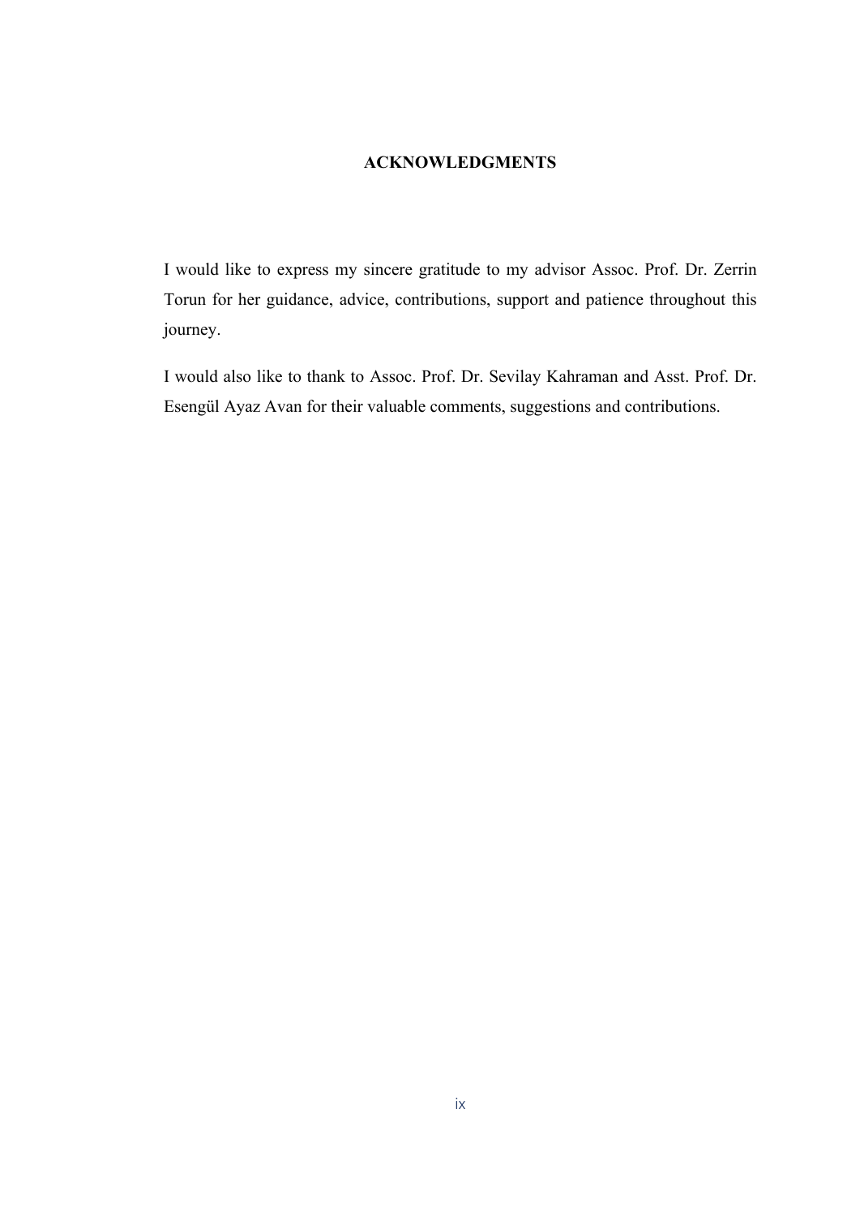# ACKNOWLEDGMENTS

I would like to express my sincere gratitude to my advisor Assoc. Prof. Dr. Zerrin Torun for her guidance, advice, contributions, support and patience throughout this journey.

I would also like to thank to Assoc. Prof. Dr. Sevilay Kahraman and Asst. Prof. Dr. Esengül Ayaz Avan for their valuable comments, suggestions and contributions.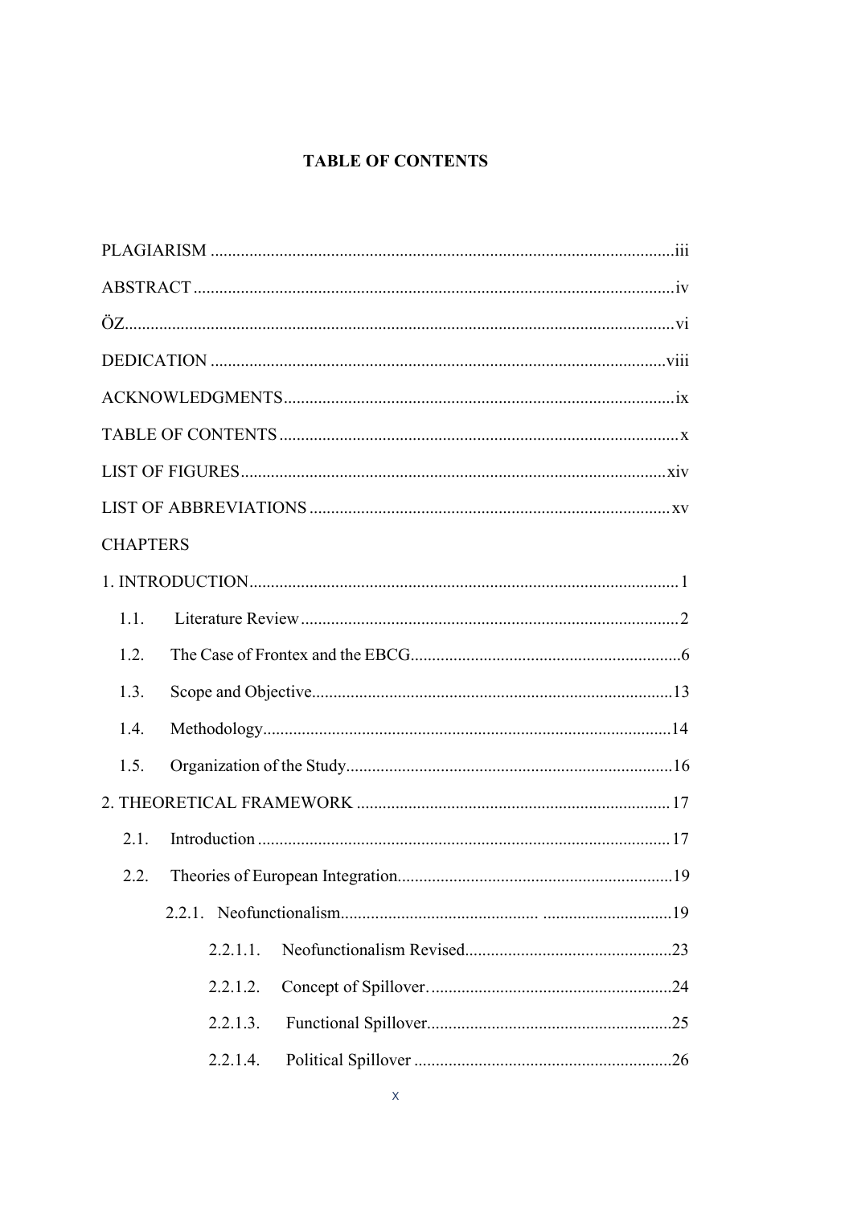**TABLE OF CONTENTS**

PLAGIARISM .......................................................................................................iii

ABSTRACT ...........................................................................................................iv

ÖZ..........................................................................................................................vi

DEDICATION .......................................................................................................viii

ACKNOWLEDGMENTS......................................................................................ix

TABLE OF CONTENTS .......................................................................................x

LIST OF FIGURES...............................................................................................xiv

LIST OF ABBREVIATIONS ................................................................................xv

CHAPTERS

1. INTRODUCTION..............................................................................................1

  1.1. Literature Review ..........................................................................................2

  1.2. The Case of Frontex and the EBCG...............................................................6

  1.3. Scope and Objective.......................................................................................13

  1.4. Methodology..................................................................................................14

  1.5. Organization of the Study..............................................................................16

2. THEORETICAL FRAMEWORK ......................................................................17

  2.1. Introduction ...................................................................................................17

  2.2. Theories of European Integration...................................................................19

    2.2.1. Neofunctionalism.......................................................................................19

      2.2.1.1. Neofunctionalism Revised.....................................................................23

      2.2.1.2. Concept of Spillover..............................................................................24

      2.2.1.3. Functional Spillover...............................................................................25

      2.2.1.4. Political Spillover ..................................................................................26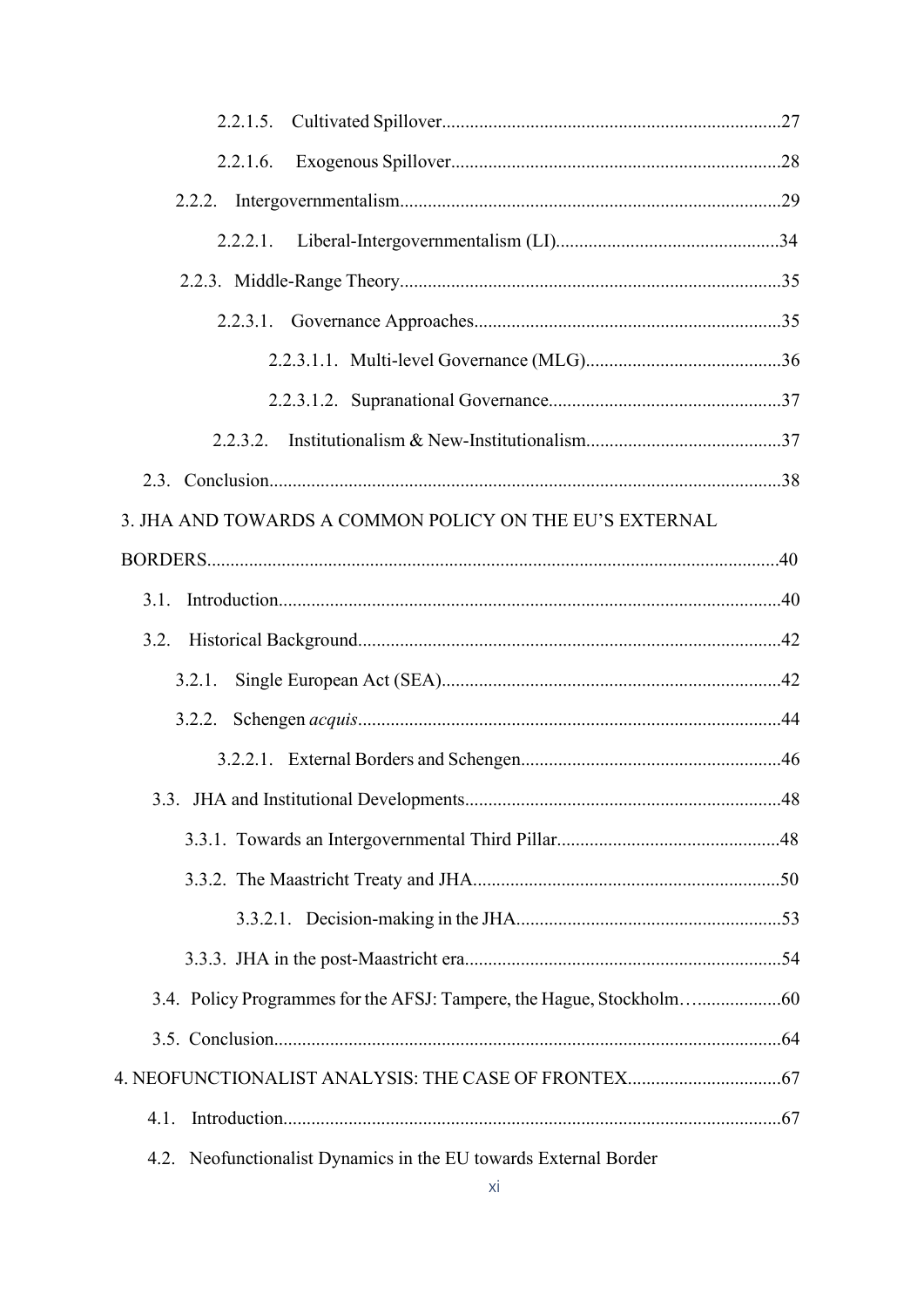2.2.1.5. Cultivated Spillover........................................................................27

2.2.1.6. Exogenous Spillover......................................................................28

2.2.2. Intergovernmentalism..................................................................................29

2.2.2.1. Liberal-Intergovernmentalism (LI)................................................34

2.2.3. Middle-Range Theory..................................................................................35

2.2.3.1. Governance Approaches..................................................................35

2.2.3.1.1. Multi-level Governance (MLG)..........................................36

2.2.3.1.2. Supranational Governance..................................................37

2.2.3.2. Institutionalism & New-Institutionalism..........................................37

2.3. Conclusion..............................................................................................................38

3. JHA AND TOWARDS A COMMON POLICY ON THE EU'S EXTERNAL BORDERS..........................................................................................................................40

3.1. Introduction...........................................................................................................40

3.2. Historical Background...........................................................................................42

3.2.1. Single European Act (SEA).........................................................................42

3.2.2. Schengen *acquis*...........................................................................................44

3.2.2.1. External Borders and Schengen........................................................46

3.3. JHA and Institutional Developments....................................................................48

3.3.1. Towards an Intergovernmental Third Pillar................................................48

3.3.2. The Maastricht Treaty and JHA..................................................................50

3.3.2.1. Decision-making in the JHA.........................................................53

3.3.3. JHA in the post-Maastricht era....................................................................54

3.4. Policy Programmes for the AFSJ: Tampere, the Hague, Stockholm…..................60

3.5. Conclusion............................................................................................................64

4. NEOFUNCTIONALIST ANALYSIS: THE CASE OF FRONTEX.................................67

4.1. Introduction...........................................................................................................67

4.2. Neofunctionalist Dynamics in the EU towards External Border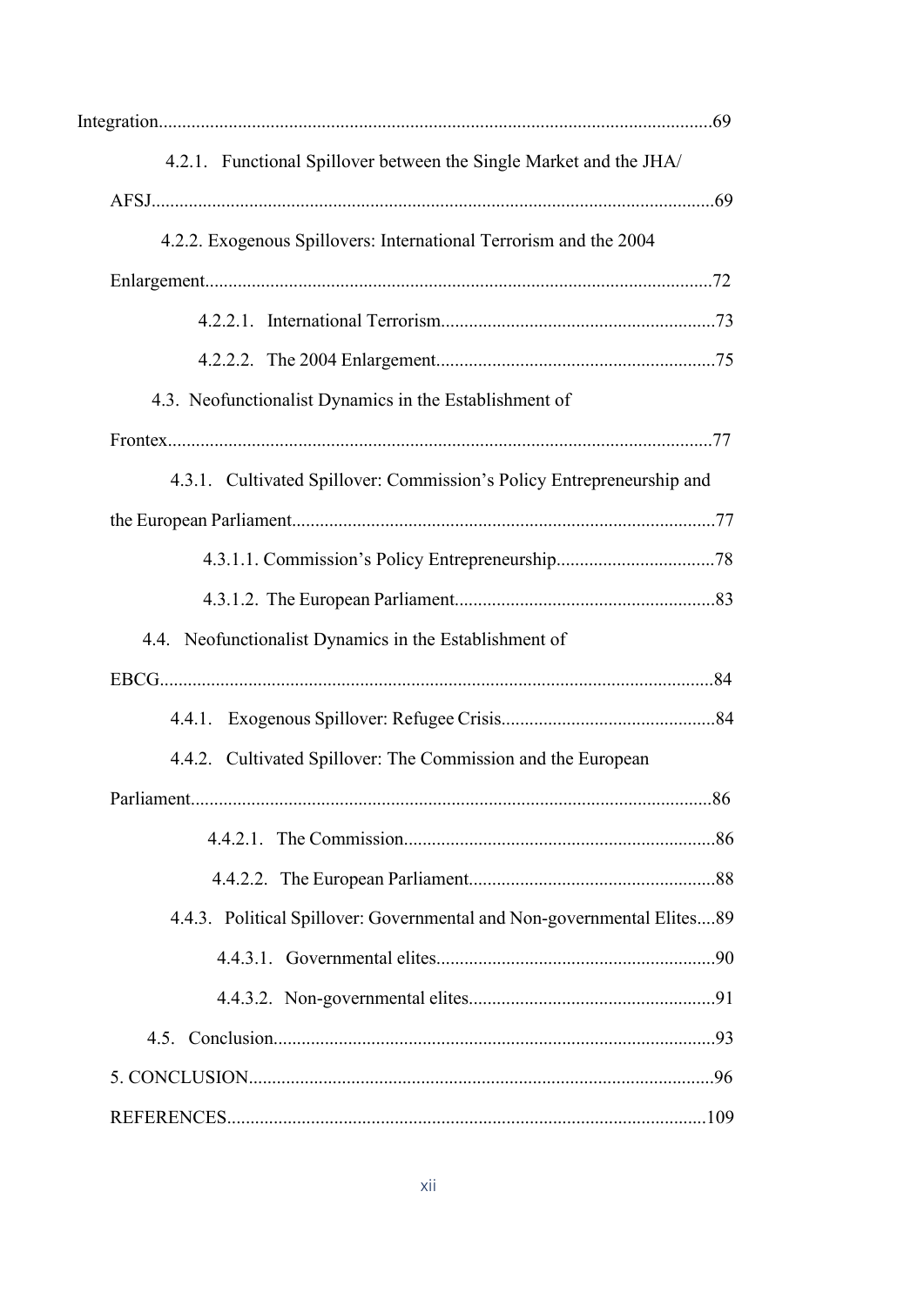Integration......................................................................................................................69

4.2.1. Functional Spillover between the Single Market and the JHA/ AFSJ........................................................................................................................69

4.2.2. Exogenous Spillovers: International Terrorism and the 2004 Enlargement............................................................................................................72

4.2.2.1. International Terrorism..........................................................73

4.2.2.2. The 2004 Enlargement...........................................................75

4.3. Neofunctionalist Dynamics in the Establishment of Frontex....................................................................................................................77

4.3.1. Cultivated Spillover: Commission's Policy Entrepreneurship and the European Parliament..........................................................................................77

4.3.1.1. Commission's Policy Entrepreneurship.................................78

4.3.1.2. The European Parliament.......................................................83

4.4. Neofunctionalist Dynamics in the Establishment of EBCG......................................................................................................................84

4.4.1. Exogenous Spillover: Refugee Crisis.............................................84

4.4.2. Cultivated Spillover: The Commission and the European Parliament...............................................................................................................86

4.4.2.1. The Commission..................................................................86

4.4.2.2. The European Parliament....................................................88

4.4.3. Political Spillover: Governmental and Non-governmental Elites....89

4.4.3.1. Governmental elites...........................................................90

4.4.3.2. Non-governmental elites....................................................91

4.5. Conclusion.............................................................................................93

5. CONCLUSION...................................................................................................96

REFERENCES......................................................................................................109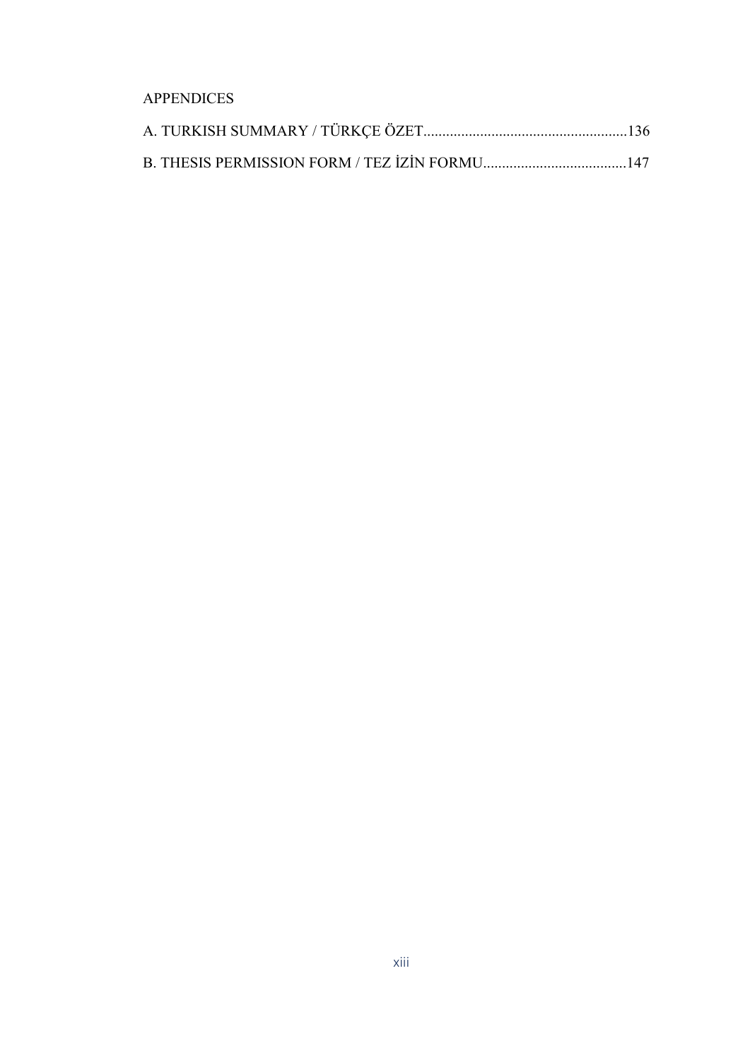APPENDICES

A. TURKISH SUMMARY / TÜRKÇE ÖZET......................................................136

B. THESIS PERMISSION FORM / TEZ İZİN FORMU......................................147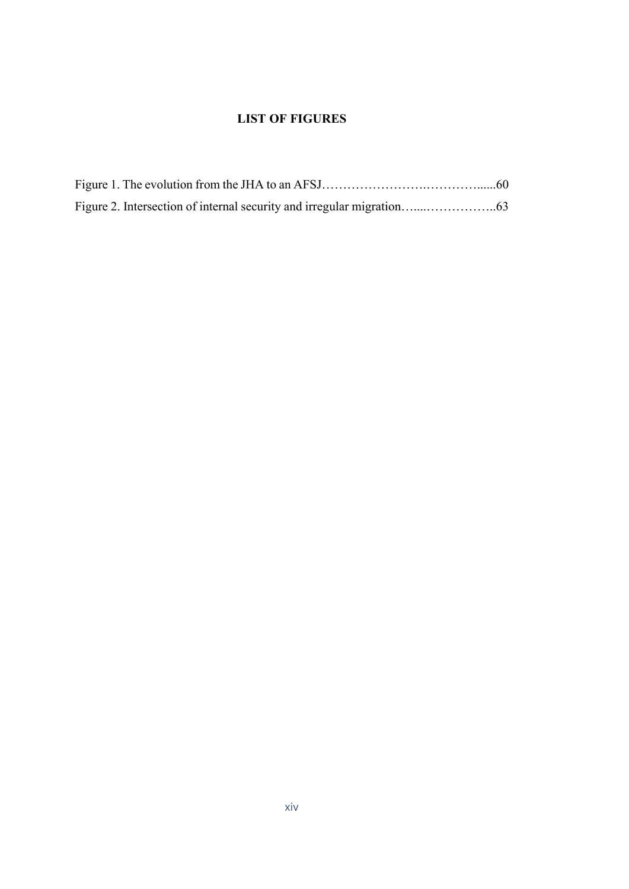# LIST OF FIGURES

Figure 1. The evolution from the JHA to an AFSJ…………………….………….......60

Figure 2. Intersection of internal security and irregular migration…....……………..63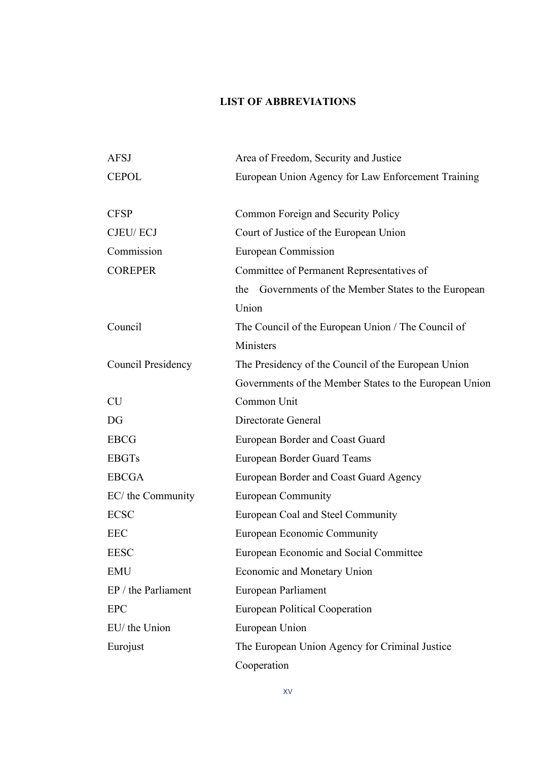# LIST OF ABBREVIATIONS

| | |
|---|---|
| AFSJ | Area of Freedom, Security and Justice |
| CEPOL | European Union Agency for Law Enforcement Training |
| CFSP | Common Foreign and Security Policy |
| CJEU/ ECJ | Court of Justice of the European Union |
| Commission | European Commission |
| COREPER | Committee of Permanent Representatives of the Governments of the Member States to the European Union |
| Council | The Council of the European Union / The Council of Ministers |
| Council Presidency | The Presidency of the Council of the European Union Governments of the Member States to the European Union |
| CU | Common Unit |
| DG | Directorate General |
| EBCG | European Border and Coast Guard |
| EBGTs | European Border Guard Teams |
| EBCGA | European Border and Coast Guard Agency |
| EC/ the Community | European Community |
| ECSC | European Coal and Steel Community |
| EEC | European Economic Community |
| EESC | European Economic and Social Committee |
| EMU | Economic and Monetary Union |
| EP / the Parliament | European Parliament |
| EPC | European Political Cooperation |
| EU/ the Union | European Union |
| Eurojust | The European Union Agency for Criminal Justice Cooperation |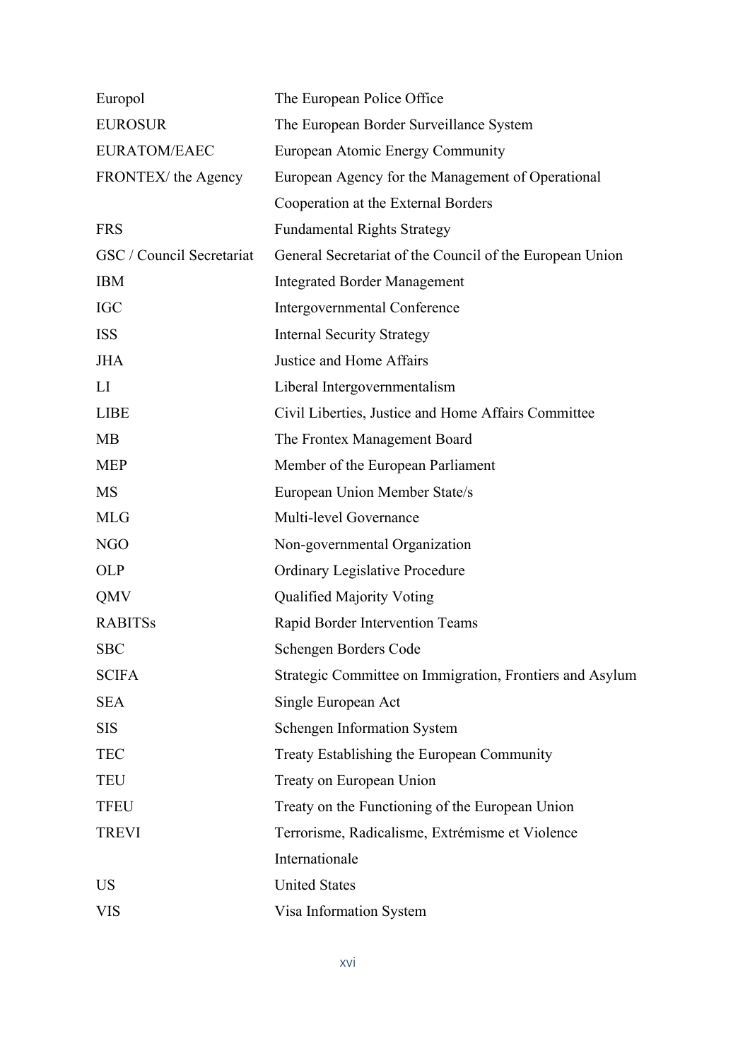| | |
|---|---|
| Europol | The European Police Office |
| EUROSUR | The European Border Surveillance System |
| EURATOM/EAEC | European Atomic Energy Community |
| FRONTEX/ the Agency | European Agency for the Management of Operational Cooperation at the External Borders |
| FRS | Fundamental Rights Strategy |
| GSC / Council Secretariat | General Secretariat of the Council of the European Union |
| IBM | Integrated Border Management |
| IGC | Intergovernmental Conference |
| ISS | Internal Security Strategy |
| JHA | Justice and Home Affairs |
| LI | Liberal Intergovernmentalism |
| LIBE | Civil Liberties, Justice and Home Affairs Committee |
| MB | The Frontex Management Board |
| MEP | Member of the European Parliament |
| MS | European Union Member State/s |
| MLG | Multi-level Governance |
| NGO | Non-governmental Organization |
| OLP | Ordinary Legislative Procedure |
| QMV | Qualified Majority Voting |
| RABITSs | Rapid Border Intervention Teams |
| SBC | Schengen Borders Code |
| SCIFA | Strategic Committee on Immigration, Frontiers and Asylum |
| SEA | Single European Act |
| SIS | Schengen Information System |
| TEC | Treaty Establishing the European Community |
| TEU | Treaty on European Union |
| TFEU | Treaty on the Functioning of the European Union |
| TREVI | Terrorisme, Radicalisme, Extrémisme et Violence Internationale |
| US | United States |
| VIS | Visa Information System |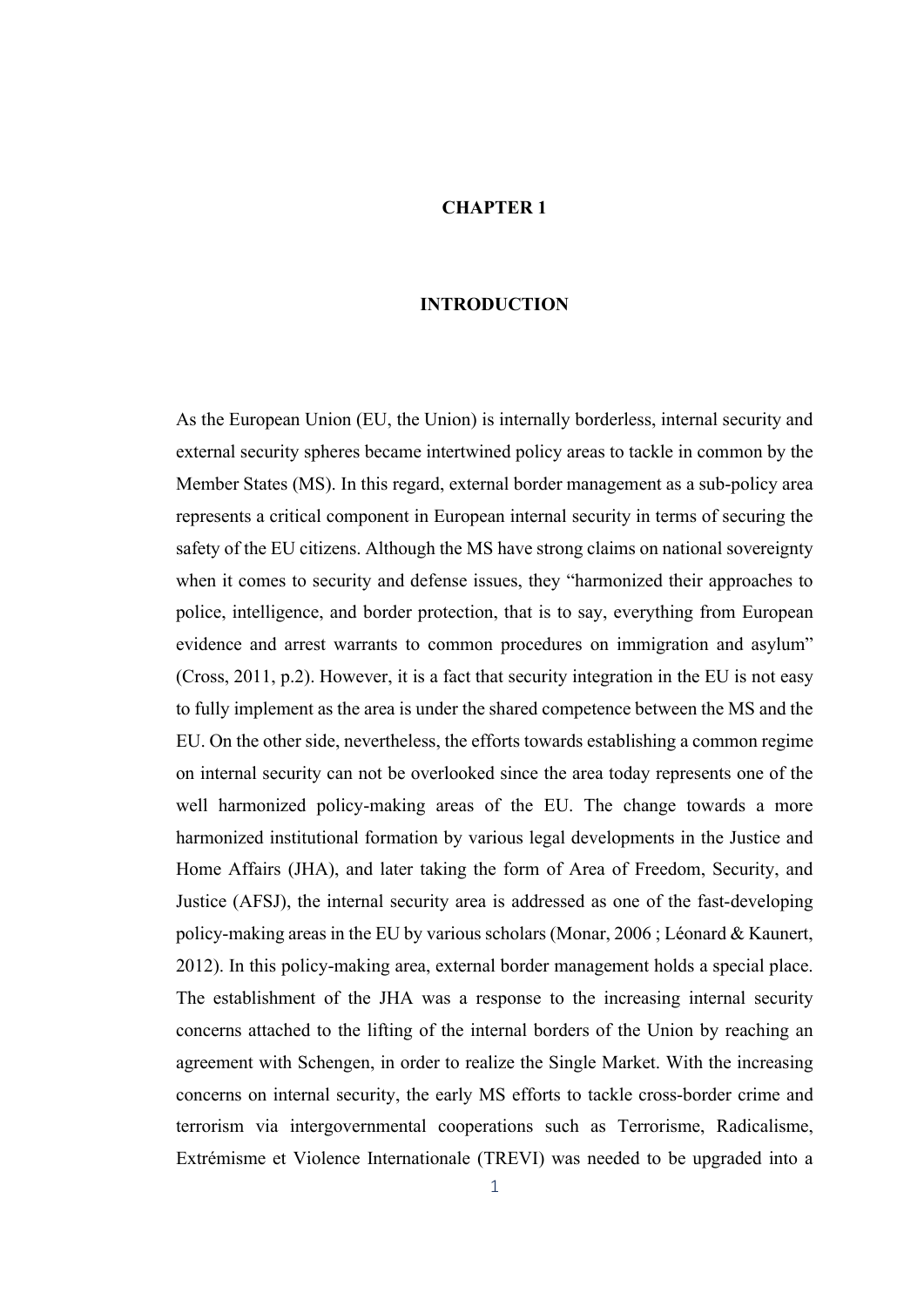# CHAPTER 1

# INTRODUCTION

As the European Union (EU, the Union) is internally borderless, internal security and external security spheres became intertwined policy areas to tackle in common by the Member States (MS). In this regard, external border management as a sub-policy area represents a critical component in European internal security in terms of securing the safety of the EU citizens. Although the MS have strong claims on national sovereignty when it comes to security and defense issues, they "harmonized their approaches to police, intelligence, and border protection, that is to say, everything from European evidence and arrest warrants to common procedures on immigration and asylum" (Cross, 2011, p.2). However, it is a fact that security integration in the EU is not easy to fully implement as the area is under the shared competence between the MS and the EU. On the other side, nevertheless, the efforts towards establishing a common regime on internal security can not be overlooked since the area today represents one of the well harmonized policy-making areas of the EU. The change towards a more harmonized institutional formation by various legal developments in the Justice and Home Affairs (JHA), and later taking the form of Area of Freedom, Security, and Justice (AFSJ), the internal security area is addressed as one of the fast-developing policy-making areas in the EU by various scholars (Monar, 2006 ; Léonard & Kaunert, 2012). In this policy-making area, external border management holds a special place. The establishment of the JHA was a response to the increasing internal security concerns attached to the lifting of the internal borders of the Union by reaching an agreement with Schengen, in order to realize the Single Market. With the increasing concerns on internal security, the early MS efforts to tackle cross-border crime and terrorism via intergovernmental cooperations such as Terrorisme, Radicalisme, Extrémisme et Violence Internationale (TREVI) was needed to be upgraded into a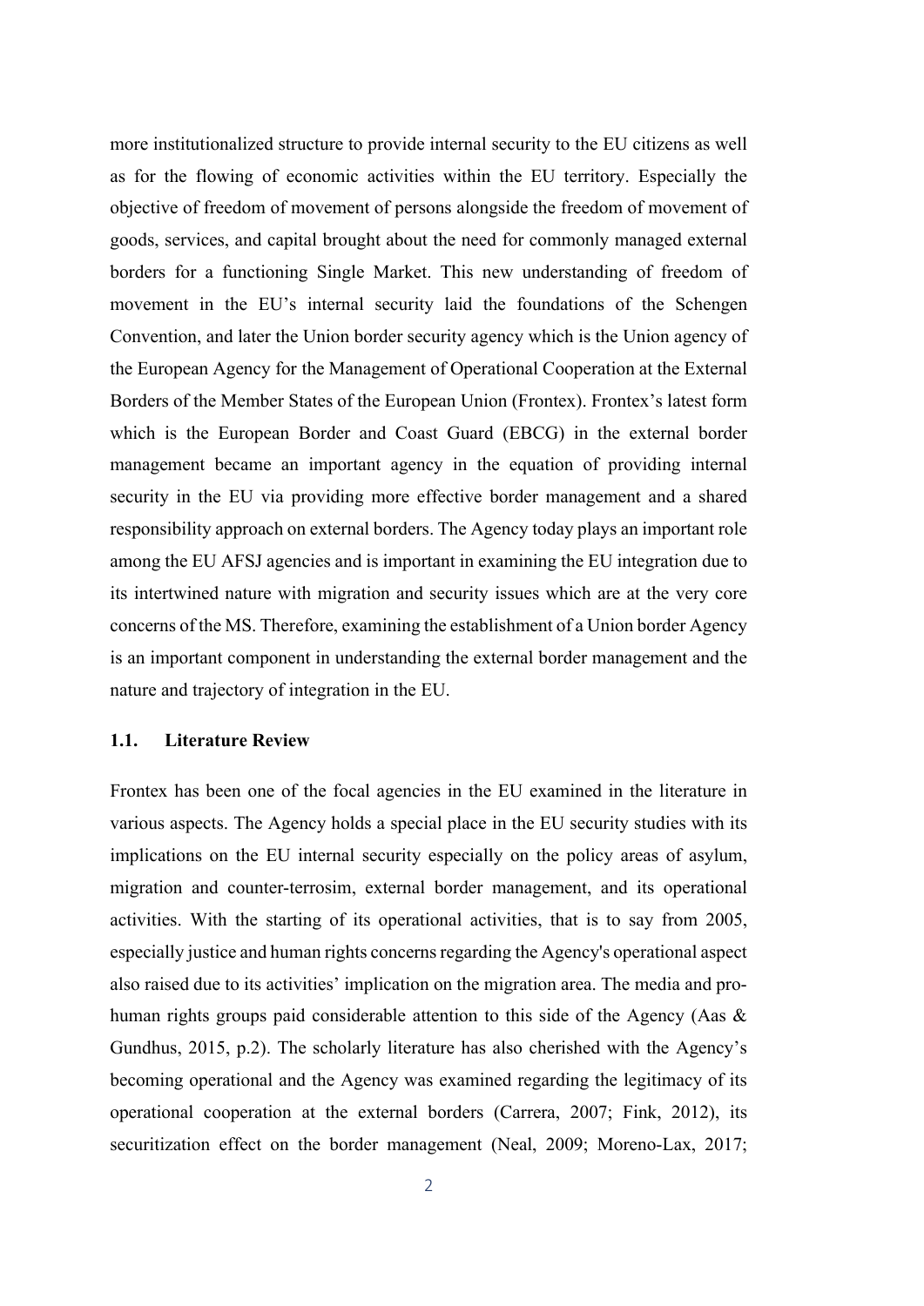more institutionalized structure to provide internal security to the EU citizens as well as for the flowing of economic activities within the EU territory. Especially the objective of freedom of movement of persons alongside the freedom of movement of goods, services, and capital brought about the need for commonly managed external borders for a functioning Single Market. This new understanding of freedom of movement in the EU's internal security laid the foundations of the Schengen Convention, and later the Union border security agency which is the Union agency of the European Agency for the Management of Operational Cooperation at the External Borders of the Member States of the European Union (Frontex). Frontex's latest form which is the European Border and Coast Guard (EBCG) in the external border management became an important agency in the equation of providing internal security in the EU via providing more effective border management and a shared responsibility approach on external borders. The Agency today plays an important role among the EU AFSJ agencies and is important in examining the EU integration due to its intertwined nature with migration and security issues which are at the very core concerns of the MS. Therefore, examining the establishment of a Union border Agency is an important component in understanding the external border management and the nature and trajectory of integration in the EU.

### 1.1. Literature Review

Frontex has been one of the focal agencies in the EU examined in the literature in various aspects. The Agency holds a special place in the EU security studies with its implications on the EU internal security especially on the policy areas of asylum, migration and counter-terrosim, external border management, and its operational activities. With the starting of its operational activities, that is to say from 2005, especially justice and human rights concerns regarding the Agency's operational aspect also raised due to its activities' implication on the migration area. The media and pro-human rights groups paid considerable attention to this side of the Agency (Aas & Gundhus, 2015, p.2). The scholarly literature has also cherished with the Agency's becoming operational and the Agency was examined regarding the legitimacy of its operational cooperation at the external borders (Carrera, 2007; Fink, 2012), its securitization effect on the border management (Neal, 2009; Moreno-Lax, 2017;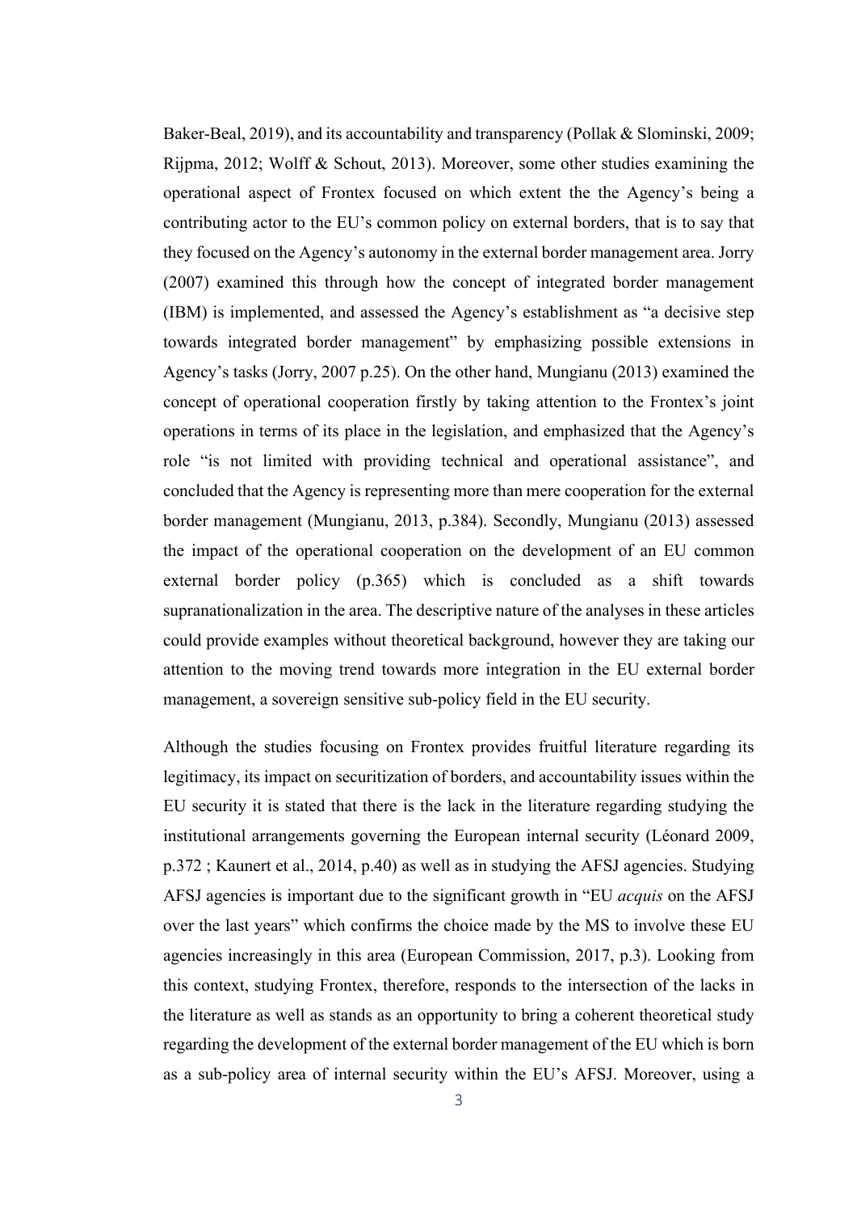Baker-Beal, 2019), and its accountability and transparency (Pollak & Slominski, 2009; Rijpma, 2012; Wolff & Schout, 2013). Moreover, some other studies examining the operational aspect of Frontex focused on which extent the the Agency's being a contributing actor to the EU's common policy on external borders, that is to say that they focused on the Agency's autonomy in the external border management area. Jorry (2007) examined this through how the concept of integrated border management (IBM) is implemented, and assessed the Agency's establishment as "a decisive step towards integrated border management" by emphasizing possible extensions in Agency's tasks (Jorry, 2007 p.25). On the other hand, Mungianu (2013) examined the concept of operational cooperation firstly by taking attention to the Frontex's joint operations in terms of its place in the legislation, and emphasized that the Agency's role "is not limited with providing technical and operational assistance", and concluded that the Agency is representing more than mere cooperation for the external border management (Mungianu, 2013, p.384). Secondly, Mungianu (2013) assessed the impact of the operational cooperation on the development of an EU common external border policy (p.365) which is concluded as a shift towards supranationalization in the area. The descriptive nature of the analyses in these articles could provide examples without theoretical background, however they are taking our attention to the moving trend towards more integration in the EU external border management, a sovereign sensitive sub-policy field in the EU security.

Although the studies focusing on Frontex provides fruitful literature regarding its legitimacy, its impact on securitization of borders, and accountability issues within the EU security it is stated that there is the lack in the literature regarding studying the institutional arrangements governing the European internal security (Léonard 2009, p.372 ; Kaunert et al., 2014, p.40) as well as in studying the AFSJ agencies. Studying AFSJ agencies is important due to the significant growth in "EU *acquis* on the AFSJ over the last years" which confirms the choice made by the MS to involve these EU agencies increasingly in this area (European Commission, 2017, p.3). Looking from this context, studying Frontex, therefore, responds to the intersection of the lacks in the literature as well as stands as an opportunity to bring a coherent theoretical study regarding the development of the external border management of the EU which is born as a sub-policy area of internal security within the EU's AFSJ. Moreover, using a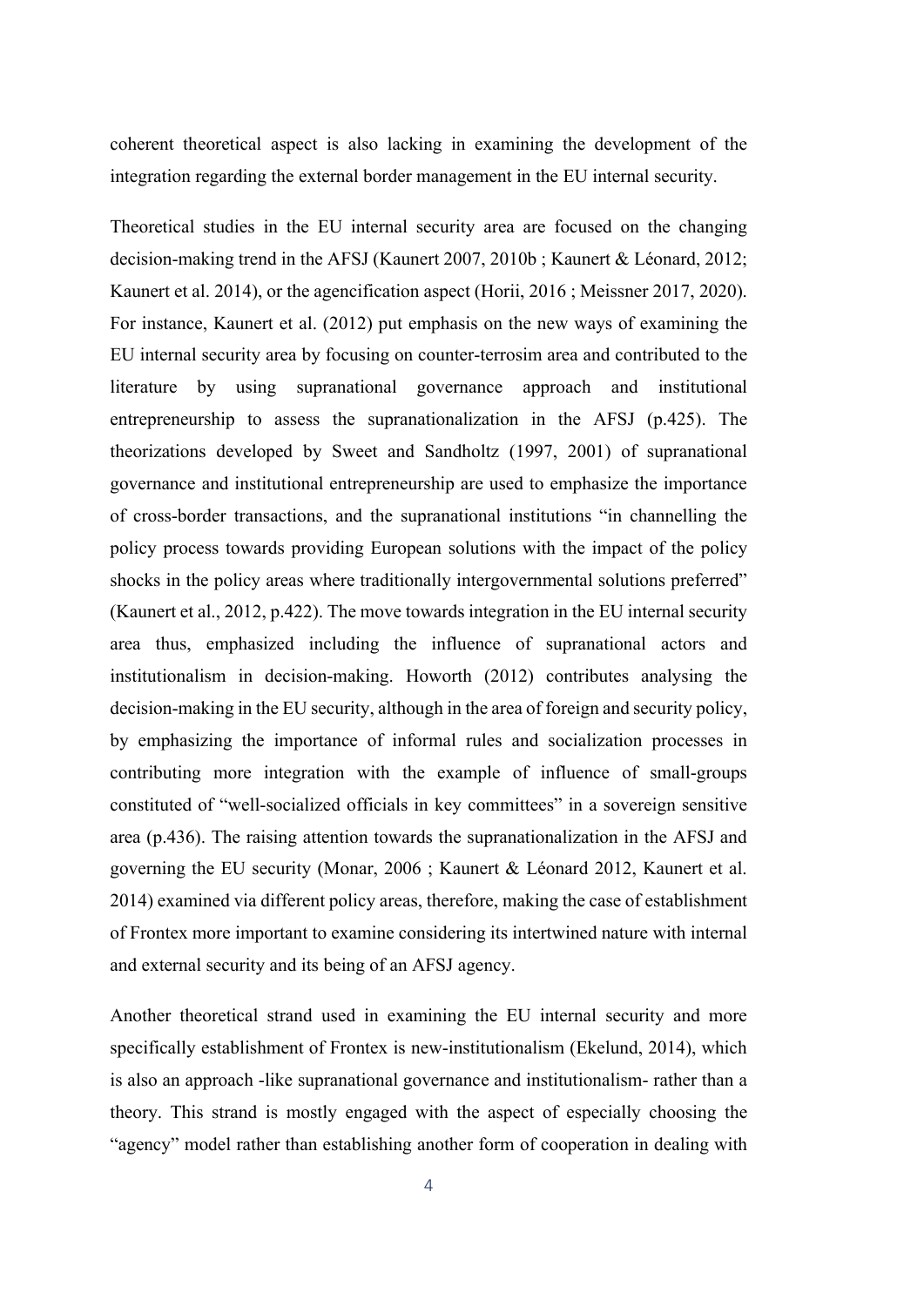coherent theoretical aspect is also lacking in examining the development of the integration regarding the external border management in the EU internal security.

Theoretical studies in the EU internal security area are focused on the changing decision-making trend in the AFSJ (Kaunert 2007, 2010b ; Kaunert & Léonard, 2012; Kaunert et al. 2014), or the agencification aspect (Horii, 2016 ; Meissner 2017, 2020). For instance, Kaunert et al. (2012) put emphasis on the new ways of examining the EU internal security area by focusing on counter-terrosim area and contributed to the literature by using supranational governance approach and institutional entrepreneurship to assess the supranationalization in the AFSJ (p.425). The theorizations developed by Sweet and Sandholtz (1997, 2001) of supranational governance and institutional entrepreneurship are used to emphasize the importance of cross-border transactions, and the supranational institutions "in channelling the policy process towards providing European solutions with the impact of the policy shocks in the policy areas where traditionally intergovernmental solutions preferred" (Kaunert et al., 2012, p.422). The move towards integration in the EU internal security area thus, emphasized including the influence of supranational actors and institutionalism in decision-making. Howorth (2012) contributes analysing the decision-making in the EU security, although in the area of foreign and security policy, by emphasizing the importance of informal rules and socialization processes in contributing more integration with the example of influence of small-groups constituted of "well-socialized officials in key committees" in a sovereign sensitive area (p.436). The raising attention towards the supranationalization in the AFSJ and governing the EU security (Monar, 2006 ; Kaunert & Léonard 2012, Kaunert et al. 2014) examined via different policy areas, therefore, making the case of establishment of Frontex more important to examine considering its intertwined nature with internal and external security and its being of an AFSJ agency.

Another theoretical strand used in examining the EU internal security and more specifically establishment of Frontex is new-institutionalism (Ekelund, 2014), which is also an approach -like supranational governance and institutionalism- rather than a theory. This strand is mostly engaged with the aspect of especially choosing the "agency" model rather than establishing another form of cooperation in dealing with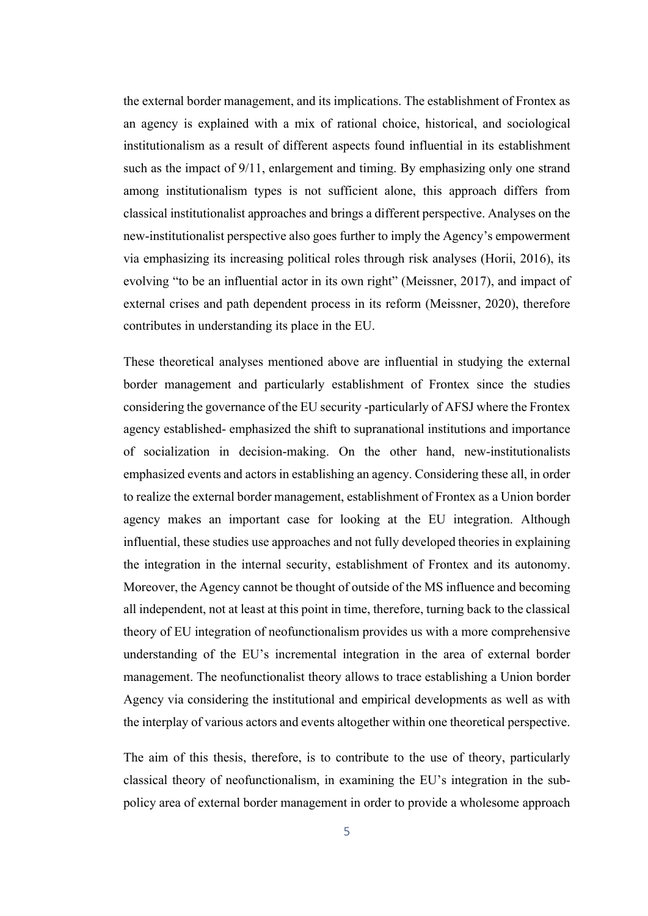the external border management, and its implications. The establishment of Frontex as an agency is explained with a mix of rational choice, historical, and sociological institutionalism as a result of different aspects found influential in its establishment such as the impact of 9/11, enlargement and timing. By emphasizing only one strand among institutionalism types is not sufficient alone, this approach differs from classical institutionalist approaches and brings a different perspective. Analyses on the new-institutionalist perspective also goes further to imply the Agency's empowerment via emphasizing its increasing political roles through risk analyses (Horii, 2016), its evolving "to be an influential actor in its own right" (Meissner, 2017), and impact of external crises and path dependent process in its reform (Meissner, 2020), therefore contributes in understanding its place in the EU.

These theoretical analyses mentioned above are influential in studying the external border management and particularly establishment of Frontex since the studies considering the governance of the EU security -particularly of AFSJ where the Frontex agency established- emphasized the shift to supranational institutions and importance of socialization in decision-making. On the other hand, new-institutionalists emphasized events and actors in establishing an agency. Considering these all, in order to realize the external border management, establishment of Frontex as a Union border agency makes an important case for looking at the EU integration. Although influential, these studies use approaches and not fully developed theories in explaining the integration in the internal security, establishment of Frontex and its autonomy. Moreover, the Agency cannot be thought of outside of the MS influence and becoming all independent, not at least at this point in time, therefore, turning back to the classical theory of EU integration of neofunctionalism provides us with a more comprehensive understanding of the EU's incremental integration in the area of external border management. The neofunctionalist theory allows to trace establishing a Union border Agency via considering the institutional and empirical developments as well as with the interplay of various actors and events altogether within one theoretical perspective.

The aim of this thesis, therefore, is to contribute to the use of theory, particularly classical theory of neofunctionalism, in examining the EU's integration in the sub-policy area of external border management in order to provide a wholesome approach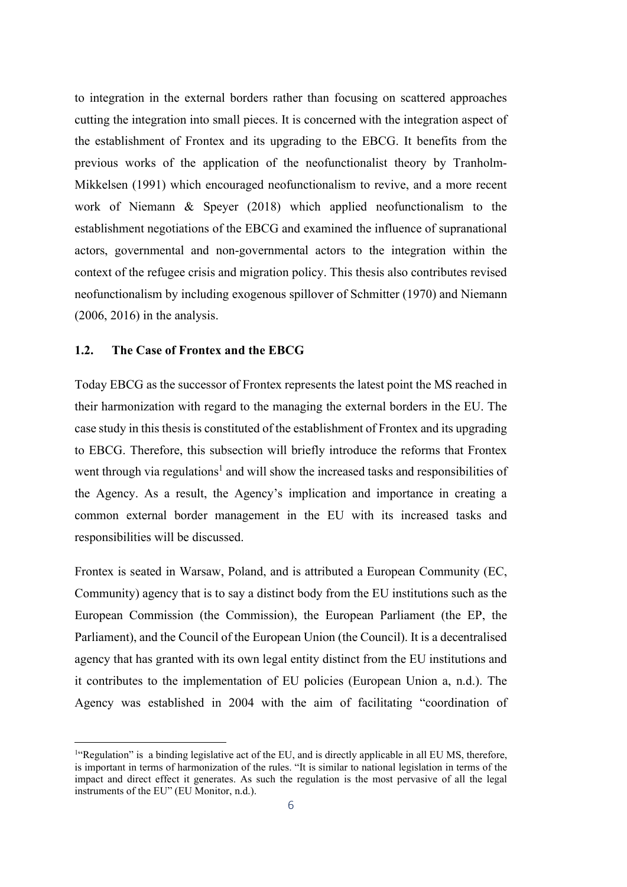to integration in the external borders rather than focusing on scattered approaches cutting the integration into small pieces. It is concerned with the integration aspect of the establishment of Frontex and its upgrading to the EBCG. It benefits from the previous works of the application of the neofunctionalist theory by Tranholm-Mikkelsen (1991) which encouraged neofunctionalism to revive, and a more recent work of Niemann & Speyer (2018) which applied neofunctionalism to the establishment negotiations of the EBCG and examined the influence of supranational actors, governmental and non-governmental actors to the integration within the context of the refugee crisis and migration policy. This thesis also contributes revised neofunctionalism by including exogenous spillover of Schmitter (1970) and Niemann (2006, 2016) in the analysis.

### 1.2. The Case of Frontex and the EBCG

Today EBCG as the successor of Frontex represents the latest point the MS reached in their harmonization with regard to the managing the external borders in the EU. The case study in this thesis is constituted of the establishment of Frontex and its upgrading to EBCG. Therefore, this subsection will briefly introduce the reforms that Frontex went through via regulations[1] and will show the increased tasks and responsibilities of the Agency. As a result, the Agency's implication and importance in creating a common external border management in the EU with its increased tasks and responsibilities will be discussed.

Frontex is seated in Warsaw, Poland, and is attributed a European Community (EC, Community) agency that is to say a distinct body from the EU institutions such as the European Commission (the Commission), the European Parliament (the EP, the Parliament), and the Council of the European Union (the Council). It is a decentralised agency that has granted with its own legal entity distinct from the EU institutions and it contributes to the implementation of EU policies (European Union a, n.d.). The Agency was established in 2004 with the aim of facilitating "coordination of

[1]"Regulation" is a binding legislative act of the EU, and is directly applicable in all EU MS, therefore, is important in terms of harmonization of the rules. "It is similar to national legislation in terms of the impact and direct effect it generates. As such the regulation is the most pervasive of all the legal instruments of the EU" (EU Monitor, n.d.).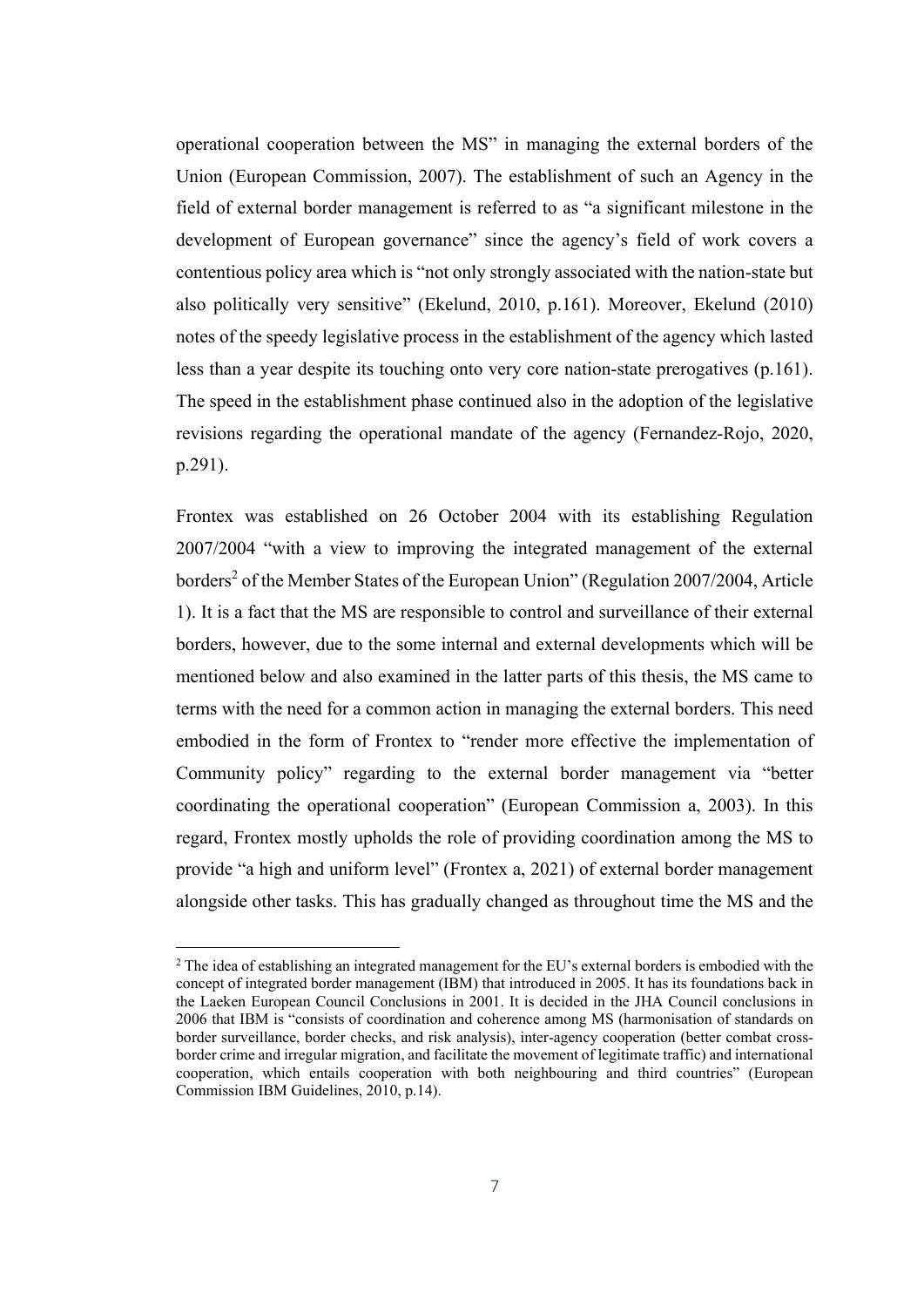operational cooperation between the MS" in managing the external borders of the Union (European Commission, 2007). The establishment of such an Agency in the field of external border management is referred to as "a significant milestone in the development of European governance" since the agency's field of work covers a contentious policy area which is "not only strongly associated with the nation-state but also politically very sensitive" (Ekelund, 2010, p.161). Moreover, Ekelund (2010) notes of the speedy legislative process in the establishment of the agency which lasted less than a year despite its touching onto very core nation-state prerogatives (p.161). The speed in the establishment phase continued also in the adoption of the legislative revisions regarding the operational mandate of the agency (Fernandez-Rojo, 2020, p.291).

Frontex was established on 26 October 2004 with its establishing Regulation 2007/2004 "with a view to improving the integrated management of the external borders[2] of the Member States of the European Union" (Regulation 2007/2004, Article 1). It is a fact that the MS are responsible to control and surveillance of their external borders, however, due to the some internal and external developments which will be mentioned below and also examined in the latter parts of this thesis, the MS came to terms with the need for a common action in managing the external borders. This need embodied in the form of Frontex to "render more effective the implementation of Community policy" regarding to the external border management via "better coordinating the operational cooperation" (European Commission a, 2003). In this regard, Frontex mostly upholds the role of providing coordination among the MS to provide "a high and uniform level" (Frontex a, 2021) of external border management alongside other tasks. This has gradually changed as throughout time the MS and the

[2] The idea of establishing an integrated management for the EU's external borders is embodied with the concept of integrated border management (IBM) that introduced in 2005. It has its foundations back in the Laeken European Council Conclusions in 2001. It is decided in the JHA Council conclusions in 2006 that IBM is "consists of coordination and coherence among MS (harmonisation of standards on border surveillance, border checks, and risk analysis), inter-agency cooperation (better combat cross-border crime and irregular migration, and facilitate the movement of legitimate traffic) and international cooperation, which entails cooperation with both neighbouring and third countries" (European Commission IBM Guidelines, 2010, p.14).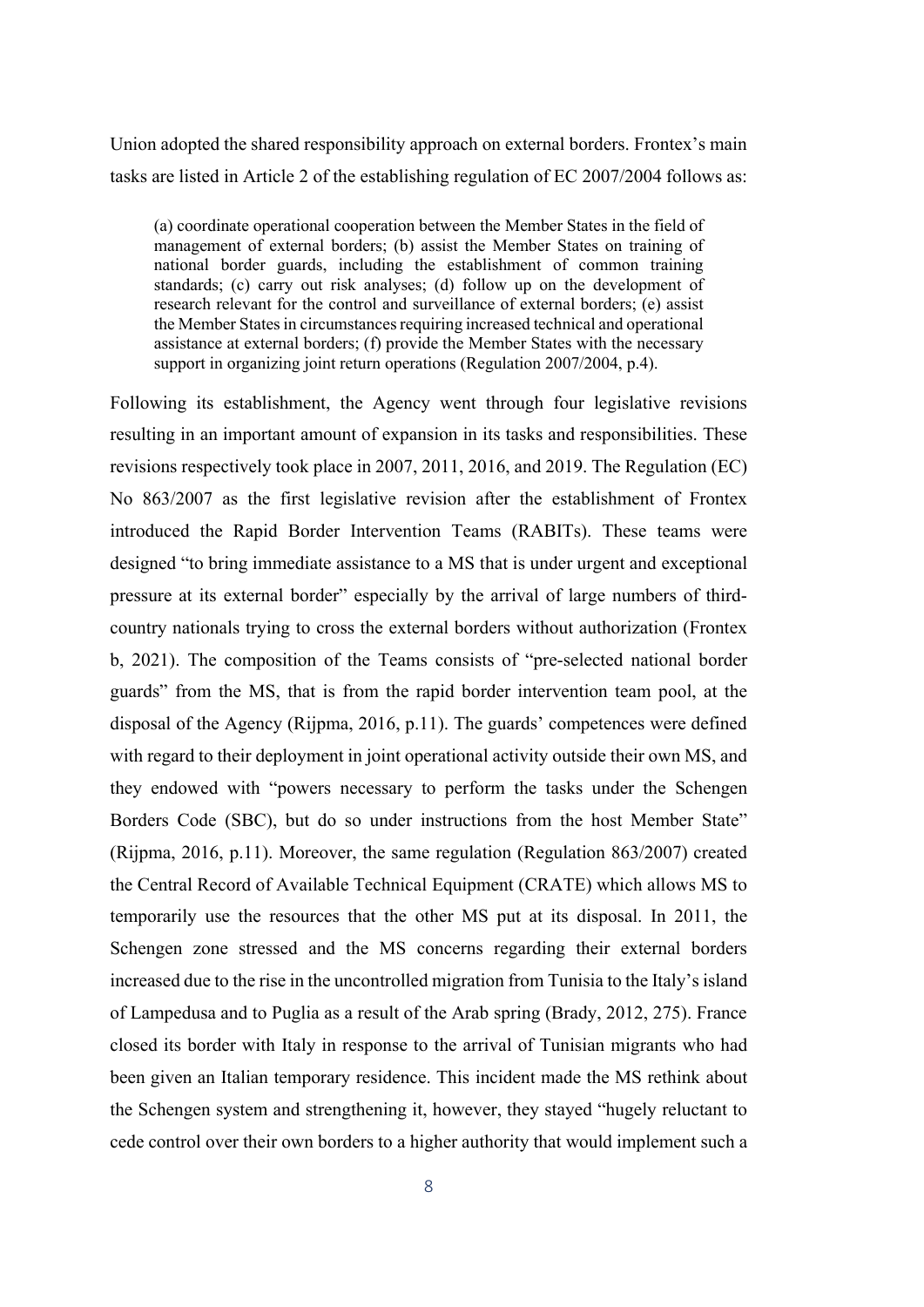Union adopted the shared responsibility approach on external borders. Frontex's main tasks are listed in Article 2 of the establishing regulation of EC 2007/2004 follows as:

> (a) coordinate operational cooperation between the Member States in the field of management of external borders; (b) assist the Member States on training of national border guards, including the establishment of common training standards; (c) carry out risk analyses; (d) follow up on the development of research relevant for the control and surveillance of external borders; (e) assist the Member States in circumstances requiring increased technical and operational assistance at external borders; (f) provide the Member States with the necessary support in organizing joint return operations (Regulation 2007/2004, p.4).

Following its establishment, the Agency went through four legislative revisions resulting in an important amount of expansion in its tasks and responsibilities. These revisions respectively took place in 2007, 2011, 2016, and 2019. The Regulation (EC) No 863/2007 as the first legislative revision after the establishment of Frontex introduced the Rapid Border Intervention Teams (RABITs). These teams were designed "to bring immediate assistance to a MS that is under urgent and exceptional pressure at its external border" especially by the arrival of large numbers of third-country nationals trying to cross the external borders without authorization (Frontex b, 2021). The composition of the Teams consists of "pre-selected national border guards" from the MS, that is from the rapid border intervention team pool, at the disposal of the Agency (Rijpma, 2016, p.11). The guards' competences were defined with regard to their deployment in joint operational activity outside their own MS, and they endowed with "powers necessary to perform the tasks under the Schengen Borders Code (SBC), but do so under instructions from the host Member State" (Rijpma, 2016, p.11). Moreover, the same regulation (Regulation 863/2007) created the Central Record of Available Technical Equipment (CRATE) which allows MS to temporarily use the resources that the other MS put at its disposal. In 2011, the Schengen zone stressed and the MS concerns regarding their external borders increased due to the rise in the uncontrolled migration from Tunisia to the Italy's island of Lampedusa and to Puglia as a result of the Arab spring (Brady, 2012, 275). France closed its border with Italy in response to the arrival of Tunisian migrants who had been given an Italian temporary residence. This incident made the MS rethink about the Schengen system and strengthening it, however, they stayed "hugely reluctant to cede control over their own borders to a higher authority that would implement such a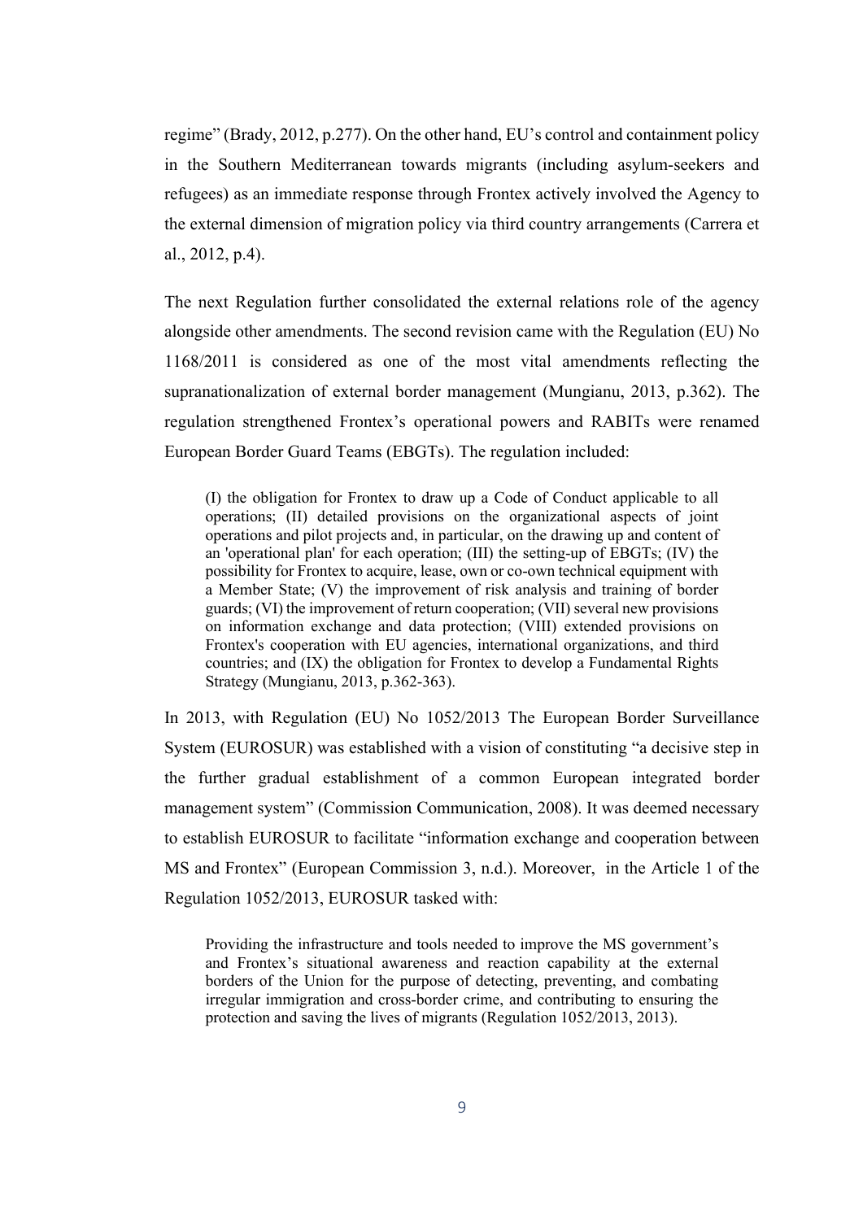regime" (Brady, 2012, p.277). On the other hand, EU's control and containment policy in the Southern Mediterranean towards migrants (including asylum-seekers and refugees) as an immediate response through Frontex actively involved the Agency to the external dimension of migration policy via third country arrangements (Carrera et al., 2012, p.4).

The next Regulation further consolidated the external relations role of the agency alongside other amendments. The second revision came with the Regulation (EU) No 1168/2011 is considered as one of the most vital amendments reflecting the supranationalization of external border management (Mungianu, 2013, p.362). The regulation strengthened Frontex's operational powers and RABITs were renamed European Border Guard Teams (EBGTs). The regulation included:

> (I) the obligation for Frontex to draw up a Code of Conduct applicable to all operations; (II) detailed provisions on the organizational aspects of joint operations and pilot projects and, in particular, on the drawing up and content of an 'operational plan' for each operation; (III) the setting-up of EBGTs; (IV) the possibility for Frontex to acquire, lease, own or co-own technical equipment with a Member State; (V) the improvement of risk analysis and training of border guards; (VI) the improvement of return cooperation; (VII) several new provisions on information exchange and data protection; (VIII) extended provisions on Frontex's cooperation with EU agencies, international organizations, and third countries; and (IX) the obligation for Frontex to develop a Fundamental Rights Strategy (Mungianu, 2013, p.362-363).

In 2013, with Regulation (EU) No 1052/2013 The European Border Surveillance System (EUROSUR) was established with a vision of constituting "a decisive step in the further gradual establishment of a common European integrated border management system" (Commission Communication, 2008). It was deemed necessary to establish EUROSUR to facilitate "information exchange and cooperation between MS and Frontex" (European Commission 3, n.d.). Moreover, in the Article 1 of the Regulation 1052/2013, EUROSUR tasked with:

> Providing the infrastructure and tools needed to improve the MS government's and Frontex's situational awareness and reaction capability at the external borders of the Union for the purpose of detecting, preventing, and combating irregular immigration and cross-border crime, and contributing to ensuring the protection and saving the lives of migrants (Regulation 1052/2013, 2013).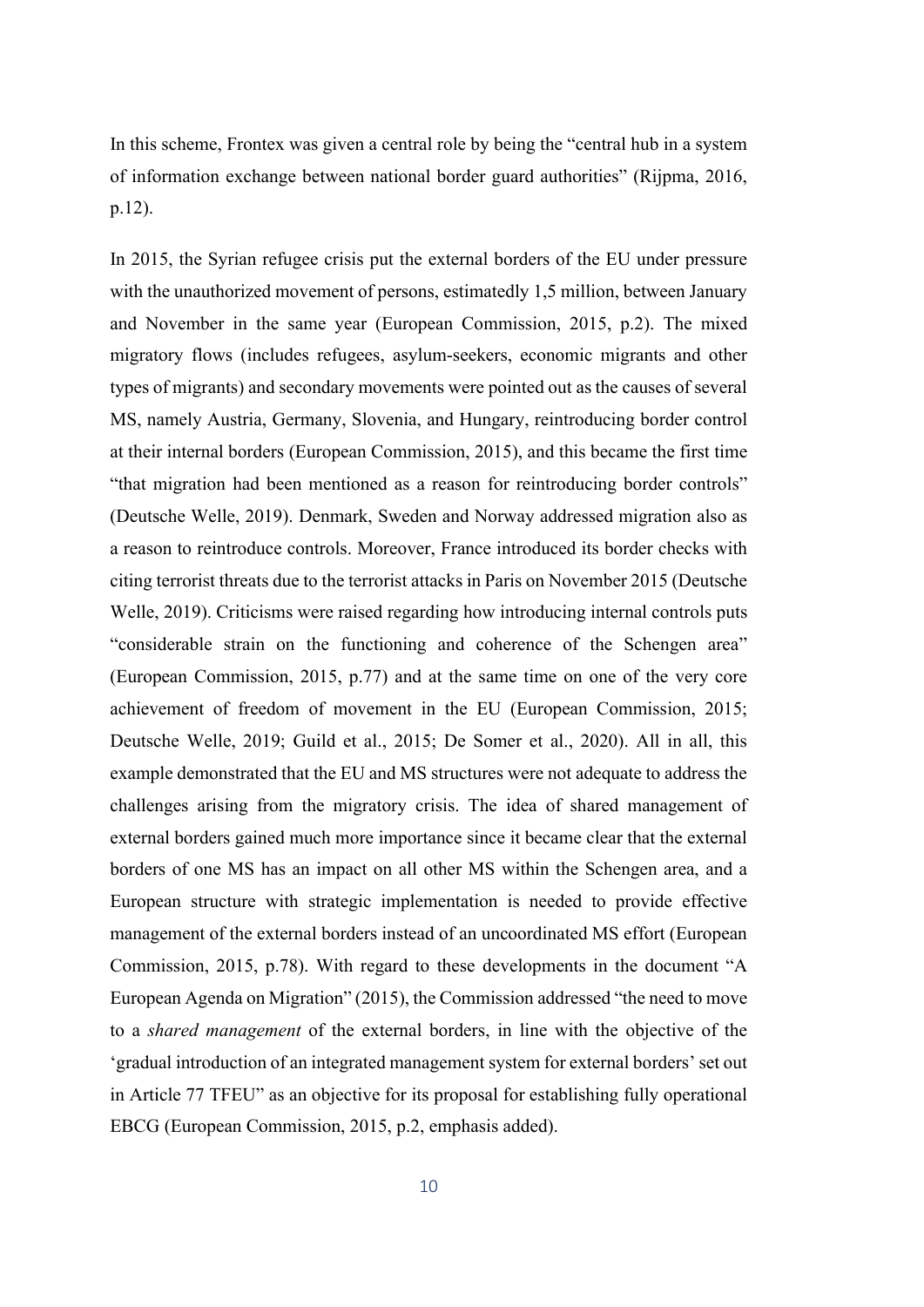In this scheme, Frontex was given a central role by being the "central hub in a system of information exchange between national border guard authorities" (Rijpma, 2016, p.12).

In 2015, the Syrian refugee crisis put the external borders of the EU under pressure with the unauthorized movement of persons, estimatedly 1,5 million, between January and November in the same year (European Commission, 2015, p.2). The mixed migratory flows (includes refugees, asylum-seekers, economic migrants and other types of migrants) and secondary movements were pointed out as the causes of several MS, namely Austria, Germany, Slovenia, and Hungary, reintroducing border control at their internal borders (European Commission, 2015), and this became the first time "that migration had been mentioned as a reason for reintroducing border controls" (Deutsche Welle, 2019). Denmark, Sweden and Norway addressed migration also as a reason to reintroduce controls. Moreover, France introduced its border checks with citing terrorist threats due to the terrorist attacks in Paris on November 2015 (Deutsche Welle, 2019). Criticisms were raised regarding how introducing internal controls puts "considerable strain on the functioning and coherence of the Schengen area" (European Commission, 2015, p.77) and at the same time on one of the very core achievement of freedom of movement in the EU (European Commission, 2015; Deutsche Welle, 2019; Guild et al., 2015; De Somer et al., 2020). All in all, this example demonstrated that the EU and MS structures were not adequate to address the challenges arising from the migratory crisis. The idea of shared management of external borders gained much more importance since it became clear that the external borders of one MS has an impact on all other MS within the Schengen area, and a European structure with strategic implementation is needed to provide effective management of the external borders instead of an uncoordinated MS effort (European Commission, 2015, p.78). With regard to these developments in the document "A European Agenda on Migration" (2015), the Commission addressed "the need to move to a *shared management* of the external borders, in line with the objective of the 'gradual introduction of an integrated management system for external borders' set out in Article 77 TFEU" as an objective for its proposal for establishing fully operational EBCG (European Commission, 2015, p.2, emphasis added).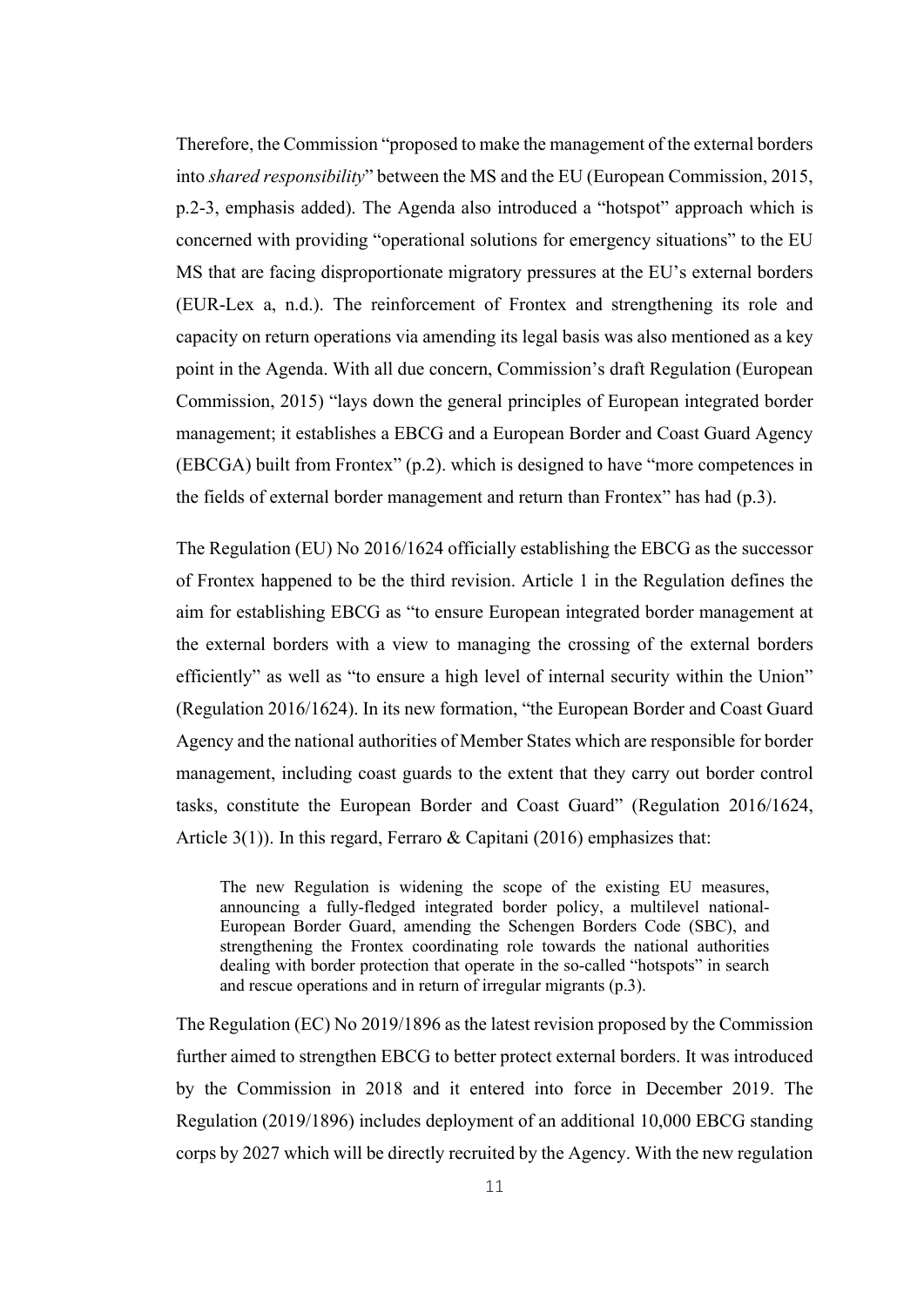Therefore, the Commission "proposed to make the management of the external borders into *shared responsibility*" between the MS and the EU (European Commission, 2015, p.2-3, emphasis added). The Agenda also introduced a "hotspot" approach which is concerned with providing "operational solutions for emergency situations" to the EU MS that are facing disproportionate migratory pressures at the EU's external borders (EUR-Lex a, n.d.). The reinforcement of Frontex and strengthening its role and capacity on return operations via amending its legal basis was also mentioned as a key point in the Agenda. With all due concern, Commission's draft Regulation (European Commission, 2015) "lays down the general principles of European integrated border management; it establishes a EBCG and a European Border and Coast Guard Agency (EBCGA) built from Frontex" (p.2). which is designed to have "more competences in the fields of external border management and return than Frontex" has had (p.3).

The Regulation (EU) No 2016/1624 officially establishing the EBCG as the successor of Frontex happened to be the third revision. Article 1 in the Regulation defines the aim for establishing EBCG as "to ensure European integrated border management at the external borders with a view to managing the crossing of the external borders efficiently" as well as "to ensure a high level of internal security within the Union" (Regulation 2016/1624). In its new formation, "the European Border and Coast Guard Agency and the national authorities of Member States which are responsible for border management, including coast guards to the extent that they carry out border control tasks, constitute the European Border and Coast Guard" (Regulation 2016/1624, Article 3(1)). In this regard, Ferraro & Capitani (2016) emphasizes that:

> The new Regulation is widening the scope of the existing EU measures, announcing a fully-fledged integrated border policy, a multilevel national-European Border Guard, amending the Schengen Borders Code (SBC), and strengthening the Frontex coordinating role towards the national authorities dealing with border protection that operate in the so-called "hotspots" in search and rescue operations and in return of irregular migrants (p.3).

The Regulation (EC) No 2019/1896 as the latest revision proposed by the Commission further aimed to strengthen EBCG to better protect external borders. It was introduced by the Commission in 2018 and it entered into force in December 2019. The Regulation (2019/1896) includes deployment of an additional 10,000 EBCG standing corps by 2027 which will be directly recruited by the Agency. With the new regulation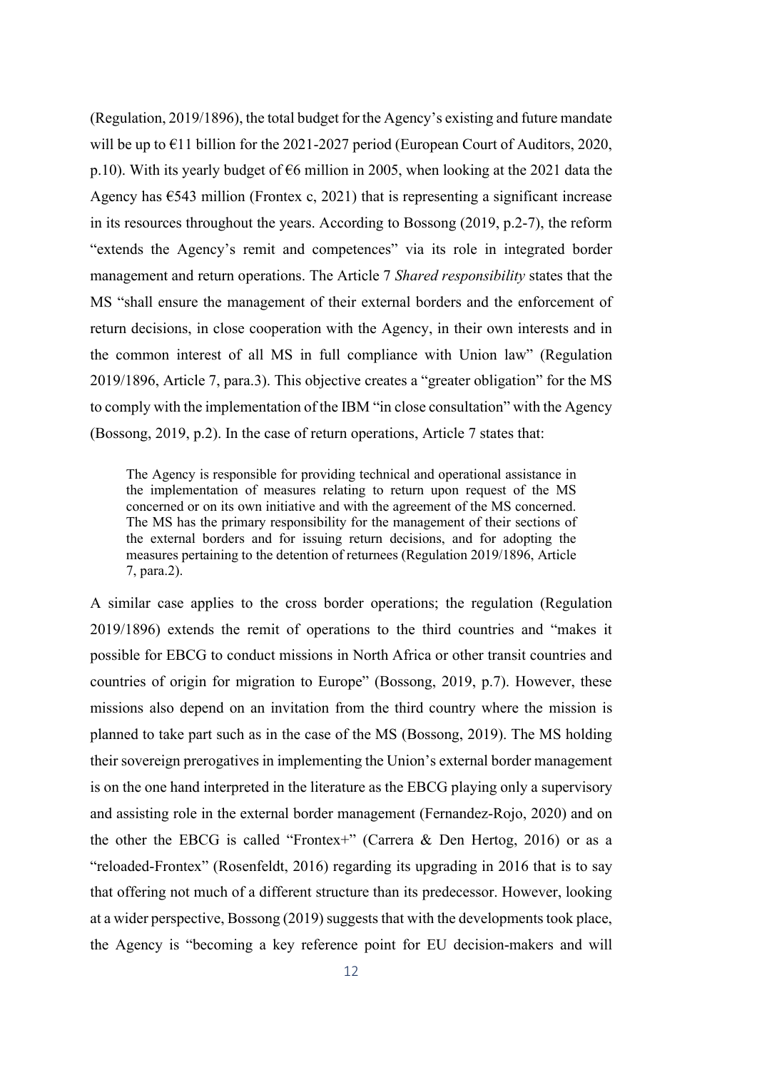(Regulation, 2019/1896), the total budget for the Agency's existing and future mandate will be up to €11 billion for the 2021-2027 period (European Court of Auditors, 2020, p.10). With its yearly budget of €6 million in 2005, when looking at the 2021 data the Agency has €543 million (Frontex c, 2021) that is representing a significant increase in its resources throughout the years. According to Bossong (2019, p.2-7), the reform "extends the Agency's remit and competences" via its role in integrated border management and return operations. The Article 7 *Shared responsibility* states that the MS "shall ensure the management of their external borders and the enforcement of return decisions, in close cooperation with the Agency, in their own interests and in the common interest of all MS in full compliance with Union law" (Regulation 2019/1896, Article 7, para.3). This objective creates a "greater obligation" for the MS to comply with the implementation of the IBM "in close consultation" with the Agency (Bossong, 2019, p.2). In the case of return operations, Article 7 states that:

> The Agency is responsible for providing technical and operational assistance in the implementation of measures relating to return upon request of the MS concerned or on its own initiative and with the agreement of the MS concerned. The MS has the primary responsibility for the management of their sections of the external borders and for issuing return decisions, and for adopting the measures pertaining to the detention of returnees (Regulation 2019/1896, Article 7, para.2).

A similar case applies to the cross border operations; the regulation (Regulation 2019/1896) extends the remit of operations to the third countries and "makes it possible for EBCG to conduct missions in North Africa or other transit countries and countries of origin for migration to Europe" (Bossong, 2019, p.7). However, these missions also depend on an invitation from the third country where the mission is planned to take part such as in the case of the MS (Bossong, 2019). The MS holding their sovereign prerogatives in implementing the Union's external border management is on the one hand interpreted in the literature as the EBCG playing only a supervisory and assisting role in the external border management (Fernandez-Rojo, 2020) and on the other the EBCG is called "Frontex+" (Carrera & Den Hertog, 2016) or as a "reloaded-Frontex" (Rosenfeldt, 2016) regarding its upgrading in 2016 that is to say that offering not much of a different structure than its predecessor. However, looking at a wider perspective, Bossong (2019) suggests that with the developments took place, the Agency is "becoming a key reference point for EU decision-makers and will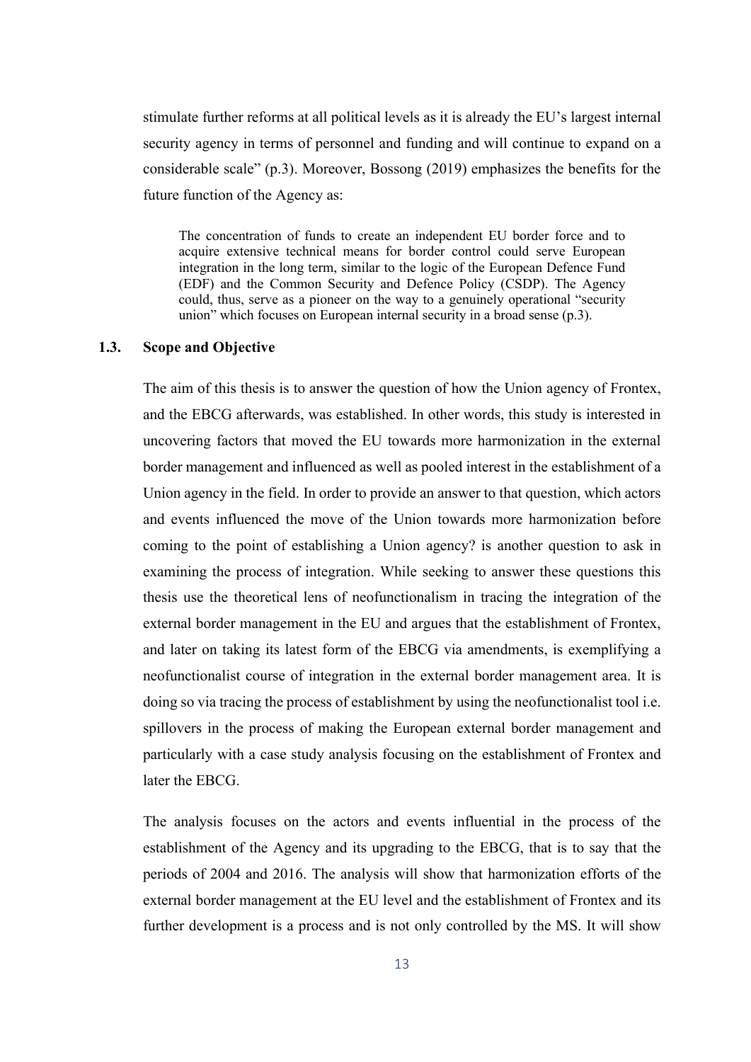stimulate further reforms at all political levels as it is already the EU's largest internal security agency in terms of personnel and funding and will continue to expand on a considerable scale" (p.3). Moreover, Bossong (2019) emphasizes the benefits for the future function of the Agency as:

> The concentration of funds to create an independent EU border force and to acquire extensive technical means for border control could serve European integration in the long term, similar to the logic of the European Defence Fund (EDF) and the Common Security and Defence Policy (CSDP). The Agency could, thus, serve as a pioneer on the way to a genuinely operational "security union" which focuses on European internal security in a broad sense (p.3).

### 1.3. Scope and Objective

The aim of this thesis is to answer the question of how the Union agency of Frontex, and the EBCG afterwards, was established. In other words, this study is interested in uncovering factors that moved the EU towards more harmonization in the external border management and influenced as well as pooled interest in the establishment of a Union agency in the field. In order to provide an answer to that question, which actors and events influenced the move of the Union towards more harmonization before coming to the point of establishing a Union agency? is another question to ask in examining the process of integration. While seeking to answer these questions this thesis use the theoretical lens of neofunctionalism in tracing the integration of the external border management in the EU and argues that the establishment of Frontex, and later on taking its latest form of the EBCG via amendments, is exemplifying a neofunctionalist course of integration in the external border management area. It is doing so via tracing the process of establishment by using the neofunctionalist tool i.e. spillovers in the process of making the European external border management and particularly with a case study analysis focusing on the establishment of Frontex and later the EBCG.

The analysis focuses on the actors and events influential in the process of the establishment of the Agency and its upgrading to the EBCG, that is to say that the periods of 2004 and 2016. The analysis will show that harmonization efforts of the external border management at the EU level and the establishment of Frontex and its further development is a process and is not only controlled by the MS. It will show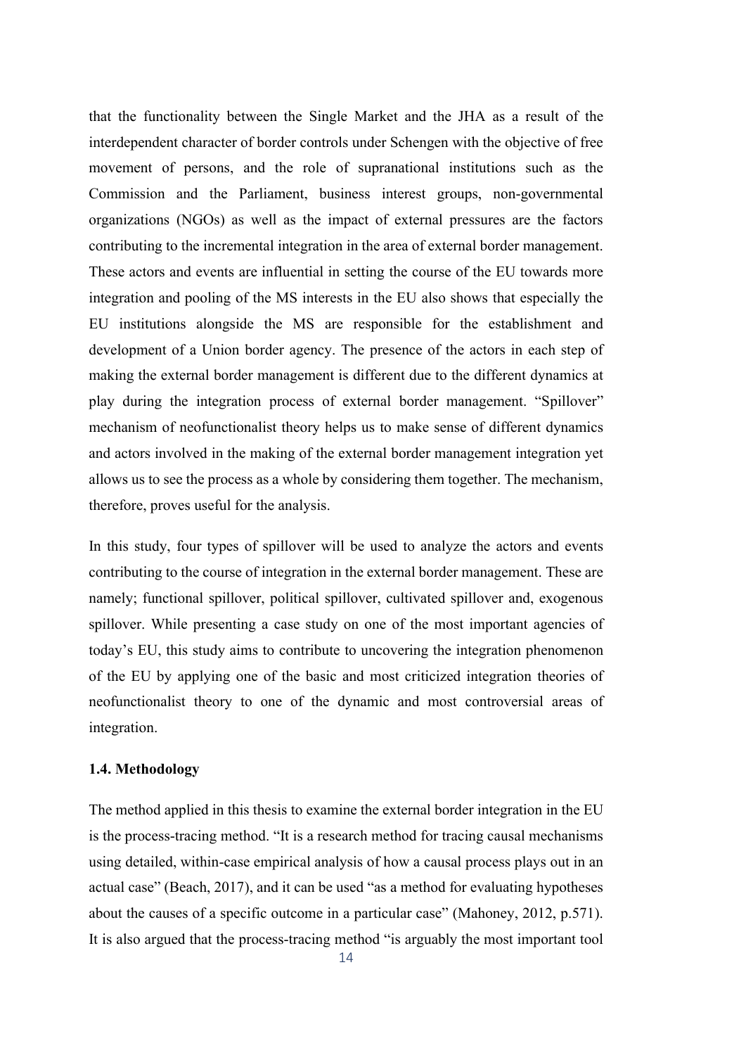that the functionality between the Single Market and the JHA as a result of the interdependent character of border controls under Schengen with the objective of free movement of persons, and the role of supranational institutions such as the Commission and the Parliament, business interest groups, non-governmental organizations (NGOs) as well as the impact of external pressures are the factors contributing to the incremental integration in the area of external border management. These actors and events are influential in setting the course of the EU towards more integration and pooling of the MS interests in the EU also shows that especially the EU institutions alongside the MS are responsible for the establishment and development of a Union border agency. The presence of the actors in each step of making the external border management is different due to the different dynamics at play during the integration process of external border management. "Spillover" mechanism of neofunctionalist theory helps us to make sense of different dynamics and actors involved in the making of the external border management integration yet allows us to see the process as a whole by considering them together. The mechanism, therefore, proves useful for the analysis.

In this study, four types of spillover will be used to analyze the actors and events contributing to the course of integration in the external border management. These are namely; functional spillover, political spillover, cultivated spillover and, exogenous spillover. While presenting a case study on one of the most important agencies of today's EU, this study aims to contribute to uncovering the integration phenomenon of the EU by applying one of the basic and most criticized integration theories of neofunctionalist theory to one of the dynamic and most controversial areas of integration.

### 1.4. Methodology

The method applied in this thesis to examine the external border integration in the EU is the process-tracing method. "It is a research method for tracing causal mechanisms using detailed, within-case empirical analysis of how a causal process plays out in an actual case" (Beach, 2017), and it can be used "as a method for evaluating hypotheses about the causes of a specific outcome in a particular case" (Mahoney, 2012, p.571). It is also argued that the process-tracing method "is arguably the most important tool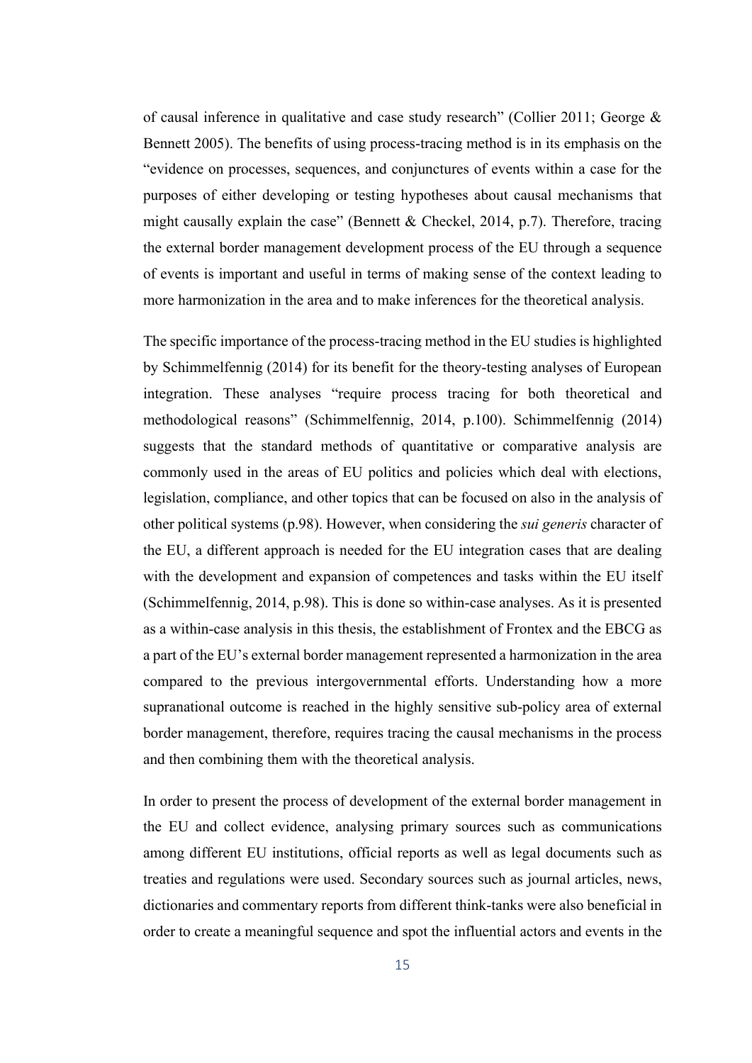of causal inference in qualitative and case study research" (Collier 2011; George & Bennett 2005). The benefits of using process-tracing method is in its emphasis on the "evidence on processes, sequences, and conjunctures of events within a case for the purposes of either developing or testing hypotheses about causal mechanisms that might causally explain the case" (Bennett & Checkel, 2014, p.7). Therefore, tracing the external border management development process of the EU through a sequence of events is important and useful in terms of making sense of the context leading to more harmonization in the area and to make inferences for the theoretical analysis.

The specific importance of the process-tracing method in the EU studies is highlighted by Schimmelfennig (2014) for its benefit for the theory-testing analyses of European integration. These analyses "require process tracing for both theoretical and methodological reasons" (Schimmelfennig, 2014, p.100). Schimmelfennig (2014) suggests that the standard methods of quantitative or comparative analysis are commonly used in the areas of EU politics and policies which deal with elections, legislation, compliance, and other topics that can be focused on also in the analysis of other political systems (p.98). However, when considering the *sui generis* character of the EU, a different approach is needed for the EU integration cases that are dealing with the development and expansion of competences and tasks within the EU itself (Schimmelfennig, 2014, p.98). This is done so within-case analyses. As it is presented as a within-case analysis in this thesis, the establishment of Frontex and the EBCG as a part of the EU's external border management represented a harmonization in the area compared to the previous intergovernmental efforts. Understanding how a more supranational outcome is reached in the highly sensitive sub-policy area of external border management, therefore, requires tracing the causal mechanisms in the process and then combining them with the theoretical analysis.

In order to present the process of development of the external border management in the EU and collect evidence, analysing primary sources such as communications among different EU institutions, official reports as well as legal documents such as treaties and regulations were used. Secondary sources such as journal articles, news, dictionaries and commentary reports from different think-tanks were also beneficial in order to create a meaningful sequence and spot the influential actors and events in the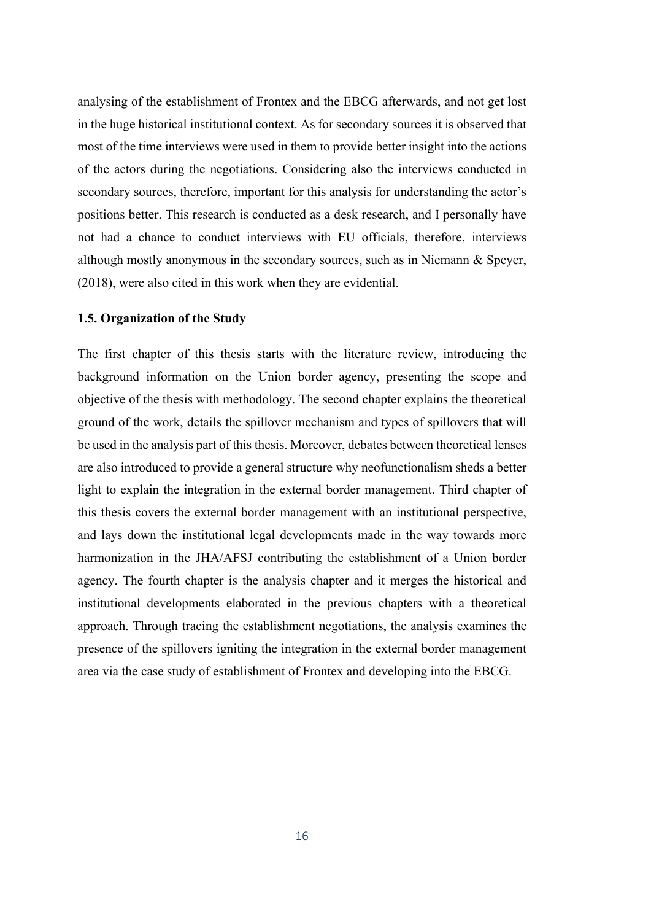analysing of the establishment of Frontex and the EBCG afterwards, and not get lost in the huge historical institutional context. As for secondary sources it is observed that most of the time interviews were used in them to provide better insight into the actions of the actors during the negotiations. Considering also the interviews conducted in secondary sources, therefore, important for this analysis for understanding the actor's positions better. This research is conducted as a desk research, and I personally have not had a chance to conduct interviews with EU officials, therefore, interviews although mostly anonymous in the secondary sources, such as in Niemann & Speyer, (2018), were also cited in this work when they are evidential.

### 1.5. Organization of the Study

The first chapter of this thesis starts with the literature review, introducing the background information on the Union border agency, presenting the scope and objective of the thesis with methodology. The second chapter explains the theoretical ground of the work, details the spillover mechanism and types of spillovers that will be used in the analysis part of this thesis. Moreover, debates between theoretical lenses are also introduced to provide a general structure why neofunctionalism sheds a better light to explain the integration in the external border management. Third chapter of this thesis covers the external border management with an institutional perspective, and lays down the institutional legal developments made in the way towards more harmonization in the JHA/AFSJ contributing the establishment of a Union border agency. The fourth chapter is the analysis chapter and it merges the historical and institutional developments elaborated in the previous chapters with a theoretical approach. Through tracing the establishment negotiations, the analysis examines the presence of the spillovers igniting the integration in the external border management area via the case study of establishment of Frontex and developing into the EBCG.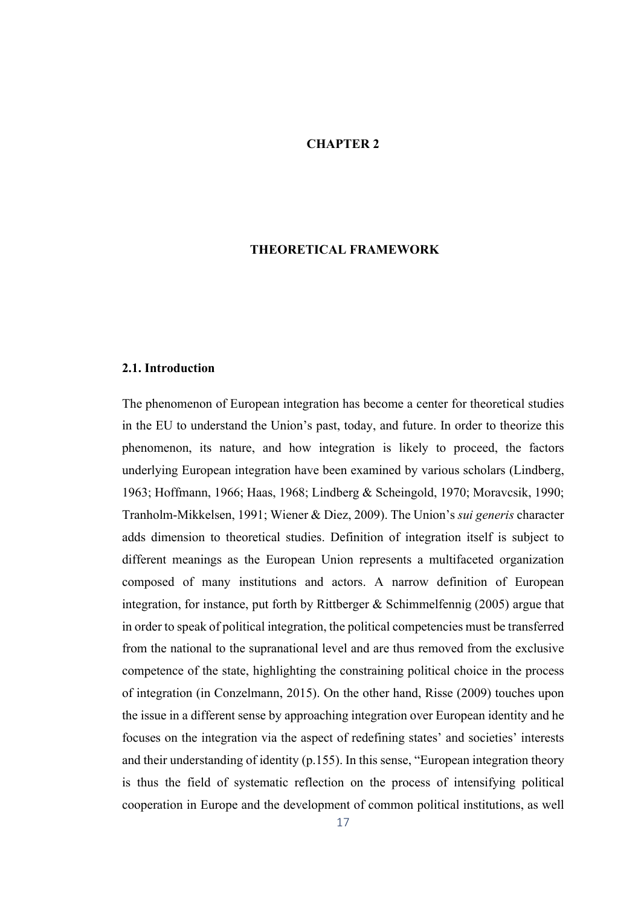# CHAPTER 2

# THEORETICAL FRAMEWORK

## 2.1. Introduction

The phenomenon of European integration has become a center for theoretical studies in the EU to understand the Union's past, today, and future. In order to theorize this phenomenon, its nature, and how integration is likely to proceed, the factors underlying European integration have been examined by various scholars (Lindberg, 1963; Hoffmann, 1966; Haas, 1968; Lindberg & Scheingold, 1970; Moravcsik, 1990; Tranholm-Mikkelsen, 1991; Wiener & Diez, 2009). The Union's *sui generis* character adds dimension to theoretical studies. Definition of integration itself is subject to different meanings as the European Union represents a multifaceted organization composed of many institutions and actors. A narrow definition of European integration, for instance, put forth by Rittberger & Schimmelfennig (2005) argue that in order to speak of political integration, the political competencies must be transferred from the national to the supranational level and are thus removed from the exclusive competence of the state, highlighting the constraining political choice in the process of integration (in Conzelmann, 2015). On the other hand, Risse (2009) touches upon the issue in a different sense by approaching integration over European identity and he focuses on the integration via the aspect of redefining states' and societies' interests and their understanding of identity (p.155). In this sense, "European integration theory is thus the field of systematic reflection on the process of intensifying political cooperation in Europe and the development of common political institutions, as well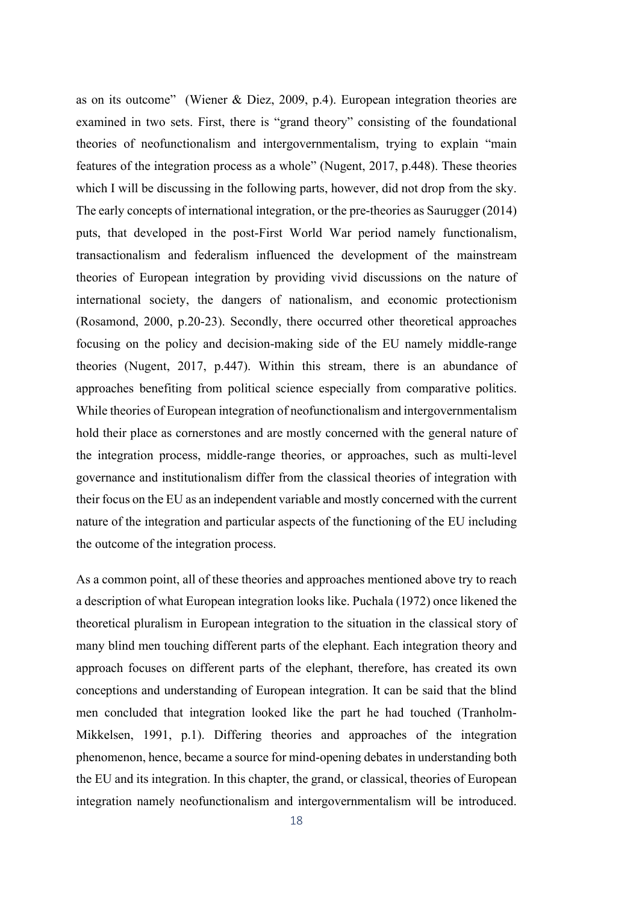as on its outcome"  (Wiener & Diez, 2009, p.4). European integration theories are examined in two sets. First, there is "grand theory" consisting of the foundational theories of neofunctionalism and intergovernmentalism, trying to explain "main features of the integration process as a whole" (Nugent, 2017, p.448). These theories which I will be discussing in the following parts, however, did not drop from the sky. The early concepts of international integration, or the pre-theories as Saurugger (2014) puts, that developed in the post-First World War period namely functionalism, transactionalism and federalism influenced the development of the mainstream theories of European integration by providing vivid discussions on the nature of international society, the dangers of nationalism, and economic protectionism (Rosamond, 2000, p.20-23). Secondly, there occurred other theoretical approaches focusing on the policy and decision-making side of the EU namely middle-range theories (Nugent, 2017, p.447). Within this stream, there is an abundance of approaches benefiting from political science especially from comparative politics. While theories of European integration of neofunctionalism and intergovernmentalism hold their place as cornerstones and are mostly concerned with the general nature of the integration process, middle-range theories, or approaches, such as multi-level governance and institutionalism differ from the classical theories of integration with their focus on the EU as an independent variable and mostly concerned with the current nature of the integration and particular aspects of the functioning of the EU including the outcome of the integration process.

As a common point, all of these theories and approaches mentioned above try to reach a description of what European integration looks like. Puchala (1972) once likened the theoretical pluralism in European integration to the situation in the classical story of many blind men touching different parts of the elephant. Each integration theory and approach focuses on different parts of the elephant, therefore, has created its own conceptions and understanding of European integration. It can be said that the blind men concluded that integration looked like the part he had touched (Tranholm-Mikkelsen, 1991, p.1). Differing theories and approaches of the integration phenomenon, hence, became a source for mind-opening debates in understanding both the EU and its integration. In this chapter, the grand, or classical, theories of European integration namely neofunctionalism and intergovernmentalism will be introduced.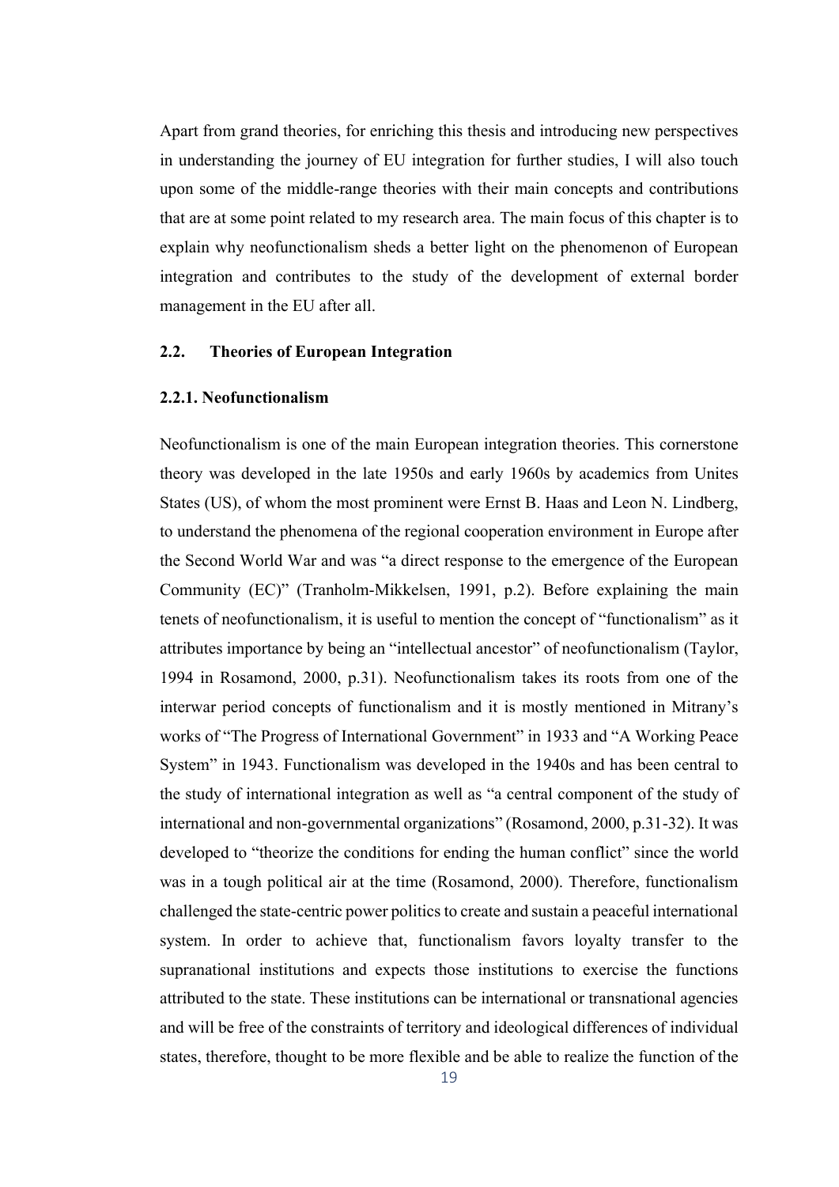Apart from grand theories, for enriching this thesis and introducing new perspectives in understanding the journey of EU integration for further studies, I will also touch upon some of the middle-range theories with their main concepts and contributions that are at some point related to my research area. The main focus of this chapter is to explain why neofunctionalism sheds a better light on the phenomenon of European integration and contributes to the study of the development of external border management in the EU after all.

## 2.2. Theories of European Integration

### 2.2.1. Neofunctionalism

Neofunctionalism is one of the main European integration theories. This cornerstone theory was developed in the late 1950s and early 1960s by academics from Unites States (US), of whom the most prominent were Ernst B. Haas and Leon N. Lindberg, to understand the phenomena of the regional cooperation environment in Europe after the Second World War and was "a direct response to the emergence of the European Community (EC)" (Tranholm-Mikkelsen, 1991, p.2). Before explaining the main tenets of neofunctionalism, it is useful to mention the concept of "functionalism" as it attributes importance by being an "intellectual ancestor" of neofunctionalism (Taylor, 1994 in Rosamond, 2000, p.31). Neofunctionalism takes its roots from one of the interwar period concepts of functionalism and it is mostly mentioned in Mitrany's works of "The Progress of International Government" in 1933 and "A Working Peace System" in 1943. Functionalism was developed in the 1940s and has been central to the study of international integration as well as "a central component of the study of international and non-governmental organizations" (Rosamond, 2000, p.31-32). It was developed to "theorize the conditions for ending the human conflict" since the world was in a tough political air at the time (Rosamond, 2000). Therefore, functionalism challenged the state-centric power politics to create and sustain a peaceful international system. In order to achieve that, functionalism favors loyalty transfer to the supranational institutions and expects those institutions to exercise the functions attributed to the state. These institutions can be international or transnational agencies and will be free of the constraints of territory and ideological differences of individual states, therefore, thought to be more flexible and be able to realize the function of the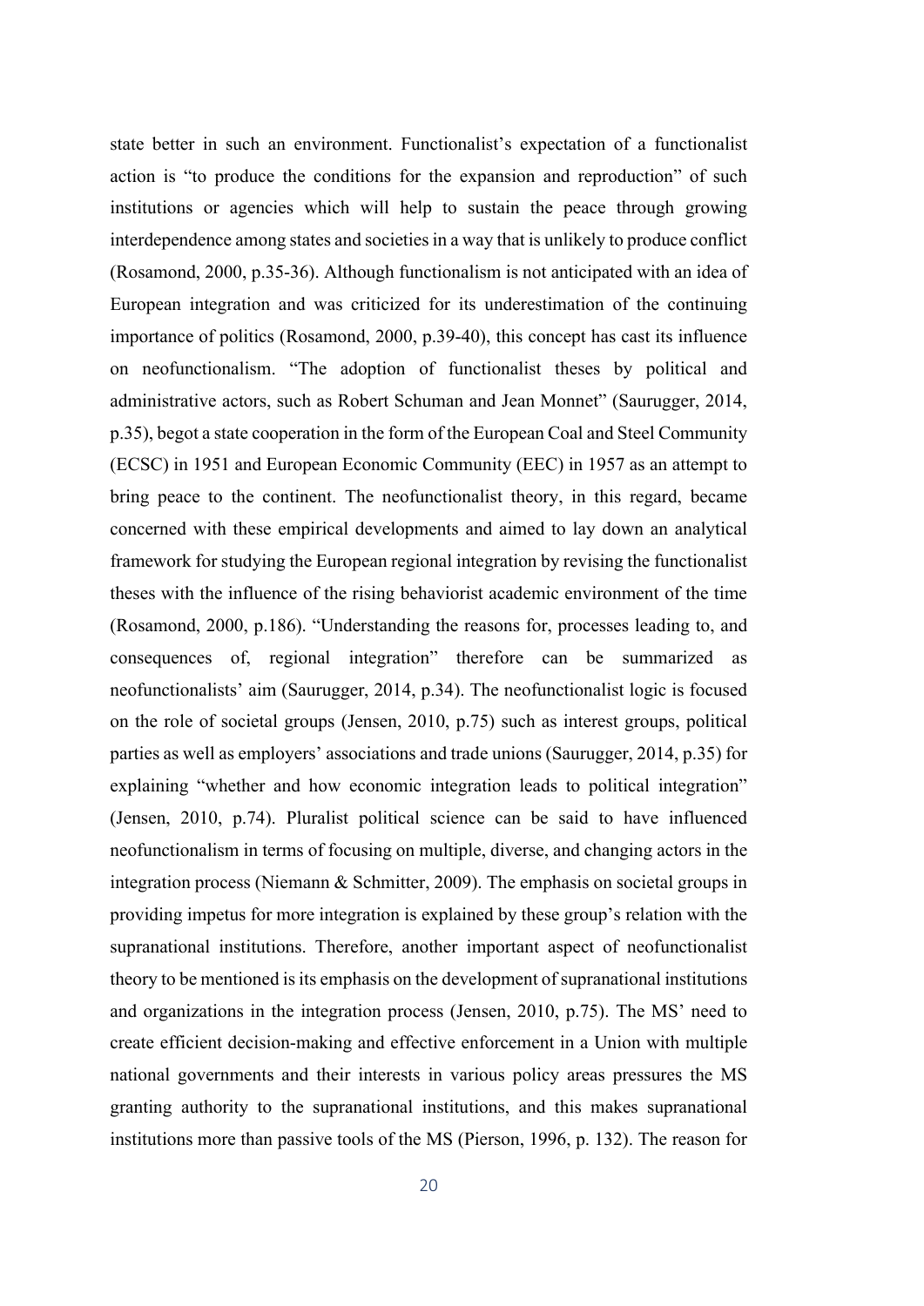state better in such an environment. Functionalist's expectation of a functionalist action is "to produce the conditions for the expansion and reproduction" of such institutions or agencies which will help to sustain the peace through growing interdependence among states and societies in a way that is unlikely to produce conflict (Rosamond, 2000, p.35-36). Although functionalism is not anticipated with an idea of European integration and was criticized for its underestimation of the continuing importance of politics (Rosamond, 2000, p.39-40), this concept has cast its influence on neofunctionalism. "The adoption of functionalist theses by political and administrative actors, such as Robert Schuman and Jean Monnet" (Saurugger, 2014, p.35), begot a state cooperation in the form of the European Coal and Steel Community (ECSC) in 1951 and European Economic Community (EEC) in 1957 as an attempt to bring peace to the continent. The neofunctionalist theory, in this regard, became concerned with these empirical developments and aimed to lay down an analytical framework for studying the European regional integration by revising the functionalist theses with the influence of the rising behaviorist academic environment of the time (Rosamond, 2000, p.186). "Understanding the reasons for, processes leading to, and consequences of, regional integration" therefore can be summarized as neofunctionalists' aim (Saurugger, 2014, p.34). The neofunctionalist logic is focused on the role of societal groups (Jensen, 2010, p.75) such as interest groups, political parties as well as employers' associations and trade unions (Saurugger, 2014, p.35) for explaining "whether and how economic integration leads to political integration" (Jensen, 2010, p.74). Pluralist political science can be said to have influenced neofunctionalism in terms of focusing on multiple, diverse, and changing actors in the integration process (Niemann & Schmitter, 2009). The emphasis on societal groups in providing impetus for more integration is explained by these group's relation with the supranational institutions. Therefore, another important aspect of neofunctionalist theory to be mentioned is its emphasis on the development of supranational institutions and organizations in the integration process (Jensen, 2010, p.75). The MS' need to create efficient decision-making and effective enforcement in a Union with multiple national governments and their interests in various policy areas pressures the MS granting authority to the supranational institutions, and this makes supranational institutions more than passive tools of the MS (Pierson, 1996, p. 132). The reason for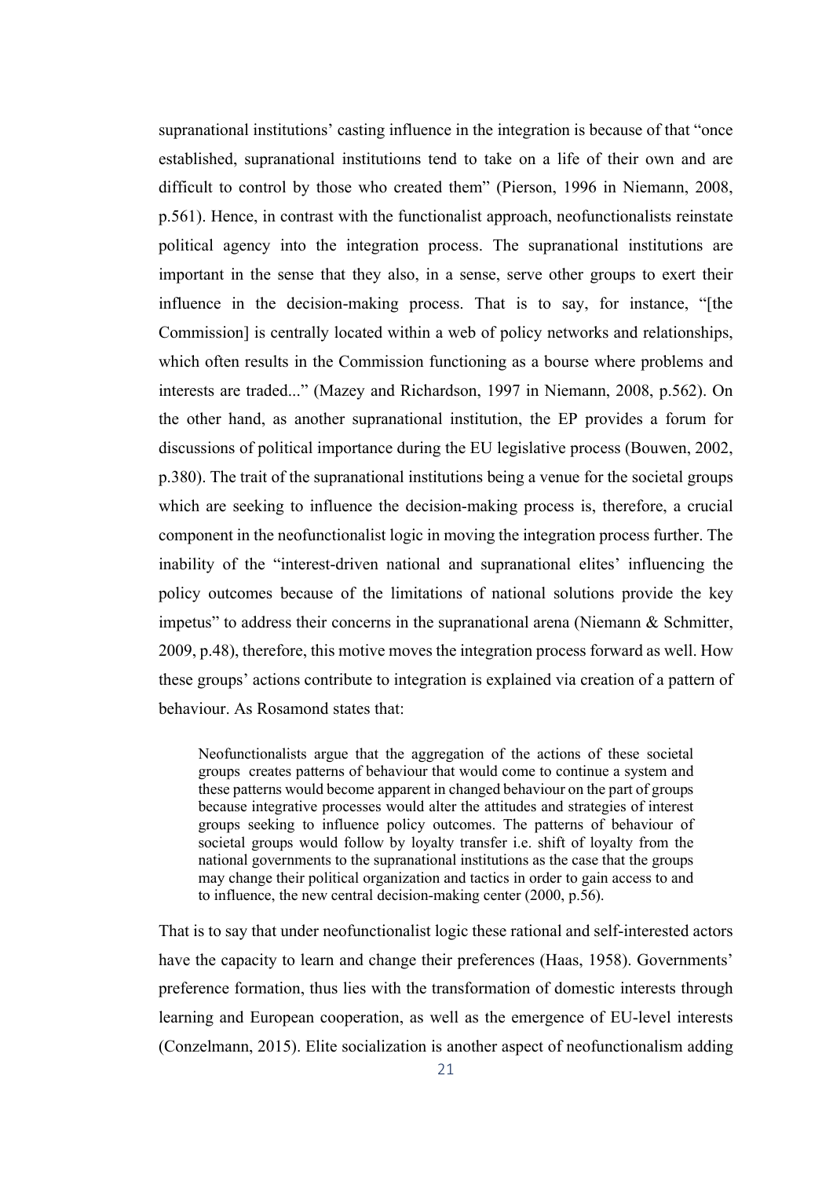supranational institutions' casting influence in the integration is because of that "once established, supranational institutioıns tend to take on a life of their own and are difficult to control by those who created them" (Pierson, 1996 in Niemann, 2008, p.561). Hence, in contrast with the functionalist approach, neofunctionalists reinstate political agency into the integration process. The supranational institutions are important in the sense that they also, in a sense, serve other groups to exert their influence in the decision-making process. That is to say, for instance, "[the Commission] is centrally located within a web of policy networks and relationships, which often results in the Commission functioning as a bourse where problems and interests are traded..." (Mazey and Richardson, 1997 in Niemann, 2008, p.562). On the other hand, as another supranational institution, the EP provides a forum for discussions of political importance during the EU legislative process (Bouwen, 2002, p.380). The trait of the supranational institutions being a venue for the societal groups which are seeking to influence the decision-making process is, therefore, a crucial component in the neofunctionalist logic in moving the integration process further. The inability of the "interest-driven national and supranational elites' influencing the policy outcomes because of the limitations of national solutions provide the key impetus" to address their concerns in the supranational arena (Niemann & Schmitter, 2009, p.48), therefore, this motive moves the integration process forward as well. How these groups' actions contribute to integration is explained via creation of a pattern of behaviour. As Rosamond states that:

> Neofunctionalists argue that the aggregation of the actions of these societal groups creates patterns of behaviour that would come to continue a system and these patterns would become apparent in changed behaviour on the part of groups because integrative processes would alter the attitudes and strategies of interest groups seeking to influence policy outcomes. The patterns of behaviour of societal groups would follow by loyalty transfer i.e. shift of loyalty from the national governments to the supranational institutions as the case that the groups may change their political organization and tactics in order to gain access to and to influence, the new central decision-making center (2000, p.56).

That is to say that under neofunctionalist logic these rational and self-interested actors have the capacity to learn and change their preferences (Haas, 1958). Governments' preference formation, thus lies with the transformation of domestic interests through learning and European cooperation, as well as the emergence of EU-level interests (Conzelmann, 2015). Elite socialization is another aspect of neofunctionalism adding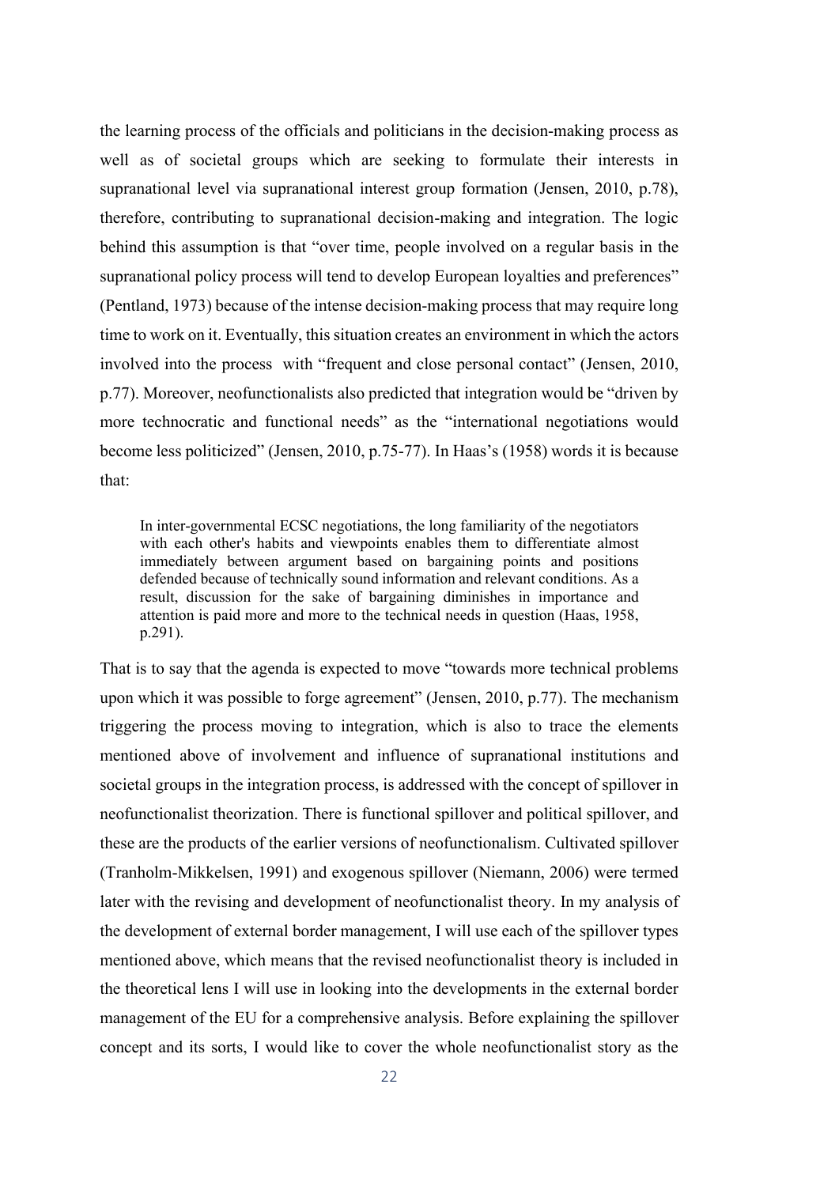the learning process of the officials and politicians in the decision-making process as well as of societal groups which are seeking to formulate their interests in supranational level via supranational interest group formation (Jensen, 2010, p.78), therefore, contributing to supranational decision-making and integration. The logic behind this assumption is that "over time, people involved on a regular basis in the supranational policy process will tend to develop European loyalties and preferences" (Pentland, 1973) because of the intense decision-making process that may require long time to work on it. Eventually, this situation creates an environment in which the actors involved into the process with "frequent and close personal contact" (Jensen, 2010, p.77). Moreover, neofunctionalists also predicted that integration would be "driven by more technocratic and functional needs" as the "international negotiations would become less politicized" (Jensen, 2010, p.75-77). In Haas's (1958) words it is because that:

> In inter-governmental ECSC negotiations, the long familiarity of the negotiators with each other's habits and viewpoints enables them to differentiate almost immediately between argument based on bargaining points and positions defended because of technically sound information and relevant conditions. As a result, discussion for the sake of bargaining diminishes in importance and attention is paid more and more to the technical needs in question (Haas, 1958, p.291).

That is to say that the agenda is expected to move "towards more technical problems upon which it was possible to forge agreement" (Jensen, 2010, p.77). The mechanism triggering the process moving to integration, which is also to trace the elements mentioned above of involvement and influence of supranational institutions and societal groups in the integration process, is addressed with the concept of spillover in neofunctionalist theorization. There is functional spillover and political spillover, and these are the products of the earlier versions of neofunctionalism. Cultivated spillover (Tranholm-Mikkelsen, 1991) and exogenous spillover (Niemann, 2006) were termed later with the revising and development of neofunctionalist theory. In my analysis of the development of external border management, I will use each of the spillover types mentioned above, which means that the revised neofunctionalist theory is included in the theoretical lens I will use in looking into the developments in the external border management of the EU for a comprehensive analysis. Before explaining the spillover concept and its sorts, I would like to cover the whole neofunctionalist story as the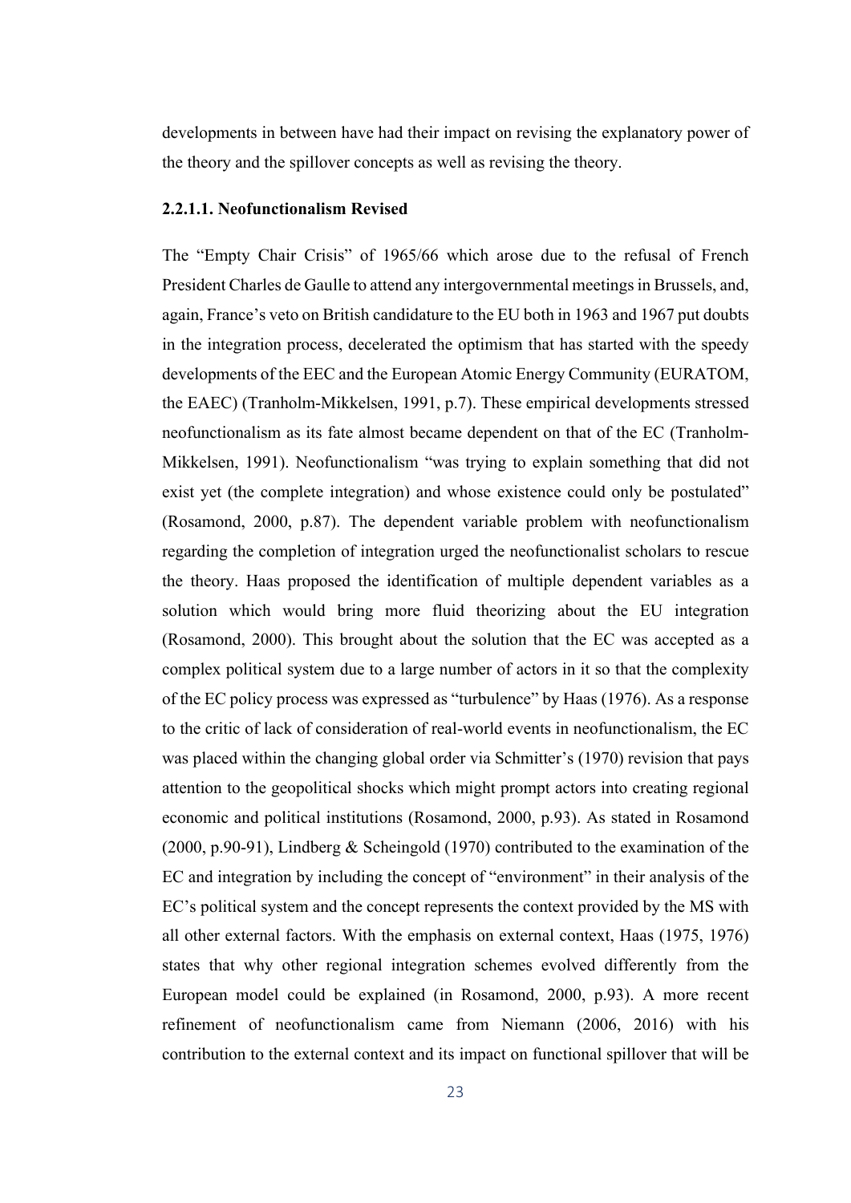developments in between have had their impact on revising the explanatory power of the theory and the spillover concepts as well as revising the theory.

#### 2.2.1.1. Neofunctionalism Revised

The "Empty Chair Crisis" of 1965/66 which arose due to the refusal of French President Charles de Gaulle to attend any intergovernmental meetings in Brussels, and, again, France's veto on British candidature to the EU both in 1963 and 1967 put doubts in the integration process, decelerated the optimism that has started with the speedy developments of the EEC and the European Atomic Energy Community (EURATOM, the EAEC) (Tranholm-Mikkelsen, 1991, p.7). These empirical developments stressed neofunctionalism as its fate almost became dependent on that of the EC (Tranholm-Mikkelsen, 1991). Neofunctionalism "was trying to explain something that did not exist yet (the complete integration) and whose existence could only be postulated" (Rosamond, 2000, p.87). The dependent variable problem with neofunctionalism regarding the completion of integration urged the neofunctionalist scholars to rescue the theory. Haas proposed the identification of multiple dependent variables as a solution which would bring more fluid theorizing about the EU integration (Rosamond, 2000). This brought about the solution that the EC was accepted as a complex political system due to a large number of actors in it so that the complexity of the EC policy process was expressed as "turbulence" by Haas (1976). As a response to the critic of lack of consideration of real-world events in neofunctionalism, the EC was placed within the changing global order via Schmitter's (1970) revision that pays attention to the geopolitical shocks which might prompt actors into creating regional economic and political institutions (Rosamond, 2000, p.93). As stated in Rosamond (2000, p.90-91), Lindberg & Scheingold (1970) contributed to the examination of the EC and integration by including the concept of "environment" in their analysis of the EC's political system and the concept represents the context provided by the MS with all other external factors. With the emphasis on external context, Haas (1975, 1976) states that why other regional integration schemes evolved differently from the European model could be explained (in Rosamond, 2000, p.93). A more recent refinement of neofunctionalism came from Niemann (2006, 2016) with his contribution to the external context and its impact on functional spillover that will be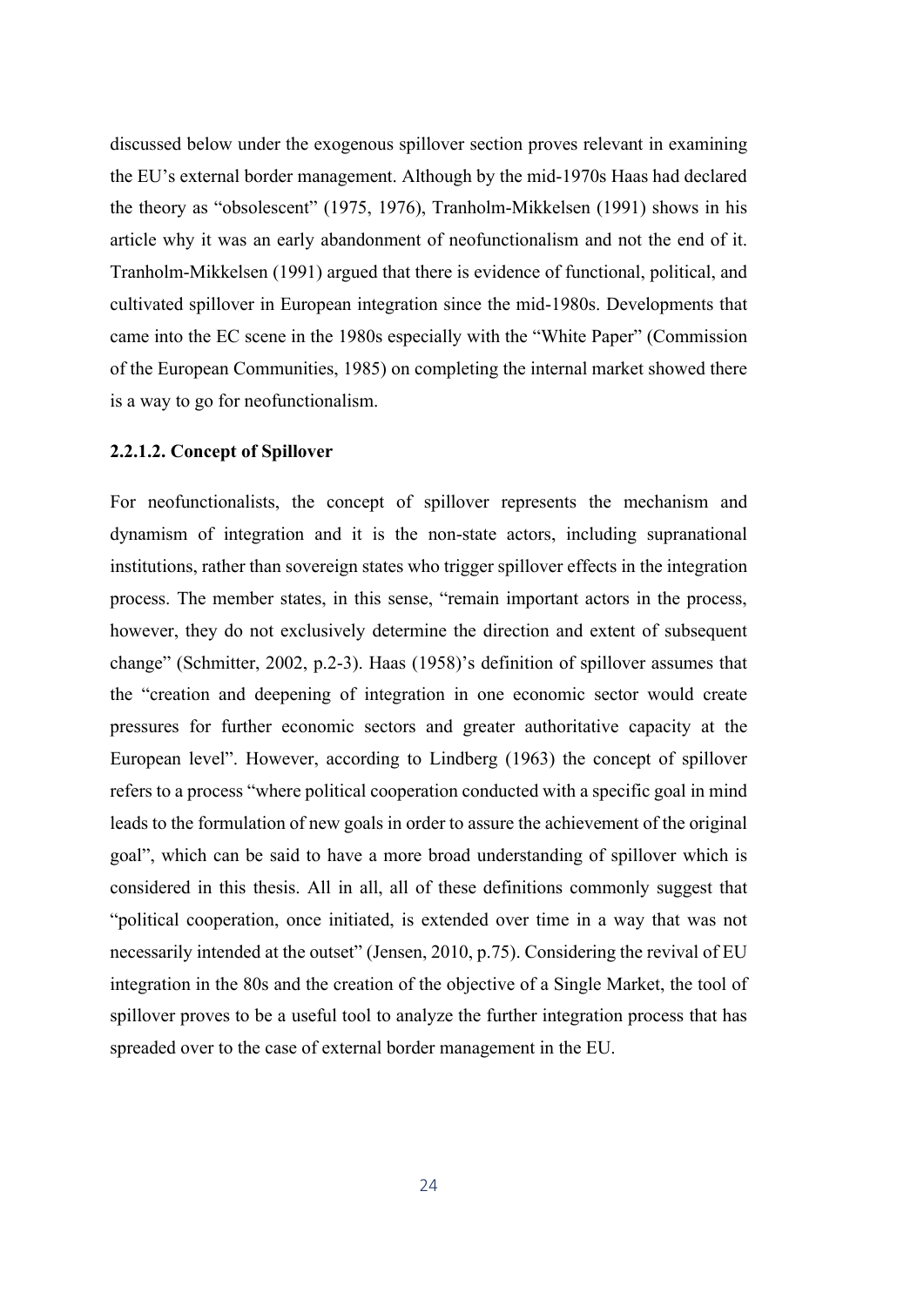discussed below under the exogenous spillover section proves relevant in examining the EU's external border management. Although by the mid-1970s Haas had declared the theory as "obsolescent" (1975, 1976), Tranholm-Mikkelsen (1991) shows in his article why it was an early abandonment of neofunctionalism and not the end of it. Tranholm-Mikkelsen (1991) argued that there is evidence of functional, political, and cultivated spillover in European integration since the mid-1980s. Developments that came into the EC scene in the 1980s especially with the "White Paper" (Commission of the European Communities, 1985) on completing the internal market showed there is a way to go for neofunctionalism.

#### 2.2.1.2. Concept of Spillover

For neofunctionalists, the concept of spillover represents the mechanism and dynamism of integration and it is the non-state actors, including supranational institutions, rather than sovereign states who trigger spillover effects in the integration process. The member states, in this sense, "remain important actors in the process, however, they do not exclusively determine the direction and extent of subsequent change" (Schmitter, 2002, p.2-3). Haas (1958)'s definition of spillover assumes that the "creation and deepening of integration in one economic sector would create pressures for further economic sectors and greater authoritative capacity at the European level". However, according to Lindberg (1963) the concept of spillover refers to a process "where political cooperation conducted with a specific goal in mind leads to the formulation of new goals in order to assure the achievement of the original goal", which can be said to have a more broad understanding of spillover which is considered in this thesis. All in all, all of these definitions commonly suggest that "political cooperation, once initiated, is extended over time in a way that was not necessarily intended at the outset" (Jensen, 2010, p.75). Considering the revival of EU integration in the 80s and the creation of the objective of a Single Market, the tool of spillover proves to be a useful tool to analyze the further integration process that has spreaded over to the case of external border management in the EU.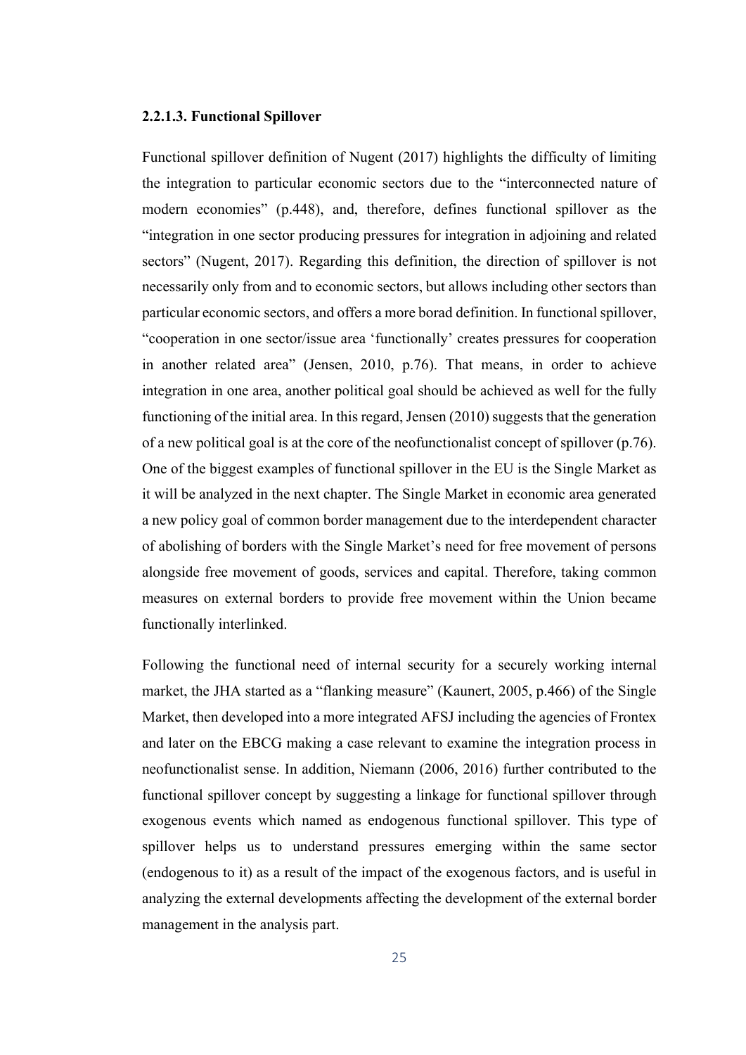#### 2.2.1.3. Functional Spillover

Functional spillover definition of Nugent (2017) highlights the difficulty of limiting the integration to particular economic sectors due to the "interconnected nature of modern economies" (p.448), and, therefore, defines functional spillover as the "integration in one sector producing pressures for integration in adjoining and related sectors" (Nugent, 2017). Regarding this definition, the direction of spillover is not necessarily only from and to economic sectors, but allows including other sectors than particular economic sectors, and offers a more borad definition. In functional spillover, "cooperation in one sector/issue area 'functionally' creates pressures for cooperation in another related area" (Jensen, 2010, p.76). That means, in order to achieve integration in one area, another political goal should be achieved as well for the fully functioning of the initial area. In this regard, Jensen (2010) suggests that the generation of a new political goal is at the core of the neofunctionalist concept of spillover (p.76). One of the biggest examples of functional spillover in the EU is the Single Market as it will be analyzed in the next chapter. The Single Market in economic area generated a new policy goal of common border management due to the interdependent character of abolishing of borders with the Single Market's need for free movement of persons alongside free movement of goods, services and capital. Therefore, taking common measures on external borders to provide free movement within the Union became functionally interlinked.

Following the functional need of internal security for a securely working internal market, the JHA started as a "flanking measure" (Kaunert, 2005, p.466) of the Single Market, then developed into a more integrated AFSJ including the agencies of Frontex and later on the EBCG making a case relevant to examine the integration process in neofunctionalist sense. In addition, Niemann (2006, 2016) further contributed to the functional spillover concept by suggesting a linkage for functional spillover through exogenous events which named as endogenous functional spillover. This type of spillover helps us to understand pressures emerging within the same sector (endogenous to it) as a result of the impact of the exogenous factors, and is useful in analyzing the external developments affecting the development of the external border management in the analysis part.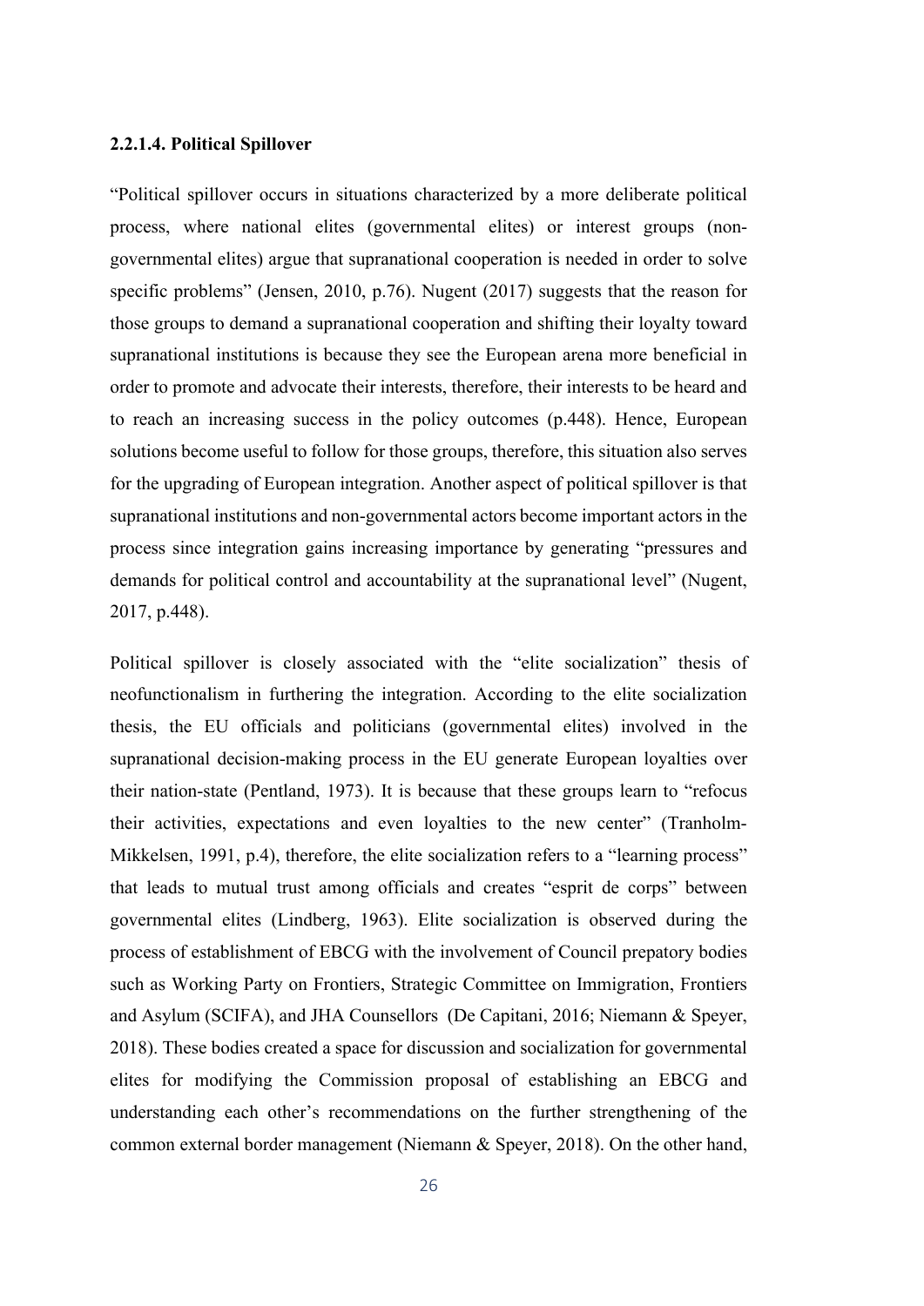#### 2.2.1.4. Political Spillover

"Political spillover occurs in situations characterized by a more deliberate political process, where national elites (governmental elites) or interest groups (non-governmental elites) argue that supranational cooperation is needed in order to solve specific problems" (Jensen, 2010, p.76). Nugent (2017) suggests that the reason for those groups to demand a supranational cooperation and shifting their loyalty toward supranational institutions is because they see the European arena more beneficial in order to promote and advocate their interests, therefore, their interests to be heard and to reach an increasing success in the policy outcomes (p.448). Hence, European solutions become useful to follow for those groups, therefore, this situation also serves for the upgrading of European integration. Another aspect of political spillover is that supranational institutions and non-governmental actors become important actors in the process since integration gains increasing importance by generating "pressures and demands for political control and accountability at the supranational level" (Nugent, 2017, p.448).

Political spillover is closely associated with the "elite socialization" thesis of neofunctionalism in furthering the integration. According to the elite socialization thesis, the EU officials and politicians (governmental elites) involved in the supranational decision-making process in the EU generate European loyalties over their nation-state (Pentland, 1973). It is because that these groups learn to "refocus their activities, expectations and even loyalties to the new center" (Tranholm-Mikkelsen, 1991, p.4), therefore, the elite socialization refers to a "learning process" that leads to mutual trust among officials and creates "esprit de corps" between governmental elites (Lindberg, 1963). Elite socialization is observed during the process of establishment of EBCG with the involvement of Council prepatory bodies such as Working Party on Frontiers, Strategic Committee on Immigration, Frontiers and Asylum (SCIFA), and JHA Counsellors (De Capitani, 2016; Niemann & Speyer, 2018). These bodies created a space for discussion and socialization for governmental elites for modifying the Commission proposal of establishing an EBCG and understanding each other's recommendations on the further strengthening of the common external border management (Niemann & Speyer, 2018). On the other hand,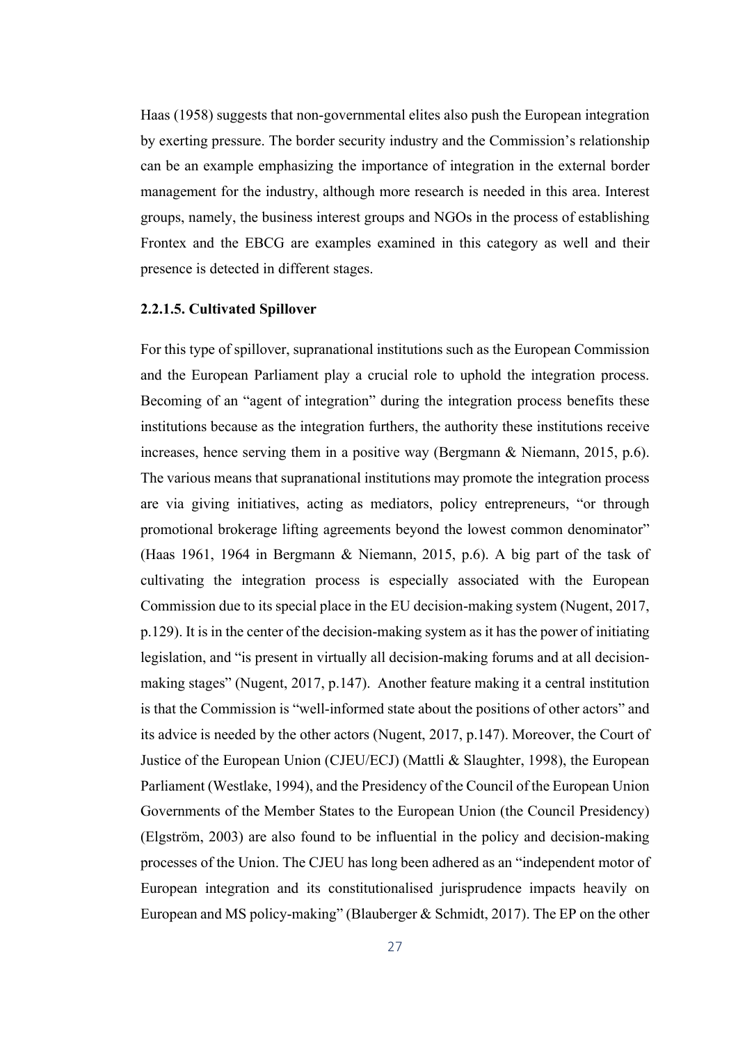Haas (1958) suggests that non-governmental elites also push the European integration by exerting pressure. The border security industry and the Commission's relationship can be an example emphasizing the importance of integration in the external border management for the industry, although more research is needed in this area. Interest groups, namely, the business interest groups and NGOs in the process of establishing Frontex and the EBCG are examples examined in this category as well and their presence is detected in different stages.

### 2.2.1.5. Cultivated Spillover

For this type of spillover, supranational institutions such as the European Commission and the European Parliament play a crucial role to uphold the integration process. Becoming of an "agent of integration" during the integration process benefits these institutions because as the integration furthers, the authority these institutions receive increases, hence serving them in a positive way (Bergmann & Niemann, 2015, p.6). The various means that supranational institutions may promote the integration process are via giving initiatives, acting as mediators, policy entrepreneurs, "or through promotional brokerage lifting agreements beyond the lowest common denominator" (Haas 1961, 1964 in Bergmann & Niemann, 2015, p.6). A big part of the task of cultivating the integration process is especially associated with the European Commission due to its special place in the EU decision-making system (Nugent, 2017, p.129). It is in the center of the decision-making system as it has the power of initiating legislation, and "is present in virtually all decision-making forums and at all decision-making stages" (Nugent, 2017, p.147). Another feature making it a central institution is that the Commission is "well-informed state about the positions of other actors" and its advice is needed by the other actors (Nugent, 2017, p.147). Moreover, the Court of Justice of the European Union (CJEU/ECJ) (Mattli & Slaughter, 1998), the European Parliament (Westlake, 1994), and the Presidency of the Council of the European Union Governments of the Member States to the European Union (the Council Presidency) (Elgström, 2003) are also found to be influential in the policy and decision-making processes of the Union. The CJEU has long been adhered as an "independent motor of European integration and its constitutionalised jurisprudence impacts heavily on European and MS policy-making" (Blauberger & Schmidt, 2017). The EP on the other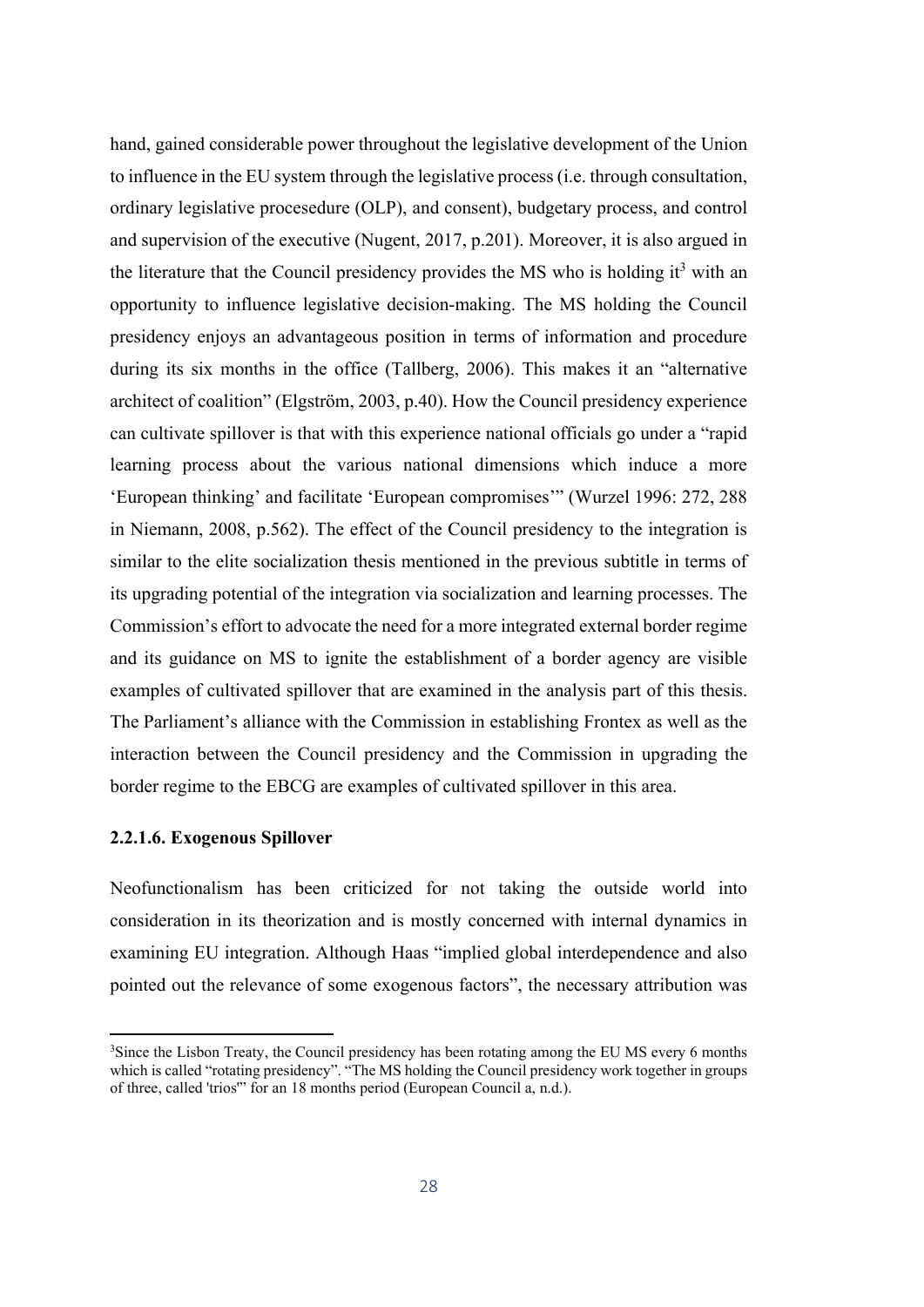hand, gained considerable power throughout the legislative development of the Union to influence in the EU system through the legislative process (i.e. through consultation, ordinary legislative procesedure (OLP), and consent), budgetary process, and control and supervision of the executive (Nugent, 2017, p.201). Moreover, it is also argued in the literature that the Council presidency provides the MS who is holding it[3] with an opportunity to influence legislative decision-making. The MS holding the Council presidency enjoys an advantageous position in terms of information and procedure during its six months in the office (Tallberg, 2006). This makes it an "alternative architect of coalition" (Elgström, 2003, p.40). How the Council presidency experience can cultivate spillover is that with this experience national officials go under a "rapid learning process about the various national dimensions which induce a more 'European thinking' and facilitate 'European compromises'" (Wurzel 1996: 272, 288 in Niemann, 2008, p.562). The effect of the Council presidency to the integration is similar to the elite socialization thesis mentioned in the previous subtitle in terms of its upgrading potential of the integration via socialization and learning processes. The Commission's effort to advocate the need for a more integrated external border regime and its guidance on MS to ignite the establishment of a border agency are visible examples of cultivated spillover that are examined in the analysis part of this thesis. The Parliament's alliance with the Commission in establishing Frontex as well as the interaction between the Council presidency and the Commission in upgrading the border regime to the EBCG are examples of cultivated spillover in this area.

#### 2.2.1.6. Exogenous Spillover

Neofunctionalism has been criticized for not taking the outside world into consideration in its theorization and is mostly concerned with internal dynamics in examining EU integration. Although Haas "implied global interdependence and also pointed out the relevance of some exogenous factors", the necessary attribution was

---

[3]Since the Lisbon Treaty, the Council presidency has been rotating among the EU MS every 6 months which is called "rotating presidency". "The MS holding the Council presidency work together in groups of three, called 'trios'" for an 18 months period (European Council a, n.d.).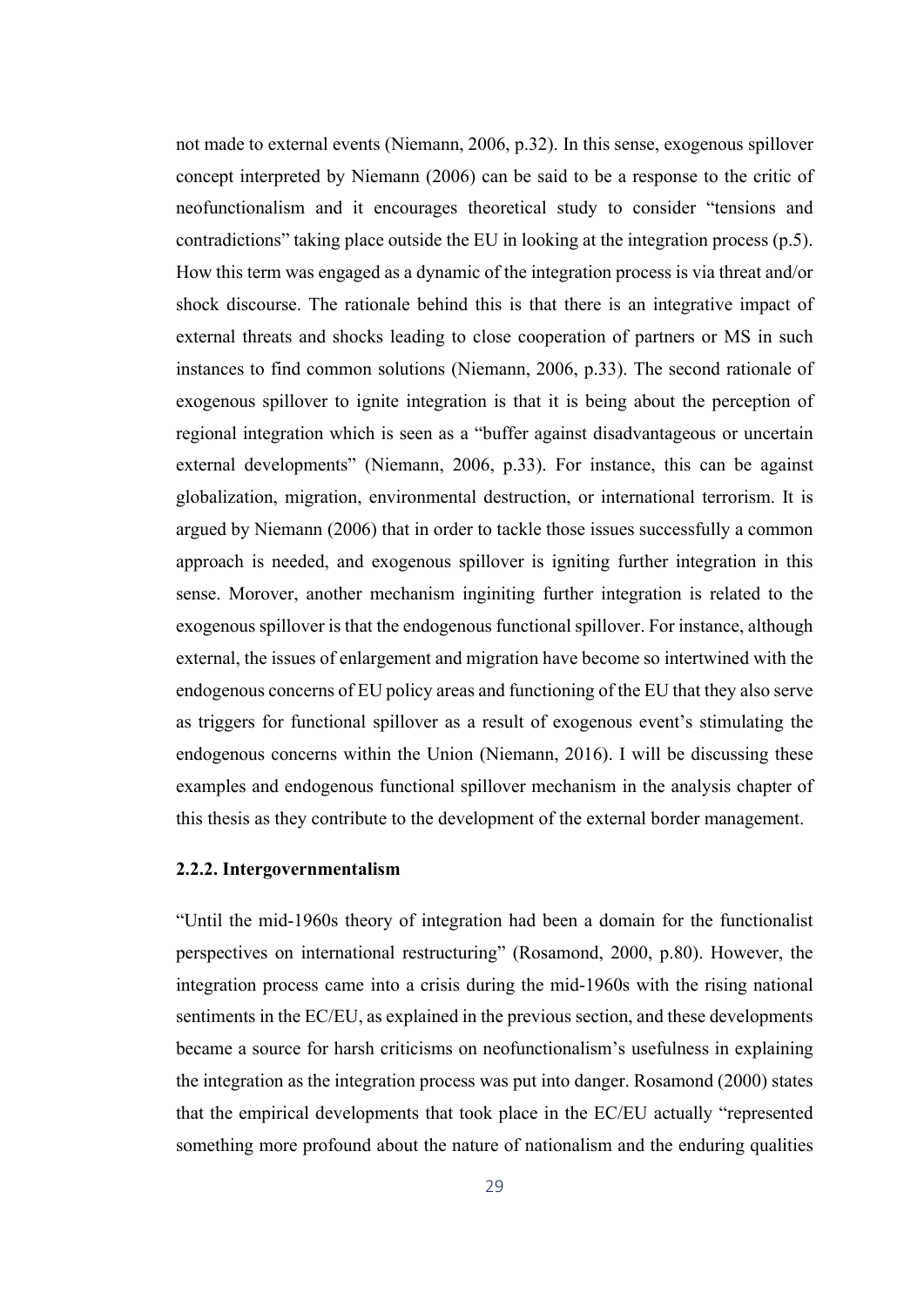not made to external events (Niemann, 2006, p.32). In this sense, exogenous spillover concept interpreted by Niemann (2006) can be said to be a response to the critic of neofunctionalism and it encourages theoretical study to consider "tensions and contradictions" taking place outside the EU in looking at the integration process (p.5). How this term was engaged as a dynamic of the integration process is via threat and/or shock discourse. The rationale behind this is that there is an integrative impact of external threats and shocks leading to close cooperation of partners or MS in such instances to find common solutions (Niemann, 2006, p.33). The second rationale of exogenous spillover to ignite integration is that it is being about the perception of regional integration which is seen as a "buffer against disadvantageous or uncertain external developments" (Niemann, 2006, p.33). For instance, this can be against globalization, migration, environmental destruction, or international terrorism. It is argued by Niemann (2006) that in order to tackle those issues successfully a common approach is needed, and exogenous spillover is igniting further integration in this sense. Morover, another mechanism inginiting further integration is related to the exogenous spillover is that the endogenous functional spillover. For instance, although external, the issues of enlargement and migration have become so intertwined with the endogenous concerns of EU policy areas and functioning of the EU that they also serve as triggers for functional spillover as a result of exogenous event's stimulating the endogenous concerns within the Union (Niemann, 2016). I will be discussing these examples and endogenous functional spillover mechanism in the analysis chapter of this thesis as they contribute to the development of the external border management.

### 2.2.2. Intergovernmentalism

"Until the mid-1960s theory of integration had been a domain for the functionalist perspectives on international restructuring" (Rosamond, 2000, p.80). However, the integration process came into a crisis during the mid-1960s with the rising national sentiments in the EC/EU, as explained in the previous section, and these developments became a source for harsh criticisms on neofunctionalism's usefulness in explaining the integration as the integration process was put into danger. Rosamond (2000) states that the empirical developments that took place in the EC/EU actually "represented something more profound about the nature of nationalism and the enduring qualities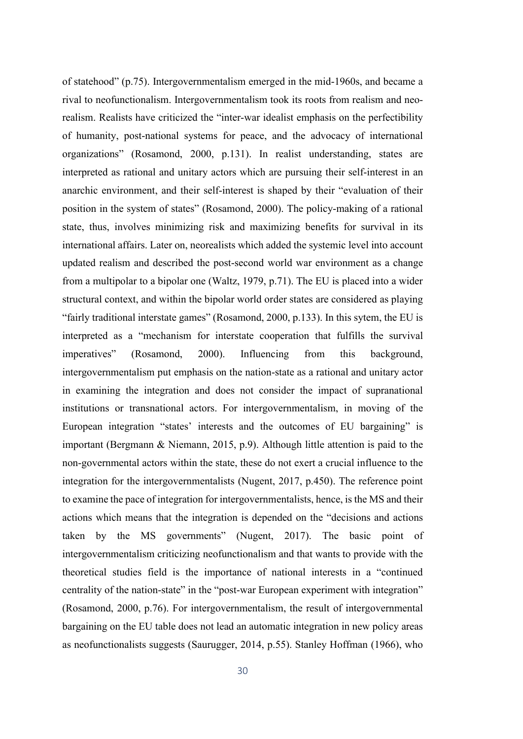of statehood" (p.75). Intergovernmentalism emerged in the mid-1960s, and became a rival to neofunctionalism. Intergovernmentalism took its roots from realism and neo-realism. Realists have criticized the "inter-war idealist emphasis on the perfectibility of humanity, post-national systems for peace, and the advocacy of international organizations" (Rosamond, 2000, p.131). In realist understanding, states are interpreted as rational and unitary actors which are pursuing their self-interest in an anarchic environment, and their self-interest is shaped by their "evaluation of their position in the system of states" (Rosamond, 2000). The policy-making of a rational state, thus, involves minimizing risk and maximizing benefits for survival in its international affairs. Later on, neorealists which added the systemic level into account updated realism and described the post-second world war environment as a change from a multipolar to a bipolar one (Waltz, 1979, p.71). The EU is placed into a wider structural context, and within the bipolar world order states are considered as playing "fairly traditional interstate games" (Rosamond, 2000, p.133). In this sytem, the EU is interpreted as a "mechanism for interstate cooperation that fulfills the survival imperatives" (Rosamond, 2000). Influencing from this background, intergovernmentalism put emphasis on the nation-state as a rational and unitary actor in examining the integration and does not consider the impact of supranational institutions or transnational actors. For intergovernmentalism, in moving of the European integration "states' interests and the outcomes of EU bargaining" is important (Bergmann & Niemann, 2015, p.9). Although little attention is paid to the non-governmental actors within the state, these do not exert a crucial influence to the integration for the intergovernmentalists (Nugent, 2017, p.450). The reference point to examine the pace of integration for intergovernmentalists, hence, is the MS and their actions which means that the integration is depended on the "decisions and actions taken by the MS governments" (Nugent, 2017). The basic point of intergovernmentalism criticizing neofunctionalism and that wants to provide with the theoretical studies field is the importance of national interests in a "continued centrality of the nation-state" in the "post-war European experiment with integration" (Rosamond, 2000, p.76). For intergovernmentalism, the result of intergovernmental bargaining on the EU table does not lead an automatic integration in new policy areas as neofunctionalists suggests (Saurugger, 2014, p.55). Stanley Hoffman (1966), who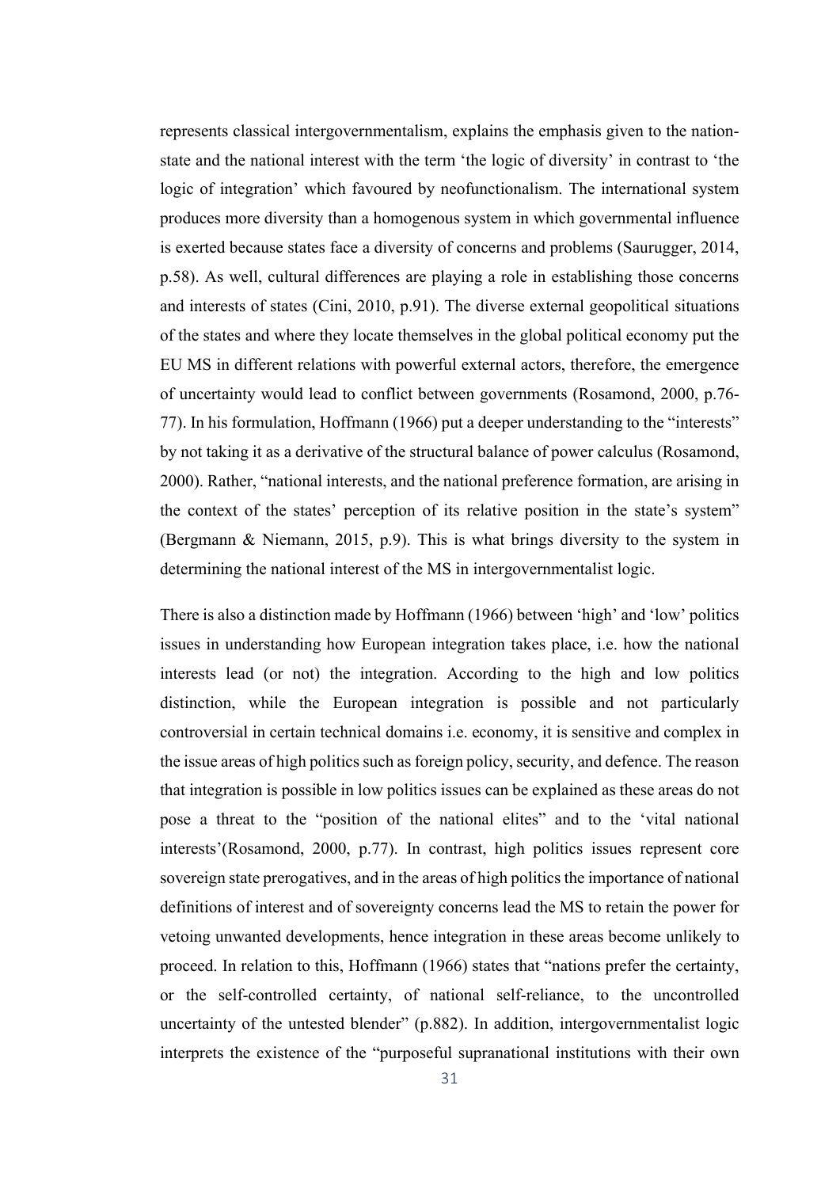represents classical intergovernmentalism, explains the emphasis given to the nation-state and the national interest with the term 'the logic of diversity' in contrast to 'the logic of integration' which favoured by neofunctionalism. The international system produces more diversity than a homogenous system in which governmental influence is exerted because states face a diversity of concerns and problems (Saurugger, 2014, p.58). As well, cultural differences are playing a role in establishing those concerns and interests of states (Cini, 2010, p.91). The diverse external geopolitical situations of the states and where they locate themselves in the global political economy put the EU MS in different relations with powerful external actors, therefore, the emergence of uncertainty would lead to conflict between governments (Rosamond, 2000, p.76-77). In his formulation, Hoffmann (1966) put a deeper understanding to the "interests" by not taking it as a derivative of the structural balance of power calculus (Rosamond, 2000). Rather, "national interests, and the national preference formation, are arising in the context of the states' perception of its relative position in the state's system" (Bergmann & Niemann, 2015, p.9). This is what brings diversity to the system in determining the national interest of the MS in intergovernmentalist logic.

There is also a distinction made by Hoffmann (1966) between 'high' and 'low' politics issues in understanding how European integration takes place, i.e. how the national interests lead (or not) the integration. According to the high and low politics distinction, while the European integration is possible and not particularly controversial in certain technical domains i.e. economy, it is sensitive and complex in the issue areas of high politics such as foreign policy, security, and defence. The reason that integration is possible in low politics issues can be explained as these areas do not pose a threat to the "position of the national elites" and to the 'vital national interests'(Rosamond, 2000, p.77). In contrast, high politics issues represent core sovereign state prerogatives, and in the areas of high politics the importance of national definitions of interest and of sovereignty concerns lead the MS to retain the power for vetoing unwanted developments, hence integration in these areas become unlikely to proceed. In relation to this, Hoffmann (1966) states that "nations prefer the certainty, or the self-controlled certainty, of national self-reliance, to the uncontrolled uncertainty of the untested blender" (p.882). In addition, intergovernmentalist logic interprets the existence of the "purposeful supranational institutions with their own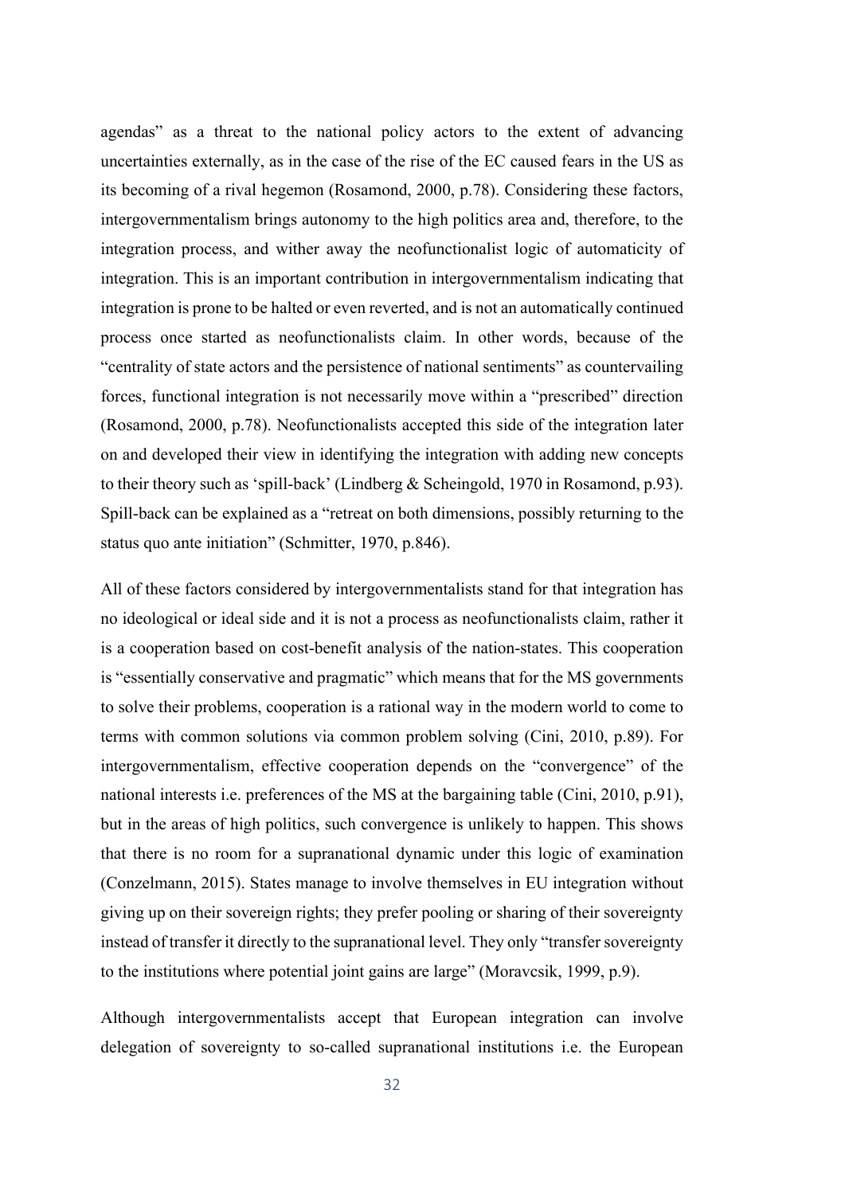agendas" as a threat to the national policy actors to the extent of advancing uncertainties externally, as in the case of the rise of the EC caused fears in the US as its becoming of a rival hegemon (Rosamond, 2000, p.78). Considering these factors, intergovernmentalism brings autonomy to the high politics area and, therefore, to the integration process, and wither away the neofunctionalist logic of automaticity of integration. This is an important contribution in intergovernmentalism indicating that integration is prone to be halted or even reverted, and is not an automatically continued process once started as neofunctionalists claim. In other words, because of the "centrality of state actors and the persistence of national sentiments" as countervailing forces, functional integration is not necessarily move within a "prescribed" direction (Rosamond, 2000, p.78). Neofunctionalists accepted this side of the integration later on and developed their view in identifying the integration with adding new concepts to their theory such as 'spill-back' (Lindberg & Scheingold, 1970 in Rosamond, p.93). Spill-back can be explained as a "retreat on both dimensions, possibly returning to the status quo ante initiation" (Schmitter, 1970, p.846).

All of these factors considered by intergovernmentalists stand for that integration has no ideological or ideal side and it is not a process as neofunctionalists claim, rather it is a cooperation based on cost-benefit analysis of the nation-states. This cooperation is "essentially conservative and pragmatic" which means that for the MS governments to solve their problems, cooperation is a rational way in the modern world to come to terms with common solutions via common problem solving (Cini, 2010, p.89). For intergovernmentalism, effective cooperation depends on the "convergence" of the national interests i.e. preferences of the MS at the bargaining table (Cini, 2010, p.91), but in the areas of high politics, such convergence is unlikely to happen. This shows that there is no room for a supranational dynamic under this logic of examination (Conzelmann, 2015). States manage to involve themselves in EU integration without giving up on their sovereign rights; they prefer pooling or sharing of their sovereignty instead of transfer it directly to the supranational level. They only "transfer sovereignty to the institutions where potential joint gains are large" (Moravcsik, 1999, p.9).

Although intergovernmentalists accept that European integration can involve delegation of sovereignty to so-called supranational institutions i.e. the European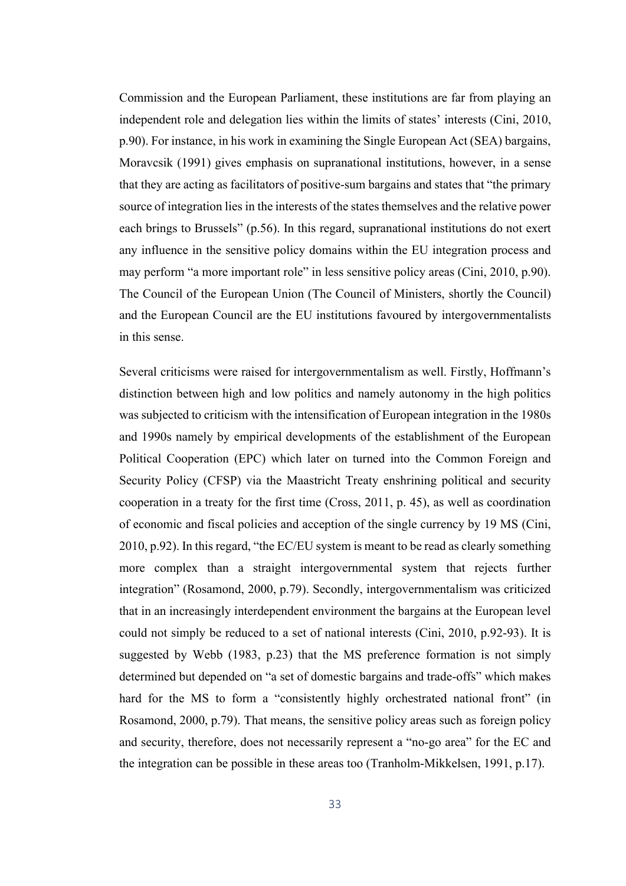Commission and the European Parliament, these institutions are far from playing an independent role and delegation lies within the limits of states' interests (Cini, 2010, p.90). For instance, in his work in examining the Single European Act (SEA) bargains, Moravcsik (1991) gives emphasis on supranational institutions, however, in a sense that they are acting as facilitators of positive-sum bargains and states that "the primary source of integration lies in the interests of the states themselves and the relative power each brings to Brussels" (p.56). In this regard, supranational institutions do not exert any influence in the sensitive policy domains within the EU integration process and may perform "a more important role" in less sensitive policy areas (Cini, 2010, p.90). The Council of the European Union (The Council of Ministers, shortly the Council) and the European Council are the EU institutions favoured by intergovernmentalists in this sense.

Several criticisms were raised for intergovernmentalism as well. Firstly, Hoffmann's distinction between high and low politics and namely autonomy in the high politics was subjected to criticism with the intensification of European integration in the 1980s and 1990s namely by empirical developments of the establishment of the European Political Cooperation (EPC) which later on turned into the Common Foreign and Security Policy (CFSP) via the Maastricht Treaty enshrining political and security cooperation in a treaty for the first time (Cross, 2011, p. 45), as well as coordination of economic and fiscal policies and acception of the single currency by 19 MS (Cini, 2010, p.92). In this regard, "the EC/EU system is meant to be read as clearly something more complex than a straight intergovernmental system that rejects further integration" (Rosamond, 2000, p.79). Secondly, intergovernmentalism was criticized that in an increasingly interdependent environment the bargains at the European level could not simply be reduced to a set of national interests (Cini, 2010, p.92-93). It is suggested by Webb (1983, p.23) that the MS preference formation is not simply determined but depended on "a set of domestic bargains and trade-offs" which makes hard for the MS to form a "consistently highly orchestrated national front" (in Rosamond, 2000, p.79). That means, the sensitive policy areas such as foreign policy and security, therefore, does not necessarily represent a "no-go area" for the EC and the integration can be possible in these areas too (Tranholm-Mikkelsen, 1991, p.17).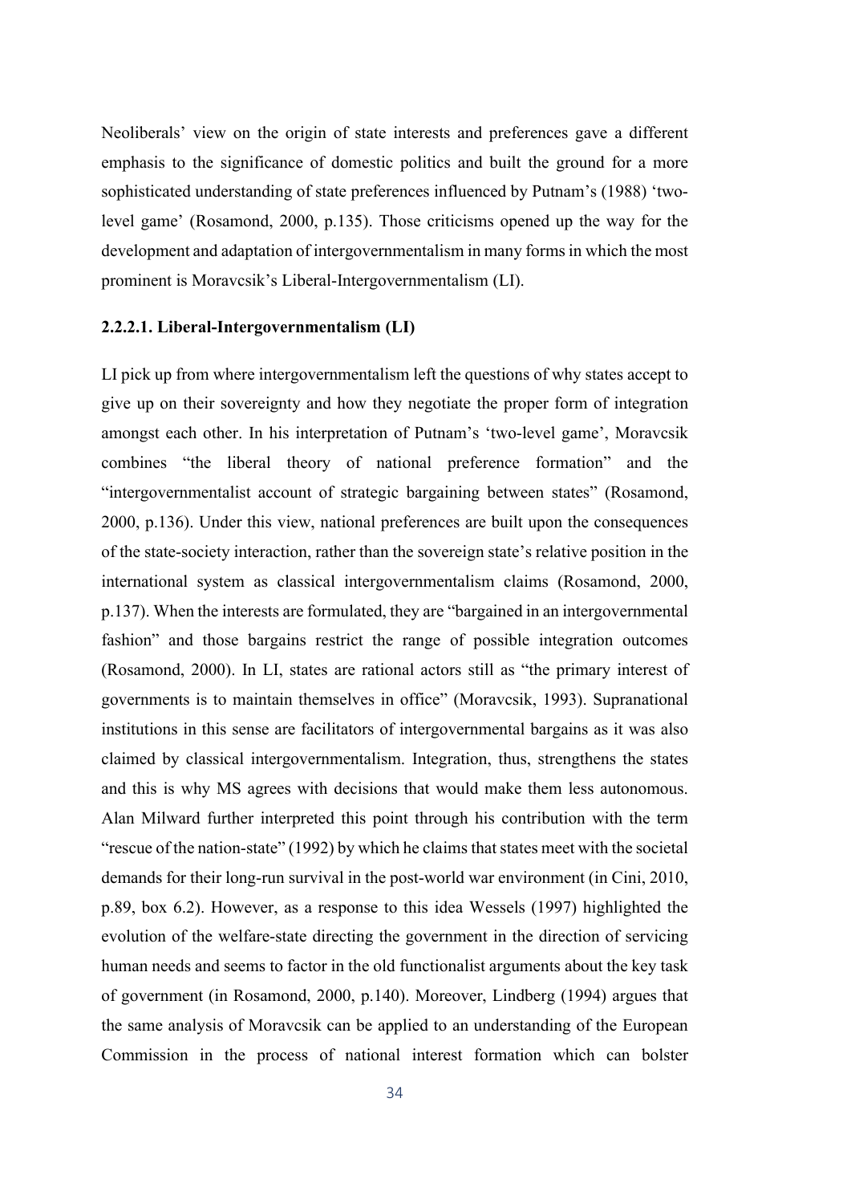Neoliberals' view on the origin of state interests and preferences gave a different emphasis to the significance of domestic politics and built the ground for a more sophisticated understanding of state preferences influenced by Putnam's (1988) 'two-level game' (Rosamond, 2000, p.135). Those criticisms opened up the way for the development and adaptation of intergovernmentalism in many forms in which the most prominent is Moravcsik's Liberal-Intergovernmentalism (LI).

#### 2.2.2.1. Liberal-Intergovernmentalism (LI)

LI pick up from where intergovernmentalism left the questions of why states accept to give up on their sovereignty and how they negotiate the proper form of integration amongst each other. In his interpretation of Putnam's 'two-level game', Moravcsik combines "the liberal theory of national preference formation" and the "intergovernmentalist account of strategic bargaining between states" (Rosamond, 2000, p.136). Under this view, national preferences are built upon the consequences of the state-society interaction, rather than the sovereign state's relative position in the international system as classical intergovernmentalism claims (Rosamond, 2000, p.137). When the interests are formulated, they are "bargained in an intergovernmental fashion" and those bargains restrict the range of possible integration outcomes (Rosamond, 2000). In LI, states are rational actors still as "the primary interest of governments is to maintain themselves in office" (Moravcsik, 1993). Supranational institutions in this sense are facilitators of intergovernmental bargains as it was also claimed by classical intergovernmentalism. Integration, thus, strengthens the states and this is why MS agrees with decisions that would make them less autonomous. Alan Milward further interpreted this point through his contribution with the term "rescue of the nation-state" (1992) by which he claims that states meet with the societal demands for their long-run survival in the post-world war environment (in Cini, 2010, p.89, box 6.2). However, as a response to this idea Wessels (1997) highlighted the evolution of the welfare-state directing the government in the direction of servicing human needs and seems to factor in the old functionalist arguments about the key task of government (in Rosamond, 2000, p.140). Moreover, Lindberg (1994) argues that the same analysis of Moravcsik can be applied to an understanding of the European Commission in the process of national interest formation which can bolster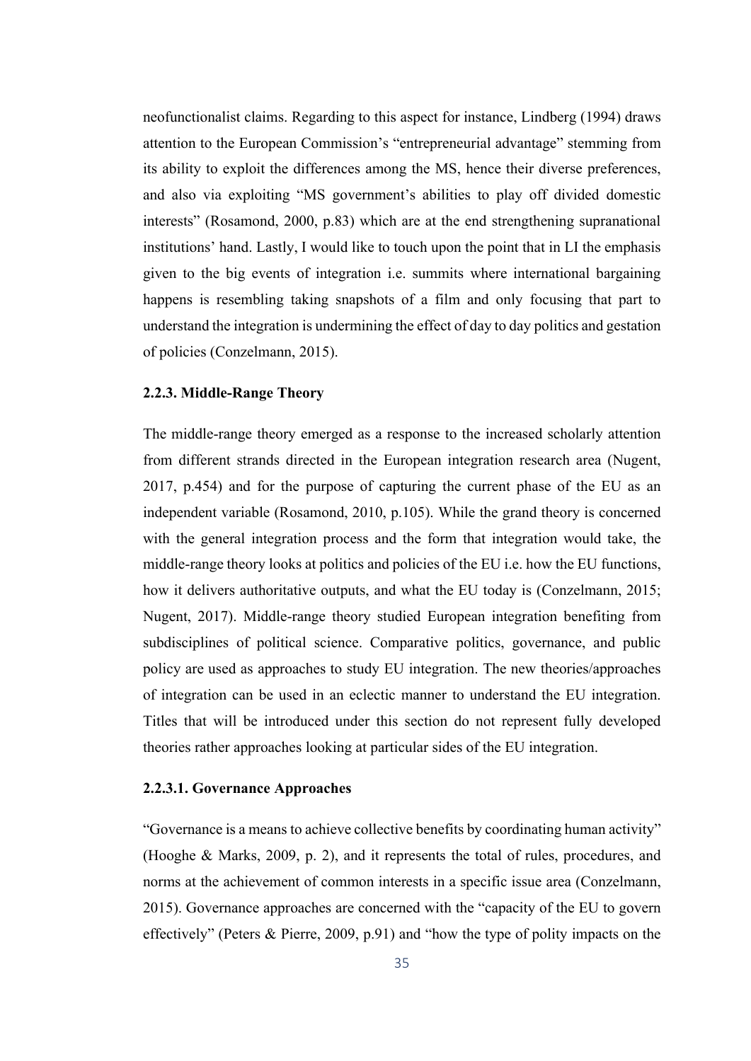neofunctionalist claims. Regarding to this aspect for instance, Lindberg (1994) draws attention to the European Commission's "entrepreneurial advantage" stemming from its ability to exploit the differences among the MS, hence their diverse preferences, and also via exploiting "MS government's abilities to play off divided domestic interests" (Rosamond, 2000, p.83) which are at the end strengthening supranational institutions' hand. Lastly, I would like to touch upon the point that in LI the emphasis given to the big events of integration i.e. summits where international bargaining happens is resembling taking snapshots of a film and only focusing that part to understand the integration is undermining the effect of day to day politics and gestation of policies (Conzelmann, 2015).

### 2.2.3. Middle-Range Theory

The middle-range theory emerged as a response to the increased scholarly attention from different strands directed in the European integration research area (Nugent, 2017, p.454) and for the purpose of capturing the current phase of the EU as an independent variable (Rosamond, 2010, p.105). While the grand theory is concerned with the general integration process and the form that integration would take, the middle-range theory looks at politics and policies of the EU i.e. how the EU functions, how it delivers authoritative outputs, and what the EU today is (Conzelmann, 2015; Nugent, 2017). Middle-range theory studied European integration benefiting from subdisciplines of political science. Comparative politics, governance, and public policy are used as approaches to study EU integration. The new theories/approaches of integration can be used in an eclectic manner to understand the EU integration. Titles that will be introduced under this section do not represent fully developed theories rather approaches looking at particular sides of the EU integration.

#### 2.2.3.1. Governance Approaches

"Governance is a means to achieve collective benefits by coordinating human activity" (Hooghe & Marks, 2009, p. 2), and it represents the total of rules, procedures, and norms at the achievement of common interests in a specific issue area (Conzelmann, 2015). Governance approaches are concerned with the "capacity of the EU to govern effectively" (Peters & Pierre, 2009, p.91) and "how the type of polity impacts on the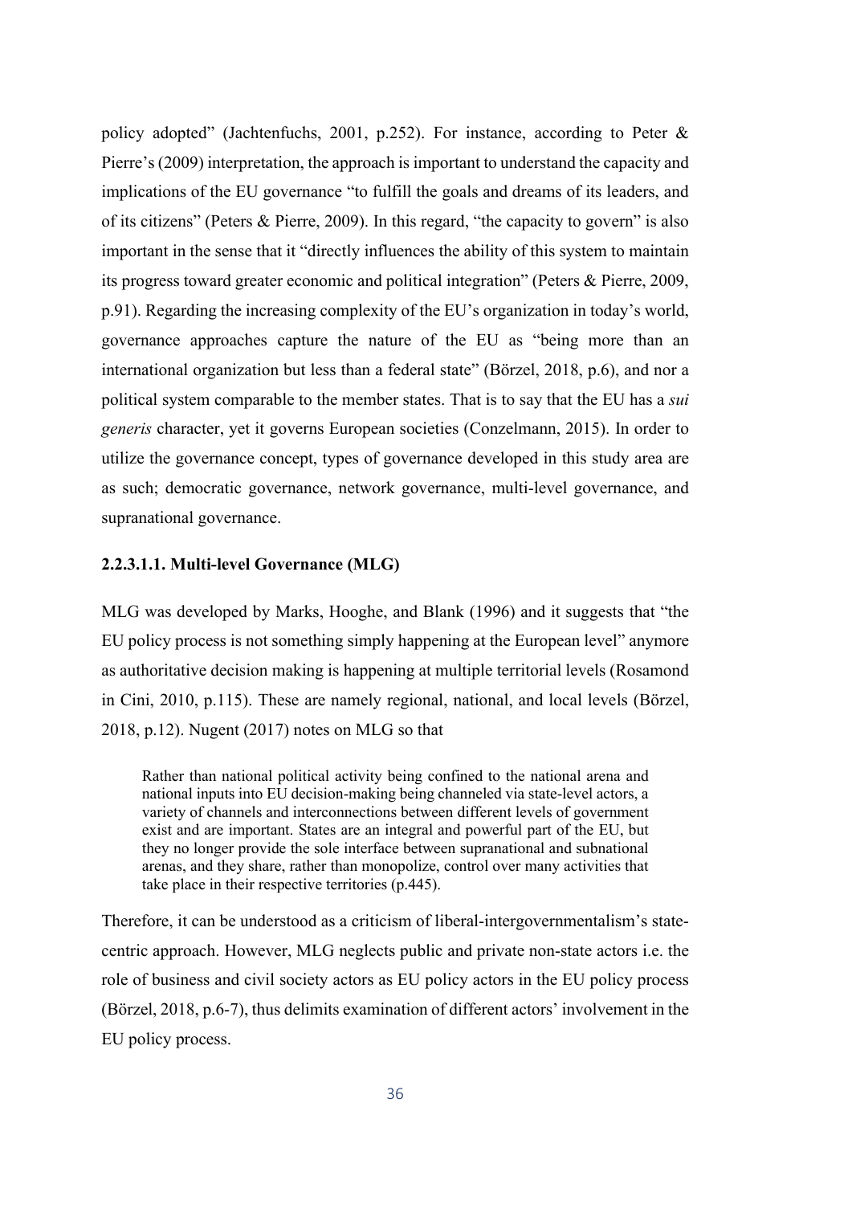policy adopted" (Jachtenfuchs, 2001, p.252). For instance, according to Peter & Pierre's (2009) interpretation, the approach is important to understand the capacity and implications of the EU governance "to fulfill the goals and dreams of its leaders, and of its citizens" (Peters & Pierre, 2009). In this regard, "the capacity to govern" is also important in the sense that it "directly influences the ability of this system to maintain its progress toward greater economic and political integration" (Peters & Pierre, 2009, p.91). Regarding the increasing complexity of the EU's organization in today's world, governance approaches capture the nature of the EU as "being more than an international organization but less than a federal state" (Börzel, 2018, p.6), and nor a political system comparable to the member states. That is to say that the EU has a *sui generis* character, yet it governs European societies (Conzelmann, 2015). In order to utilize the governance concept, types of governance developed in this study area are as such; democratic governance, network governance, multi-level governance, and supranational governance.

#### 2.2.3.1.1. Multi-level Governance (MLG)

MLG was developed by Marks, Hooghe, and Blank (1996) and it suggests that "the EU policy process is not something simply happening at the European level" anymore as authoritative decision making is happening at multiple territorial levels (Rosamond in Cini, 2010, p.115). These are namely regional, national, and local levels (Börzel, 2018, p.12). Nugent (2017) notes on MLG so that

> Rather than national political activity being confined to the national arena and national inputs into EU decision-making being channeled via state-level actors, a variety of channels and interconnections between different levels of government exist and are important. States are an integral and powerful part of the EU, but they no longer provide the sole interface between supranational and subnational arenas, and they share, rather than monopolize, control over many activities that take place in their respective territories (p.445).

Therefore, it can be understood as a criticism of liberal-intergovernmentalism's state-centric approach. However, MLG neglects public and private non-state actors i.e. the role of business and civil society actors as EU policy actors in the EU policy process (Börzel, 2018, p.6-7), thus delimits examination of different actors' involvement in the EU policy process.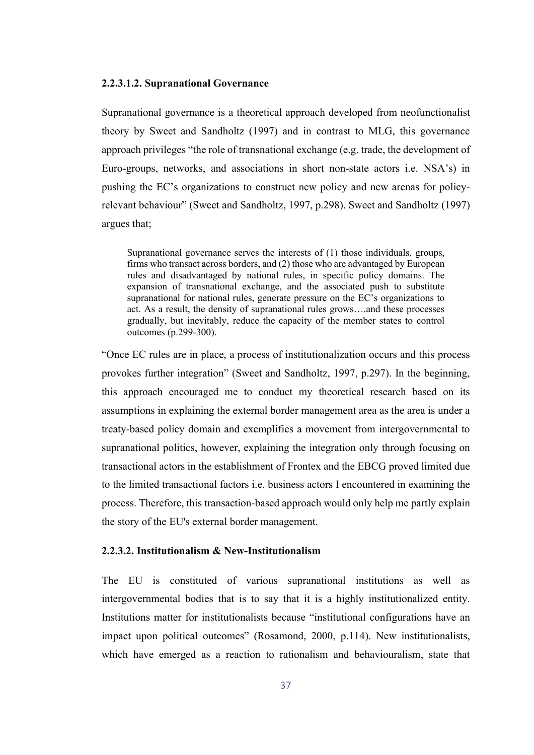#### 2.2.3.1.2. Supranational Governance

Supranational governance is a theoretical approach developed from neofunctionalist theory by Sweet and Sandholtz (1997) and in contrast to MLG, this governance approach privileges "the role of transnational exchange (e.g. trade, the development of Euro-groups, networks, and associations in short non-state actors i.e. NSA's) in pushing the EC's organizations to construct new policy and new arenas for policy-relevant behaviour" (Sweet and Sandholtz, 1997, p.298). Sweet and Sandholtz (1997) argues that;

> Supranational governance serves the interests of (1) those individuals, groups, firms who transact across borders, and (2) those who are advantaged by European rules and disadvantaged by national rules, in specific policy domains. The expansion of transnational exchange, and the associated push to substitute supranational for national rules, generate pressure on the EC's organizations to act. As a result, the density of supranational rules grows….and these processes gradually, but inevitably, reduce the capacity of the member states to control outcomes (p.299-300).

"Once EC rules are in place, a process of institutionalization occurs and this process provokes further integration" (Sweet and Sandholtz, 1997, p.297). In the beginning, this approach encouraged me to conduct my theoretical research based on its assumptions in explaining the external border management area as the area is under a treaty-based policy domain and exemplifies a movement from intergovernmental to supranational politics, however, explaining the integration only through focusing on transactional actors in the establishment of Frontex and the EBCG proved limited due to the limited transactional factors i.e. business actors I encountered in examining the process. Therefore, this transaction-based approach would only help me partly explain the story of the EU's external border management.

#### 2.2.3.2. Institutionalism & New-Institutionalism

The EU is constituted of various supranational institutions as well as intergovernmental bodies that is to say that it is a highly institutionalized entity. Institutions matter for institutionalists because "institutional configurations have an impact upon political outcomes" (Rosamond, 2000, p.114). New institutionalists, which have emerged as a reaction to rationalism and behaviouralism, state that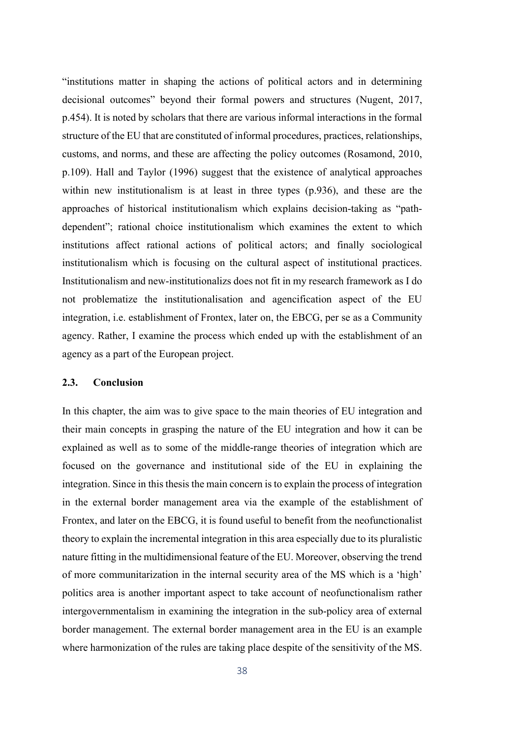"institutions matter in shaping the actions of political actors and in determining decisional outcomes" beyond their formal powers and structures (Nugent, 2017, p.454). It is noted by scholars that there are various informal interactions in the formal structure of the EU that are constituted of informal procedures, practices, relationships, customs, and norms, and these are affecting the policy outcomes (Rosamond, 2010, p.109). Hall and Taylor (1996) suggest that the existence of analytical approaches within new institutionalism is at least in three types (p.936), and these are the approaches of historical institutionalism which explains decision-taking as "path-dependent"; rational choice institutionalism which examines the extent to which institutions affect rational actions of political actors; and finally sociological institutionalism which is focusing on the cultural aspect of institutional practices. Institutionalism and new-institutionalizs does not fit in my research framework as I do not problematize the institutionalisation and agencification aspect of the EU integration, i.e. establishment of Frontex, later on, the EBCG, per se as a Community agency. Rather, I examine the process which ended up with the establishment of an agency as a part of the European project.

### 2.3. Conclusion

In this chapter, the aim was to give space to the main theories of EU integration and their main concepts in grasping the nature of the EU integration and how it can be explained as well as to some of the middle-range theories of integration which are focused on the governance and institutional side of the EU in explaining the integration. Since in this thesis the main concern is to explain the process of integration in the external border management area via the example of the establishment of Frontex, and later on the EBCG, it is found useful to benefit from the neofunctionalist theory to explain the incremental integration in this area especially due to its pluralistic nature fitting in the multidimensional feature of the EU. Moreover, observing the trend of more communitarization in the internal security area of the MS which is a 'high' politics area is another important aspect to take account of neofunctionalism rather intergovernmentalism in examining the integration in the sub-policy area of external border management. The external border management area in the EU is an example where harmonization of the rules are taking place despite of the sensitivity of the MS.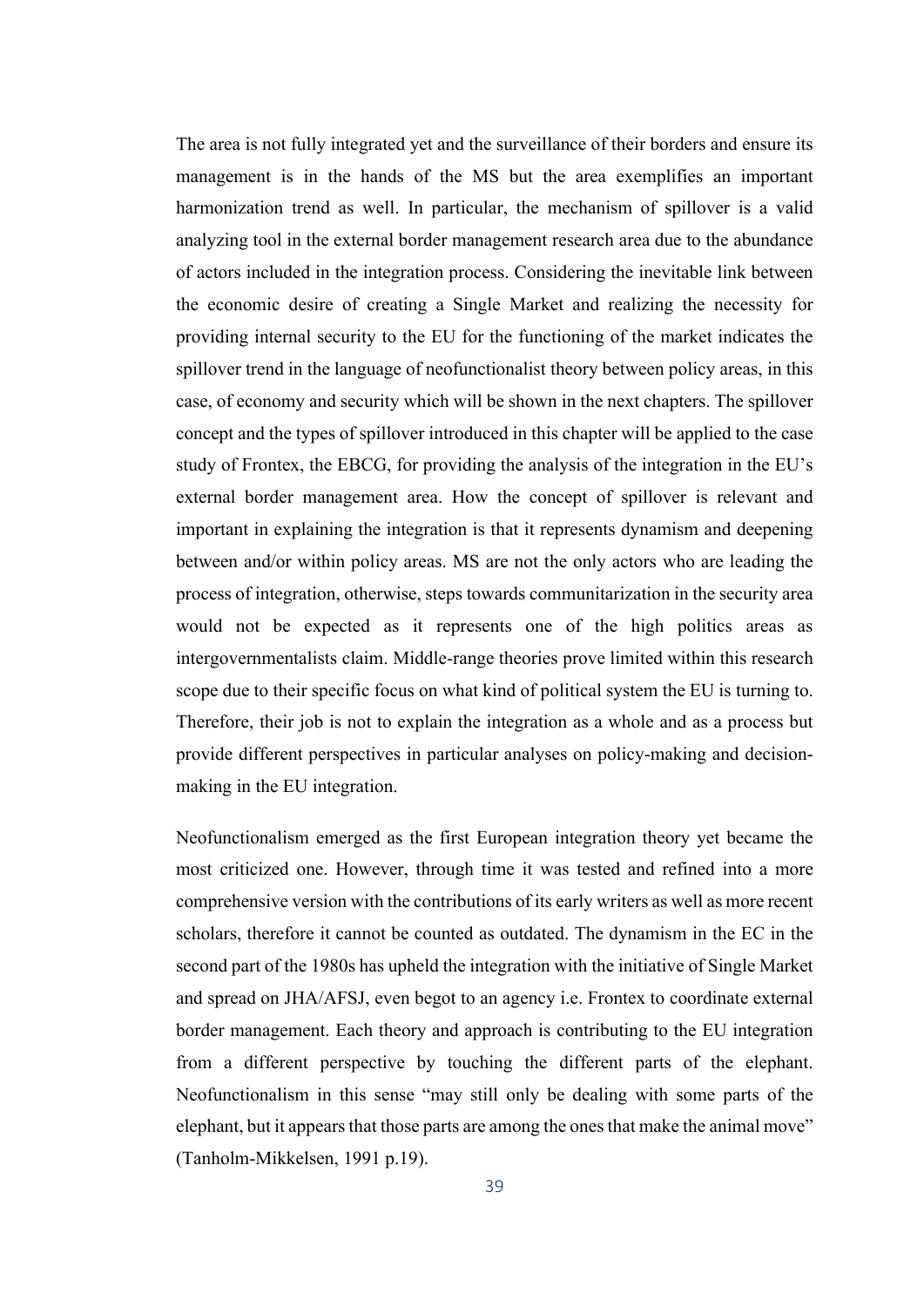The area is not fully integrated yet and the surveillance of their borders and ensure its management is in the hands of the MS but the area exemplifies an important harmonization trend as well. In particular, the mechanism of spillover is a valid analyzing tool in the external border management research area due to the abundance of actors included in the integration process. Considering the inevitable link between the economic desire of creating a Single Market and realizing the necessity for providing internal security to the EU for the functioning of the market indicates the spillover trend in the language of neofunctionalist theory between policy areas, in this case, of economy and security which will be shown in the next chapters. The spillover concept and the types of spillover introduced in this chapter will be applied to the case study of Frontex, the EBCG, for providing the analysis of the integration in the EU's external border management area. How the concept of spillover is relevant and important in explaining the integration is that it represents dynamism and deepening between and/or within policy areas. MS are not the only actors who are leading the process of integration, otherwise, steps towards communitarization in the security area would not be expected as it represents one of the high politics areas as intergovernmentalists claim. Middle-range theories prove limited within this research scope due to their specific focus on what kind of political system the EU is turning to. Therefore, their job is not to explain the integration as a whole and as a process but provide different perspectives in particular analyses on policy-making and decision-making in the EU integration.

Neofunctionalism emerged as the first European integration theory yet became the most criticized one. However, through time it was tested and refined into a more comprehensive version with the contributions of its early writers as well as more recent scholars, therefore it cannot be counted as outdated. The dynamism in the EC in the second part of the 1980s has upheld the integration with the initiative of Single Market and spread on JHA/AFSJ, even begot to an agency i.e. Frontex to coordinate external border management. Each theory and approach is contributing to the EU integration from a different perspective by touching the different parts of the elephant. Neofunctionalism in this sense "may still only be dealing with some parts of the elephant, but it appears that those parts are among the ones that make the animal move" (Tanholm-Mikkelsen, 1991 p.19).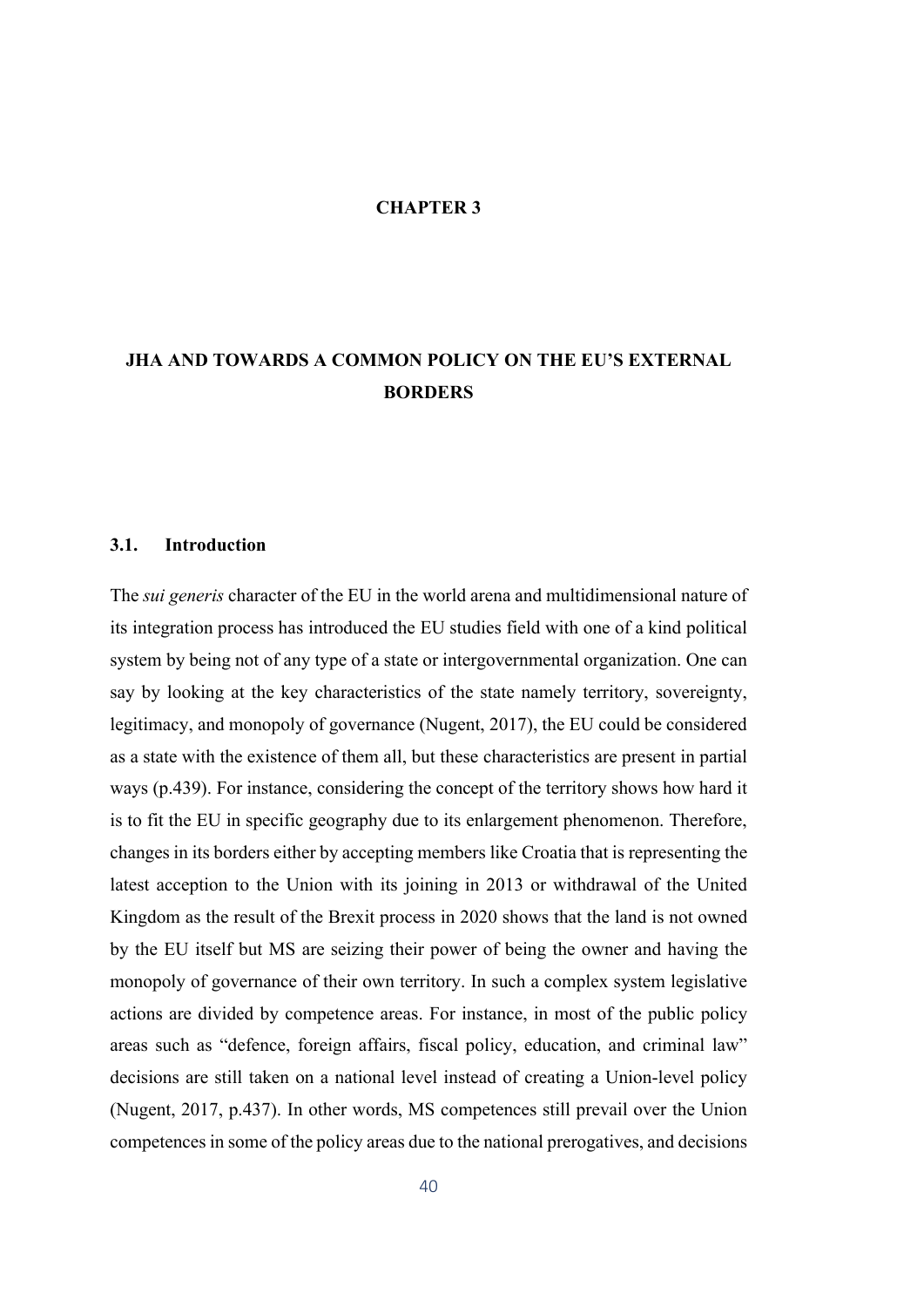# CHAPTER 3

# JHA AND TOWARDS A COMMON POLICY ON THE EU'S EXTERNAL BORDERS

## 3.1. Introduction

The *sui generis* character of the EU in the world arena and multidimensional nature of its integration process has introduced the EU studies field with one of a kind political system by being not of any type of a state or intergovernmental organization. One can say by looking at the key characteristics of the state namely territory, sovereignty, legitimacy, and monopoly of governance (Nugent, 2017), the EU could be considered as a state with the existence of them all, but these characteristics are present in partial ways (p.439). For instance, considering the concept of the territory shows how hard it is to fit the EU in specific geography due to its enlargement phenomenon. Therefore, changes in its borders either by accepting members like Croatia that is representing the latest acception to the Union with its joining in 2013 or withdrawal of the United Kingdom as the result of the Brexit process in 2020 shows that the land is not owned by the EU itself but MS are seizing their power of being the owner and having the monopoly of governance of their own territory. In such a complex system legislative actions are divided by competence areas. For instance, in most of the public policy areas such as "defence, foreign affairs, fiscal policy, education, and criminal law" decisions are still taken on a national level instead of creating a Union-level policy (Nugent, 2017, p.437). In other words, MS competences still prevail over the Union competences in some of the policy areas due to the national prerogatives, and decisions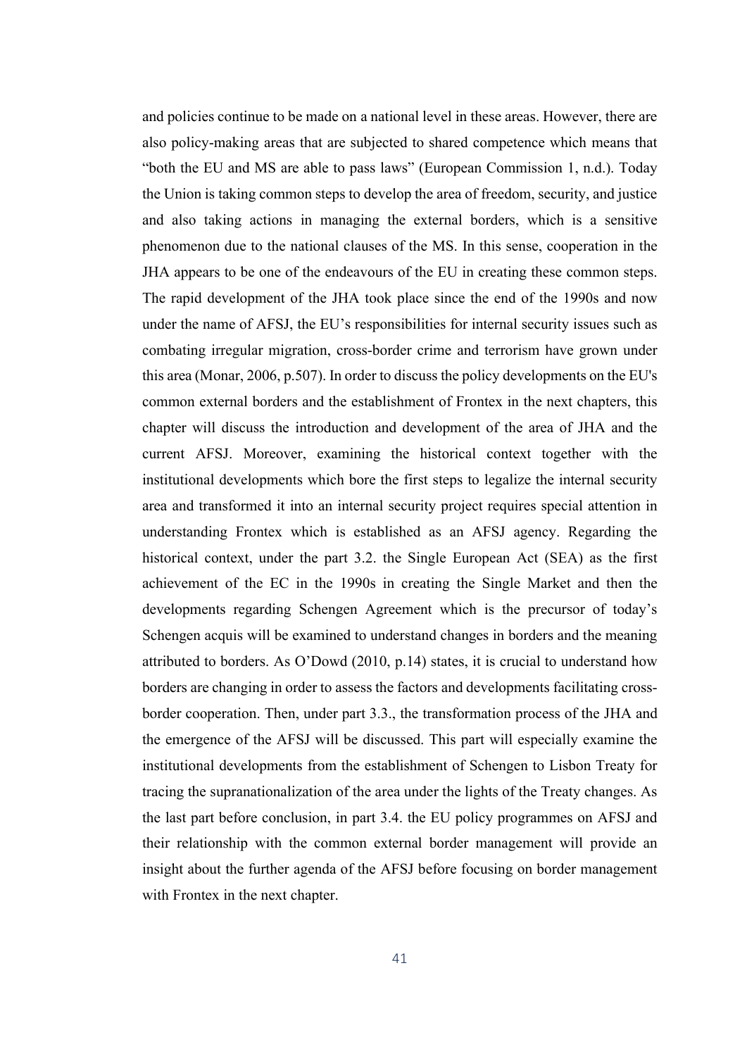and policies continue to be made on a national level in these areas. However, there are also policy-making areas that are subjected to shared competence which means that "both the EU and MS are able to pass laws" (European Commission 1, n.d.). Today the Union is taking common steps to develop the area of freedom, security, and justice and also taking actions in managing the external borders, which is a sensitive phenomenon due to the national clauses of the MS. In this sense, cooperation in the JHA appears to be one of the endeavours of the EU in creating these common steps. The rapid development of the JHA took place since the end of the 1990s and now under the name of AFSJ, the EU's responsibilities for internal security issues such as combating irregular migration, cross-border crime and terrorism have grown under this area (Monar, 2006, p.507). In order to discuss the policy developments on the EU's common external borders and the establishment of Frontex in the next chapters, this chapter will discuss the introduction and development of the area of JHA and the current AFSJ. Moreover, examining the historical context together with the institutional developments which bore the first steps to legalize the internal security area and transformed it into an internal security project requires special attention in understanding Frontex which is established as an AFSJ agency. Regarding the historical context, under the part 3.2. the Single European Act (SEA) as the first achievement of the EC in the 1990s in creating the Single Market and then the developments regarding Schengen Agreement which is the precursor of today's Schengen acquis will be examined to understand changes in borders and the meaning attributed to borders. As O'Dowd (2010, p.14) states, it is crucial to understand how borders are changing in order to assess the factors and developments facilitating cross-border cooperation. Then, under part 3.3., the transformation process of the JHA and the emergence of the AFSJ will be discussed. This part will especially examine the institutional developments from the establishment of Schengen to Lisbon Treaty for tracing the supranationalization of the area under the lights of the Treaty changes. As the last part before conclusion, in part 3.4. the EU policy programmes on AFSJ and their relationship with the common external border management will provide an insight about the further agenda of the AFSJ before focusing on border management with Frontex in the next chapter.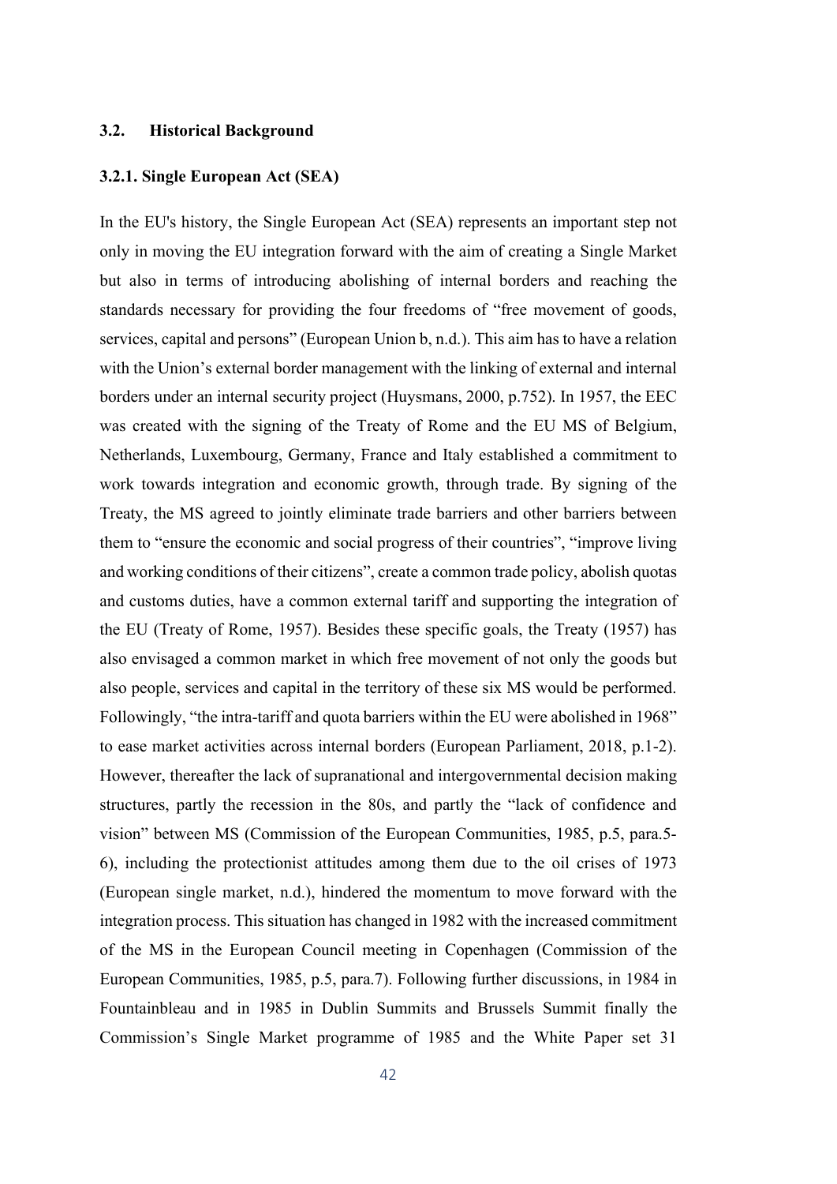## 3.2. Historical Background

### 3.2.1. Single European Act (SEA)

In the EU's history, the Single European Act (SEA) represents an important step not only in moving the EU integration forward with the aim of creating a Single Market but also in terms of introducing abolishing of internal borders and reaching the standards necessary for providing the four freedoms of "free movement of goods, services, capital and persons" (European Union b, n.d.). This aim has to have a relation with the Union's external border management with the linking of external and internal borders under an internal security project (Huysmans, 2000, p.752). In 1957, the EEC was created with the signing of the Treaty of Rome and the EU MS of Belgium, Netherlands, Luxembourg, Germany, France and Italy established a commitment to work towards integration and economic growth, through trade. By signing of the Treaty, the MS agreed to jointly eliminate trade barriers and other barriers between them to "ensure the economic and social progress of their countries", "improve living and working conditions of their citizens", create a common trade policy, abolish quotas and customs duties, have a common external tariff and supporting the integration of the EU (Treaty of Rome, 1957). Besides these specific goals, the Treaty (1957) has also envisaged a common market in which free movement of not only the goods but also people, services and capital in the territory of these six MS would be performed. Followingly, "the intra-tariff and quota barriers within the EU were abolished in 1968" to ease market activities across internal borders (European Parliament, 2018, p.1-2). However, thereafter the lack of supranational and intergovernmental decision making structures, partly the recession in the 80s, and partly the "lack of confidence and vision" between MS (Commission of the European Communities, 1985, p.5, para.5-6), including the protectionist attitudes among them due to the oil crises of 1973 (European single market, n.d.), hindered the momentum to move forward with the integration process. This situation has changed in 1982 with the increased commitment of the MS in the European Council meeting in Copenhagen (Commission of the European Communities, 1985, p.5, para.7). Following further discussions, in 1984 in Fountainbleau and in 1985 in Dublin Summits and Brussels Summit finally the Commission's Single Market programme of 1985 and the White Paper set 31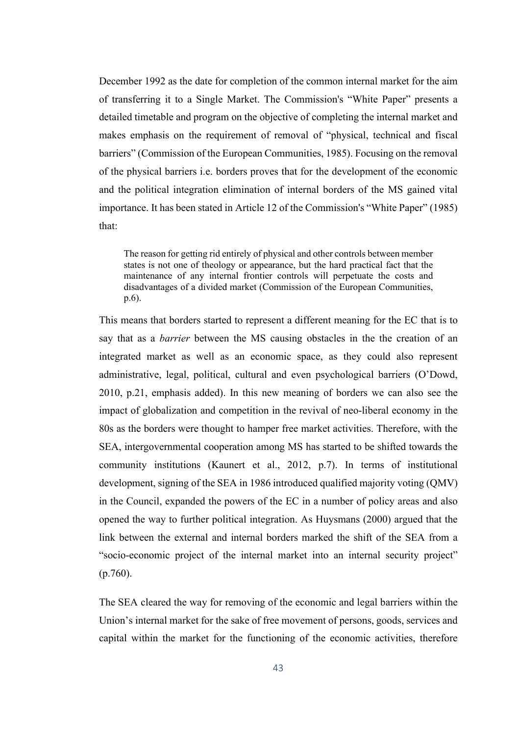December 1992 as the date for completion of the common internal market for the aim of transferring it to a Single Market. The Commission's "White Paper" presents a detailed timetable and program on the objective of completing the internal market and makes emphasis on the requirement of removal of "physical, technical and fiscal barriers" (Commission of the European Communities, 1985). Focusing on the removal of the physical barriers i.e. borders proves that for the development of the economic and the political integration elimination of internal borders of the MS gained vital importance. It has been stated in Article 12 of the Commission's "White Paper" (1985) that:

> The reason for getting rid entirely of physical and other controls between member states is not one of theology or appearance, but the hard practical fact that the maintenance of any internal frontier controls will perpetuate the costs and disadvantages of a divided market (Commission of the European Communities, p.6).

This means that borders started to represent a different meaning for the EC that is to say that as a *barrier* between the MS causing obstacles in the the creation of an integrated market as well as an economic space, as they could also represent administrative, legal, political, cultural and even psychological barriers (O'Dowd, 2010, p.21, emphasis added). In this new meaning of borders we can also see the impact of globalization and competition in the revival of neo-liberal economy in the 80s as the borders were thought to hamper free market activities. Therefore, with the SEA, intergovernmental cooperation among MS has started to be shifted towards the community institutions (Kaunert et al., 2012, p.7). In terms of institutional development, signing of the SEA in 1986 introduced qualified majority voting (QMV) in the Council, expanded the powers of the EC in a number of policy areas and also opened the way to further political integration. As Huysmans (2000) argued that the link between the external and internal borders marked the shift of the SEA from a "socio-economic project of the internal market into an internal security project" (p.760).

The SEA cleared the way for removing of the economic and legal barriers within the Union's internal market for the sake of free movement of persons, goods, services and capital within the market for the functioning of the economic activities, therefore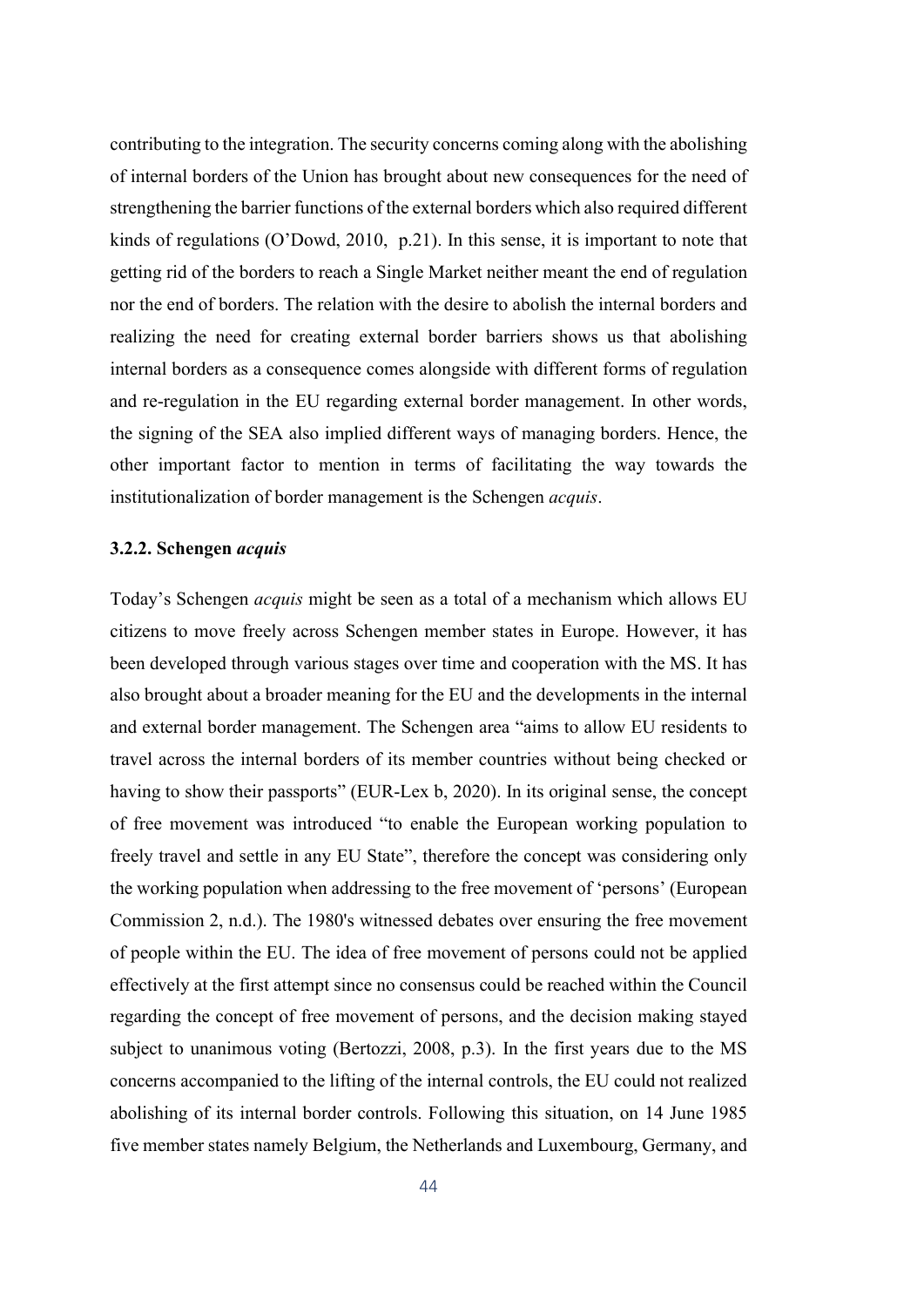contributing to the integration. The security concerns coming along with the abolishing of internal borders of the Union has brought about new consequences for the need of strengthening the barrier functions of the external borders which also required different kinds of regulations (O'Dowd, 2010, p.21). In this sense, it is important to note that getting rid of the borders to reach a Single Market neither meant the end of regulation nor the end of borders. The relation with the desire to abolish the internal borders and realizing the need for creating external border barriers shows us that abolishing internal borders as a consequence comes alongside with different forms of regulation and re-regulation in the EU regarding external border management. In other words, the signing of the SEA also implied different ways of managing borders. Hence, the other important factor to mention in terms of facilitating the way towards the institutionalization of border management is the Schengen *acquis*.

### 3.2.2. Schengen *acquis*

Today's Schengen *acquis* might be seen as a total of a mechanism which allows EU citizens to move freely across Schengen member states in Europe. However, it has been developed through various stages over time and cooperation with the MS. It has also brought about a broader meaning for the EU and the developments in the internal and external border management. The Schengen area "aims to allow EU residents to travel across the internal borders of its member countries without being checked or having to show their passports" (EUR-Lex b, 2020). In its original sense, the concept of free movement was introduced "to enable the European working population to freely travel and settle in any EU State", therefore the concept was considering only the working population when addressing to the free movement of 'persons' (European Commission 2, n.d.). The 1980's witnessed debates over ensuring the free movement of people within the EU. The idea of free movement of persons could not be applied effectively at the first attempt since no consensus could be reached within the Council regarding the concept of free movement of persons, and the decision making stayed subject to unanimous voting (Bertozzi, 2008, p.3). In the first years due to the MS concerns accompanied to the lifting of the internal controls, the EU could not realized abolishing of its internal border controls. Following this situation, on 14 June 1985 five member states namely Belgium, the Netherlands and Luxembourg, Germany, and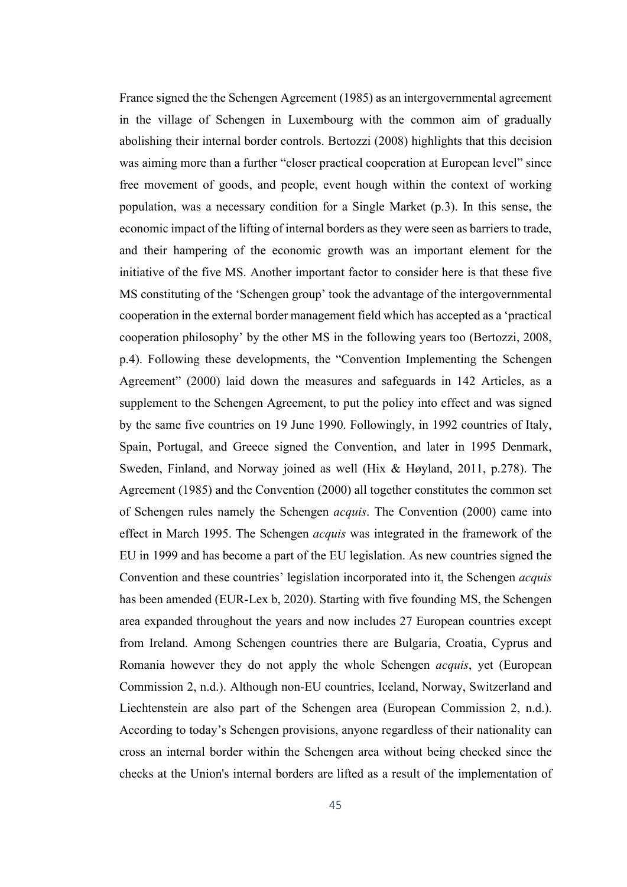France signed the the Schengen Agreement (1985) as an intergovernmental agreement in the village of Schengen in Luxembourg with the common aim of gradually abolishing their internal border controls. Bertozzi (2008) highlights that this decision was aiming more than a further "closer practical cooperation at European level" since free movement of goods, and people, event hough within the context of working population, was a necessary condition for a Single Market (p.3). In this sense, the economic impact of the lifting of internal borders as they were seen as barriers to trade, and their hampering of the economic growth was an important element for the initiative of the five MS. Another important factor to consider here is that these five MS constituting of the 'Schengen group' took the advantage of the intergovernmental cooperation in the external border management field which has accepted as a 'practical cooperation philosophy' by the other MS in the following years too (Bertozzi, 2008, p.4). Following these developments, the "Convention Implementing the Schengen Agreement" (2000) laid down the measures and safeguards in 142 Articles, as a supplement to the Schengen Agreement, to put the policy into effect and was signed by the same five countries on 19 June 1990. Followingly, in 1992 countries of Italy, Spain, Portugal, and Greece signed the Convention, and later in 1995 Denmark, Sweden, Finland, and Norway joined as well (Hix & Høyland, 2011, p.278). The Agreement (1985) and the Convention (2000) all together constitutes the common set of Schengen rules namely the Schengen *acquis*. The Convention (2000) came into effect in March 1995. The Schengen *acquis* was integrated in the framework of the EU in 1999 and has become a part of the EU legislation. As new countries signed the Convention and these countries' legislation incorporated into it, the Schengen *acquis* has been amended (EUR-Lex b, 2020). Starting with five founding MS, the Schengen area expanded throughout the years and now includes 27 European countries except from Ireland. Among Schengen countries there are Bulgaria, Croatia, Cyprus and Romania however they do not apply the whole Schengen *acquis*, yet (European Commission 2, n.d.). Although non-EU countries, Iceland, Norway, Switzerland and Liechtenstein are also part of the Schengen area (European Commission 2, n.d.). According to today's Schengen provisions, anyone regardless of their nationality can cross an internal border within the Schengen area without being checked since the checks at the Union's internal borders are lifted as a result of the implementation of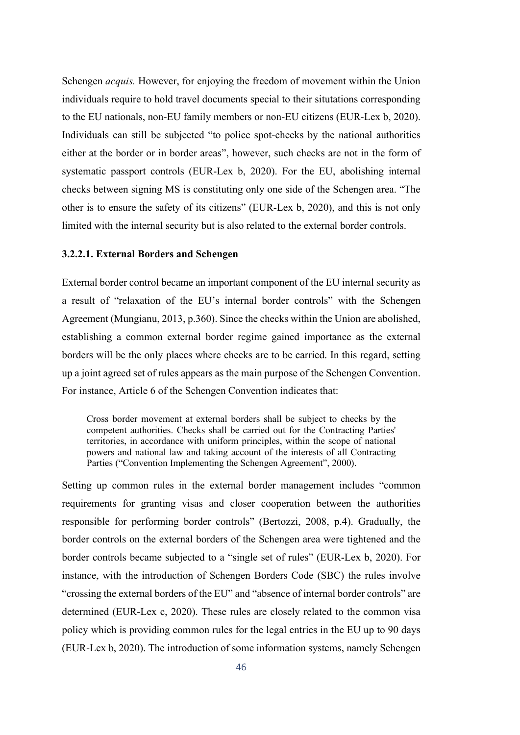Schengen *acquis.* However, for enjoying the freedom of movement within the Union individuals require to hold travel documents special to their situtations corresponding to the EU nationals, non-EU family members or non-EU citizens (EUR-Lex b, 2020). Individuals can still be subjected "to police spot-checks by the national authorities either at the border or in border areas", however, such checks are not in the form of systematic passport controls (EUR-Lex b, 2020). For the EU, abolishing internal checks between signing MS is constituting only one side of the Schengen area. "The other is to ensure the safety of its citizens" (EUR-Lex b, 2020), and this is not only limited with the internal security but is also related to the external border controls.

#### 3.2.2.1. External Borders and Schengen

External border control became an important component of the EU internal security as a result of "relaxation of the EU's internal border controls" with the Schengen Agreement (Mungianu, 2013, p.360). Since the checks within the Union are abolished, establishing a common external border regime gained importance as the external borders will be the only places where checks are to be carried. In this regard, setting up a joint agreed set of rules appears as the main purpose of the Schengen Convention. For instance, Article 6 of the Schengen Convention indicates that:

> Cross border movement at external borders shall be subject to checks by the competent authorities. Checks shall be carried out for the Contracting Parties' territories, in accordance with uniform principles, within the scope of national powers and national law and taking account of the interests of all Contracting Parties ("Convention Implementing the Schengen Agreement", 2000).

Setting up common rules in the external border management includes "common requirements for granting visas and closer cooperation between the authorities responsible for performing border controls" (Bertozzi, 2008, p.4). Gradually, the border controls on the external borders of the Schengen area were tightened and the border controls became subjected to a "single set of rules" (EUR-Lex b, 2020). For instance, with the introduction of Schengen Borders Code (SBC) the rules involve "crossing the external borders of the EU" and "absence of internal border controls" are determined (EUR-Lex c, 2020). These rules are closely related to the common visa policy which is providing common rules for the legal entries in the EU up to 90 days (EUR-Lex b, 2020). The introduction of some information systems, namely Schengen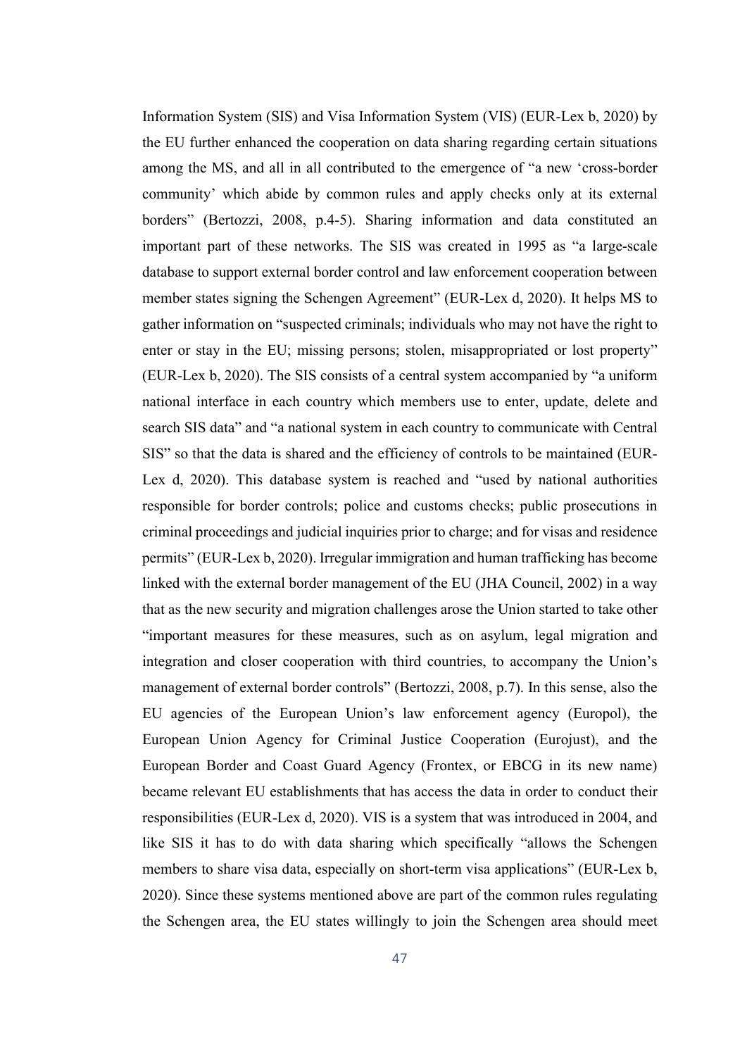Information System (SIS) and Visa Information System (VIS) (EUR-Lex b, 2020) by the EU further enhanced the cooperation on data sharing regarding certain situations among the MS, and all in all contributed to the emergence of "a new 'cross-border community' which abide by common rules and apply checks only at its external borders" (Bertozzi, 2008, p.4-5). Sharing information and data constituted an important part of these networks. The SIS was created in 1995 as "a large-scale database to support external border control and law enforcement cooperation between member states signing the Schengen Agreement" (EUR-Lex d, 2020). It helps MS to gather information on "suspected criminals; individuals who may not have the right to enter or stay in the EU; missing persons; stolen, misappropriated or lost property" (EUR-Lex b, 2020). The SIS consists of a central system accompanied by "a uniform national interface in each country which members use to enter, update, delete and search SIS data" and "a national system in each country to communicate with Central SIS" so that the data is shared and the efficiency of controls to be maintained (EUR-Lex d, 2020). This database system is reached and "used by national authorities responsible for border controls; police and customs checks; public prosecutions in criminal proceedings and judicial inquiries prior to charge; and for visas and residence permits" (EUR-Lex b, 2020). Irregular immigration and human trafficking has become linked with the external border management of the EU (JHA Council, 2002) in a way that as the new security and migration challenges arose the Union started to take other "important measures for these measures, such as on asylum, legal migration and integration and closer cooperation with third countries, to accompany the Union's management of external border controls" (Bertozzi, 2008, p.7). In this sense, also the EU agencies of the European Union's law enforcement agency (Europol), the European Union Agency for Criminal Justice Cooperation (Eurojust), and the European Border and Coast Guard Agency (Frontex, or EBCG in its new name) became relevant EU establishments that has access the data in order to conduct their responsibilities (EUR-Lex d, 2020). VIS is a system that was introduced in 2004, and like SIS it has to do with data sharing which specifically "allows the Schengen members to share visa data, especially on short-term visa applications" (EUR-Lex b, 2020). Since these systems mentioned above are part of the common rules regulating the Schengen area, the EU states willingly to join the Schengen area should meet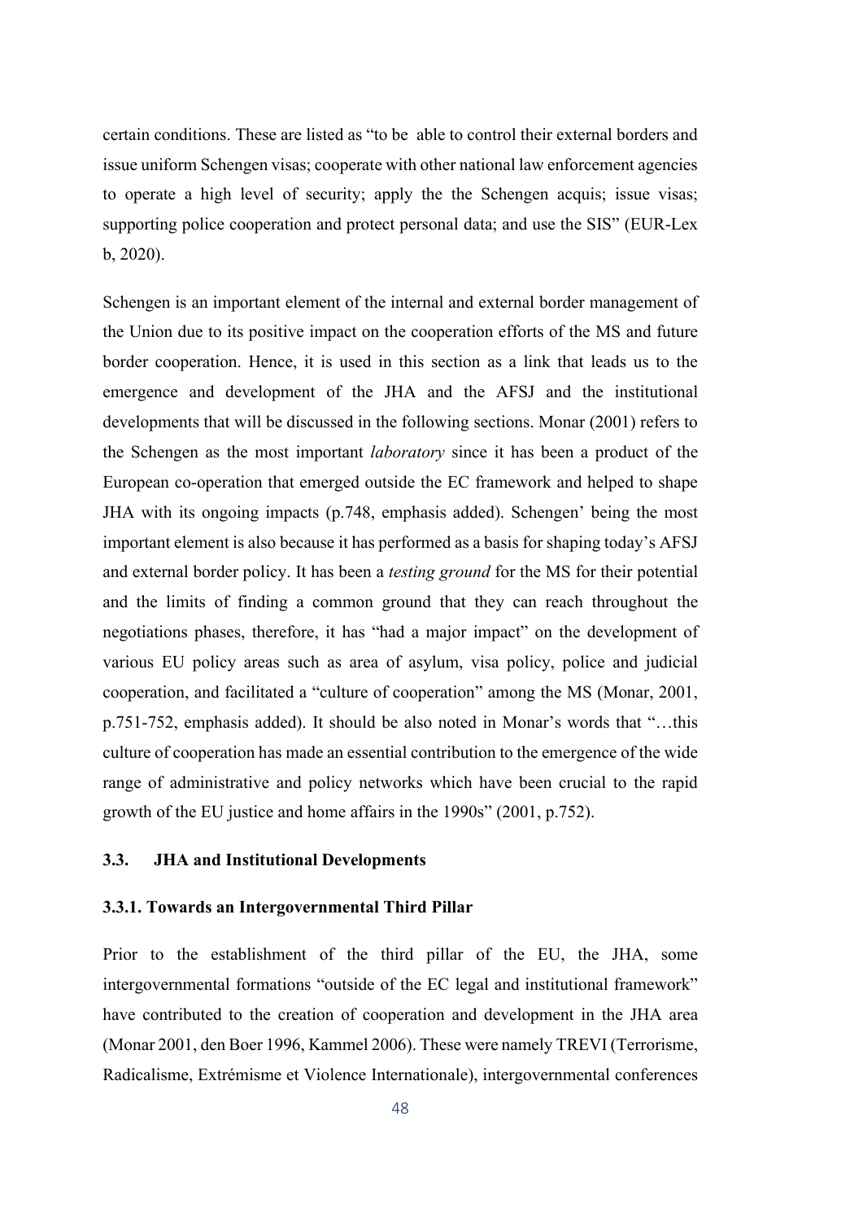certain conditions. These are listed as “to be able to control their external borders and issue uniform Schengen visas; cooperate with other national law enforcement agencies to operate a high level of security; apply the the Schengen acquis; issue visas; supporting police cooperation and protect personal data; and use the SIS” (EUR-Lex b, 2020).

Schengen is an important element of the internal and external border management of the Union due to its positive impact on the cooperation efforts of the MS and future border cooperation. Hence, it is used in this section as a link that leads us to the emergence and development of the JHA and the AFSJ and the institutional developments that will be discussed in the following sections. Monar (2001) refers to the Schengen as the most important *laboratory* since it has been a product of the European co-operation that emerged outside the EC framework and helped to shape JHA with its ongoing impacts (p.748, emphasis added). Schengen’ being the most important element is also because it has performed as a basis for shaping today’s AFSJ and external border policy. It has been a *testing ground* for the MS for their potential and the limits of finding a common ground that they can reach throughout the negotiations phases, therefore, it has “had a major impact” on the development of various EU policy areas such as area of asylum, visa policy, police and judicial cooperation, and facilitated a “culture of cooperation” among the MS (Monar, 2001, p.751-752, emphasis added). It should be also noted in Monar’s words that “…this culture of cooperation has made an essential contribution to the emergence of the wide range of administrative and policy networks which have been crucial to the rapid growth of the EU justice and home affairs in the 1990s” (2001, p.752).

### 3.3. JHA and Institutional Developments

#### 3.3.1. Towards an Intergovernmental Third Pillar

Prior to the establishment of the third pillar of the EU, the JHA, some intergovernmental formations “outside of the EC legal and institutional framework” have contributed to the creation of cooperation and development in the JHA area (Monar 2001, den Boer 1996, Kammel 2006). These were namely TREVI (Terrorisme, Radicalisme, Extrémisme et Violence Internationale), intergovernmental conferences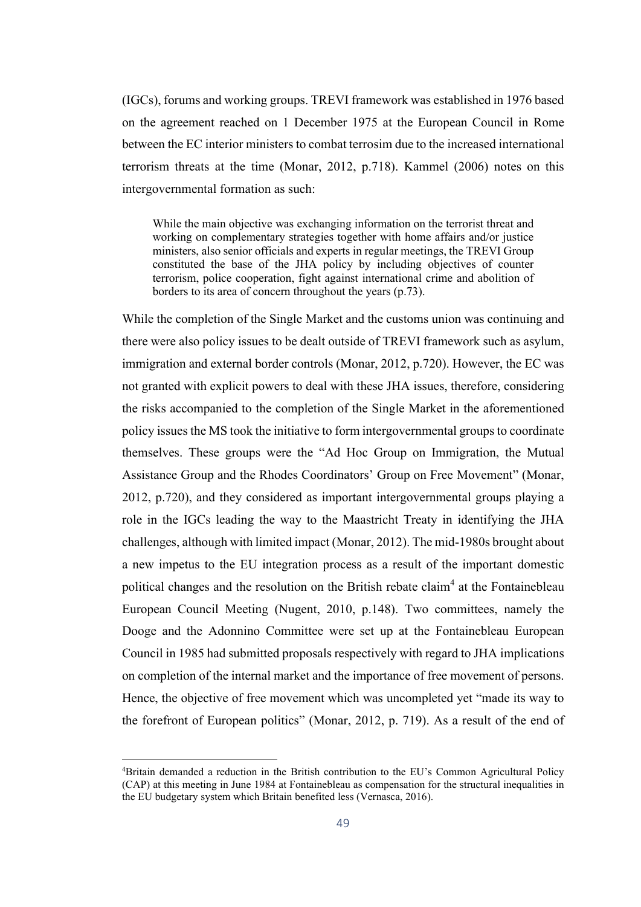(IGCs), forums and working groups. TREVI framework was established in 1976 based on the agreement reached on 1 December 1975 at the European Council in Rome between the EC interior ministers to combat terrosim due to the increased international terrorism threats at the time (Monar, 2012, p.718). Kammel (2006) notes on this intergovernmental formation as such:

> While the main objective was exchanging information on the terrorist threat and working on complementary strategies together with home affairs and/or justice ministers, also senior officials and experts in regular meetings, the TREVI Group constituted the base of the JHA policy by including objectives of counter terrorism, police cooperation, fight against international crime and abolition of borders to its area of concern throughout the years (p.73).

While the completion of the Single Market and the customs union was continuing and there were also policy issues to be dealt outside of TREVI framework such as asylum, immigration and external border controls (Monar, 2012, p.720). However, the EC was not granted with explicit powers to deal with these JHA issues, therefore, considering the risks accompanied to the completion of the Single Market in the aforementioned policy issues the MS took the initiative to form intergovernmental groups to coordinate themselves. These groups were the "Ad Hoc Group on Immigration, the Mutual Assistance Group and the Rhodes Coordinators' Group on Free Movement" (Monar, 2012, p.720), and they considered as important intergovernmental groups playing a role in the IGCs leading the way to the Maastricht Treaty in identifying the JHA challenges, although with limited impact (Monar, 2012). The mid-1980s brought about a new impetus to the EU integration process as a result of the important domestic political changes and the resolution on the British rebate claim[4] at the Fontainebleau European Council Meeting (Nugent, 2010, p.148). Two committees, namely the Dooge and the Adonnino Committee were set up at the Fontainebleau European Council in 1985 had submitted proposals respectively with regard to JHA implications on completion of the internal market and the importance of free movement of persons. Hence, the objective of free movement which was uncompleted yet "made its way to the forefront of European politics" (Monar, 2012, p. 719). As a result of the end of

[4]Britain demanded a reduction in the British contribution to the EU's Common Agricultural Policy (CAP) at this meeting in June 1984 at Fontainebleau as compensation for the structural inequalities in the EU budgetary system which Britain benefited less (Vernasca, 2016).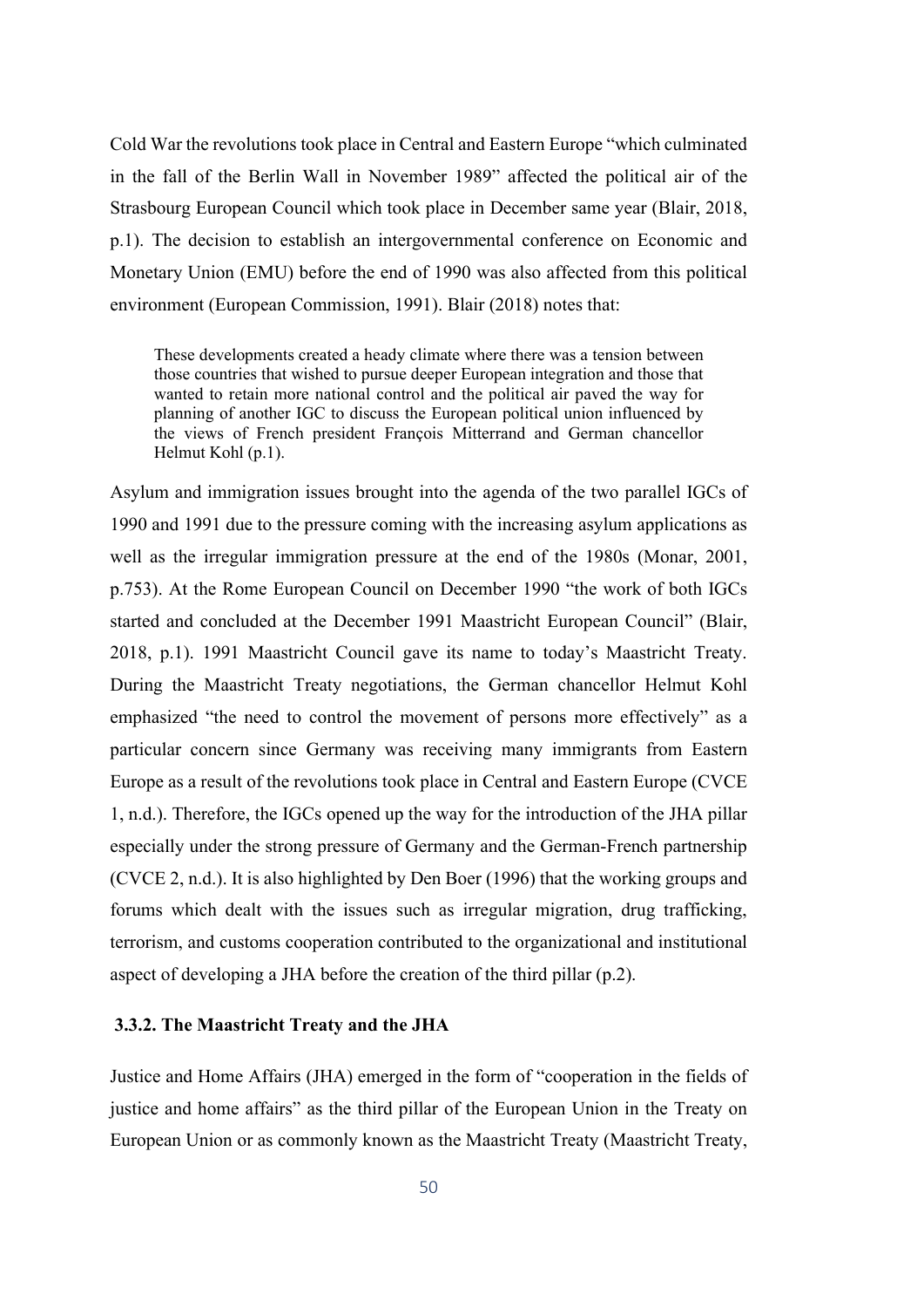Cold War the revolutions took place in Central and Eastern Europe "which culminated in the fall of the Berlin Wall in November 1989" affected the political air of the Strasbourg European Council which took place in December same year (Blair, 2018, p.1). The decision to establish an intergovernmental conference on Economic and Monetary Union (EMU) before the end of 1990 was also affected from this political environment (European Commission, 1991). Blair (2018) notes that:

> These developments created a heady climate where there was a tension between those countries that wished to pursue deeper European integration and those that wanted to retain more national control and the political air paved the way for planning of another IGC to discuss the European political union influenced by the views of French president François Mitterrand and German chancellor Helmut Kohl (p.1).

Asylum and immigration issues brought into the agenda of the two parallel IGCs of 1990 and 1991 due to the pressure coming with the increasing asylum applications as well as the irregular immigration pressure at the end of the 1980s (Monar, 2001, p.753). At the Rome European Council on December 1990 "the work of both IGCs started and concluded at the December 1991 Maastricht European Council" (Blair, 2018, p.1). 1991 Maastricht Council gave its name to today's Maastricht Treaty. During the Maastricht Treaty negotiations, the German chancellor Helmut Kohl emphasized "the need to control the movement of persons more effectively" as a particular concern since Germany was receiving many immigrants from Eastern Europe as a result of the revolutions took place in Central and Eastern Europe (CVCE 1, n.d.). Therefore, the IGCs opened up the way for the introduction of the JHA pillar especially under the strong pressure of Germany and the German-French partnership (CVCE 2, n.d.). It is also highlighted by Den Boer (1996) that the working groups and forums which dealt with the issues such as irregular migration, drug trafficking, terrorism, and customs cooperation contributed to the organizational and institutional aspect of developing a JHA before the creation of the third pillar (p.2).

### 3.3.2. The Maastricht Treaty and the JHA

Justice and Home Affairs (JHA) emerged in the form of "cooperation in the fields of justice and home affairs" as the third pillar of the European Union in the Treaty on European Union or as commonly known as the Maastricht Treaty (Maastricht Treaty,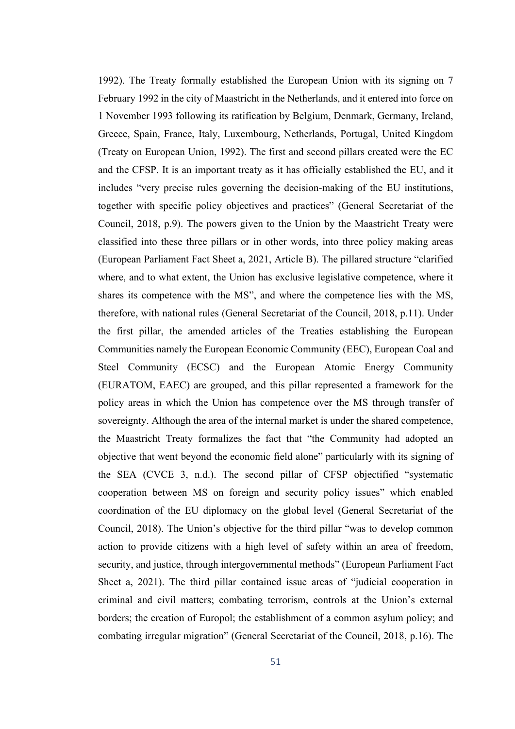1992). The Treaty formally established the European Union with its signing on 7 February 1992 in the city of Maastricht in the Netherlands, and it entered into force on 1 November 1993 following its ratification by Belgium, Denmark, Germany, Ireland, Greece, Spain, France, Italy, Luxembourg, Netherlands, Portugal, United Kingdom (Treaty on European Union, 1992). The first and second pillars created were the EC and the CFSP. It is an important treaty as it has officially established the EU, and it includes "very precise rules governing the decision-making of the EU institutions, together with specific policy objectives and practices" (General Secretariat of the Council, 2018, p.9). The powers given to the Union by the Maastricht Treaty were classified into these three pillars or in other words, into three policy making areas (European Parliament Fact Sheet a, 2021, Article B). The pillared structure "clarified where, and to what extent, the Union has exclusive legislative competence, where it shares its competence with the MS", and where the competence lies with the MS, therefore, with national rules (General Secretariat of the Council, 2018, p.11). Under the first pillar, the amended articles of the Treaties establishing the European Communities namely the European Economic Community (EEC), European Coal and Steel Community (ECSC) and the European Atomic Energy Community (EURATOM, EAEC) are grouped, and this pillar represented a framework for the policy areas in which the Union has competence over the MS through transfer of sovereignty. Although the area of the internal market is under the shared competence, the Maastricht Treaty formalizes the fact that "the Community had adopted an objective that went beyond the economic field alone" particularly with its signing of the SEA (CVCE 3, n.d.). The second pillar of CFSP objectified "systematic cooperation between MS on foreign and security policy issues" which enabled coordination of the EU diplomacy on the global level (General Secretariat of the Council, 2018). The Union's objective for the third pillar "was to develop common action to provide citizens with a high level of safety within an area of freedom, security, and justice, through intergovernmental methods" (European Parliament Fact Sheet a, 2021). The third pillar contained issue areas of "judicial cooperation in criminal and civil matters; combating terrorism, controls at the Union's external borders; the creation of Europol; the establishment of a common asylum policy; and combating irregular migration" (General Secretariat of the Council, 2018, p.16). The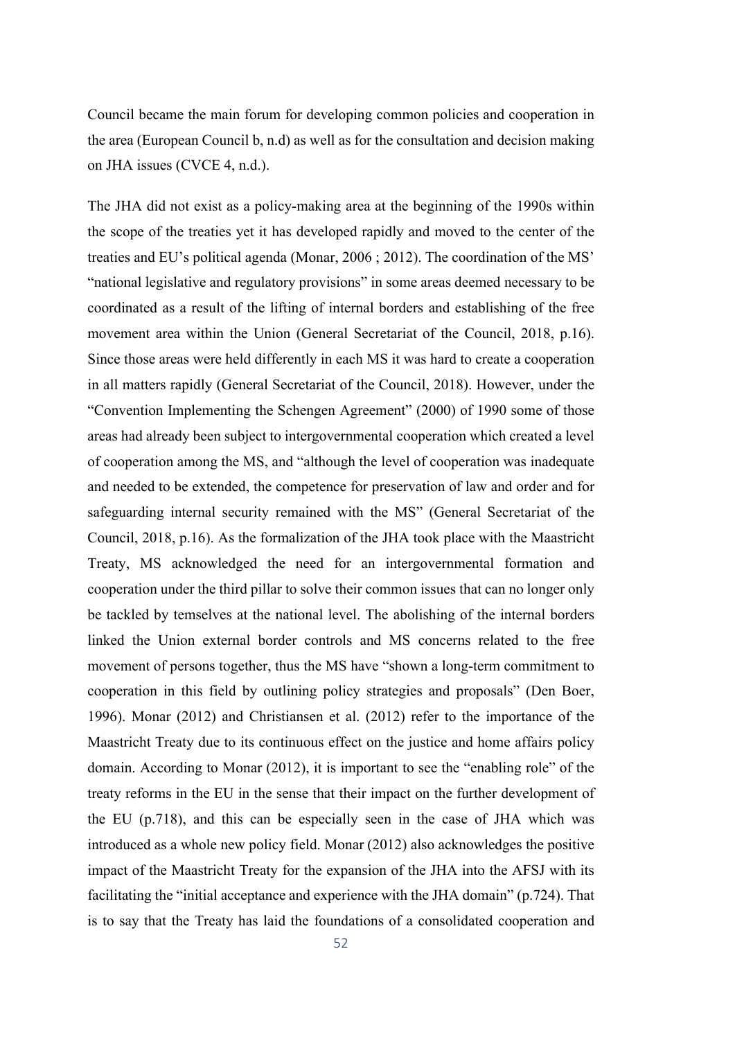Council became the main forum for developing common policies and cooperation in the area (European Council b, n.d) as well as for the consultation and decision making on JHA issues (CVCE 4, n.d.).

The JHA did not exist as a policy-making area at the beginning of the 1990s within the scope of the treaties yet it has developed rapidly and moved to the center of the treaties and EU's political agenda (Monar, 2006 ; 2012). The coordination of the MS' "national legislative and regulatory provisions" in some areas deemed necessary to be coordinated as a result of the lifting of internal borders and establishing of the free movement area within the Union (General Secretariat of the Council, 2018, p.16). Since those areas were held differently in each MS it was hard to create a cooperation in all matters rapidly (General Secretariat of the Council, 2018). However, under the "Convention Implementing the Schengen Agreement" (2000) of 1990 some of those areas had already been subject to intergovernmental cooperation which created a level of cooperation among the MS, and "although the level of cooperation was inadequate and needed to be extended, the competence for preservation of law and order and for safeguarding internal security remained with the MS" (General Secretariat of the Council, 2018, p.16). As the formalization of the JHA took place with the Maastricht Treaty, MS acknowledged the need for an intergovernmental formation and cooperation under the third pillar to solve their common issues that can no longer only be tackled by temselves at the national level. The abolishing of the internal borders linked the Union external border controls and MS concerns related to the free movement of persons together, thus the MS have "shown a long-term commitment to cooperation in this field by outlining policy strategies and proposals" (Den Boer, 1996). Monar (2012) and Christiansen et al. (2012) refer to the importance of the Maastricht Treaty due to its continuous effect on the justice and home affairs policy domain. According to Monar (2012), it is important to see the "enabling role" of the treaty reforms in the EU in the sense that their impact on the further development of the EU (p.718), and this can be especially seen in the case of JHA which was introduced as a whole new policy field. Monar (2012) also acknowledges the positive impact of the Maastricht Treaty for the expansion of the JHA into the AFSJ with its facilitating the "initial acceptance and experience with the JHA domain" (p.724). That is to say that the Treaty has laid the foundations of a consolidated cooperation and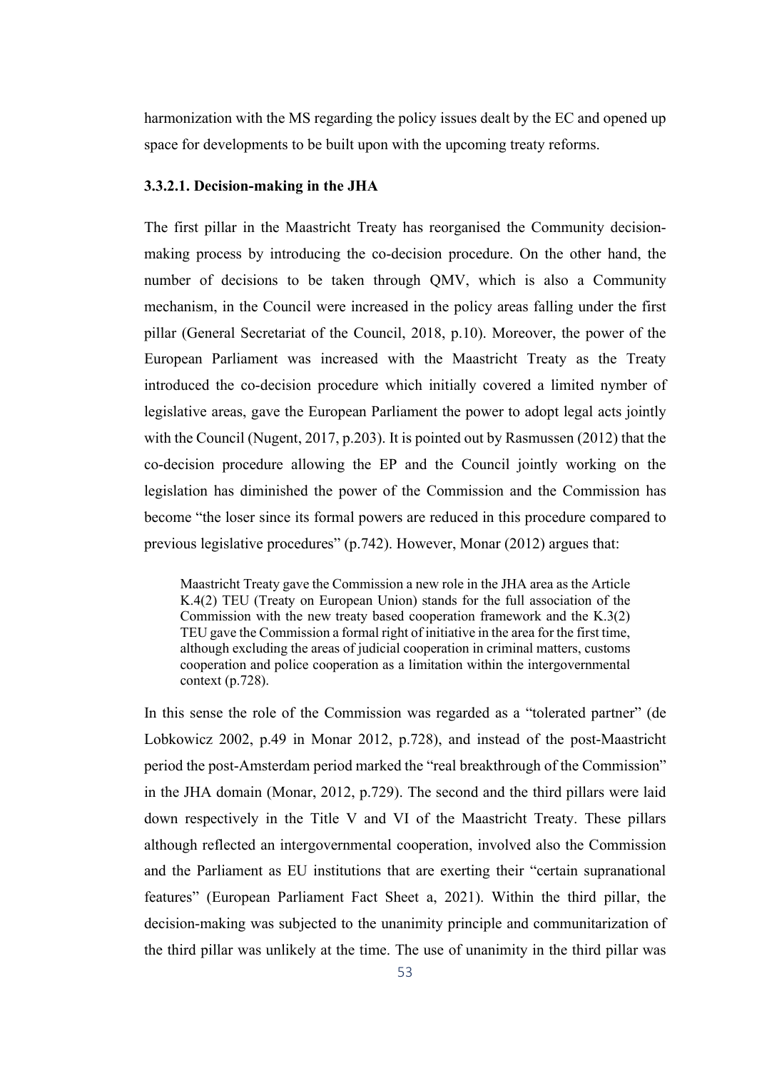harmonization with the MS regarding the policy issues dealt by the EC and opened up space for developments to be built upon with the upcoming treaty reforms.

#### 3.3.2.1. Decision-making in the JHA

The first pillar in the Maastricht Treaty has reorganised the Community decision-making process by introducing the co-decision procedure. On the other hand, the number of decisions to be taken through QMV, which is also a Community mechanism, in the Council were increased in the policy areas falling under the first pillar (General Secretariat of the Council, 2018, p.10). Moreover, the power of the European Parliament was increased with the Maastricht Treaty as the Treaty introduced the co-decision procedure which initially covered a limited nymber of legislative areas, gave the European Parliament the power to adopt legal acts jointly with the Council (Nugent, 2017, p.203). It is pointed out by Rasmussen (2012) that the co-decision procedure allowing the EP and the Council jointly working on the legislation has diminished the power of the Commission and the Commission has become "the loser since its formal powers are reduced in this procedure compared to previous legislative procedures" (p.742). However, Monar (2012) argues that:

> Maastricht Treaty gave the Commission a new role in the JHA area as the Article K.4(2) TEU (Treaty on European Union) stands for the full association of the Commission with the new treaty based cooperation framework and the K.3(2) TEU gave the Commission a formal right of initiative in the area for the first time, although excluding the areas of judicial cooperation in criminal matters, customs cooperation and police cooperation as a limitation within the intergovernmental context (p.728).

In this sense the role of the Commission was regarded as a "tolerated partner" (de Lobkowicz 2002, p.49 in Monar 2012, p.728), and instead of the post-Maastricht period the post-Amsterdam period marked the "real breakthrough of the Commission" in the JHA domain (Monar, 2012, p.729). The second and the third pillars were laid down respectively in the Title V and VI of the Maastricht Treaty. These pillars although reflected an intergovernmental cooperation, involved also the Commission and the Parliament as EU institutions that are exerting their "certain supranational features" (European Parliament Fact Sheet a, 2021). Within the third pillar, the decision-making was subjected to the unanimity principle and communitarization of the third pillar was unlikely at the time. The use of unanimity in the third pillar was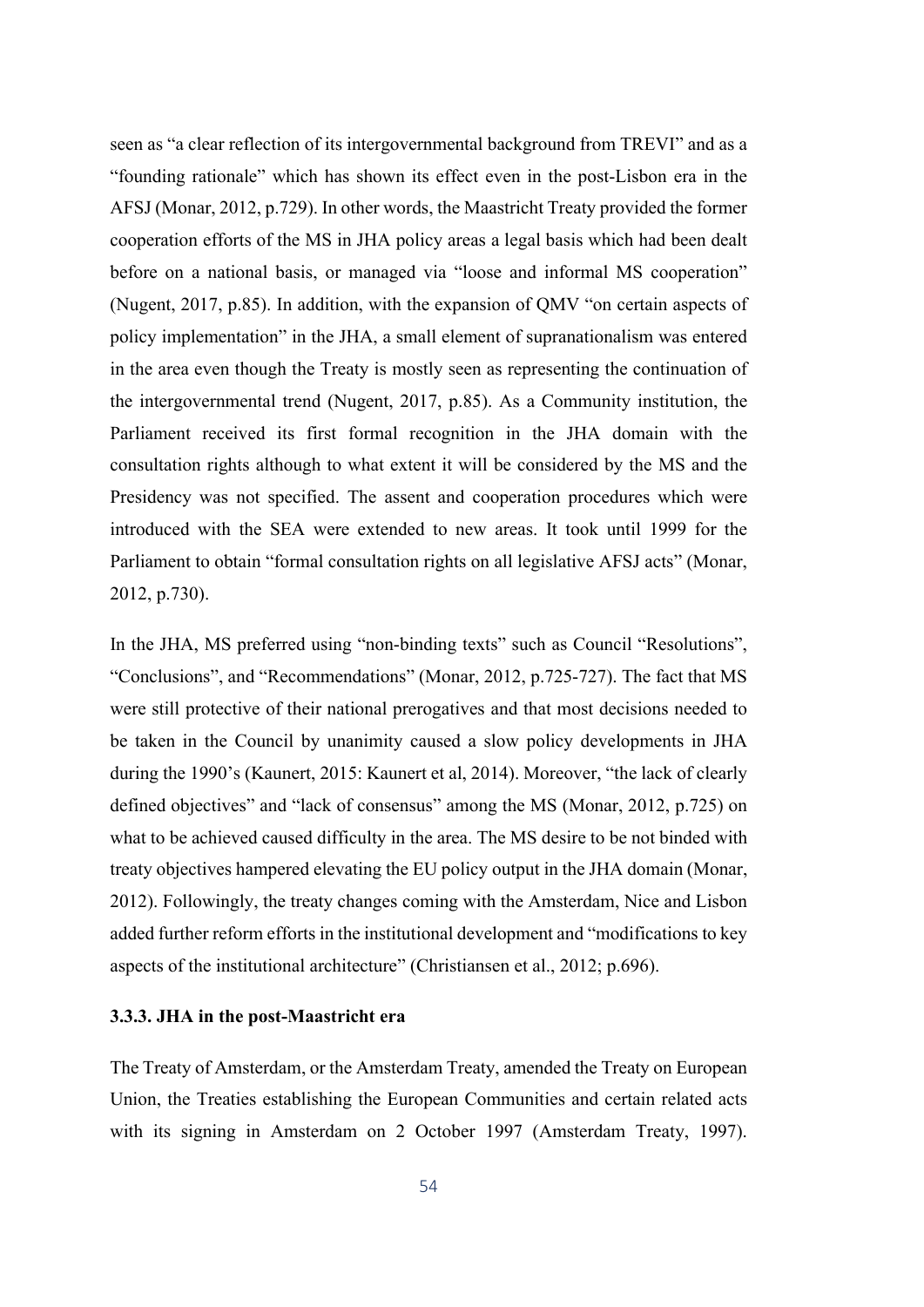seen as "a clear reflection of its intergovernmental background from TREVI" and as a "founding rationale" which has shown its effect even in the post-Lisbon era in the AFSJ (Monar, 2012, p.729). In other words, the Maastricht Treaty provided the former cooperation efforts of the MS in JHA policy areas a legal basis which had been dealt before on a national basis, or managed via "loose and informal MS cooperation" (Nugent, 2017, p.85). In addition, with the expansion of QMV "on certain aspects of policy implementation" in the JHA, a small element of supranationalism was entered in the area even though the Treaty is mostly seen as representing the continuation of the intergovernmental trend (Nugent, 2017, p.85). As a Community institution, the Parliament received its first formal recognition in the JHA domain with the consultation rights although to what extent it will be considered by the MS and the Presidency was not specified. The assent and cooperation procedures which were introduced with the SEA were extended to new areas. It took until 1999 for the Parliament to obtain "formal consultation rights on all legislative AFSJ acts" (Monar, 2012, p.730).

In the JHA, MS preferred using "non-binding texts" such as Council "Resolutions", "Conclusions", and "Recommendations" (Monar, 2012, p.725-727). The fact that MS were still protective of their national prerogatives and that most decisions needed to be taken in the Council by unanimity caused a slow policy developments in JHA during the 1990's (Kaunert, 2015: Kaunert et al, 2014). Moreover, "the lack of clearly defined objectives" and "lack of consensus" among the MS (Monar, 2012, p.725) on what to be achieved caused difficulty in the area. The MS desire to be not binded with treaty objectives hampered elevating the EU policy output in the JHA domain (Monar, 2012). Followingly, the treaty changes coming with the Amsterdam, Nice and Lisbon added further reform efforts in the institutional development and "modifications to key aspects of the institutional architecture" (Christiansen et al., 2012; p.696).

### 3.3.3. JHA in the post-Maastricht era

The Treaty of Amsterdam, or the Amsterdam Treaty, amended the Treaty on European Union, the Treaties establishing the European Communities and certain related acts with its signing in Amsterdam on 2 October 1997 (Amsterdam Treaty, 1997).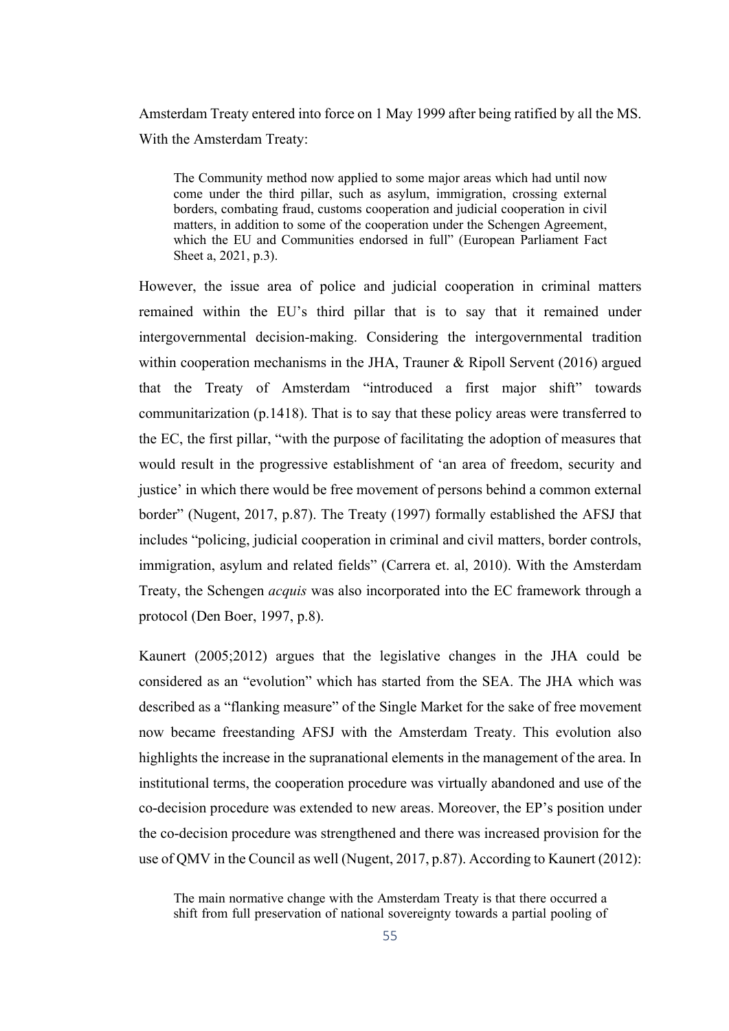Amsterdam Treaty entered into force on 1 May 1999 after being ratified by all the MS. With the Amsterdam Treaty:

> The Community method now applied to some major areas which had until now come under the third pillar, such as asylum, immigration, crossing external borders, combating fraud, customs cooperation and judicial cooperation in civil matters, in addition to some of the cooperation under the Schengen Agreement, which the EU and Communities endorsed in full" (European Parliament Fact Sheet a, 2021, p.3).

However, the issue area of police and judicial cooperation in criminal matters remained within the EU's third pillar that is to say that it remained under intergovernmental decision-making. Considering the intergovernmental tradition within cooperation mechanisms in the JHA, Trauner & Ripoll Servent (2016) argued that the Treaty of Amsterdam "introduced a first major shift" towards communitarization (p.1418). That is to say that these policy areas were transferred to the EC, the first pillar, "with the purpose of facilitating the adoption of measures that would result in the progressive establishment of 'an area of freedom, security and justice' in which there would be free movement of persons behind a common external border" (Nugent, 2017, p.87). The Treaty (1997) formally established the AFSJ that includes "policing, judicial cooperation in criminal and civil matters, border controls, immigration, asylum and related fields" (Carrera et. al, 2010). With the Amsterdam Treaty, the Schengen *acquis* was also incorporated into the EC framework through a protocol (Den Boer, 1997, p.8).

Kaunert (2005;2012) argues that the legislative changes in the JHA could be considered as an "evolution" which has started from the SEA. The JHA which was described as a "flanking measure" of the Single Market for the sake of free movement now became freestanding AFSJ with the Amsterdam Treaty. This evolution also highlights the increase in the supranational elements in the management of the area. In institutional terms, the cooperation procedure was virtually abandoned and use of the co-decision procedure was extended to new areas. Moreover, the EP's position under the co-decision procedure was strengthened and there was increased provision for the use of QMV in the Council as well (Nugent, 2017, p.87). According to Kaunert (2012):

> The main normative change with the Amsterdam Treaty is that there occurred a shift from full preservation of national sovereignty towards a partial pooling of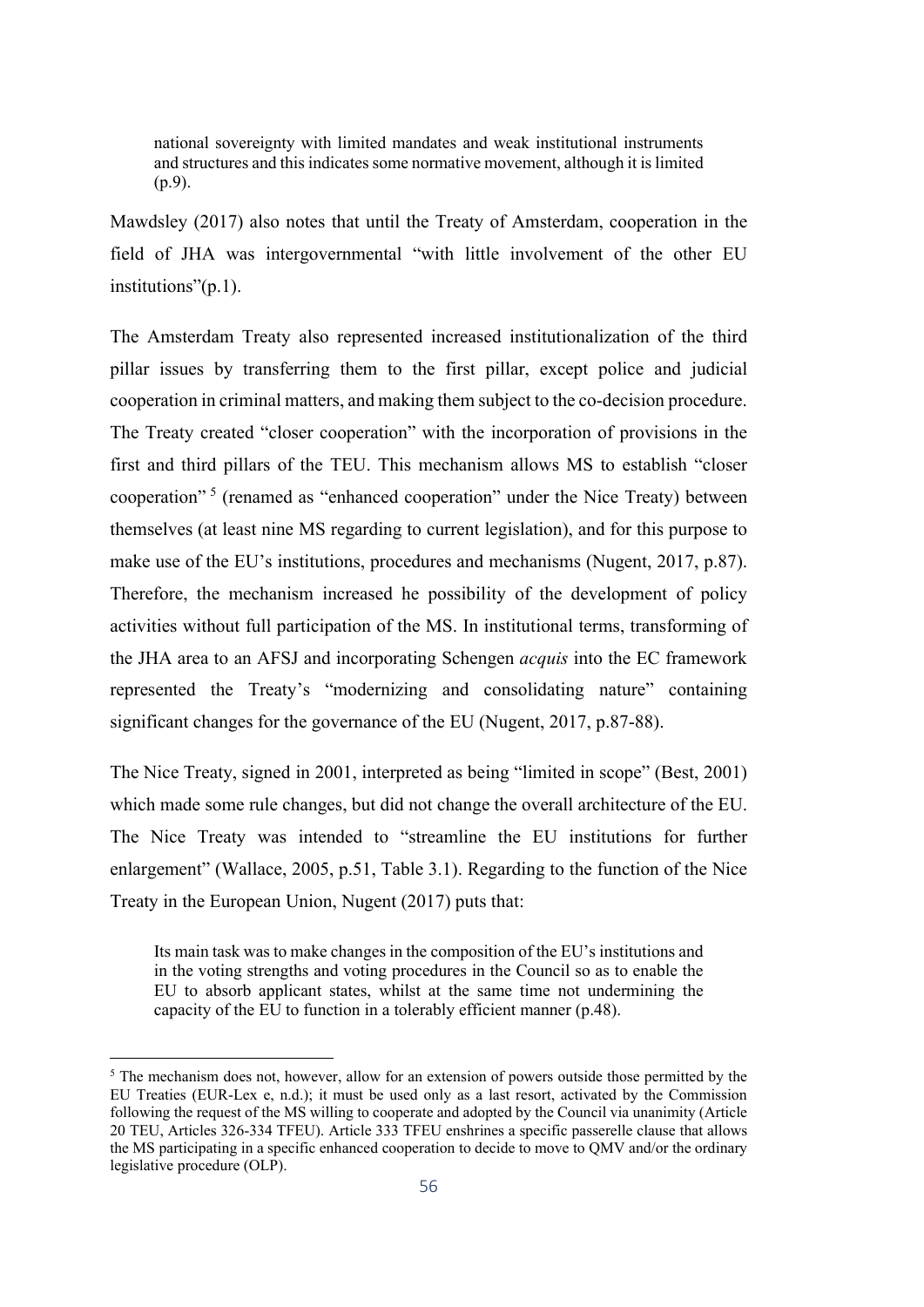> national sovereignty with limited mandates and weak institutional instruments and structures and this indicates some normative movement, although it is limited (p.9).

Mawdsley (2017) also notes that until the Treaty of Amsterdam, cooperation in the field of JHA was intergovernmental "with little involvement of the other EU institutions"(p.1).

The Amsterdam Treaty also represented increased institutionalization of the third pillar issues by transferring them to the first pillar, except police and judicial cooperation in criminal matters, and making them subject to the co-decision procedure. The Treaty created "closer cooperation" with the incorporation of provisions in the first and third pillars of the TEU. This mechanism allows MS to establish "closer cooperation" [5] (renamed as "enhanced cooperation" under the Nice Treaty) between themselves (at least nine MS regarding to current legislation), and for this purpose to make use of the EU's institutions, procedures and mechanisms (Nugent, 2017, p.87). Therefore, the mechanism increased he possibility of the development of policy activities without full participation of the MS. In institutional terms, transforming of the JHA area to an AFSJ and incorporating Schengen *acquis* into the EC framework represented the Treaty's "modernizing and consolidating nature" containing significant changes for the governance of the EU (Nugent, 2017, p.87-88).

The Nice Treaty, signed in 2001, interpreted as being "limited in scope" (Best, 2001) which made some rule changes, but did not change the overall architecture of the EU. The Nice Treaty was intended to "streamline the EU institutions for further enlargement" (Wallace, 2005, p.51, Table 3.1). Regarding to the function of the Nice Treaty in the European Union, Nugent (2017) puts that:

> Its main task was to make changes in the composition of the EU's institutions and in the voting strengths and voting procedures in the Council so as to enable the EU to absorb applicant states, whilst at the same time not undermining the capacity of the EU to function in a tolerably efficient manner (p.48).

---

[5] The mechanism does not, however, allow for an extension of powers outside those permitted by the EU Treaties (EUR-Lex e, n.d.); it must be used only as a last resort, activated by the Commission following the request of the MS willing to cooperate and adopted by the Council via unanimity (Article 20 TEU, Articles 326-334 TFEU). Article 333 TFEU enshrines a specific passerelle clause that allows the MS participating in a specific enhanced cooperation to decide to move to QMV and/or the ordinary legislative procedure (OLP).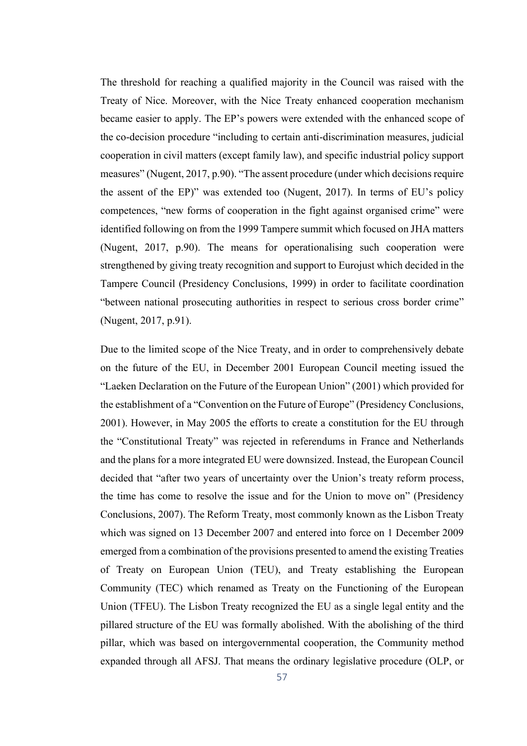The threshold for reaching a qualified majority in the Council was raised with the Treaty of Nice. Moreover, with the Nice Treaty enhanced cooperation mechanism became easier to apply. The EP's powers were extended with the enhanced scope of the co-decision procedure "including to certain anti-discrimination measures, judicial cooperation in civil matters (except family law), and specific industrial policy support measures" (Nugent, 2017, p.90). "The assent procedure (under which decisions require the assent of the EP)" was extended too (Nugent, 2017). In terms of EU's policy competences, "new forms of cooperation in the fight against organised crime" were identified following on from the 1999 Tampere summit which focused on JHA matters (Nugent, 2017, p.90). The means for operationalising such cooperation were strengthened by giving treaty recognition and support to Eurojust which decided in the Tampere Council (Presidency Conclusions, 1999) in order to facilitate coordination "between national prosecuting authorities in respect to serious cross border crime" (Nugent, 2017, p.91).

Due to the limited scope of the Nice Treaty, and in order to comprehensively debate on the future of the EU, in December 2001 European Council meeting issued the "Laeken Declaration on the Future of the European Union" (2001) which provided for the establishment of a "Convention on the Future of Europe" (Presidency Conclusions, 2001). However, in May 2005 the efforts to create a constitution for the EU through the "Constitutional Treaty" was rejected in referendums in France and Netherlands and the plans for a more integrated EU were downsized. Instead, the European Council decided that "after two years of uncertainty over the Union's treaty reform process, the time has come to resolve the issue and for the Union to move on" (Presidency Conclusions, 2007). The Reform Treaty, most commonly known as the Lisbon Treaty which was signed on 13 December 2007 and entered into force on 1 December 2009 emerged from a combination of the provisions presented to amend the existing Treaties of Treaty on European Union (TEU), and Treaty establishing the European Community (TEC) which renamed as Treaty on the Functioning of the European Union (TFEU). The Lisbon Treaty recognized the EU as a single legal entity and the pillared structure of the EU was formally abolished. With the abolishing of the third pillar, which was based on intergovernmental cooperation, the Community method expanded through all AFSJ. That means the ordinary legislative procedure (OLP, or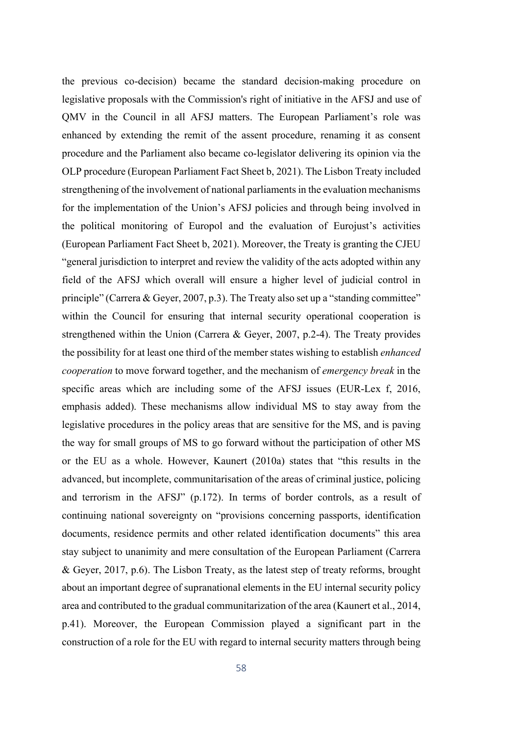the previous co-decision) became the standard decision-making procedure on legislative proposals with the Commission's right of initiative in the AFSJ and use of QMV in the Council in all AFSJ matters. The European Parliament's role was enhanced by extending the remit of the assent procedure, renaming it as consent procedure and the Parliament also became co-legislator delivering its opinion via the OLP procedure (European Parliament Fact Sheet b, 2021). The Lisbon Treaty included strengthening of the involvement of national parliaments in the evaluation mechanisms for the implementation of the Union's AFSJ policies and through being involved in the political monitoring of Europol and the evaluation of Eurojust's activities (European Parliament Fact Sheet b, 2021). Moreover, the Treaty is granting the CJEU "general jurisdiction to interpret and review the validity of the acts adopted within any field of the AFSJ which overall will ensure a higher level of judicial control in principle" (Carrera & Geyer, 2007, p.3). The Treaty also set up a "standing committee" within the Council for ensuring that internal security operational cooperation is strengthened within the Union (Carrera & Geyer, 2007, p.2-4). The Treaty provides the possibility for at least one third of the member states wishing to establish *enhanced cooperation* to move forward together, and the mechanism of *emergency break* in the specific areas which are including some of the AFSJ issues (EUR-Lex f, 2016, emphasis added). These mechanisms allow individual MS to stay away from the legislative procedures in the policy areas that are sensitive for the MS, and is paving the way for small groups of MS to go forward without the participation of other MS or the EU as a whole. However, Kaunert (2010a) states that "this results in the advanced, but incomplete, communitarisation of the areas of criminal justice, policing and terrorism in the AFSJ" (p.172). In terms of border controls, as a result of continuing national sovereignty on "provisions concerning passports, identification documents, residence permits and other related identification documents" this area stay subject to unanimity and mere consultation of the European Parliament (Carrera & Geyer, 2017, p.6). The Lisbon Treaty, as the latest step of treaty reforms, brought about an important degree of supranational elements in the EU internal security policy area and contributed to the gradual communitarization of the area (Kaunert et al., 2014, p.41). Moreover, the European Commission played a significant part in the construction of a role for the EU with regard to internal security matters through being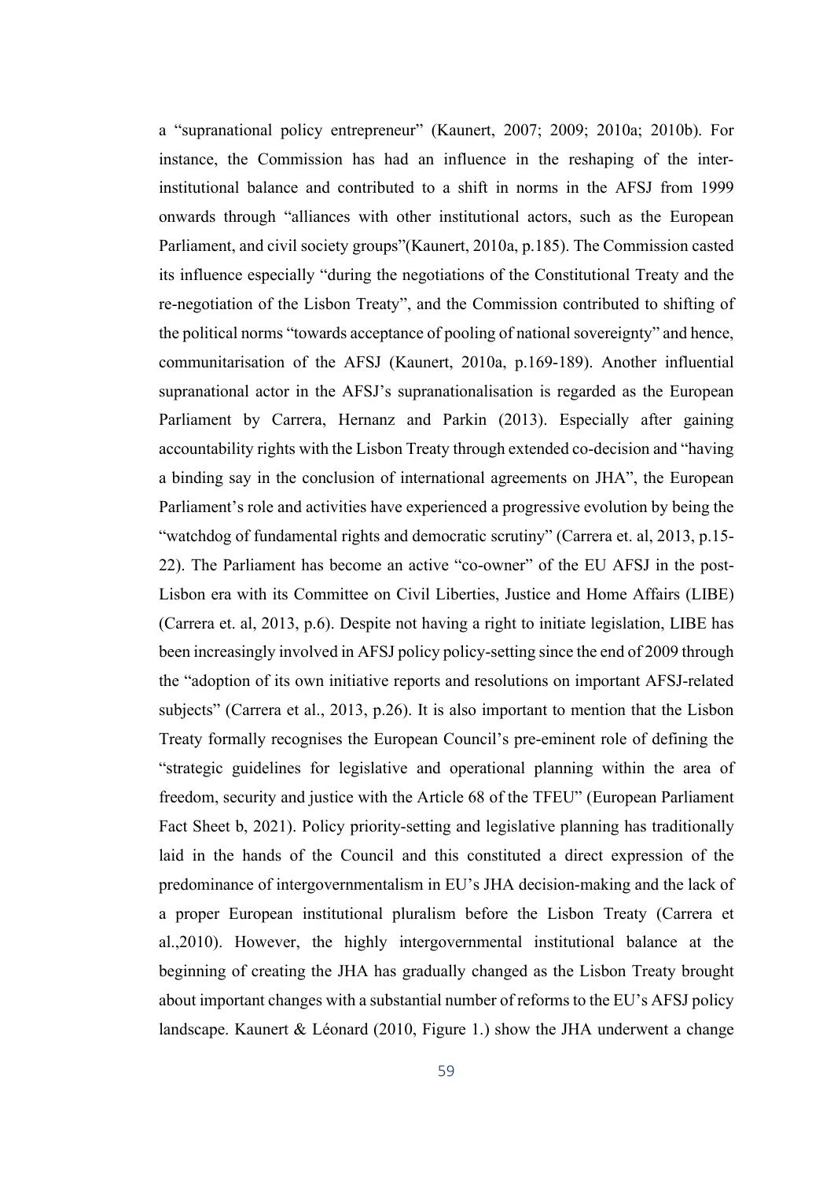a “supranational policy entrepreneur” (Kaunert, 2007; 2009; 2010a; 2010b). For instance, the Commission has had an influence in the reshaping of the inter-institutional balance and contributed to a shift in norms in the AFSJ from 1999 onwards through “alliances with other institutional actors, such as the European Parliament, and civil society groups”(Kaunert, 2010a, p.185). The Commission casted its influence especially “during the negotiations of the Constitutional Treaty and the re-negotiation of the Lisbon Treaty”, and the Commission contributed to shifting of the political norms “towards acceptance of pooling of national sovereignty” and hence, communitarisation of the AFSJ (Kaunert, 2010a, p.169-189). Another influential supranational actor in the AFSJ’s supranationalisation is regarded as the European Parliament by Carrera, Hernanz and Parkin (2013). Especially after gaining accountability rights with the Lisbon Treaty through extended co-decision and “having a binding say in the conclusion of international agreements on JHA”, the European Parliament’s role and activities have experienced a progressive evolution by being the “watchdog of fundamental rights and democratic scrutiny” (Carrera et. al, 2013, p.15-22). The Parliament has become an active “co-owner” of the EU AFSJ in the post-Lisbon era with its Committee on Civil Liberties, Justice and Home Affairs (LIBE) (Carrera et. al, 2013, p.6). Despite not having a right to initiate legislation, LIBE has been increasingly involved in AFSJ policy policy-setting since the end of 2009 through the “adoption of its own initiative reports and resolutions on important AFSJ-related subjects” (Carrera et al., 2013, p.26). It is also important to mention that the Lisbon Treaty formally recognises the European Council’s pre-eminent role of defining the “strategic guidelines for legislative and operational planning within the area of freedom, security and justice with the Article 68 of the TFEU” (European Parliament Fact Sheet b, 2021). Policy priority-setting and legislative planning has traditionally laid in the hands of the Council and this constituted a direct expression of the predominance of intergovernmentalism in EU’s JHA decision-making and the lack of a proper European institutional pluralism before the Lisbon Treaty (Carrera et al.,2010). However, the highly intergovernmental institutional balance at the beginning of creating the JHA has gradually changed as the Lisbon Treaty brought about important changes with a substantial number of reforms to the EU’s AFSJ policy landscape. Kaunert & Léonard (2010, Figure 1.) show the JHA underwent a change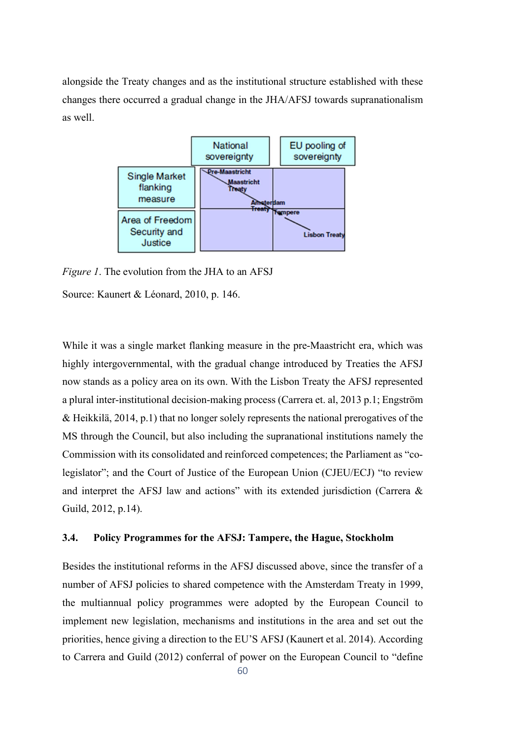alongside the Treaty changes and as the institutional structure established with these changes there occurred a gradual change in the JHA/AFSJ towards supranationalism as well.

National sovereignty
EU pooling of sovereignty
Single Market flanking measure
Area of Freedom Security and Justice
Pre-Maastricht
Maastricht Treaty
Amsterdam Treaty
Tampere
Lisbon Treaty

*Figure 1*. The evolution from the JHA to an AFSJ

Source: Kaunert & Léonard, 2010, p. 146.

While it was a single market flanking measure in the pre-Maastricht era, which was highly intergovernmental, with the gradual change introduced by Treaties the AFSJ now stands as a policy area on its own. With the Lisbon Treaty the AFSJ represented a plural inter-institutional decision-making process (Carrera et. al, 2013 p.1; Engström & Heikkilä, 2014, p.1) that no longer solely represents the national prerogatives of the MS through the Council, but also including the supranational institutions namely the Commission with its consolidated and reinforced competences; the Parliament as "co-legislator"; and the Court of Justice of the European Union (CJEU/ECJ) "to review and interpret the AFSJ law and actions" with its extended jurisdiction (Carrera & Guild, 2012, p.14).

### 3.4. Policy Programmes for the AFSJ: Tampere, the Hague, Stockholm

Besides the institutional reforms in the AFSJ discussed above, since the transfer of a number of AFSJ policies to shared competence with the Amsterdam Treaty in 1999, the multiannual policy programmes were adopted by the European Council to implement new legislation, mechanisms and institutions in the area and set out the priorities, hence giving a direction to the EU'S AFSJ (Kaunert et al. 2014). According to Carrera and Guild (2012) conferral of power on the European Council to "define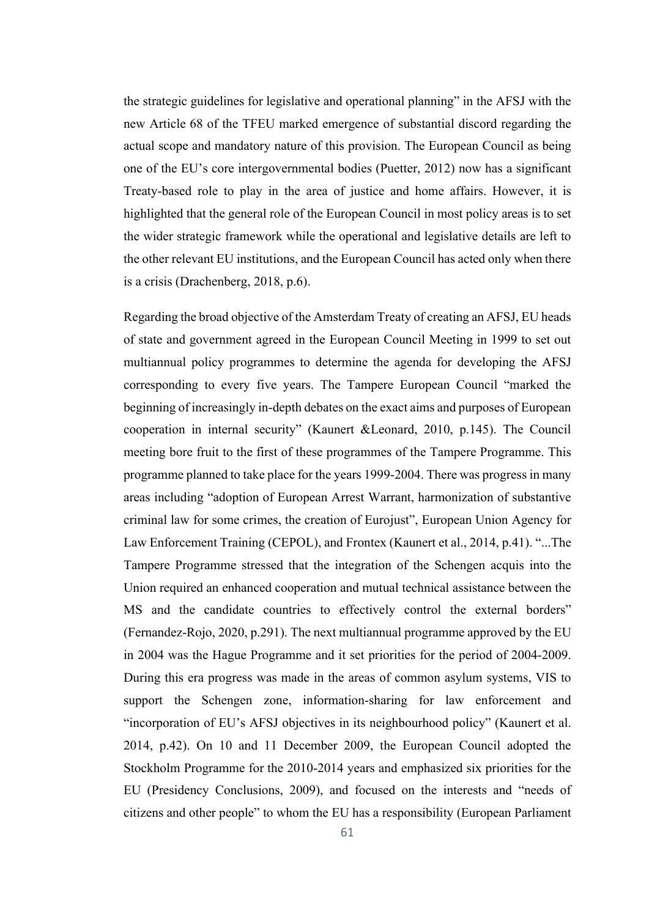the strategic guidelines for legislative and operational planning" in the AFSJ with the new Article 68 of the TFEU marked emergence of substantial discord regarding the actual scope and mandatory nature of this provision. The European Council as being one of the EU's core intergovernmental bodies (Puetter, 2012) now has a significant Treaty-based role to play in the area of justice and home affairs. However, it is highlighted that the general role of the European Council in most policy areas is to set the wider strategic framework while the operational and legislative details are left to the other relevant EU institutions, and the European Council has acted only when there is a crisis (Drachenberg, 2018, p.6).

Regarding the broad objective of the Amsterdam Treaty of creating an AFSJ, EU heads of state and government agreed in the European Council Meeting in 1999 to set out multiannual policy programmes to determine the agenda for developing the AFSJ corresponding to every five years. The Tampere European Council "marked the beginning of increasingly in-depth debates on the exact aims and purposes of European cooperation in internal security" (Kaunert &Leonard, 2010, p.145). The Council meeting bore fruit to the first of these programmes of the Tampere Programme. This programme planned to take place for the years 1999-2004. There was progress in many areas including "adoption of European Arrest Warrant, harmonization of substantive criminal law for some crimes, the creation of Eurojust", European Union Agency for Law Enforcement Training (CEPOL), and Frontex (Kaunert et al., 2014, p.41). "...The Tampere Programme stressed that the integration of the Schengen acquis into the Union required an enhanced cooperation and mutual technical assistance between the MS and the candidate countries to effectively control the external borders" (Fernandez-Rojo, 2020, p.291). The next multiannual programme approved by the EU in 2004 was the Hague Programme and it set priorities for the period of 2004-2009. During this era progress was made in the areas of common asylum systems, VIS to support the Schengen zone, information-sharing for law enforcement and "incorporation of EU's AFSJ objectives in its neighbourhood policy" (Kaunert et al. 2014, p.42). On 10 and 11 December 2009, the European Council adopted the Stockholm Programme for the 2010-2014 years and emphasized six priorities for the EU (Presidency Conclusions, 2009), and focused on the interests and "needs of citizens and other people" to whom the EU has a responsibility (European Parliament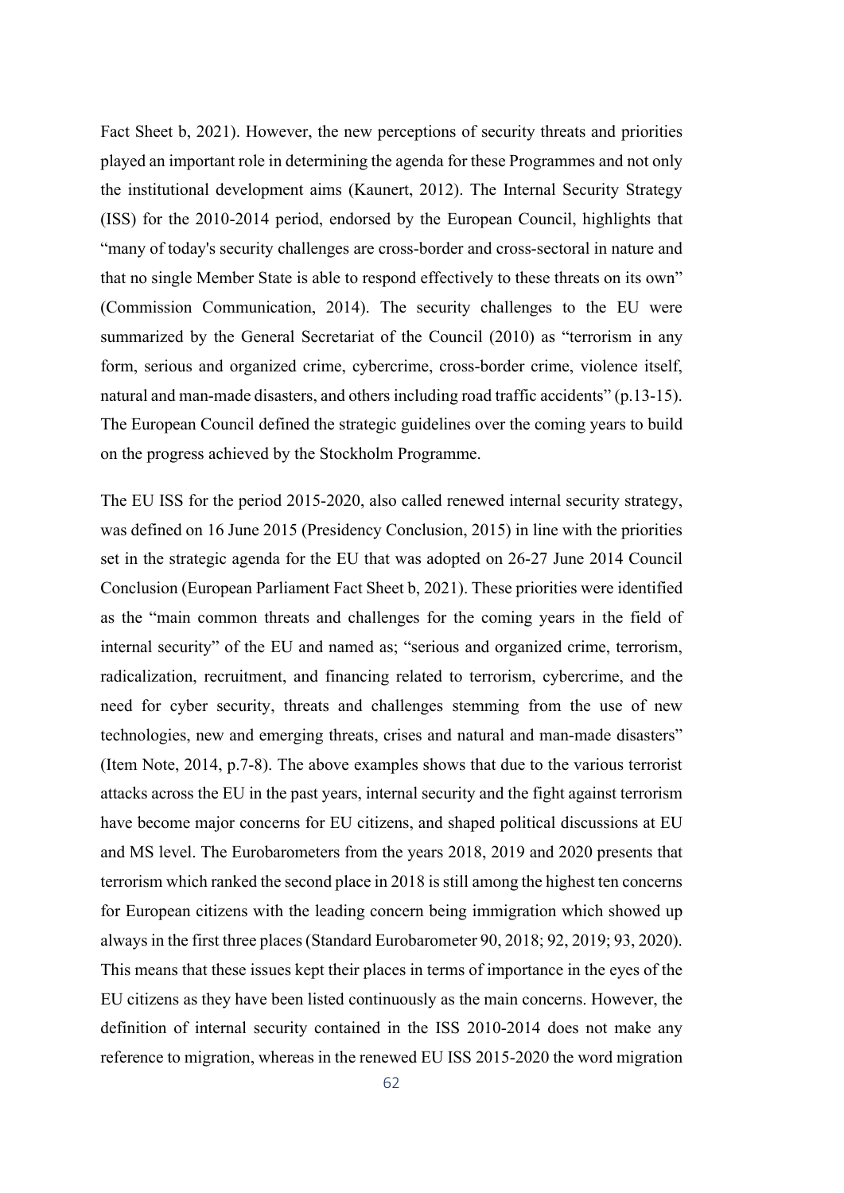Fact Sheet b, 2021). However, the new perceptions of security threats and priorities played an important role in determining the agenda for these Programmes and not only the institutional development aims (Kaunert, 2012). The Internal Security Strategy (ISS) for the 2010-2014 period, endorsed by the European Council, highlights that "many of today's security challenges are cross-border and cross-sectoral in nature and that no single Member State is able to respond effectively to these threats on its own" (Commission Communication, 2014). The security challenges to the EU were summarized by the General Secretariat of the Council (2010) as "terrorism in any form, serious and organized crime, cybercrime, cross-border crime, violence itself, natural and man-made disasters, and others including road traffic accidents" (p.13-15). The European Council defined the strategic guidelines over the coming years to build on the progress achieved by the Stockholm Programme.

The EU ISS for the period 2015-2020, also called renewed internal security strategy, was defined on 16 June 2015 (Presidency Conclusion, 2015) in line with the priorities set in the strategic agenda for the EU that was adopted on 26-27 June 2014 Council Conclusion (European Parliament Fact Sheet b, 2021). These priorities were identified as the "main common threats and challenges for the coming years in the field of internal security" of the EU and named as; "serious and organized crime, terrorism, radicalization, recruitment, and financing related to terrorism, cybercrime, and the need for cyber security, threats and challenges stemming from the use of new technologies, new and emerging threats, crises and natural and man-made disasters" (Item Note, 2014, p.7-8). The above examples shows that due to the various terrorist attacks across the EU in the past years, internal security and the fight against terrorism have become major concerns for EU citizens, and shaped political discussions at EU and MS level. The Eurobarometers from the years 2018, 2019 and 2020 presents that terrorism which ranked the second place in 2018 is still among the highest ten concerns for European citizens with the leading concern being immigration which showed up always in the first three places (Standard Eurobarometer 90, 2018; 92, 2019; 93, 2020). This means that these issues kept their places in terms of importance in the eyes of the EU citizens as they have been listed continuously as the main concerns. However, the definition of internal security contained in the ISS 2010-2014 does not make any reference to migration, whereas in the renewed EU ISS 2015-2020 the word migration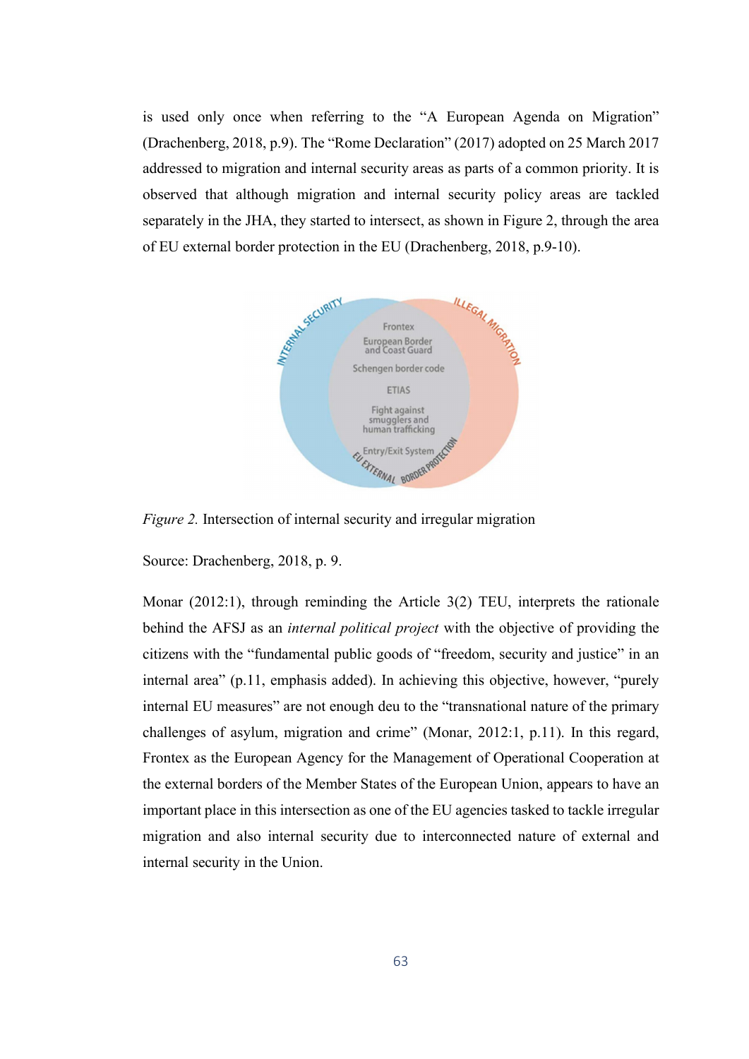is used only once when referring to the "A European Agenda on Migration" (Drachenberg, 2018, p.9). The "Rome Declaration" (2017) adopted on 25 March 2017 addressed to migration and internal security areas as parts of a common priority. It is observed that although migration and internal security policy areas are tackled separately in the JHA, they started to intersect, as shown in Figure 2, through the area of EU external border protection in the EU (Drachenberg, 2018, p.9-10).

INTERNAL SECURITY

ILLEGAL MIGRATION

Frontex

European Border and Coast Guard

Schengen border code

ETIAS

Fight against smugglers and human trafficking

Entry/Exit System

EU EXTERNAL BORDER PROTECTION

*Figure 2.* Intersection of internal security and irregular migration

Source: Drachenberg, 2018, p. 9.

Monar (2012:1), through reminding the Article 3(2) TEU, interprets the rationale behind the AFSJ as an *internal political project* with the objective of providing the citizens with the "fundamental public goods of "freedom, security and justice" in an internal area" (p.11, emphasis added). In achieving this objective, however, "purely internal EU measures" are not enough deu to the "transnational nature of the primary challenges of asylum, migration and crime" (Monar, 2012:1, p.11). In this regard, Frontex as the European Agency for the Management of Operational Cooperation at the external borders of the Member States of the European Union, appears to have an important place in this intersection as one of the EU agencies tasked to tackle irregular migration and also internal security due to interconnected nature of external and internal security in the Union.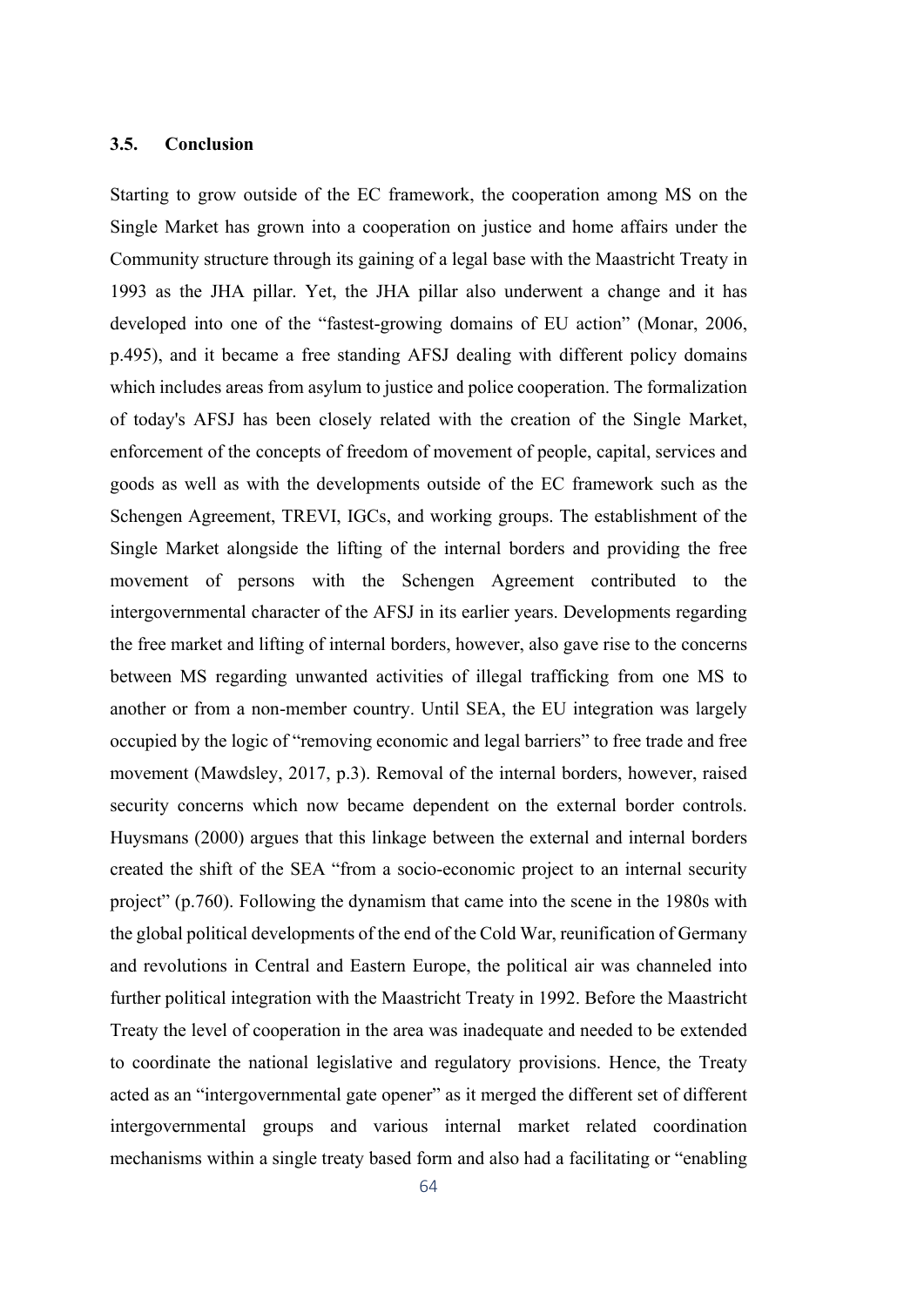### 3.5. Conclusion

Starting to grow outside of the EC framework, the cooperation among MS on the Single Market has grown into a cooperation on justice and home affairs under the Community structure through its gaining of a legal base with the Maastricht Treaty in 1993 as the JHA pillar. Yet, the JHA pillar also underwent a change and it has developed into one of the "fastest-growing domains of EU action" (Monar, 2006, p.495), and it became a free standing AFSJ dealing with different policy domains which includes areas from asylum to justice and police cooperation. The formalization of today's AFSJ has been closely related with the creation of the Single Market, enforcement of the concepts of freedom of movement of people, capital, services and goods as well as with the developments outside of the EC framework such as the Schengen Agreement, TREVI, IGCs, and working groups. The establishment of the Single Market alongside the lifting of the internal borders and providing the free movement of persons with the Schengen Agreement contributed to the intergovernmental character of the AFSJ in its earlier years. Developments regarding the free market and lifting of internal borders, however, also gave rise to the concerns between MS regarding unwanted activities of illegal trafficking from one MS to another or from a non-member country. Until SEA, the EU integration was largely occupied by the logic of "removing economic and legal barriers" to free trade and free movement (Mawdsley, 2017, p.3). Removal of the internal borders, however, raised security concerns which now became dependent on the external border controls. Huysmans (2000) argues that this linkage between the external and internal borders created the shift of the SEA "from a socio-economic project to an internal security project" (p.760). Following the dynamism that came into the scene in the 1980s with the global political developments of the end of the Cold War, reunification of Germany and revolutions in Central and Eastern Europe, the political air was channeled into further political integration with the Maastricht Treaty in 1992. Before the Maastricht Treaty the level of cooperation in the area was inadequate and needed to be extended to coordinate the national legislative and regulatory provisions. Hence, the Treaty acted as an "intergovernmental gate opener" as it merged the different set of different intergovernmental groups and various internal market related coordination mechanisms within a single treaty based form and also had a facilitating or "enabling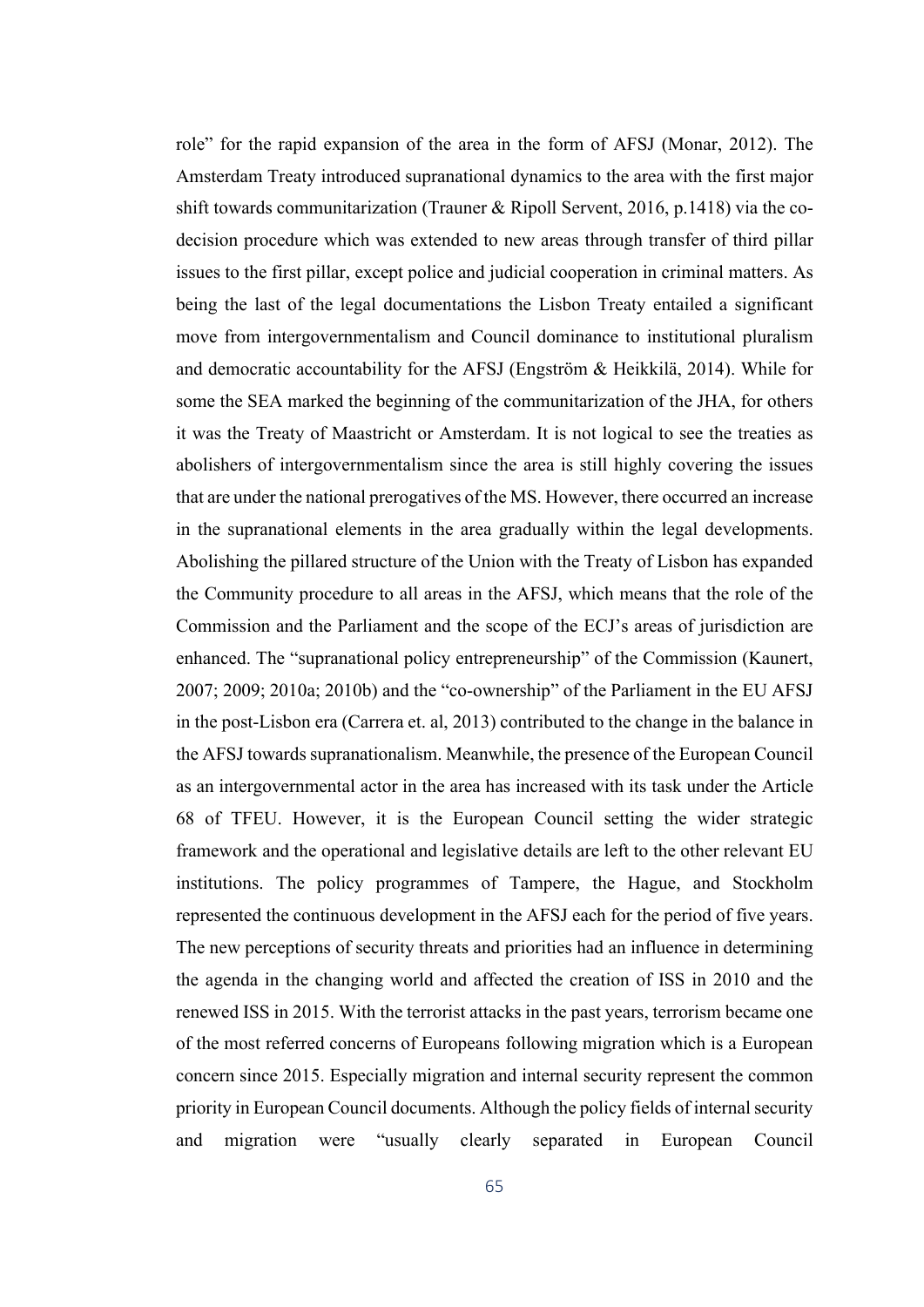role" for the rapid expansion of the area in the form of AFSJ (Monar, 2012). The Amsterdam Treaty introduced supranational dynamics to the area with the first major shift towards communitarization (Trauner & Ripoll Servent, 2016, p.1418) via the co-decision procedure which was extended to new areas through transfer of third pillar issues to the first pillar, except police and judicial cooperation in criminal matters. As being the last of the legal documentations the Lisbon Treaty entailed a significant move from intergovernmentalism and Council dominance to institutional pluralism and democratic accountability for the AFSJ (Engström & Heikkilä, 2014). While for some the SEA marked the beginning of the communitarization of the JHA, for others it was the Treaty of Maastricht or Amsterdam. It is not logical to see the treaties as abolishers of intergovernmentalism since the area is still highly covering the issues that are under the national prerogatives of the MS. However, there occurred an increase in the supranational elements in the area gradually within the legal developments. Abolishing the pillared structure of the Union with the Treaty of Lisbon has expanded the Community procedure to all areas in the AFSJ, which means that the role of the Commission and the Parliament and the scope of the ECJ's areas of jurisdiction are enhanced. The "supranational policy entrepreneurship" of the Commission (Kaunert, 2007; 2009; 2010a; 2010b) and the "co-ownership" of the Parliament in the EU AFSJ in the post-Lisbon era (Carrera et. al, 2013) contributed to the change in the balance in the AFSJ towards supranationalism. Meanwhile, the presence of the European Council as an intergovernmental actor in the area has increased with its task under the Article 68 of TFEU. However, it is the European Council setting the wider strategic framework and the operational and legislative details are left to the other relevant EU institutions. The policy programmes of Tampere, the Hague, and Stockholm represented the continuous development in the AFSJ each for the period of five years. The new perceptions of security threats and priorities had an influence in determining the agenda in the changing world and affected the creation of ISS in 2010 and the renewed ISS in 2015. With the terrorist attacks in the past years, terrorism became one of the most referred concerns of Europeans following migration which is a European concern since 2015. Especially migration and internal security represent the common priority in European Council documents. Although the policy fields of internal security and migration were "usually clearly separated in European Council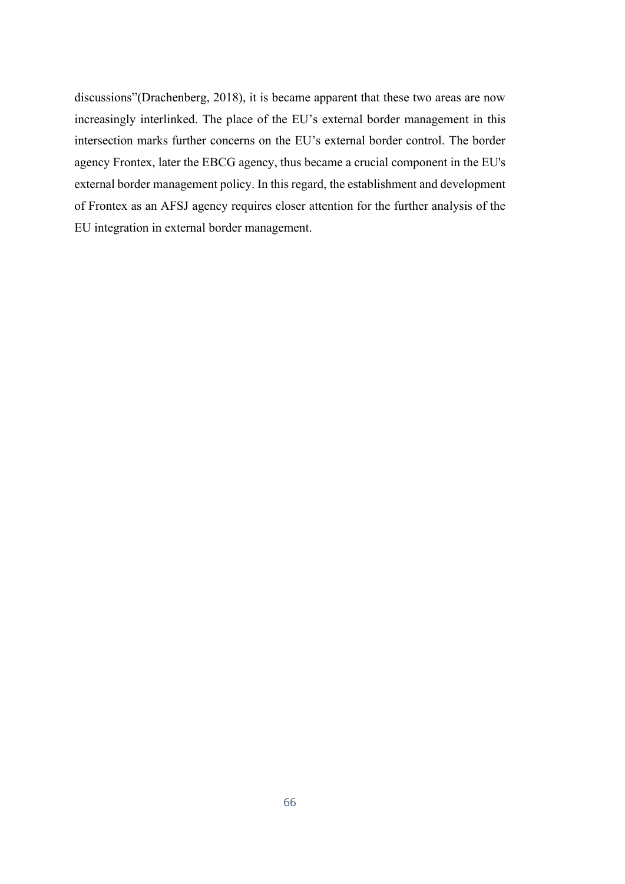discussions"(Drachenberg, 2018), it is became apparent that these two areas are now increasingly interlinked. The place of the EU's external border management in this intersection marks further concerns on the EU's external border control. The border agency Frontex, later the EBCG agency, thus became a crucial component in the EU's external border management policy. In this regard, the establishment and development of Frontex as an AFSJ agency requires closer attention for the further analysis of the EU integration in external border management.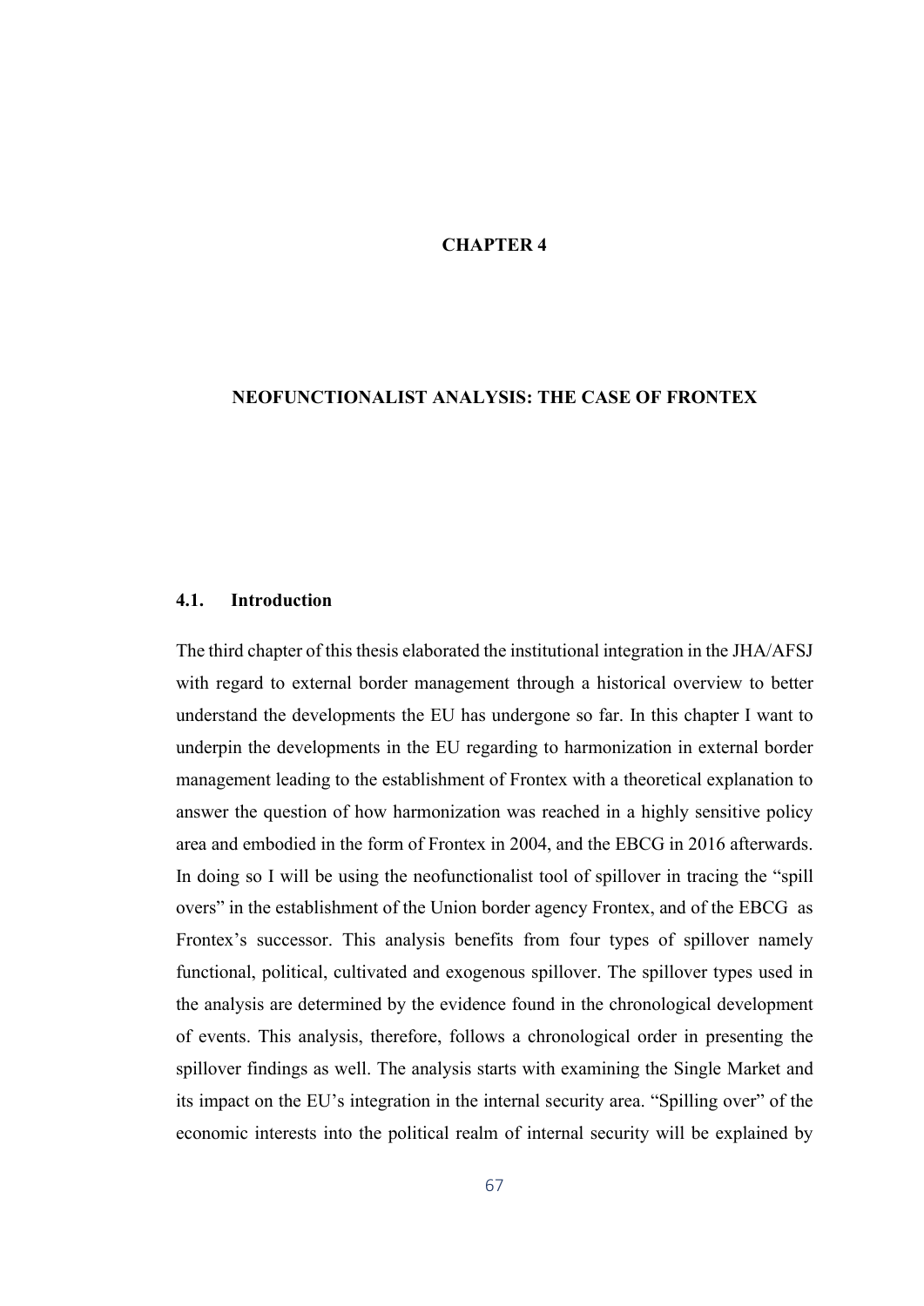# CHAPTER 4

# NEOFUNCTIONALIST ANALYSIS: THE CASE OF FRONTEX

## 4.1. Introduction

The third chapter of this thesis elaborated the institutional integration in the JHA/AFSJ with regard to external border management through a historical overview to better understand the developments the EU has undergone so far. In this chapter I want to underpin the developments in the EU regarding to harmonization in external border management leading to the establishment of Frontex with a theoretical explanation to answer the question of how harmonization was reached in a highly sensitive policy area and embodied in the form of Frontex in 2004, and the EBCG in 2016 afterwards. In doing so I will be using the neofunctionalist tool of spillover in tracing the "spill overs" in the establishment of the Union border agency Frontex, and of the EBCG as Frontex's successor. This analysis benefits from four types of spillover namely functional, political, cultivated and exogenous spillover. The spillover types used in the analysis are determined by the evidence found in the chronological development of events. This analysis, therefore, follows a chronological order in presenting the spillover findings as well. The analysis starts with examining the Single Market and its impact on the EU's integration in the internal security area. "Spilling over" of the economic interests into the political realm of internal security will be explained by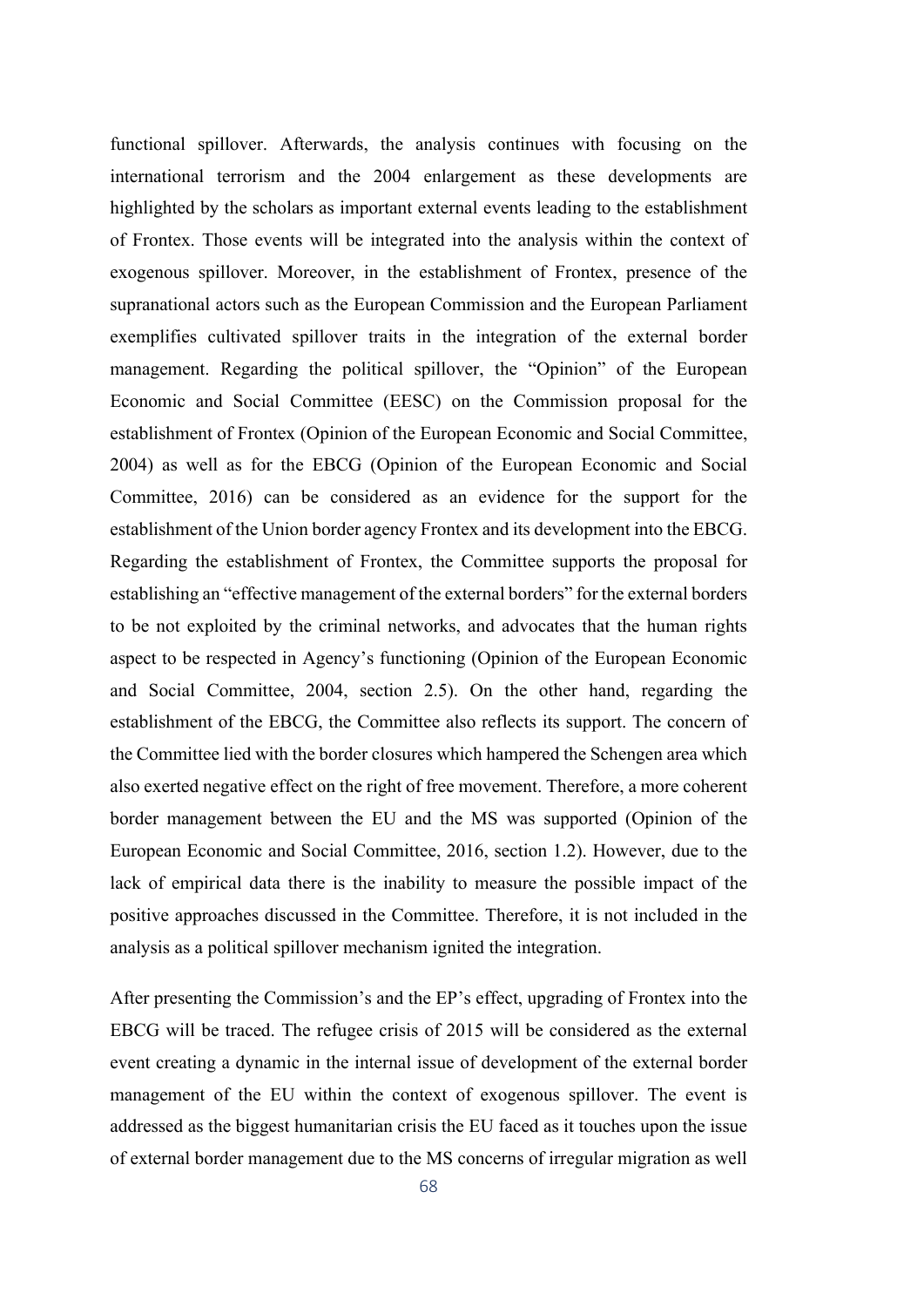functional spillover. Afterwards, the analysis continues with focusing on the international terrorism and the 2004 enlargement as these developments are highlighted by the scholars as important external events leading to the establishment of Frontex. Those events will be integrated into the analysis within the context of exogenous spillover. Moreover, in the establishment of Frontex, presence of the supranational actors such as the European Commission and the European Parliament exemplifies cultivated spillover traits in the integration of the external border management. Regarding the political spillover, the "Opinion" of the European Economic and Social Committee (EESC) on the Commission proposal for the establishment of Frontex (Opinion of the European Economic and Social Committee, 2004) as well as for the EBCG (Opinion of the European Economic and Social Committee, 2016) can be considered as an evidence for the support for the establishment of the Union border agency Frontex and its development into the EBCG. Regarding the establishment of Frontex, the Committee supports the proposal for establishing an "effective management of the external borders" for the external borders to be not exploited by the criminal networks, and advocates that the human rights aspect to be respected in Agency's functioning (Opinion of the European Economic and Social Committee, 2004, section 2.5). On the other hand, regarding the establishment of the EBCG, the Committee also reflects its support. The concern of the Committee lied with the border closures which hampered the Schengen area which also exerted negative effect on the right of free movement. Therefore, a more coherent border management between the EU and the MS was supported (Opinion of the European Economic and Social Committee, 2016, section 1.2). However, due to the lack of empirical data there is the inability to measure the possible impact of the positive approaches discussed in the Committee. Therefore, it is not included in the analysis as a political spillover mechanism ignited the integration.

After presenting the Commission's and the EP's effect, upgrading of Frontex into the EBCG will be traced. The refugee crisis of 2015 will be considered as the external event creating a dynamic in the internal issue of development of the external border management of the EU within the context of exogenous spillover. The event is addressed as the biggest humanitarian crisis the EU faced as it touches upon the issue of external border management due to the MS concerns of irregular migration as well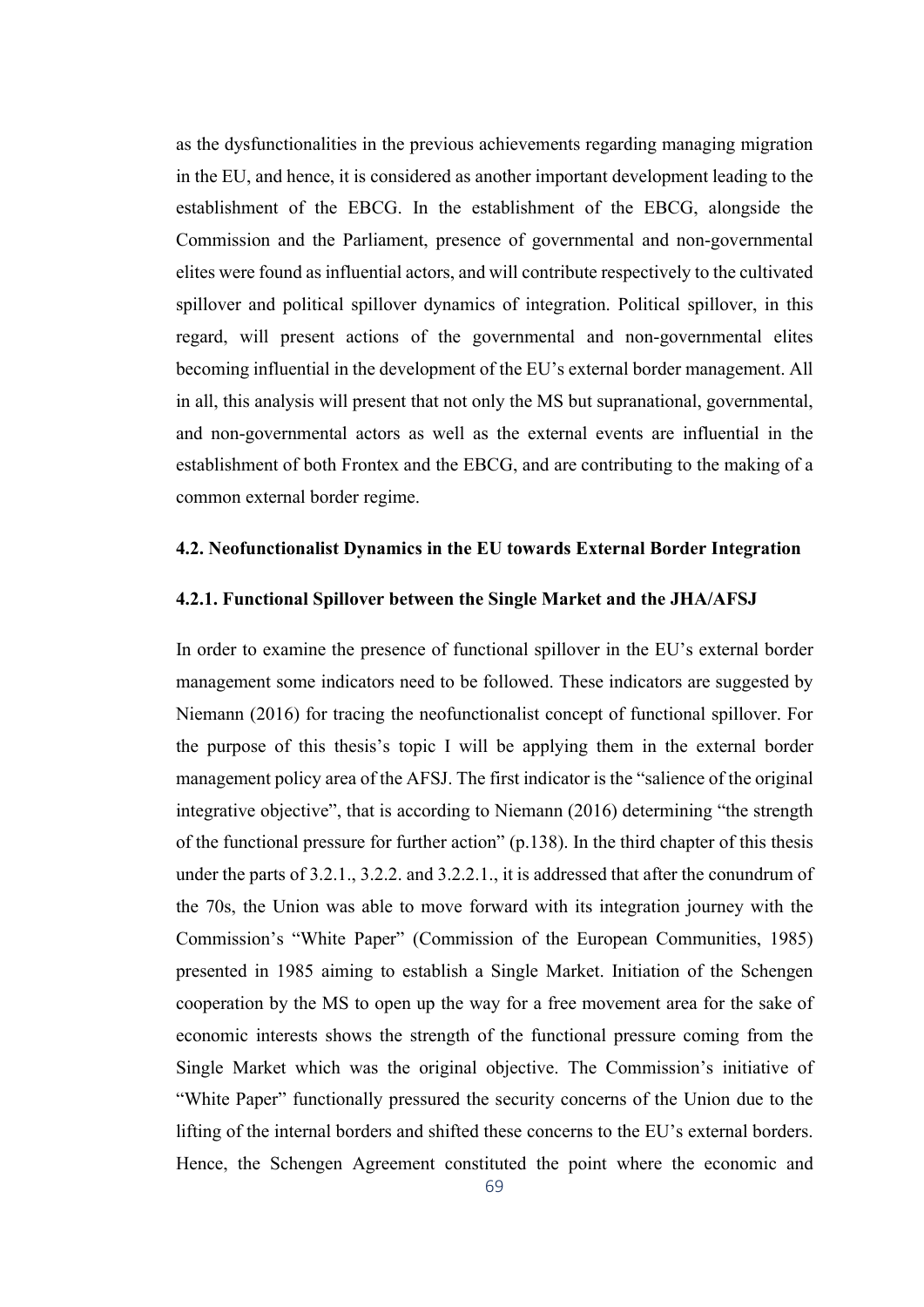as the dysfunctionalities in the previous achievements regarding managing migration in the EU, and hence, it is considered as another important development leading to the establishment of the EBCG. In the establishment of the EBCG, alongside the Commission and the Parliament, presence of governmental and non-governmental elites were found as influential actors, and will contribute respectively to the cultivated spillover and political spillover dynamics of integration. Political spillover, in this regard, will present actions of the governmental and non-governmental elites becoming influential in the development of the EU's external border management. All in all, this analysis will present that not only the MS but supranational, governmental, and non-governmental actors as well as the external events are influential in the establishment of both Frontex and the EBCG, and are contributing to the making of a common external border regime.

### 4.2. Neofunctionalist Dynamics in the EU towards External Border Integration

#### 4.2.1. Functional Spillover between the Single Market and the JHA/AFSJ

In order to examine the presence of functional spillover in the EU's external border management some indicators need to be followed. These indicators are suggested by Niemann (2016) for tracing the neofunctionalist concept of functional spillover. For the purpose of this thesis's topic I will be applying them in the external border management policy area of the AFSJ. The first indicator is the "salience of the original integrative objective", that is according to Niemann (2016) determining "the strength of the functional pressure for further action" (p.138). In the third chapter of this thesis under the parts of 3.2.1., 3.2.2. and 3.2.2.1., it is addressed that after the conundrum of the 70s, the Union was able to move forward with its integration journey with the Commission's "White Paper" (Commission of the European Communities, 1985) presented in 1985 aiming to establish a Single Market. Initiation of the Schengen cooperation by the MS to open up the way for a free movement area for the sake of economic interests shows the strength of the functional pressure coming from the Single Market which was the original objective. The Commission's initiative of "White Paper" functionally pressured the security concerns of the Union due to the lifting of the internal borders and shifted these concerns to the EU's external borders. Hence, the Schengen Agreement constituted the point where the economic and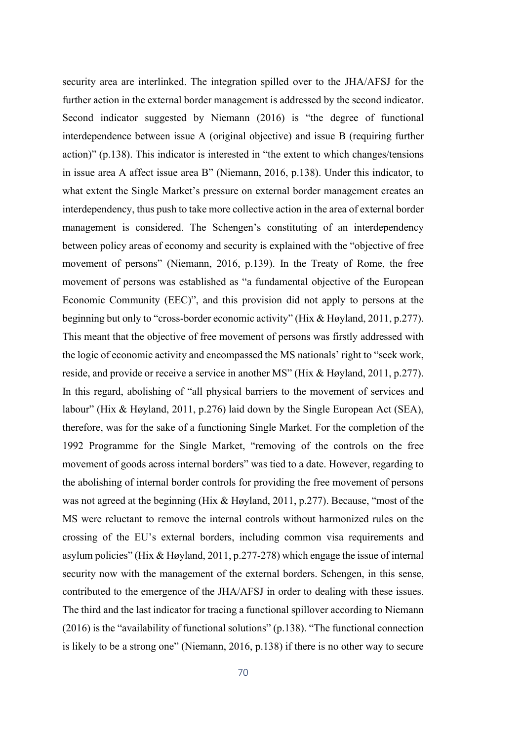security area are interlinked. The integration spilled over to the JHA/AFSJ for the further action in the external border management is addressed by the second indicator. Second indicator suggested by Niemann (2016) is "the degree of functional interdependence between issue A (original objective) and issue B (requiring further action)" (p.138). This indicator is interested in "the extent to which changes/tensions in issue area A affect issue area B" (Niemann, 2016, p.138). Under this indicator, to what extent the Single Market's pressure on external border management creates an interdependency, thus push to take more collective action in the area of external border management is considered. The Schengen's constituting of an interdependency between policy areas of economy and security is explained with the "objective of free movement of persons" (Niemann, 2016, p.139). In the Treaty of Rome, the free movement of persons was established as "a fundamental objective of the European Economic Community (EEC)", and this provision did not apply to persons at the beginning but only to "cross-border economic activity" (Hix & Høyland, 2011, p.277). This meant that the objective of free movement of persons was firstly addressed with the logic of economic activity and encompassed the MS nationals' right to "seek work, reside, and provide or receive a service in another MS" (Hix & Høyland, 2011, p.277). In this regard, abolishing of "all physical barriers to the movement of services and labour" (Hix & Høyland, 2011, p.276) laid down by the Single European Act (SEA), therefore, was for the sake of a functioning Single Market. For the completion of the 1992 Programme for the Single Market, "removing of the controls on the free movement of goods across internal borders" was tied to a date. However, regarding to the abolishing of internal border controls for providing the free movement of persons was not agreed at the beginning (Hix & Høyland, 2011, p.277). Because, "most of the MS were reluctant to remove the internal controls without harmonized rules on the crossing of the EU's external borders, including common visa requirements and asylum policies" (Hix & Høyland, 2011, p.277-278) which engage the issue of internal security now with the management of the external borders. Schengen, in this sense, contributed to the emergence of the JHA/AFSJ in order to dealing with these issues. The third and the last indicator for tracing a functional spillover according to Niemann (2016) is the "availability of functional solutions" (p.138). "The functional connection is likely to be a strong one" (Niemann, 2016, p.138) if there is no other way to secure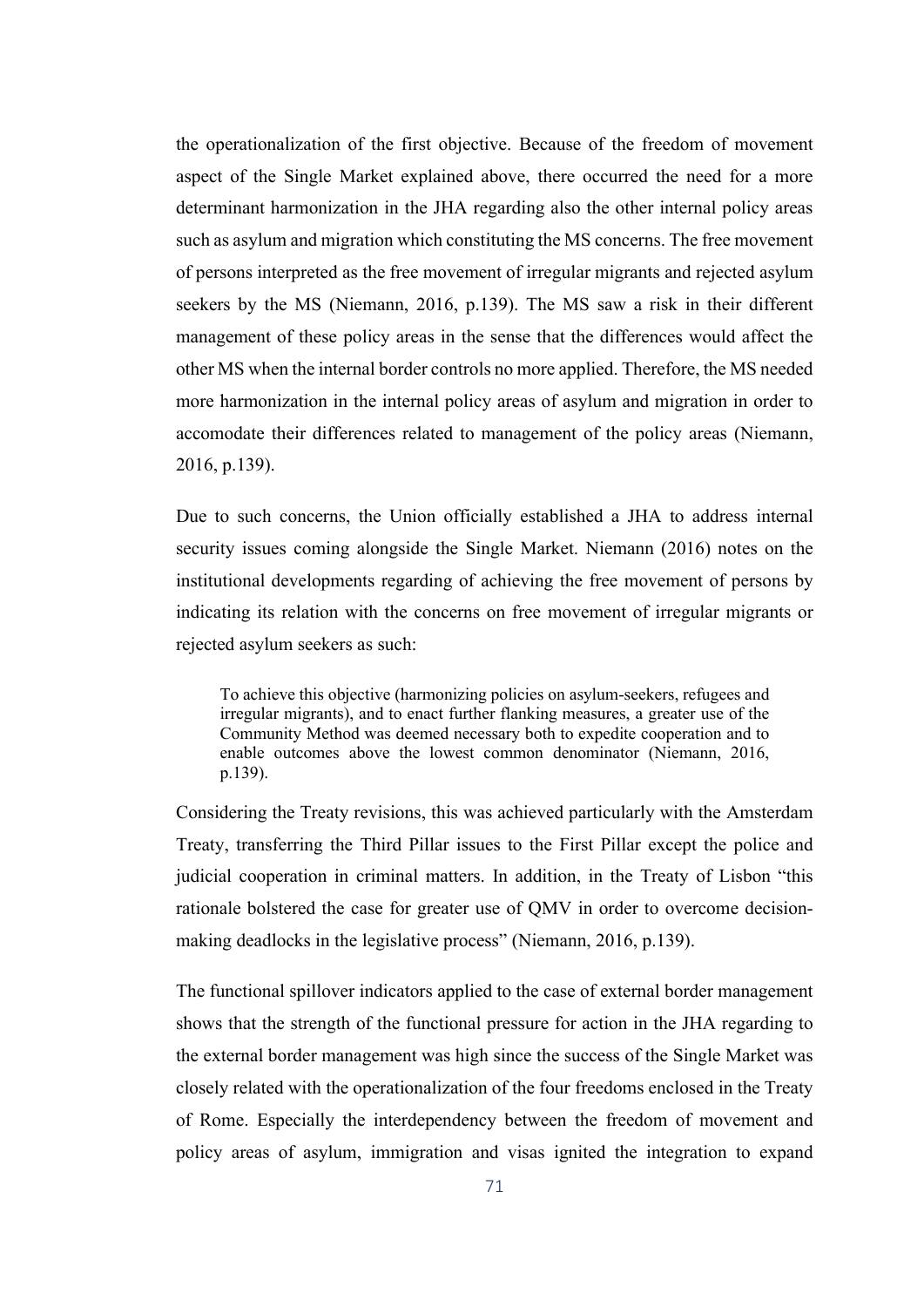the operationalization of the first objective. Because of the freedom of movement aspect of the Single Market explained above, there occurred the need for a more determinant harmonization in the JHA regarding also the other internal policy areas such as asylum and migration which constituting the MS concerns. The free movement of persons interpreted as the free movement of irregular migrants and rejected asylum seekers by the MS (Niemann, 2016, p.139). The MS saw a risk in their different management of these policy areas in the sense that the differences would affect the other MS when the internal border controls no more applied. Therefore, the MS needed more harmonization in the internal policy areas of asylum and migration in order to accomodate their differences related to management of the policy areas (Niemann, 2016, p.139).

Due to such concerns, the Union officially established a JHA to address internal security issues coming alongside the Single Market. Niemann (2016) notes on the institutional developments regarding of achieving the free movement of persons by indicating its relation with the concerns on free movement of irregular migrants or rejected asylum seekers as such:

> To achieve this objective (harmonizing policies on asylum-seekers, refugees and irregular migrants), and to enact further flanking measures, a greater use of the Community Method was deemed necessary both to expedite cooperation and to enable outcomes above the lowest common denominator (Niemann, 2016, p.139).

Considering the Treaty revisions, this was achieved particularly with the Amsterdam Treaty, transferring the Third Pillar issues to the First Pillar except the police and judicial cooperation in criminal matters. In addition, in the Treaty of Lisbon "this rationale bolstered the case for greater use of QMV in order to overcome decision-making deadlocks in the legislative process" (Niemann, 2016, p.139).

The functional spillover indicators applied to the case of external border management shows that the strength of the functional pressure for action in the JHA regarding to the external border management was high since the success of the Single Market was closely related with the operationalization of the four freedoms enclosed in the Treaty of Rome. Especially the interdependency between the freedom of movement and policy areas of asylum, immigration and visas ignited the integration to expand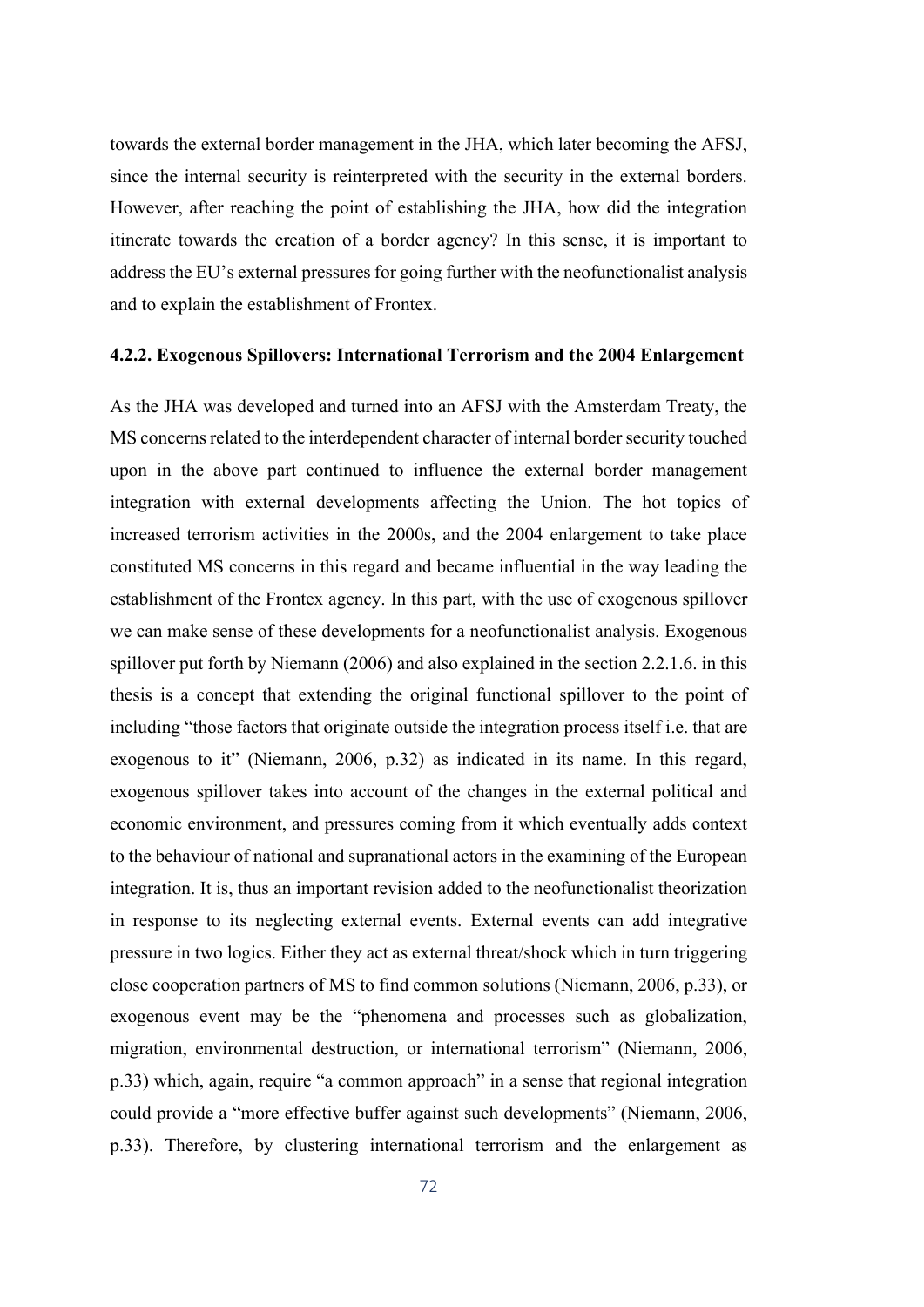towards the external border management in the JHA, which later becoming the AFSJ, since the internal security is reinterpreted with the security in the external borders. However, after reaching the point of establishing the JHA, how did the integration itinerate towards the creation of a border agency? In this sense, it is important to address the EU's external pressures for going further with the neofunctionalist analysis and to explain the establishment of Frontex.

#### 4.2.2. Exogenous Spillovers: International Terrorism and the 2004 Enlargement

As the JHA was developed and turned into an AFSJ with the Amsterdam Treaty, the MS concerns related to the interdependent character of internal border security touched upon in the above part continued to influence the external border management integration with external developments affecting the Union. The hot topics of increased terrorism activities in the 2000s, and the 2004 enlargement to take place constituted MS concerns in this regard and became influential in the way leading the establishment of the Frontex agency. In this part, with the use of exogenous spillover we can make sense of these developments for a neofunctionalist analysis. Exogenous spillover put forth by Niemann (2006) and also explained in the section 2.2.1.6. in this thesis is a concept that extending the original functional spillover to the point of including "those factors that originate outside the integration process itself i.e. that are exogenous to it" (Niemann, 2006, p.32) as indicated in its name. In this regard, exogenous spillover takes into account of the changes in the external political and economic environment, and pressures coming from it which eventually adds context to the behaviour of national and supranational actors in the examining of the European integration. It is, thus an important revision added to the neofunctionalist theorization in response to its neglecting external events. External events can add integrative pressure in two logics. Either they act as external threat/shock which in turn triggering close cooperation partners of MS to find common solutions (Niemann, 2006, p.33), or exogenous event may be the "phenomena and processes such as globalization, migration, environmental destruction, or international terrorism" (Niemann, 2006, p.33) which, again, require "a common approach" in a sense that regional integration could provide a "more effective buffer against such developments" (Niemann, 2006, p.33). Therefore, by clustering international terrorism and the enlargement as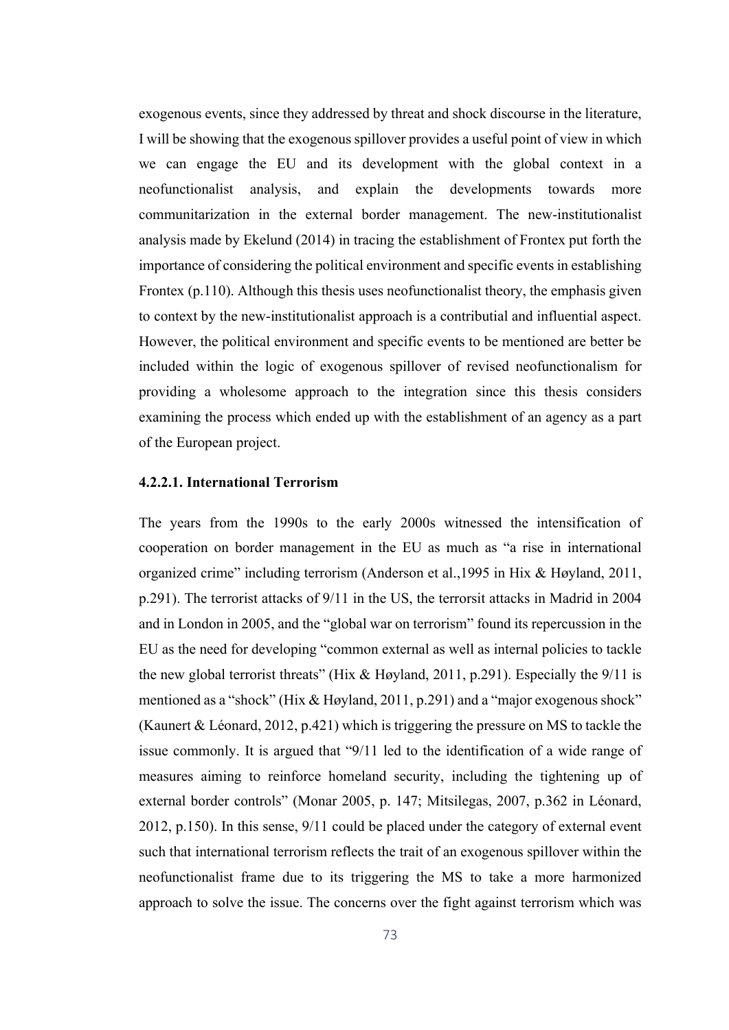exogenous events, since they addressed by threat and shock discourse in the literature, I will be showing that the exogenous spillover provides a useful point of view in which we can engage the EU and its development with the global context in a neofunctionalist analysis, and explain the developments towards more communitarization in the external border management. The new-institutionalist analysis made by Ekelund (2014) in tracing the establishment of Frontex put forth the importance of considering the political environment and specific events in establishing Frontex (p.110). Although this thesis uses neofunctionalist theory, the emphasis given to context by the new-institutionalist approach is a contributial and influential aspect. However, the political environment and specific events to be mentioned are better be included within the logic of exogenous spillover of revised neofunctionalism for providing a wholesome approach to the integration since this thesis considers examining the process which ended up with the establishment of an agency as a part of the European project.

#### 4.2.2.1. International Terrorism

The years from the 1990s to the early 2000s witnessed the intensification of cooperation on border management in the EU as much as "a rise in international organized crime" including terrorism (Anderson et al.,1995 in Hix & Høyland, 2011, p.291). The terrorist attacks of 9/11 in the US, the terrorsit attacks in Madrid in 2004 and in London in 2005, and the "global war on terrorism" found its repercussion in the EU as the need for developing "common external as well as internal policies to tackle the new global terrorist threats" (Hix & Høyland, 2011, p.291). Especially the 9/11 is mentioned as a "shock" (Hix & Høyland, 2011, p.291) and a "major exogenous shock" (Kaunert & Léonard, 2012, p.421) which is triggering the pressure on MS to tackle the issue commonly. It is argued that "9/11 led to the identification of a wide range of measures aiming to reinforce homeland security, including the tightening up of external border controls" (Monar 2005, p. 147; Mitsilegas, 2007, p.362 in Léonard, 2012, p.150). In this sense, 9/11 could be placed under the category of external event such that international terrorism reflects the trait of an exogenous spillover within the neofunctionalist frame due to its triggering the MS to take a more harmonized approach to solve the issue. The concerns over the fight against terrorism which was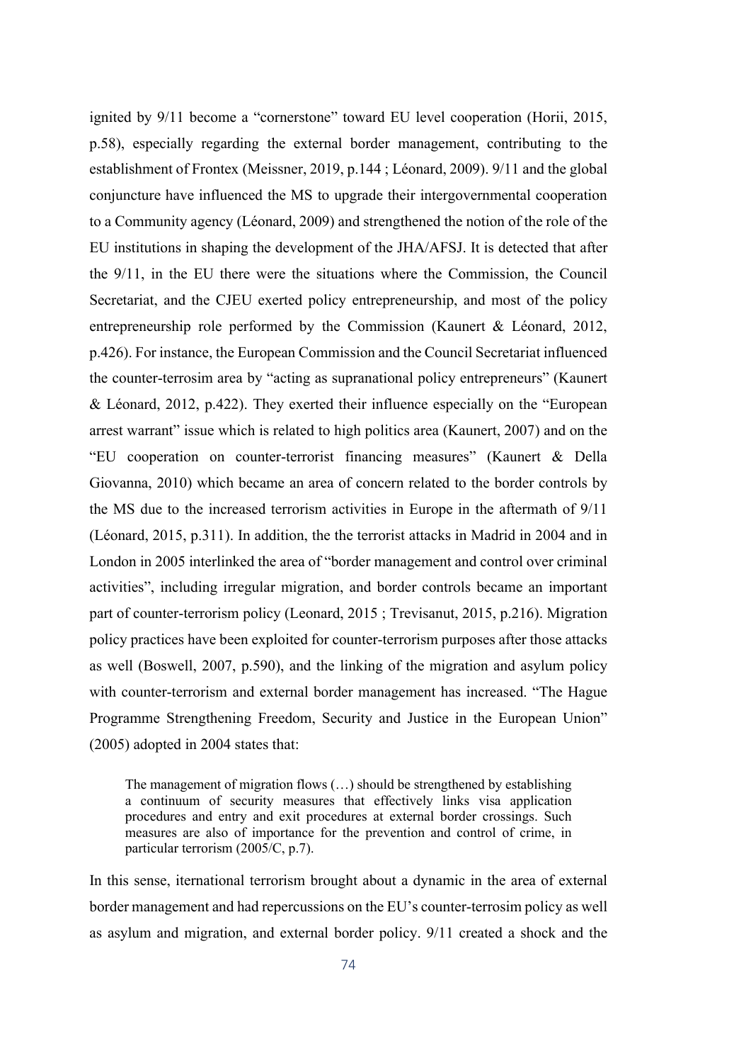ignited by 9/11 become a "cornerstone" toward EU level cooperation (Horii, 2015, p.58), especially regarding the external border management, contributing to the establishment of Frontex (Meissner, 2019, p.144 ; Léonard, 2009). 9/11 and the global conjuncture have influenced the MS to upgrade their intergovernmental cooperation to a Community agency (Léonard, 2009) and strengthened the notion of the role of the EU institutions in shaping the development of the JHA/AFSJ. It is detected that after the 9/11, in the EU there were the situations where the Commission, the Council Secretariat, and the CJEU exerted policy entrepreneurship, and most of the policy entrepreneurship role performed by the Commission (Kaunert & Léonard, 2012, p.426). For instance, the European Commission and the Council Secretariat influenced the counter-terrosim area by "acting as supranational policy entrepreneurs" (Kaunert & Léonard, 2012, p.422). They exerted their influence especially on the "European arrest warrant" issue which is related to high politics area (Kaunert, 2007) and on the "EU cooperation on counter-terrorist financing measures" (Kaunert & Della Giovanna, 2010) which became an area of concern related to the border controls by the MS due to the increased terrorism activities in Europe in the aftermath of 9/11 (Léonard, 2015, p.311). In addition, the the terrorist attacks in Madrid in 2004 and in London in 2005 interlinked the area of "border management and control over criminal activities", including irregular migration, and border controls became an important part of counter-terrorism policy (Leonard, 2015 ; Trevisanut, 2015, p.216). Migration policy practices have been exploited for counter-terrorism purposes after those attacks as well (Boswell, 2007, p.590), and the linking of the migration and asylum policy with counter-terrorism and external border management has increased. "The Hague Programme Strengthening Freedom, Security and Justice in the European Union" (2005) adopted in 2004 states that:

> The management of migration flows (…) should be strengthened by establishing a continuum of security measures that effectively links visa application procedures and entry and exit procedures at external border crossings. Such measures are also of importance for the prevention and control of crime, in particular terrorism (2005/C, p.7).

In this sense, iternational terrorism brought about a dynamic in the area of external border management and had repercussions on the EU's counter-terrosim policy as well as asylum and migration, and external border policy. 9/11 created a shock and the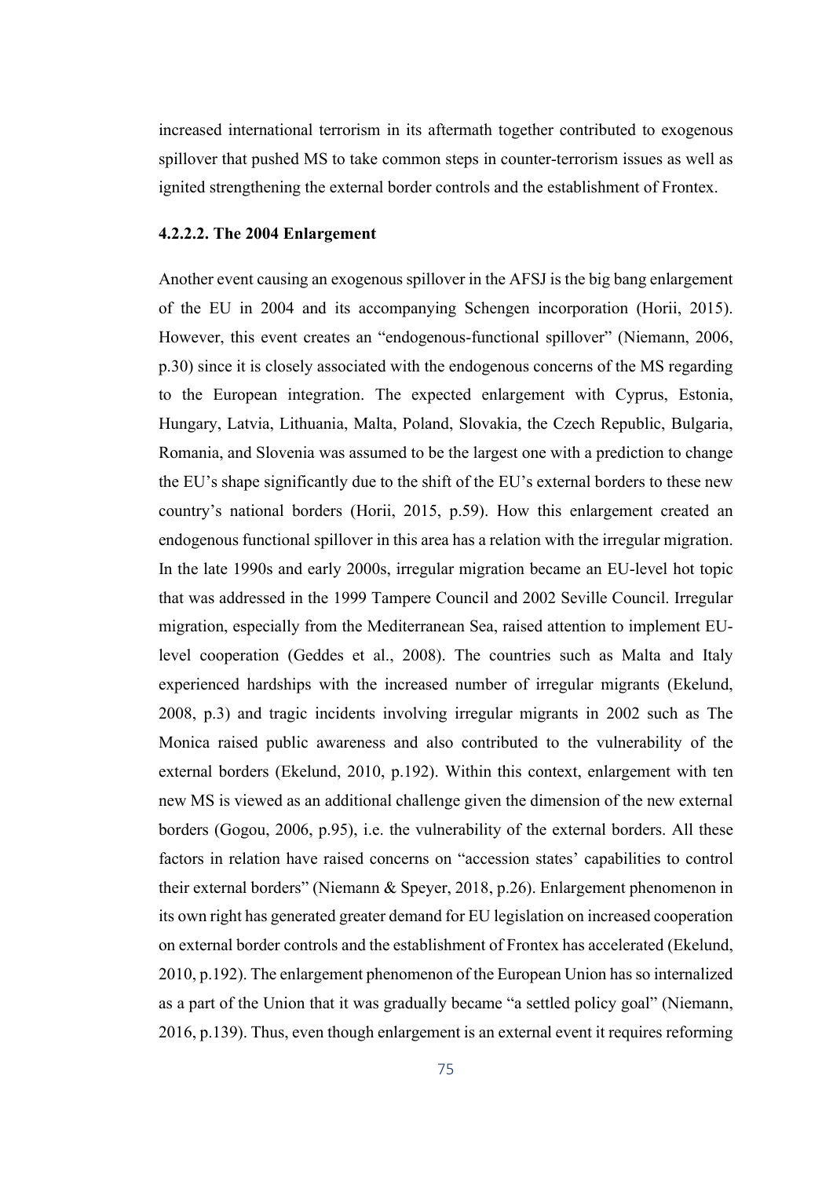increased international terrorism in its aftermath together contributed to exogenous spillover that pushed MS to take common steps in counter-terrorism issues as well as ignited strengthening the external border controls and the establishment of Frontex.

#### 4.2.2.2. The 2004 Enlargement

Another event causing an exogenous spillover in the AFSJ is the big bang enlargement of the EU in 2004 and its accompanying Schengen incorporation (Horii, 2015). However, this event creates an "endogenous-functional spillover" (Niemann, 2006, p.30) since it is closely associated with the endogenous concerns of the MS regarding to the European integration. The expected enlargement with Cyprus, Estonia, Hungary, Latvia, Lithuania, Malta, Poland, Slovakia, the Czech Republic, Bulgaria, Romania, and Slovenia was assumed to be the largest one with a prediction to change the EU's shape significantly due to the shift of the EU's external borders to these new country's national borders (Horii, 2015, p.59). How this enlargement created an endogenous functional spillover in this area has a relation with the irregular migration. In the late 1990s and early 2000s, irregular migration became an EU-level hot topic that was addressed in the 1999 Tampere Council and 2002 Seville Council. Irregular migration, especially from the Mediterranean Sea, raised attention to implement EU-level cooperation (Geddes et al., 2008). The countries such as Malta and Italy experienced hardships with the increased number of irregular migrants (Ekelund, 2008, p.3) and tragic incidents involving irregular migrants in 2002 such as The Monica raised public awareness and also contributed to the vulnerability of the external borders (Ekelund, 2010, p.192). Within this context, enlargement with ten new MS is viewed as an additional challenge given the dimension of the new external borders (Gogou, 2006, p.95), i.e. the vulnerability of the external borders. All these factors in relation have raised concerns on "accession states' capabilities to control their external borders" (Niemann & Speyer, 2018, p.26). Enlargement phenomenon in its own right has generated greater demand for EU legislation on increased cooperation on external border controls and the establishment of Frontex has accelerated (Ekelund, 2010, p.192). The enlargement phenomenon of the European Union has so internalized as a part of the Union that it was gradually became "a settled policy goal" (Niemann, 2016, p.139). Thus, even though enlargement is an external event it requires reforming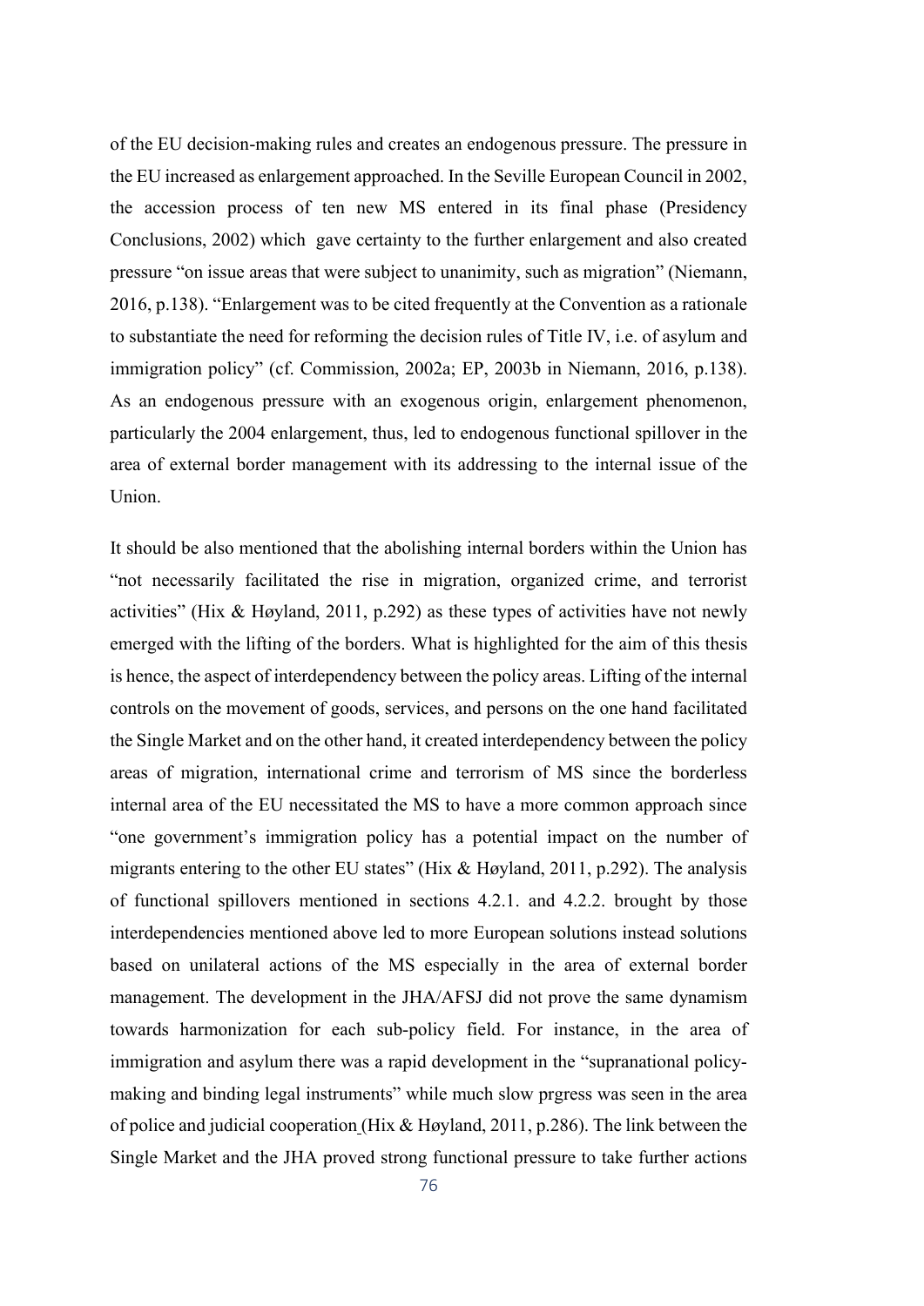of the EU decision-making rules and creates an endogenous pressure. The pressure in the EU increased as enlargement approached. In the Seville European Council in 2002, the accession process of ten new MS entered in its final phase (Presidency Conclusions, 2002) which gave certainty to the further enlargement and also created pressure "on issue areas that were subject to unanimity, such as migration" (Niemann, 2016, p.138). "Enlargement was to be cited frequently at the Convention as a rationale to substantiate the need for reforming the decision rules of Title IV, i.e. of asylum and immigration policy" (cf. Commission, 2002a; EP, 2003b in Niemann, 2016, p.138). As an endogenous pressure with an exogenous origin, enlargement phenomenon, particularly the 2004 enlargement, thus, led to endogenous functional spillover in the area of external border management with its addressing to the internal issue of the Union.

It should be also mentioned that the abolishing internal borders within the Union has "not necessarily facilitated the rise in migration, organized crime, and terrorist activities" (Hix & Høyland, 2011, p.292) as these types of activities have not newly emerged with the lifting of the borders. What is highlighted for the aim of this thesis is hence, the aspect of interdependency between the policy areas. Lifting of the internal controls on the movement of goods, services, and persons on the one hand facilitated the Single Market and on the other hand, it created interdependency between the policy areas of migration, international crime and terrorism of MS since the borderless internal area of the EU necessitated the MS to have a more common approach since "one government's immigration policy has a potential impact on the number of migrants entering to the other EU states" (Hix & Høyland, 2011, p.292). The analysis of functional spillovers mentioned in sections 4.2.1. and 4.2.2. brought by those interdependencies mentioned above led to more European solutions instead solutions based on unilateral actions of the MS especially in the area of external border management. The development in the JHA/AFSJ did not prove the same dynamism towards harmonization for each sub-policy field. For instance, in the area of immigration and asylum there was a rapid development in the "supranational policy-making and binding legal instruments" while much slow prgress was seen in the area of police and judicial cooperation (Hix & Høyland, 2011, p.286). The link between the Single Market and the JHA proved strong functional pressure to take further actions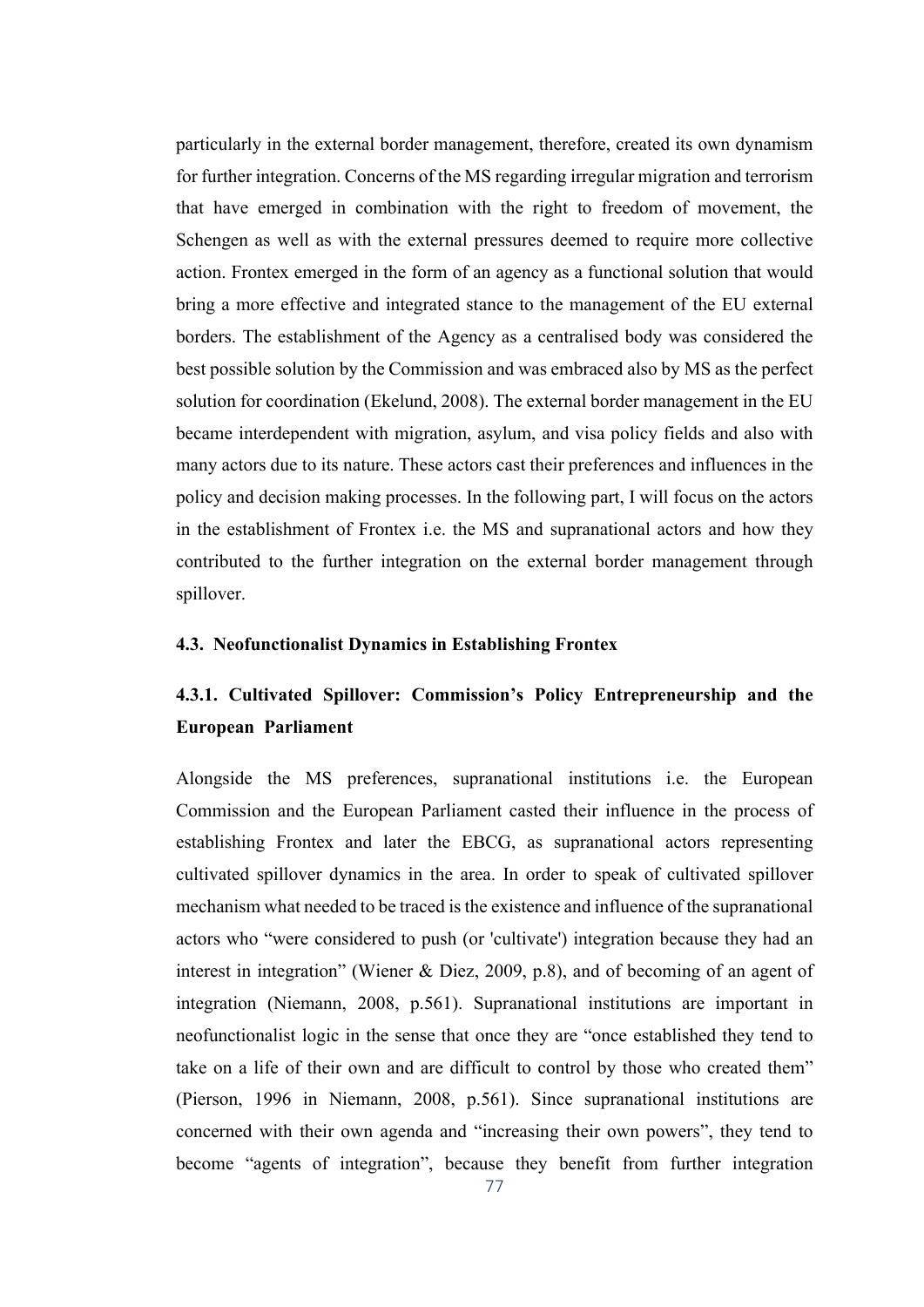particularly in the external border management, therefore, created its own dynamism for further integration. Concerns of the MS regarding irregular migration and terrorism that have emerged in combination with the right to freedom of movement, the Schengen as well as with the external pressures deemed to require more collective action. Frontex emerged in the form of an agency as a functional solution that would bring a more effective and integrated stance to the management of the EU external borders. The establishment of the Agency as a centralised body was considered the best possible solution by the Commission and was embraced also by MS as the perfect solution for coordination (Ekelund, 2008). The external border management in the EU became interdependent with migration, asylum, and visa policy fields and also with many actors due to its nature. These actors cast their preferences and influences in the policy and decision making processes. In the following part, I will focus on the actors in the establishment of Frontex i.e. the MS and supranational actors and how they contributed to the further integration on the external border management through spillover.

### 4.3. Neofunctionalist Dynamics in Establishing Frontex

#### 4.3.1. Cultivated Spillover: Commission's Policy Entrepreneurship and the European Parliament

Alongside the MS preferences, supranational institutions i.e. the European Commission and the European Parliament casted their influence in the process of establishing Frontex and later the EBCG, as supranational actors representing cultivated spillover dynamics in the area. In order to speak of cultivated spillover mechanism what needed to be traced is the existence and influence of the supranational actors who "were considered to push (or 'cultivate') integration because they had an interest in integration" (Wiener & Diez, 2009, p.8), and of becoming of an agent of integration (Niemann, 2008, p.561). Supranational institutions are important in neofunctionalist logic in the sense that once they are "once established they tend to take on a life of their own and are difficult to control by those who created them" (Pierson, 1996 in Niemann, 2008, p.561). Since supranational institutions are concerned with their own agenda and "increasing their own powers", they tend to become "agents of integration", because they benefit from further integration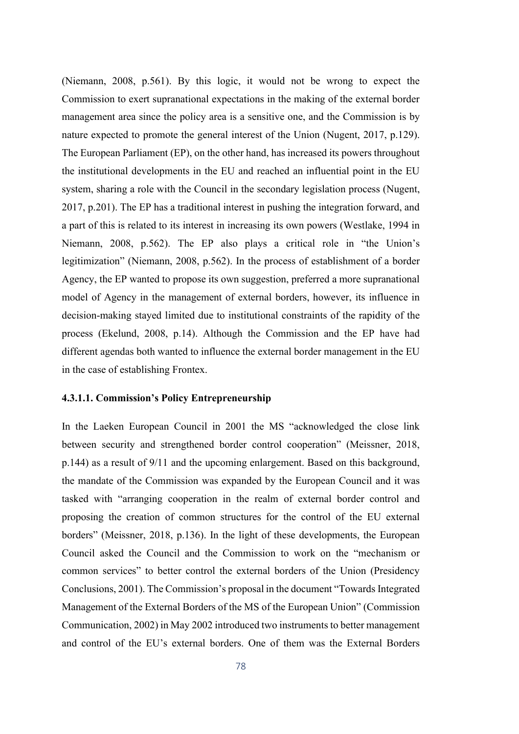(Niemann, 2008, p.561). By this logic, it would not be wrong to expect the Commission to exert supranational expectations in the making of the external border management area since the policy area is a sensitive one, and the Commission is by nature expected to promote the general interest of the Union (Nugent, 2017, p.129). The European Parliament (EP), on the other hand, has increased its powers throughout the institutional developments in the EU and reached an influential point in the EU system, sharing a role with the Council in the secondary legislation process (Nugent, 2017, p.201). The EP has a traditional interest in pushing the integration forward, and a part of this is related to its interest in increasing its own powers (Westlake, 1994 in Niemann, 2008, p.562). The EP also plays a critical role in "the Union's legitimization" (Niemann, 2008, p.562). In the process of establishment of a border Agency, the EP wanted to propose its own suggestion, preferred a more supranational model of Agency in the management of external borders, however, its influence in decision-making stayed limited due to institutional constraints of the rapidity of the process (Ekelund, 2008, p.14). Although the Commission and the EP have had different agendas both wanted to influence the external border management in the EU in the case of establishing Frontex.

#### 4.3.1.1. Commission's Policy Entrepreneurship

In the Laeken European Council in 2001 the MS "acknowledged the close link between security and strengthened border control cooperation" (Meissner, 2018, p.144) as a result of 9/11 and the upcoming enlargement. Based on this background, the mandate of the Commission was expanded by the European Council and it was tasked with "arranging cooperation in the realm of external border control and proposing the creation of common structures for the control of the EU external borders" (Meissner, 2018, p.136). In the light of these developments, the European Council asked the Council and the Commission to work on the "mechanism or common services" to better control the external borders of the Union (Presidency Conclusions, 2001). The Commission's proposal in the document "Towards Integrated Management of the External Borders of the MS of the European Union" (Commission Communication, 2002) in May 2002 introduced two instruments to better management and control of the EU's external borders. One of them was the External Borders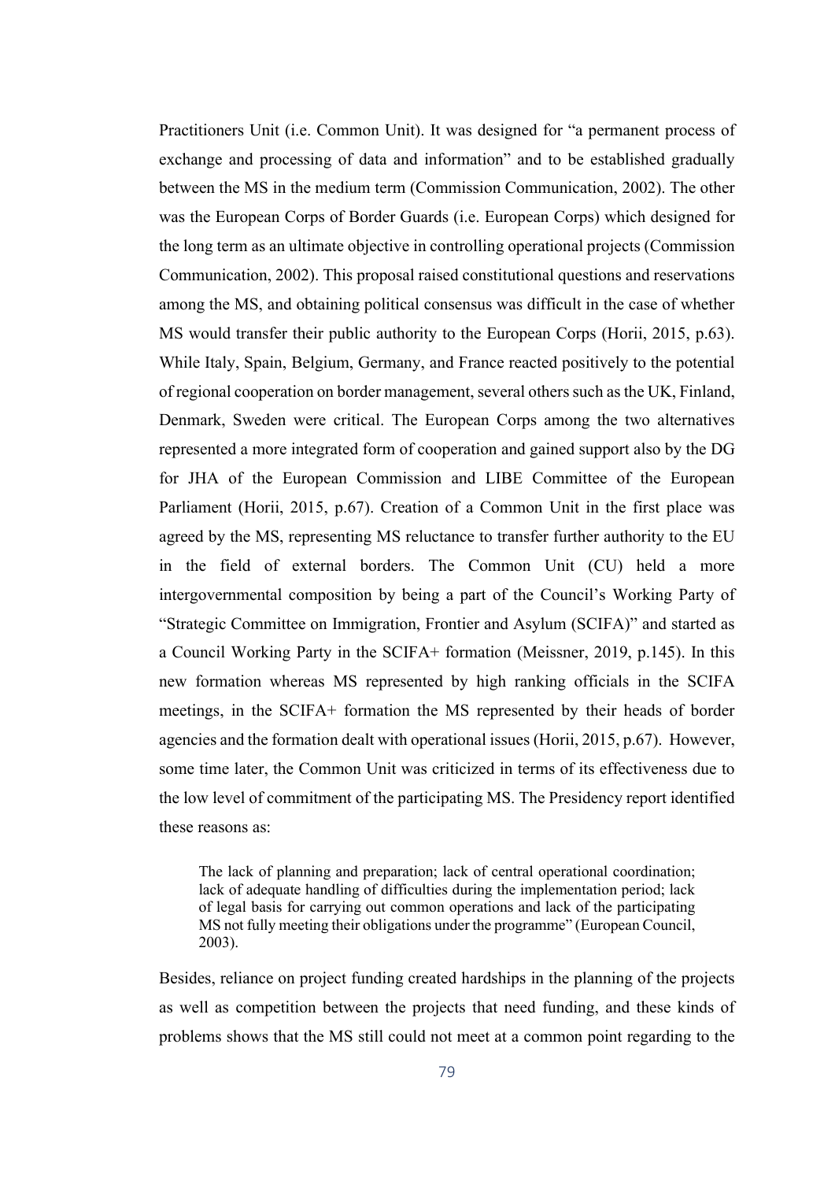Practitioners Unit (i.e. Common Unit). It was designed for "a permanent process of exchange and processing of data and information" and to be established gradually between the MS in the medium term (Commission Communication, 2002). The other was the European Corps of Border Guards (i.e. European Corps) which designed for the long term as an ultimate objective in controlling operational projects (Commission Communication, 2002). This proposal raised constitutional questions and reservations among the MS, and obtaining political consensus was difficult in the case of whether MS would transfer their public authority to the European Corps (Horii, 2015, p.63). While Italy, Spain, Belgium, Germany, and France reacted positively to the potential of regional cooperation on border management, several others such as the UK, Finland, Denmark, Sweden were critical. The European Corps among the two alternatives represented a more integrated form of cooperation and gained support also by the DG for JHA of the European Commission and LIBE Committee of the European Parliament (Horii, 2015, p.67). Creation of a Common Unit in the first place was agreed by the MS, representing MS reluctance to transfer further authority to the EU in the field of external borders. The Common Unit (CU) held a more intergovernmental composition by being a part of the Council's Working Party of "Strategic Committee on Immigration, Frontier and Asylum (SCIFA)" and started as a Council Working Party in the SCIFA+ formation (Meissner, 2019, p.145). In this new formation whereas MS represented by high ranking officials in the SCIFA meetings, in the SCIFA+ formation the MS represented by their heads of border agencies and the formation dealt with operational issues (Horii, 2015, p.67). However, some time later, the Common Unit was criticized in terms of its effectiveness due to the low level of commitment of the participating MS. The Presidency report identified these reasons as:

> The lack of planning and preparation; lack of central operational coordination; lack of adequate handling of difficulties during the implementation period; lack of legal basis for carrying out common operations and lack of the participating MS not fully meeting their obligations under the programme" (European Council, 2003).

Besides, reliance on project funding created hardships in the planning of the projects as well as competition between the projects that need funding, and these kinds of problems shows that the MS still could not meet at a common point regarding to the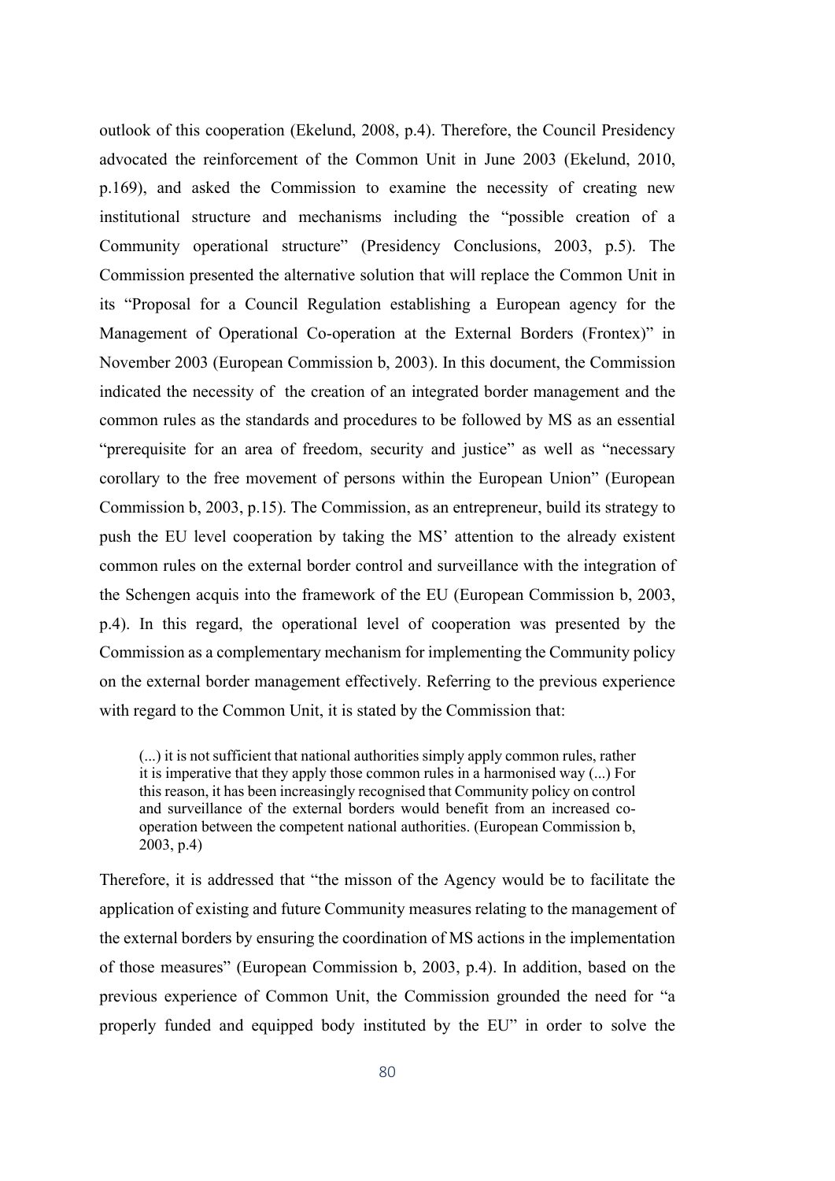outlook of this cooperation (Ekelund, 2008, p.4). Therefore, the Council Presidency advocated the reinforcement of the Common Unit in June 2003 (Ekelund, 2010, p.169), and asked the Commission to examine the necessity of creating new institutional structure and mechanisms including the "possible creation of a Community operational structure" (Presidency Conclusions, 2003, p.5). The Commission presented the alternative solution that will replace the Common Unit in its "Proposal for a Council Regulation establishing a European agency for the Management of Operational Co-operation at the External Borders (Frontex)" in November 2003 (European Commission b, 2003). In this document, the Commission indicated the necessity of the creation of an integrated border management and the common rules as the standards and procedures to be followed by MS as an essential "prerequisite for an area of freedom, security and justice" as well as "necessary corollary to the free movement of persons within the European Union" (European Commission b, 2003, p.15). The Commission, as an entrepreneur, build its strategy to push the EU level cooperation by taking the MS' attention to the already existent common rules on the external border control and surveillance with the integration of the Schengen acquis into the framework of the EU (European Commission b, 2003, p.4). In this regard, the operational level of cooperation was presented by the Commission as a complementary mechanism for implementing the Community policy on the external border management effectively. Referring to the previous experience with regard to the Common Unit, it is stated by the Commission that:

> (...) it is not sufficient that national authorities simply apply common rules, rather it is imperative that they apply those common rules in a harmonised way (...) For this reason, it has been increasingly recognised that Community policy on control and surveillance of the external borders would benefit from an increased co-operation between the competent national authorities. (European Commission b, 2003, p.4)

Therefore, it is addressed that "the misson of the Agency would be to facilitate the application of existing and future Community measures relating to the management of the external borders by ensuring the coordination of MS actions in the implementation of those measures" (European Commission b, 2003, p.4). In addition, based on the previous experience of Common Unit, the Commission grounded the need for "a properly funded and equipped body instituted by the EU" in order to solve the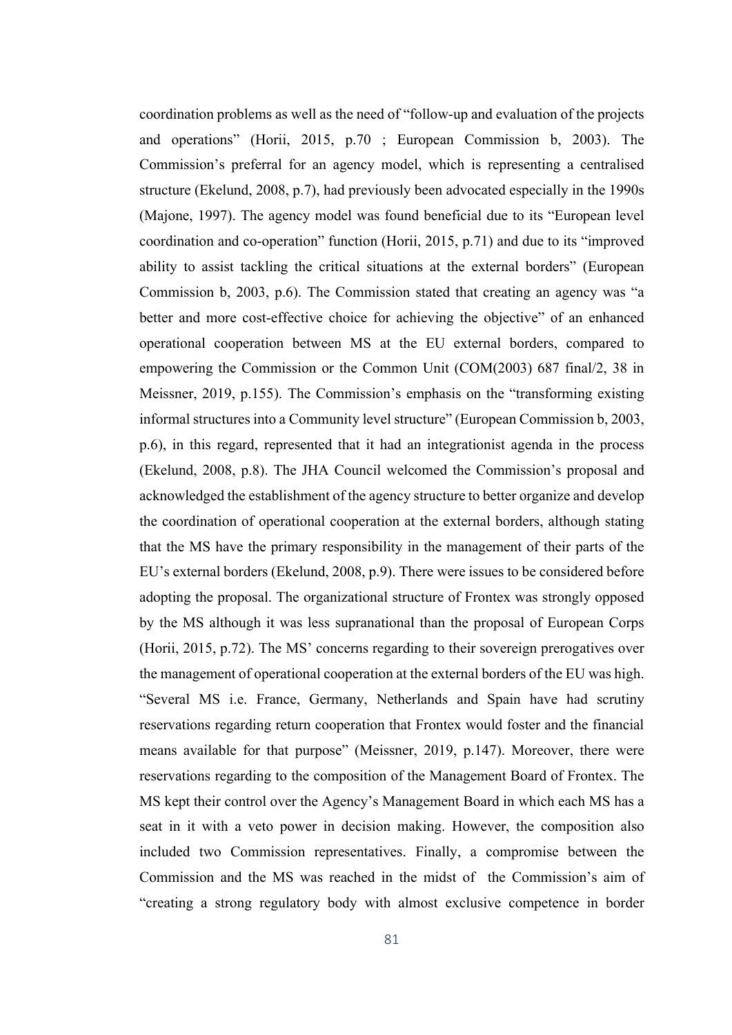coordination problems as well as the need of "follow-up and evaluation of the projects and operations" (Horii, 2015, p.70 ; European Commission b, 2003). The Commission's preferral for an agency model, which is representing a centralised structure (Ekelund, 2008, p.7), had previously been advocated especially in the 1990s (Majone, 1997). The agency model was found beneficial due to its "European level coordination and co-operation" function (Horii, 2015, p.71) and due to its "improved ability to assist tackling the critical situations at the external borders" (European Commission b, 2003, p.6). The Commission stated that creating an agency was "a better and more cost-effective choice for achieving the objective" of an enhanced operational cooperation between MS at the EU external borders, compared to empowering the Commission or the Common Unit (COM(2003) 687 final/2, 38 in Meissner, 2019, p.155). The Commission's emphasis on the "transforming existing informal structures into a Community level structure" (European Commission b, 2003, p.6), in this regard, represented that it had an integrationist agenda in the process (Ekelund, 2008, p.8). The JHA Council welcomed the Commission's proposal and acknowledged the establishment of the agency structure to better organize and develop the coordination of operational cooperation at the external borders, although stating that the MS have the primary responsibility in the management of their parts of the EU's external borders (Ekelund, 2008, p.9). There were issues to be considered before adopting the proposal. The organizational structure of Frontex was strongly opposed by the MS although it was less supranational than the proposal of European Corps (Horii, 2015, p.72). The MS' concerns regarding to their sovereign prerogatives over the management of operational cooperation at the external borders of the EU was high. "Several MS i.e. France, Germany, Netherlands and Spain have had scrutiny reservations regarding return cooperation that Frontex would foster and the financial means available for that purpose" (Meissner, 2019, p.147). Moreover, there were reservations regarding to the composition of the Management Board of Frontex. The MS kept their control over the Agency's Management Board in which each MS has a seat in it with a veto power in decision making. However, the composition also included two Commission representatives. Finally, a compromise between the Commission and the MS was reached in the midst of the Commission's aim of "creating a strong regulatory body with almost exclusive competence in border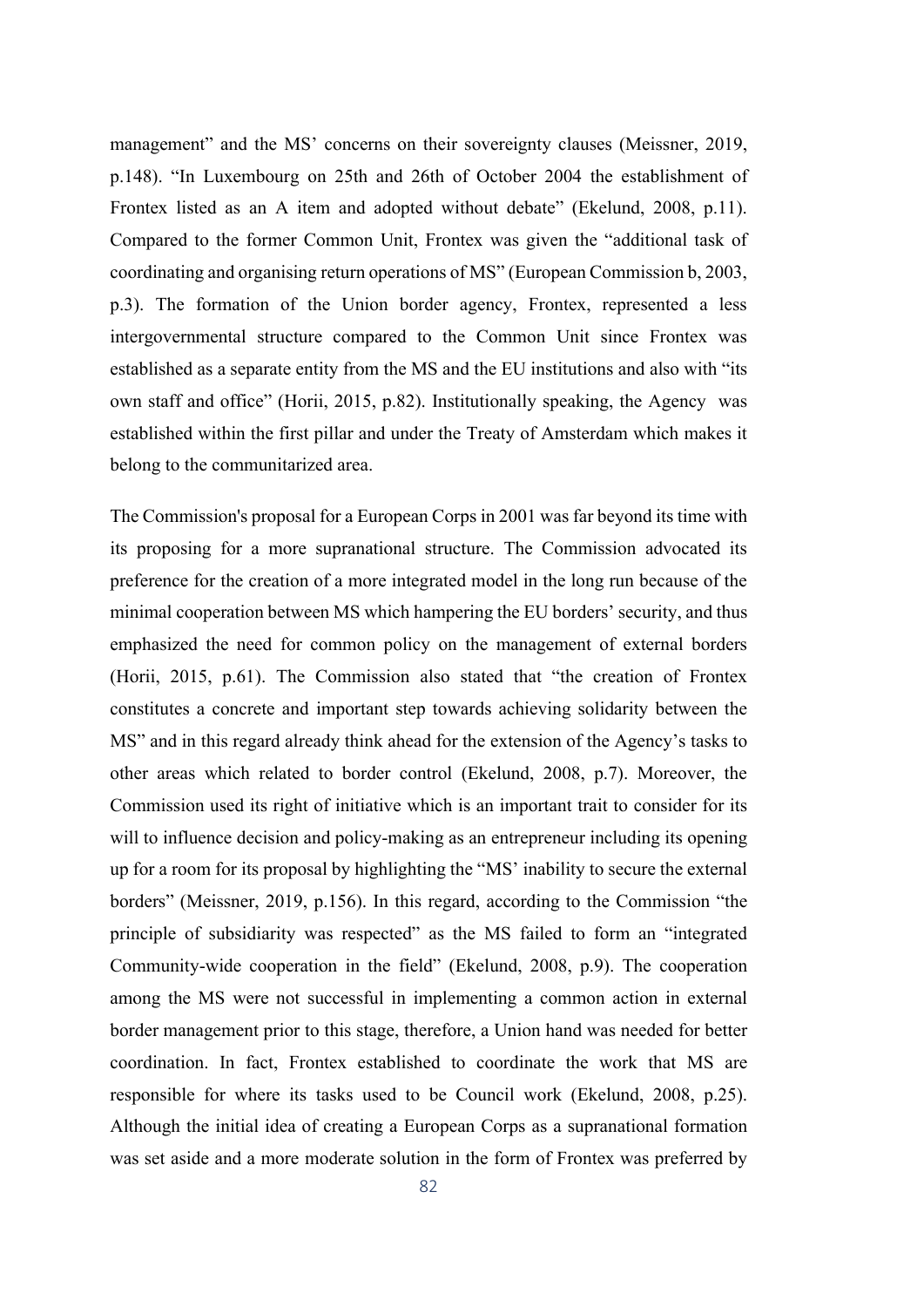management" and the MS' concerns on their sovereignty clauses (Meissner, 2019, p.148). "In Luxembourg on 25th and 26th of October 2004 the establishment of Frontex listed as an A item and adopted without debate" (Ekelund, 2008, p.11). Compared to the former Common Unit, Frontex was given the "additional task of coordinating and organising return operations of MS" (European Commission b, 2003, p.3). The formation of the Union border agency, Frontex, represented a less intergovernmental structure compared to the Common Unit since Frontex was established as a separate entity from the MS and the EU institutions and also with "its own staff and office" (Horii, 2015, p.82). Institutionally speaking, the Agency was established within the first pillar and under the Treaty of Amsterdam which makes it belong to the communitarized area.

The Commission's proposal for a European Corps in 2001 was far beyond its time with its proposing for a more supranational structure. The Commission advocated its preference for the creation of a more integrated model in the long run because of the minimal cooperation between MS which hampering the EU borders' security, and thus emphasized the need for common policy on the management of external borders (Horii, 2015, p.61). The Commission also stated that "the creation of Frontex constitutes a concrete and important step towards achieving solidarity between the MS" and in this regard already think ahead for the extension of the Agency's tasks to other areas which related to border control (Ekelund, 2008, p.7). Moreover, the Commission used its right of initiative which is an important trait to consider for its will to influence decision and policy-making as an entrepreneur including its opening up for a room for its proposal by highlighting the "MS' inability to secure the external borders" (Meissner, 2019, p.156). In this regard, according to the Commission "the principle of subsidiarity was respected" as the MS failed to form an "integrated Community-wide cooperation in the field" (Ekelund, 2008, p.9). The cooperation among the MS were not successful in implementing a common action in external border management prior to this stage, therefore, a Union hand was needed for better coordination. In fact, Frontex established to coordinate the work that MS are responsible for where its tasks used to be Council work (Ekelund, 2008, p.25). Although the initial idea of creating a European Corps as a supranational formation was set aside and a more moderate solution in the form of Frontex was preferred by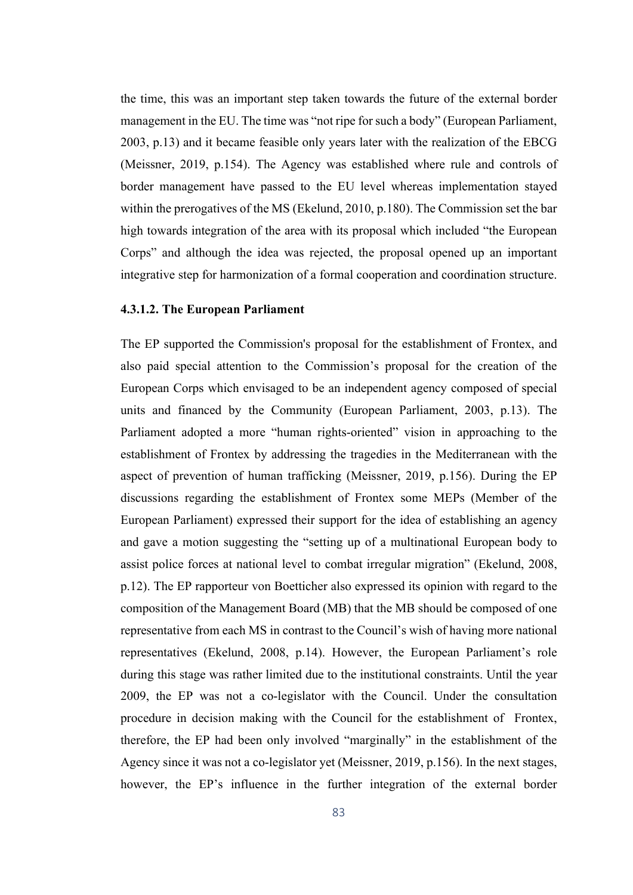the time, this was an important step taken towards the future of the external border management in the EU. The time was "not ripe for such a body" (European Parliament, 2003, p.13) and it became feasible only years later with the realization of the EBCG (Meissner, 2019, p.154). The Agency was established where rule and controls of border management have passed to the EU level whereas implementation stayed within the prerogatives of the MS (Ekelund, 2010, p.180). The Commission set the bar high towards integration of the area with its proposal which included "the European Corps" and although the idea was rejected, the proposal opened up an important integrative step for harmonization of a formal cooperation and coordination structure.

#### 4.3.1.2. The European Parliament

The EP supported the Commission's proposal for the establishment of Frontex, and also paid special attention to the Commission's proposal for the creation of the European Corps which envisaged to be an independent agency composed of special units and financed by the Community (European Parliament, 2003, p.13). The Parliament adopted a more "human rights-oriented" vision in approaching to the establishment of Frontex by addressing the tragedies in the Mediterranean with the aspect of prevention of human trafficking (Meissner, 2019, p.156). During the EP discussions regarding the establishment of Frontex some MEPs (Member of the European Parliament) expressed their support for the idea of establishing an agency and gave a motion suggesting the "setting up of a multinational European body to assist police forces at national level to combat irregular migration" (Ekelund, 2008, p.12). The EP rapporteur von Boetticher also expressed its opinion with regard to the composition of the Management Board (MB) that the MB should be composed of one representative from each MS in contrast to the Council's wish of having more national representatives (Ekelund, 2008, p.14). However, the European Parliament's role during this stage was rather limited due to the institutional constraints. Until the year 2009, the EP was not a co-legislator with the Council. Under the consultation procedure in decision making with the Council for the establishment of Frontex, therefore, the EP had been only involved "marginally" in the establishment of the Agency since it was not a co-legislator yet (Meissner, 2019, p.156). In the next stages, however, the EP's influence in the further integration of the external border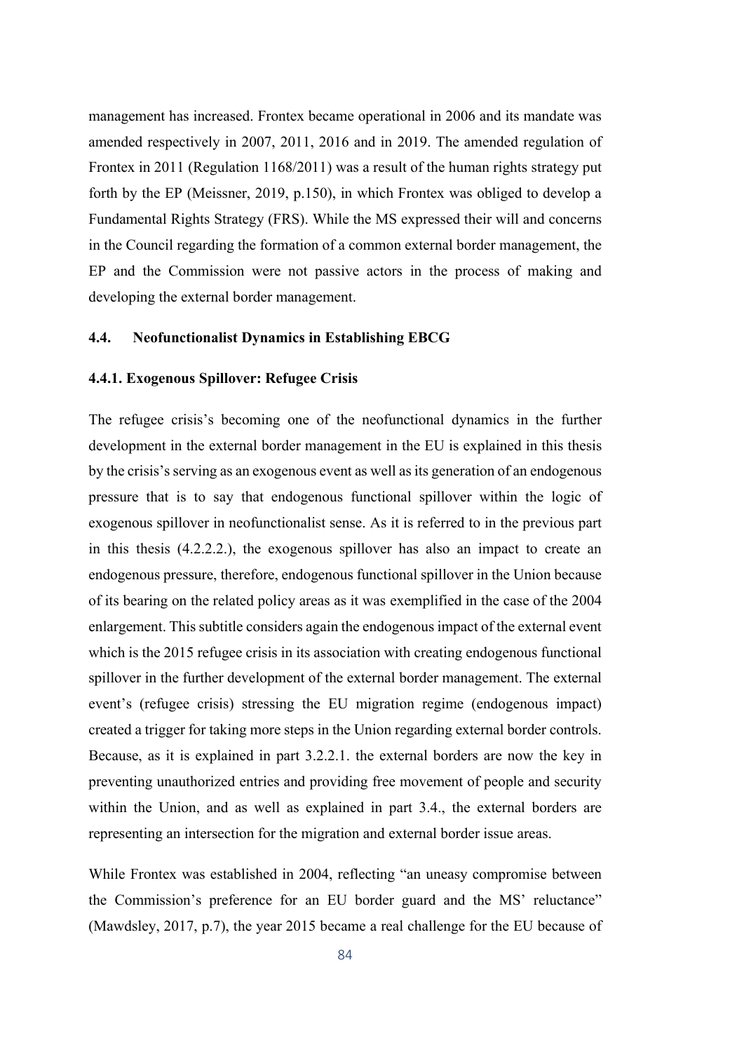management has increased. Frontex became operational in 2006 and its mandate was amended respectively in 2007, 2011, 2016 and in 2019. The amended regulation of Frontex in 2011 (Regulation 1168/2011) was a result of the human rights strategy put forth by the EP (Meissner, 2019, p.150), in which Frontex was obliged to develop a Fundamental Rights Strategy (FRS). While the MS expressed their will and concerns in the Council regarding the formation of a common external border management, the EP and the Commission were not passive actors in the process of making and developing the external border management.

### 4.4. Neofunctionalist Dynamics in Establishing EBCG

#### 4.4.1. Exogenous Spillover: Refugee Crisis

The refugee crisis's becoming one of the neofunctional dynamics in the further development in the external border management in the EU is explained in this thesis by the crisis's serving as an exogenous event as well as its generation of an endogenous pressure that is to say that endogenous functional spillover within the logic of exogenous spillover in neofunctionalist sense. As it is referred to in the previous part in this thesis (4.2.2.2.), the exogenous spillover has also an impact to create an endogenous pressure, therefore, endogenous functional spillover in the Union because of its bearing on the related policy areas as it was exemplified in the case of the 2004 enlargement. This subtitle considers again the endogenous impact of the external event which is the 2015 refugee crisis in its association with creating endogenous functional spillover in the further development of the external border management. The external event's (refugee crisis) stressing the EU migration regime (endogenous impact) created a trigger for taking more steps in the Union regarding external border controls. Because, as it is explained in part 3.2.2.1. the external borders are now the key in preventing unauthorized entries and providing free movement of people and security within the Union, and as well as explained in part 3.4., the external borders are representing an intersection for the migration and external border issue areas.

While Frontex was established in 2004, reflecting "an uneasy compromise between the Commission's preference for an EU border guard and the MS' reluctance" (Mawdsley, 2017, p.7), the year 2015 became a real challenge for the EU because of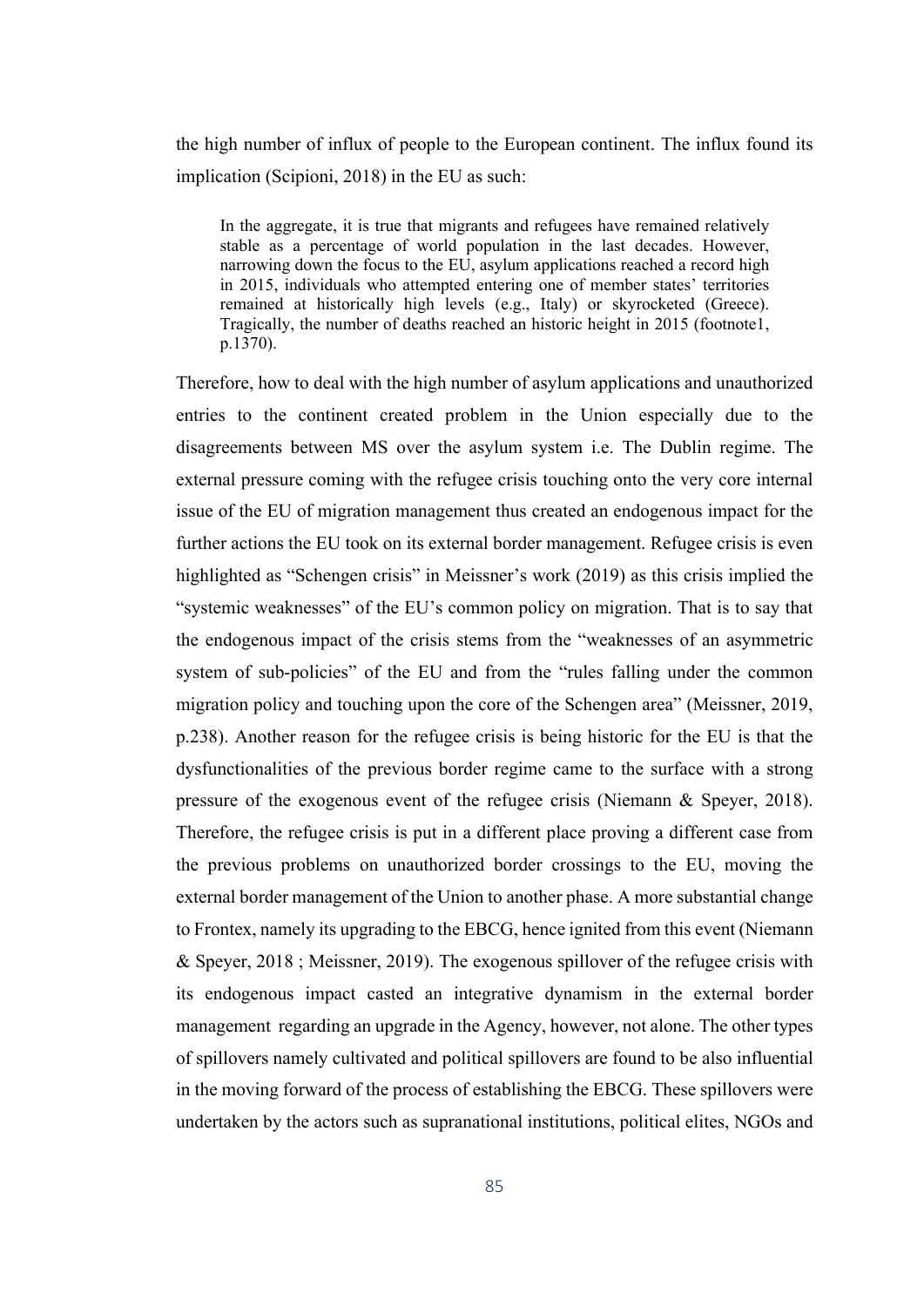the high number of influx of people to the European continent. The influx found its implication (Scipioni, 2018) in the EU as such:

> In the aggregate, it is true that migrants and refugees have remained relatively stable as a percentage of world population in the last decades. However, narrowing down the focus to the EU, asylum applications reached a record high in 2015, individuals who attempted entering one of member states' territories remained at historically high levels (e.g., Italy) or skyrocketed (Greece). Tragically, the number of deaths reached an historic height in 2015 (footnote1, p.1370).

Therefore, how to deal with the high number of asylum applications and unauthorized entries to the continent created problem in the Union especially due to the disagreements between MS over the asylum system i.e. The Dublin regime. The external pressure coming with the refugee crisis touching onto the very core internal issue of the EU of migration management thus created an endogenous impact for the further actions the EU took on its external border management. Refugee crisis is even highlighted as "Schengen crisis" in Meissner's work (2019) as this crisis implied the "systemic weaknesses" of the EU's common policy on migration. That is to say that the endogenous impact of the crisis stems from the "weaknesses of an asymmetric system of sub-policies" of the EU and from the "rules falling under the common migration policy and touching upon the core of the Schengen area" (Meissner, 2019, p.238). Another reason for the refugee crisis is being historic for the EU is that the dysfunctionalities of the previous border regime came to the surface with a strong pressure of the exogenous event of the refugee crisis (Niemann & Speyer, 2018). Therefore, the refugee crisis is put in a different place proving a different case from the previous problems on unauthorized border crossings to the EU, moving the external border management of the Union to another phase. A more substantial change to Frontex, namely its upgrading to the EBCG, hence ignited from this event (Niemann & Speyer, 2018 ; Meissner, 2019). The exogenous spillover of the refugee crisis with its endogenous impact casted an integrative dynamism in the external border management regarding an upgrade in the Agency, however, not alone. The other types of spillovers namely cultivated and political spillovers are found to be also influential in the moving forward of the process of establishing the EBCG. These spillovers were undertaken by the actors such as supranational institutions, political elites, NGOs and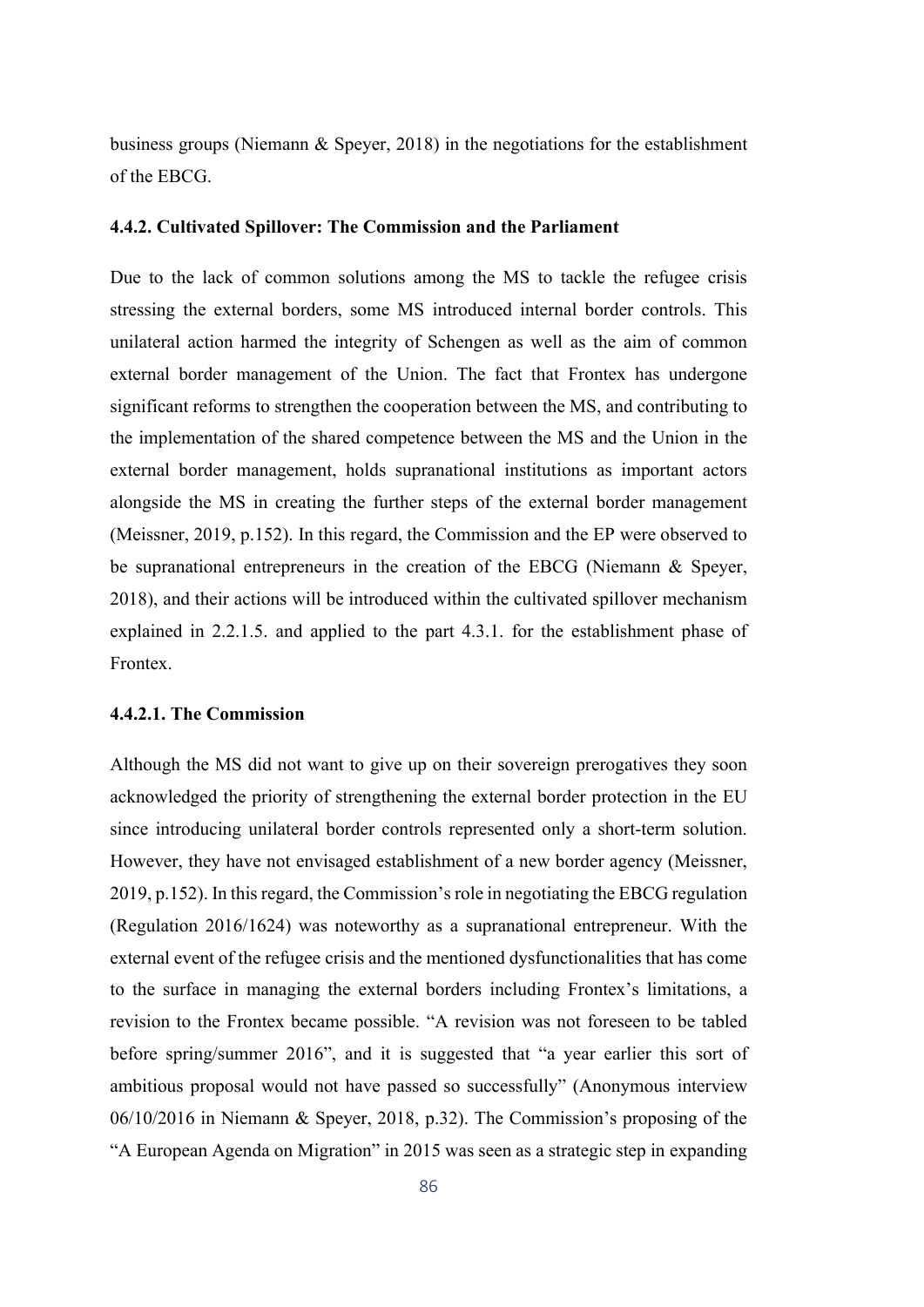business groups (Niemann & Speyer, 2018) in the negotiations for the establishment of the EBCG.

### 4.4.2. Cultivated Spillover: The Commission and the Parliament

Due to the lack of common solutions among the MS to tackle the refugee crisis stressing the external borders, some MS introduced internal border controls. This unilateral action harmed the integrity of Schengen as well as the aim of common external border management of the Union. The fact that Frontex has undergone significant reforms to strengthen the cooperation between the MS, and contributing to the implementation of the shared competence between the MS and the Union in the external border management, holds supranational institutions as important actors alongside the MS in creating the further steps of the external border management (Meissner, 2019, p.152). In this regard, the Commission and the EP were observed to be supranational entrepreneurs in the creation of the EBCG (Niemann & Speyer, 2018), and their actions will be introduced within the cultivated spillover mechanism explained in 2.2.1.5. and applied to the part 4.3.1. for the establishment phase of Frontex.

#### 4.4.2.1. The Commission

Although the MS did not want to give up on their sovereign prerogatives they soon acknowledged the priority of strengthening the external border protection in the EU since introducing unilateral border controls represented only a short-term solution. However, they have not envisaged establishment of a new border agency (Meissner, 2019, p.152). In this regard, the Commission's role in negotiating the EBCG regulation (Regulation 2016/1624) was noteworthy as a supranational entrepreneur. With the external event of the refugee crisis and the mentioned dysfunctionalities that has come to the surface in managing the external borders including Frontex's limitations, a revision to the Frontex became possible. "A revision was not foreseen to be tabled before spring/summer 2016", and it is suggested that "a year earlier this sort of ambitious proposal would not have passed so successfully" (Anonymous interview 06/10/2016 in Niemann & Speyer, 2018, p.32). The Commission's proposing of the "A European Agenda on Migration" in 2015 was seen as a strategic step in expanding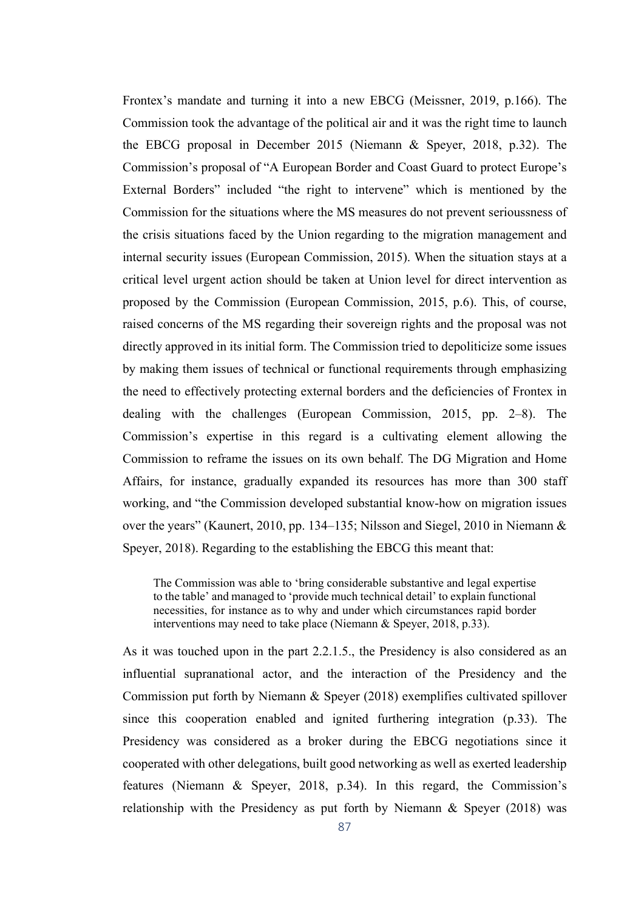Frontex's mandate and turning it into a new EBCG (Meissner, 2019, p.166). The Commission took the advantage of the political air and it was the right time to launch the EBCG proposal in December 2015 (Niemann & Speyer, 2018, p.32). The Commission's proposal of "A European Border and Coast Guard to protect Europe's External Borders" included "the right to intervene" which is mentioned by the Commission for the situations where the MS measures do not prevent serioussness of the crisis situations faced by the Union regarding to the migration management and internal security issues (European Commission, 2015). When the situation stays at a critical level urgent action should be taken at Union level for direct intervention as proposed by the Commission (European Commission, 2015, p.6). This, of course, raised concerns of the MS regarding their sovereign rights and the proposal was not directly approved in its initial form. The Commission tried to depoliticize some issues by making them issues of technical or functional requirements through emphasizing the need to effectively protecting external borders and the deficiencies of Frontex in dealing with the challenges (European Commission, 2015, pp. 2–8). The Commission's expertise in this regard is a cultivating element allowing the Commission to reframe the issues on its own behalf. The DG Migration and Home Affairs, for instance, gradually expanded its resources has more than 300 staff working, and "the Commission developed substantial know-how on migration issues over the years" (Kaunert, 2010, pp. 134–135; Nilsson and Siegel, 2010 in Niemann & Speyer, 2018). Regarding to the establishing the EBCG this meant that:

> The Commission was able to 'bring considerable substantive and legal expertise to the table' and managed to 'provide much technical detail' to explain functional necessities, for instance as to why and under which circumstances rapid border interventions may need to take place (Niemann & Speyer, 2018, p.33).

As it was touched upon in the part 2.2.1.5., the Presidency is also considered as an influential supranational actor, and the interaction of the Presidency and the Commission put forth by Niemann & Speyer (2018) exemplifies cultivated spillover since this cooperation enabled and ignited furthering integration (p.33). The Presidency was considered as a broker during the EBCG negotiations since it cooperated with other delegations, built good networking as well as exerted leadership features (Niemann & Speyer, 2018, p.34). In this regard, the Commission's relationship with the Presidency as put forth by Niemann & Speyer (2018) was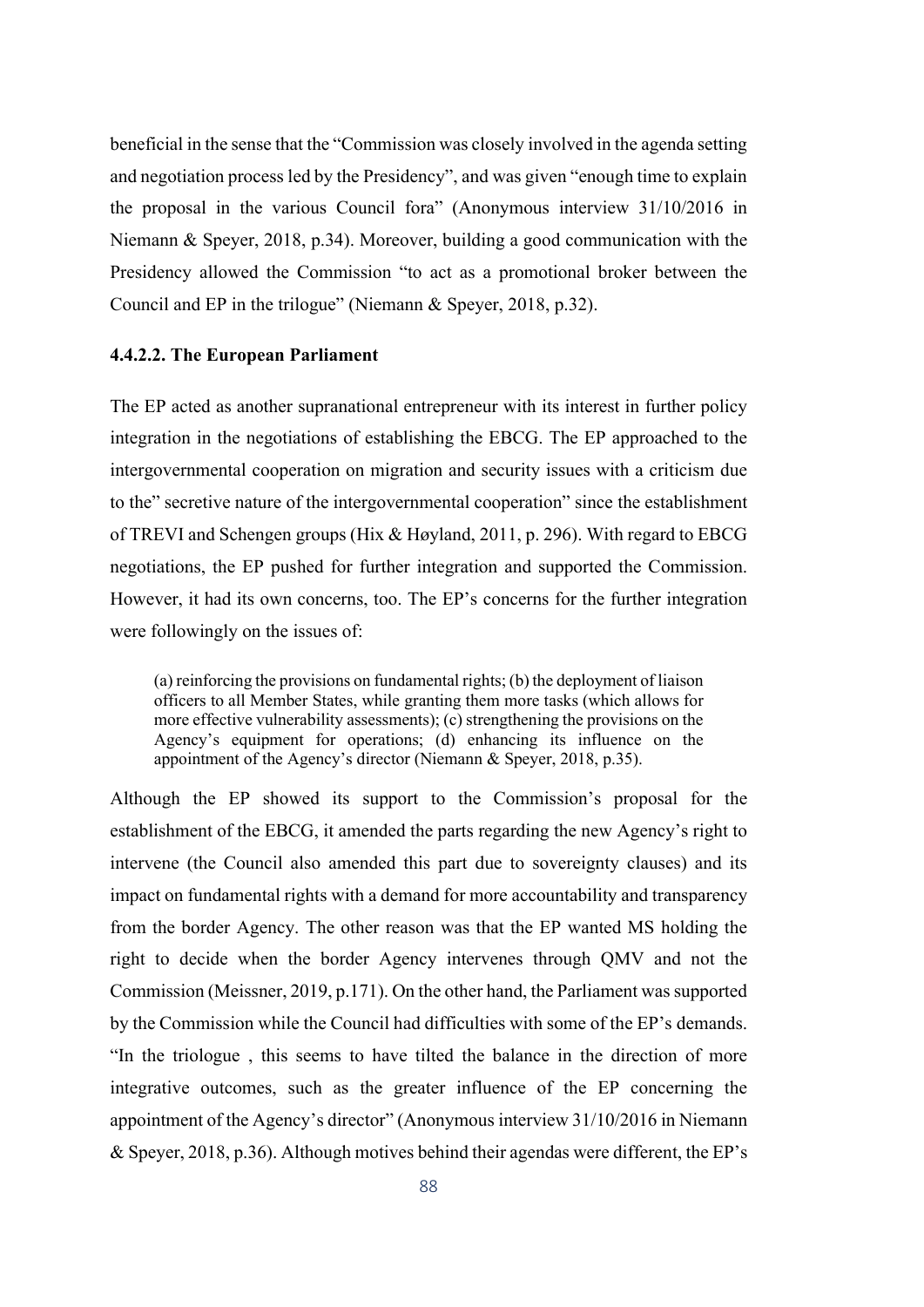beneficial in the sense that the "Commission was closely involved in the agenda setting and negotiation process led by the Presidency", and was given "enough time to explain the proposal in the various Council fora" (Anonymous interview 31/10/2016 in Niemann & Speyer, 2018, p.34). Moreover, building a good communication with the Presidency allowed the Commission "to act as a promotional broker between the Council and EP in the trilogue" (Niemann & Speyer, 2018, p.32).

#### 4.4.2.2. The European Parliament

The EP acted as another supranational entrepreneur with its interest in further policy integration in the negotiations of establishing the EBCG. The EP approached to the intergovernmental cooperation on migration and security issues with a criticism due to the" secretive nature of the intergovernmental cooperation" since the establishment of TREVI and Schengen groups (Hix & Høyland, 2011, p. 296). With regard to EBCG negotiations, the EP pushed for further integration and supported the Commission. However, it had its own concerns, too. The EP's concerns for the further integration were followingly on the issues of:

> (a) reinforcing the provisions on fundamental rights; (b) the deployment of liaison officers to all Member States, while granting them more tasks (which allows for more effective vulnerability assessments); (c) strengthening the provisions on the Agency's equipment for operations; (d) enhancing its influence on the appointment of the Agency's director (Niemann & Speyer, 2018, p.35).

Although the EP showed its support to the Commission's proposal for the establishment of the EBCG, it amended the parts regarding the new Agency's right to intervene (the Council also amended this part due to sovereignty clauses) and its impact on fundamental rights with a demand for more accountability and transparency from the border Agency. The other reason was that the EP wanted MS holding the right to decide when the border Agency intervenes through QMV and not the Commission (Meissner, 2019, p.171). On the other hand, the Parliament was supported by the Commission while the Council had difficulties with some of the EP's demands. "In the triologue , this seems to have tilted the balance in the direction of more integrative outcomes, such as the greater influence of the EP concerning the appointment of the Agency's director" (Anonymous interview 31/10/2016 in Niemann & Speyer, 2018, p.36). Although motives behind their agendas were different, the EP's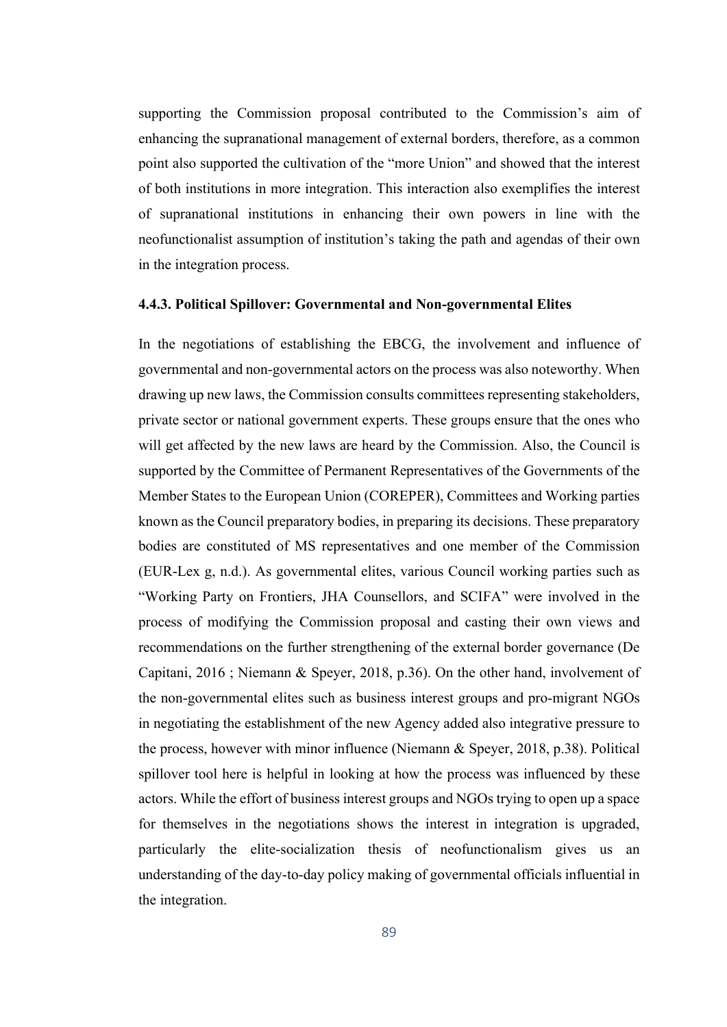supporting the Commission proposal contributed to the Commission's aim of enhancing the supranational management of external borders, therefore, as a common point also supported the cultivation of the "more Union" and showed that the interest of both institutions in more integration. This interaction also exemplifies the interest of supranational institutions in enhancing their own powers in line with the neofunctionalist assumption of institution's taking the path and agendas of their own in the integration process.

#### 4.4.3. Political Spillover: Governmental and Non-governmental Elites

In the negotiations of establishing the EBCG, the involvement and influence of governmental and non-governmental actors on the process was also noteworthy. When drawing up new laws, the Commission consults committees representing stakeholders, private sector or national government experts. These groups ensure that the ones who will get affected by the new laws are heard by the Commission. Also, the Council is supported by the Committee of Permanent Representatives of the Governments of the Member States to the European Union (COREPER), Committees and Working parties known as the Council preparatory bodies, in preparing its decisions. These preparatory bodies are constituted of MS representatives and one member of the Commission (EUR-Lex g, n.d.). As governmental elites, various Council working parties such as "Working Party on Frontiers, JHA Counsellors, and SCIFA" were involved in the process of modifying the Commission proposal and casting their own views and recommendations on the further strengthening of the external border governance (De Capitani, 2016 ; Niemann & Speyer, 2018, p.36). On the other hand, involvement of the non-governmental elites such as business interest groups and pro-migrant NGOs in negotiating the establishment of the new Agency added also integrative pressure to the process, however with minor influence (Niemann & Speyer, 2018, p.38). Political spillover tool here is helpful in looking at how the process was influenced by these actors. While the effort of business interest groups and NGOs trying to open up a space for themselves in the negotiations shows the interest in integration is upgraded, particularly the elite-socialization thesis of neofunctionalism gives us an understanding of the day-to-day policy making of governmental officials influential in the integration.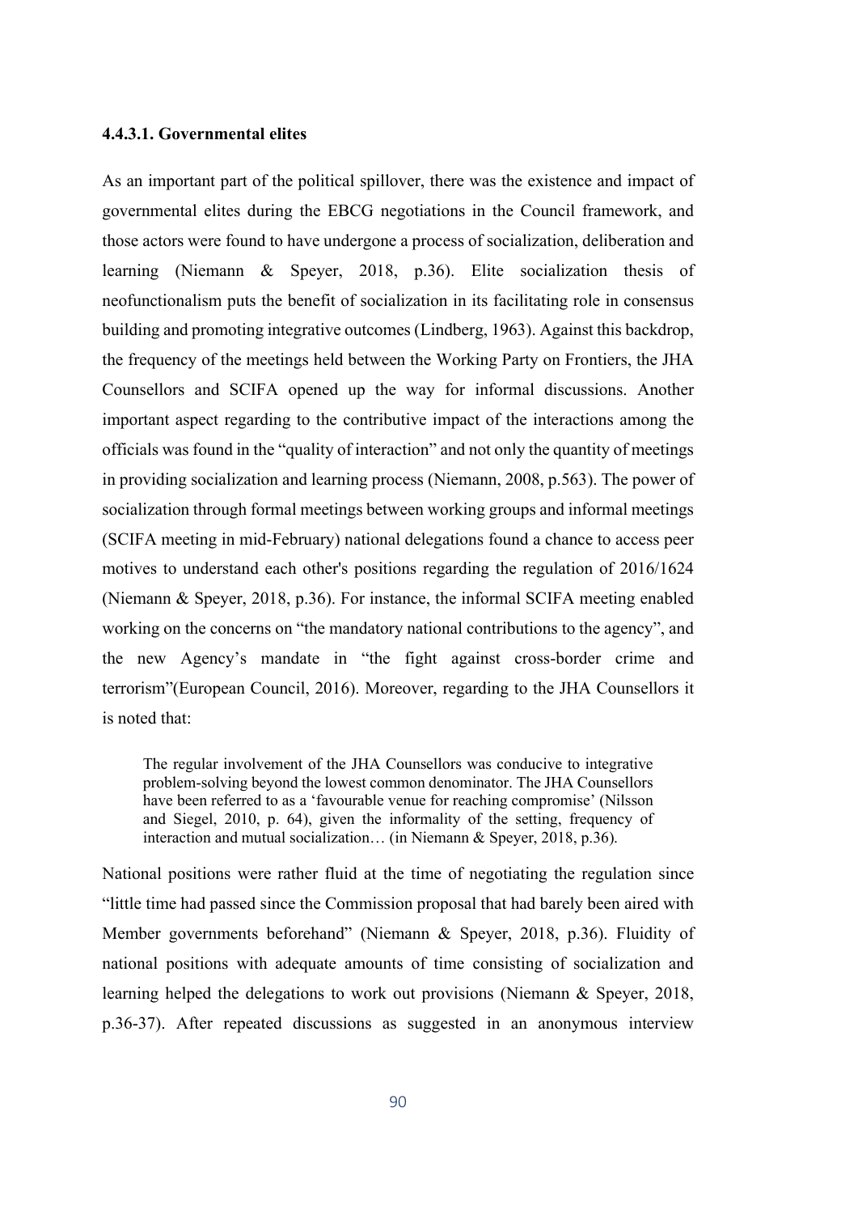#### 4.4.3.1. Governmental elites

As an important part of the political spillover, there was the existence and impact of governmental elites during the EBCG negotiations in the Council framework, and those actors were found to have undergone a process of socialization, deliberation and learning (Niemann & Speyer, 2018, p.36). Elite socialization thesis of neofunctionalism puts the benefit of socialization in its facilitating role in consensus building and promoting integrative outcomes (Lindberg, 1963). Against this backdrop, the frequency of the meetings held between the Working Party on Frontiers, the JHA Counsellors and SCIFA opened up the way for informal discussions. Another important aspect regarding to the contributive impact of the interactions among the officials was found in the "quality of interaction" and not only the quantity of meetings in providing socialization and learning process (Niemann, 2008, p.563). The power of socialization through formal meetings between working groups and informal meetings (SCIFA meeting in mid-February) national delegations found a chance to access peer motives to understand each other's positions regarding the regulation of 2016/1624 (Niemann & Speyer, 2018, p.36). For instance, the informal SCIFA meeting enabled working on the concerns on "the mandatory national contributions to the agency", and the new Agency's mandate in "the fight against cross-border crime and terrorism"(European Council, 2016). Moreover, regarding to the JHA Counsellors it is noted that:

> The regular involvement of the JHA Counsellors was conducive to integrative problem-solving beyond the lowest common denominator. The JHA Counsellors have been referred to as a 'favourable venue for reaching compromise' (Nilsson and Siegel, 2010, p. 64), given the informality of the setting, frequency of interaction and mutual socialization… (in Niemann & Speyer, 2018, p.36).

National positions were rather fluid at the time of negotiating the regulation since "little time had passed since the Commission proposal that had barely been aired with Member governments beforehand" (Niemann & Speyer, 2018, p.36). Fluidity of national positions with adequate amounts of time consisting of socialization and learning helped the delegations to work out provisions (Niemann & Speyer, 2018, p.36-37). After repeated discussions as suggested in an anonymous interview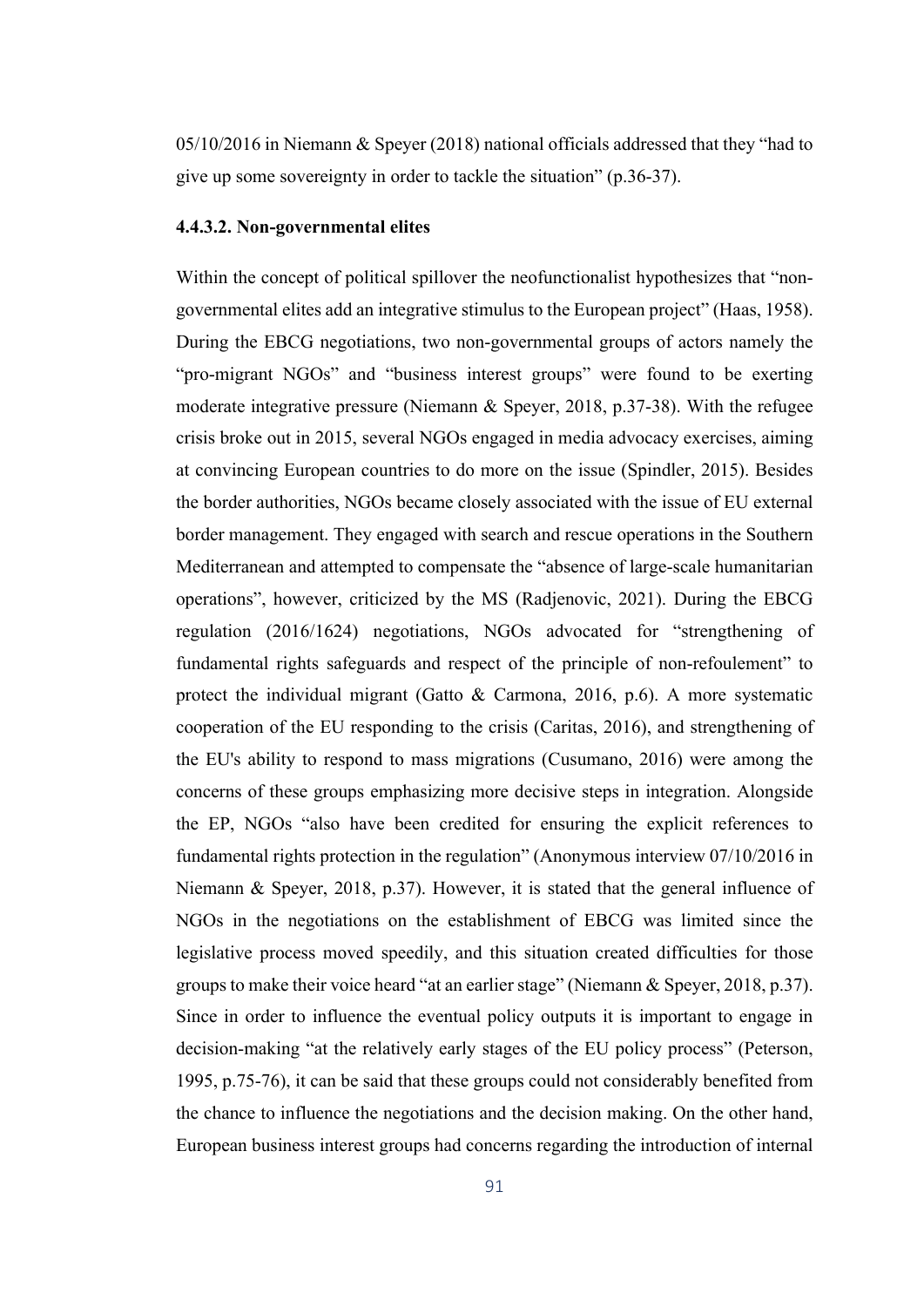05/10/2016 in Niemann & Speyer (2018) national officials addressed that they "had to give up some sovereignty in order to tackle the situation" (p.36-37).

#### 4.4.3.2. Non-governmental elites

Within the concept of political spillover the neofunctionalist hypothesizes that "non-governmental elites add an integrative stimulus to the European project" (Haas, 1958). During the EBCG negotiations, two non-governmental groups of actors namely the "pro-migrant NGOs" and "business interest groups" were found to be exerting moderate integrative pressure (Niemann & Speyer, 2018, p.37-38). With the refugee crisis broke out in 2015, several NGOs engaged in media advocacy exercises, aiming at convincing European countries to do more on the issue (Spindler, 2015). Besides the border authorities, NGOs became closely associated with the issue of EU external border management. They engaged with search and rescue operations in the Southern Mediterranean and attempted to compensate the "absence of large-scale humanitarian operations", however, criticized by the MS (Radjenovic, 2021). During the EBCG regulation (2016/1624) negotiations, NGOs advocated for "strengthening of fundamental rights safeguards and respect of the principle of non-refoulement" to protect the individual migrant (Gatto & Carmona, 2016, p.6). A more systematic cooperation of the EU responding to the crisis (Caritas, 2016), and strengthening of the EU's ability to respond to mass migrations (Cusumano, 2016) were among the concerns of these groups emphasizing more decisive steps in integration. Alongside the EP, NGOs "also have been credited for ensuring the explicit references to fundamental rights protection in the regulation" (Anonymous interview 07/10/2016 in Niemann & Speyer, 2018, p.37). However, it is stated that the general influence of NGOs in the negotiations on the establishment of EBCG was limited since the legislative process moved speedily, and this situation created difficulties for those groups to make their voice heard "at an earlier stage" (Niemann & Speyer, 2018, p.37). Since in order to influence the eventual policy outputs it is important to engage in decision-making "at the relatively early stages of the EU policy process" (Peterson, 1995, p.75-76), it can be said that these groups could not considerably benefited from the chance to influence the negotiations and the decision making. On the other hand, European business interest groups had concerns regarding the introduction of internal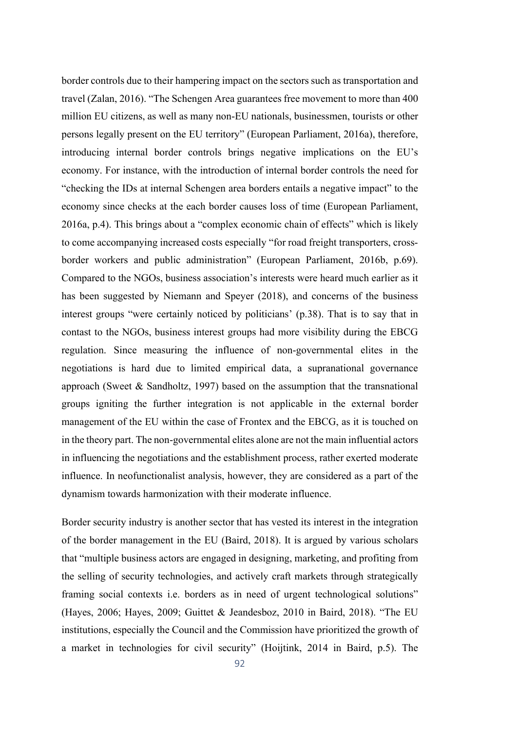border controls due to their hampering impact on the sectors such as transportation and travel (Zalan, 2016). "The Schengen Area guarantees free movement to more than 400 million EU citizens, as well as many non-EU nationals, businessmen, tourists or other persons legally present on the EU territory" (European Parliament, 2016a), therefore, introducing internal border controls brings negative implications on the EU's economy. For instance, with the introduction of internal border controls the need for "checking the IDs at internal Schengen area borders entails a negative impact" to the economy since checks at the each border causes loss of time (European Parliament, 2016a, p.4). This brings about a "complex economic chain of effects" which is likely to come accompanying increased costs especially "for road freight transporters, cross-border workers and public administration" (European Parliament, 2016b, p.69). Compared to the NGOs, business association's interests were heard much earlier as it has been suggested by Niemann and Speyer (2018), and concerns of the business interest groups "were certainly noticed by politicians' (p.38). That is to say that in contast to the NGOs, business interest groups had more visibility during the EBCG regulation. Since measuring the influence of non-governmental elites in the negotiations is hard due to limited empirical data, a supranational governance approach (Sweet & Sandholtz, 1997) based on the assumption that the transnational groups igniting the further integration is not applicable in the external border management of the EU within the case of Frontex and the EBCG, as it is touched on in the theory part. The non-governmental elites alone are not the main influential actors in influencing the negotiations and the establishment process, rather exerted moderate influence. In neofunctionalist analysis, however, they are considered as a part of the dynamism towards harmonization with their moderate influence.

Border security industry is another sector that has vested its interest in the integration of the border management in the EU (Baird, 2018). It is argued by various scholars that "multiple business actors are engaged in designing, marketing, and profiting from the selling of security technologies, and actively craft markets through strategically framing social contexts i.e. borders as in need of urgent technological solutions" (Hayes, 2006; Hayes, 2009; Guittet & Jeandesboz, 2010 in Baird, 2018). "The EU institutions, especially the Council and the Commission have prioritized the growth of a market in technologies for civil security" (Hoijtink, 2014 in Baird, p.5). The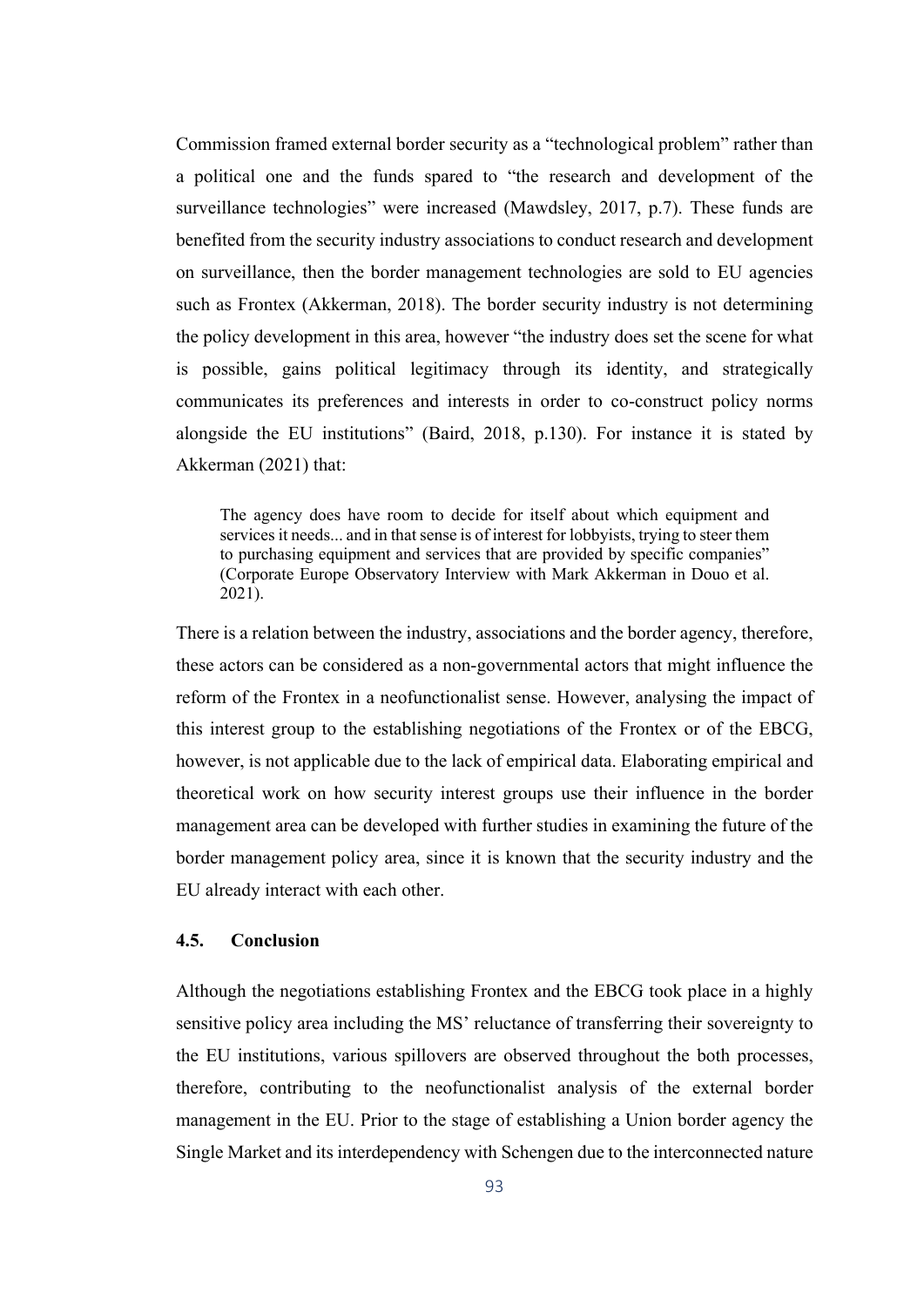Commission framed external border security as a "technological problem" rather than a political one and the funds spared to "the research and development of the surveillance technologies" were increased (Mawdsley, 2017, p.7). These funds are benefited from the security industry associations to conduct research and development on surveillance, then the border management technologies are sold to EU agencies such as Frontex (Akkerman, 2018). The border security industry is not determining the policy development in this area, however "the industry does set the scene for what is possible, gains political legitimacy through its identity, and strategically communicates its preferences and interests in order to co-construct policy norms alongside the EU institutions" (Baird, 2018, p.130). For instance it is stated by Akkerman (2021) that:

> The agency does have room to decide for itself about which equipment and services it needs... and in that sense is of interest for lobbyists, trying to steer them to purchasing equipment and services that are provided by specific companies" (Corporate Europe Observatory Interview with Mark Akkerman in Douo et al. 2021).

There is a relation between the industry, associations and the border agency, therefore, these actors can be considered as a non-governmental actors that might influence the reform of the Frontex in a neofunctionalist sense. However, analysing the impact of this interest group to the establishing negotiations of the Frontex or of the EBCG, however, is not applicable due to the lack of empirical data. Elaborating empirical and theoretical work on how security interest groups use their influence in the border management area can be developed with further studies in examining the future of the border management policy area, since it is known that the security industry and the EU already interact with each other.

### 4.5. Conclusion

Although the negotiations establishing Frontex and the EBCG took place in a highly sensitive policy area including the MS' reluctance of transferring their sovereignty to the EU institutions, various spillovers are observed throughout the both processes, therefore, contributing to the neofunctionalist analysis of the external border management in the EU. Prior to the stage of establishing a Union border agency the Single Market and its interdependency with Schengen due to the interconnected nature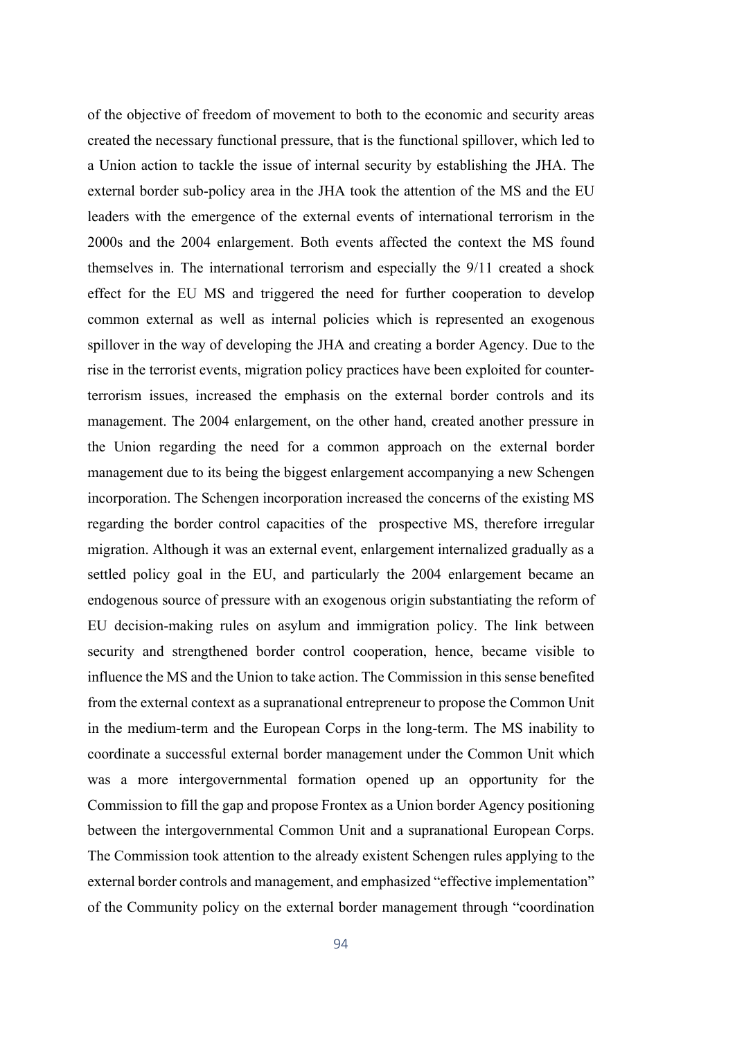of the objective of freedom of movement to both to the economic and security areas created the necessary functional pressure, that is the functional spillover, which led to a Union action to tackle the issue of internal security by establishing the JHA. The external border sub-policy area in the JHA took the attention of the MS and the EU leaders with the emergence of the external events of international terrorism in the 2000s and the 2004 enlargement. Both events affected the context the MS found themselves in. The international terrorism and especially the 9/11 created a shock effect for the EU MS and triggered the need for further cooperation to develop common external as well as internal policies which is represented an exogenous spillover in the way of developing the JHA and creating a border Agency. Due to the rise in the terrorist events, migration policy practices have been exploited for counter-terrorism issues, increased the emphasis on the external border controls and its management. The 2004 enlargement, on the other hand, created another pressure in the Union regarding the need for a common approach on the external border management due to its being the biggest enlargement accompanying a new Schengen incorporation. The Schengen incorporation increased the concerns of the existing MS regarding the border control capacities of the prospective MS, therefore irregular migration. Although it was an external event, enlargement internalized gradually as a settled policy goal in the EU, and particularly the 2004 enlargement became an endogenous source of pressure with an exogenous origin substantiating the reform of EU decision-making rules on asylum and immigration policy. The link between security and strengthened border control cooperation, hence, became visible to influence the MS and the Union to take action. The Commission in this sense benefited from the external context as a supranational entrepreneur to propose the Common Unit in the medium-term and the European Corps in the long-term. The MS inability to coordinate a successful external border management under the Common Unit which was a more intergovernmental formation opened up an opportunity for the Commission to fill the gap and propose Frontex as a Union border Agency positioning between the intergovernmental Common Unit and a supranational European Corps. The Commission took attention to the already existent Schengen rules applying to the external border controls and management, and emphasized "effective implementation" of the Community policy on the external border management through "coordination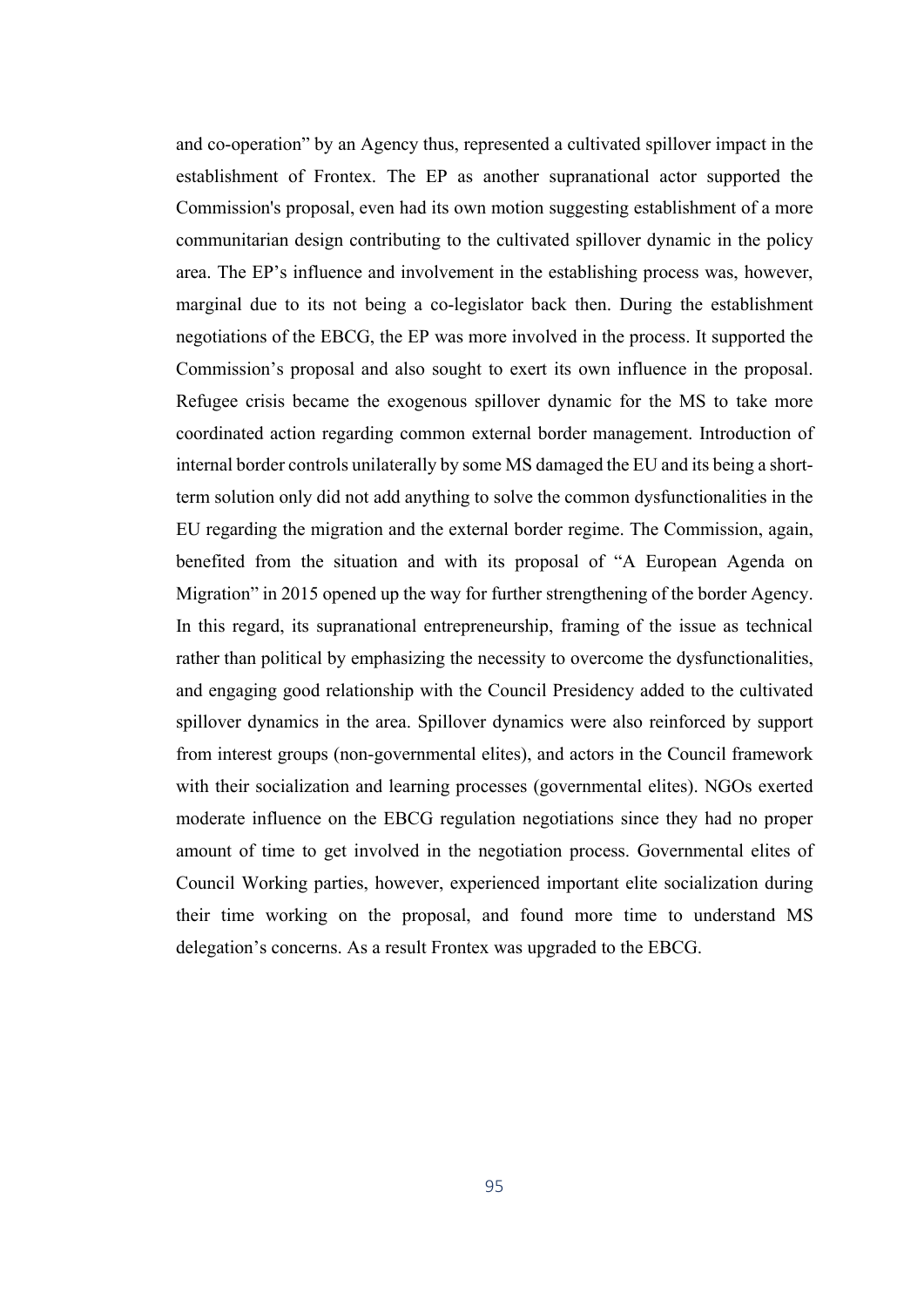and co-operation" by an Agency thus, represented a cultivated spillover impact in the establishment of Frontex. The EP as another supranational actor supported the Commission's proposal, even had its own motion suggesting establishment of a more communitarian design contributing to the cultivated spillover dynamic in the policy area. The EP's influence and involvement in the establishing process was, however, marginal due to its not being a co-legislator back then. During the establishment negotiations of the EBCG, the EP was more involved in the process. It supported the Commission's proposal and also sought to exert its own influence in the proposal. Refugee crisis became the exogenous spillover dynamic for the MS to take more coordinated action regarding common external border management. Introduction of internal border controls unilaterally by some MS damaged the EU and its being a short-term solution only did not add anything to solve the common dysfunctionalities in the EU regarding the migration and the external border regime. The Commission, again, benefited from the situation and with its proposal of "A European Agenda on Migration" in 2015 opened up the way for further strengthening of the border Agency. In this regard, its supranational entrepreneurship, framing of the issue as technical rather than political by emphasizing the necessity to overcome the dysfunctionalities, and engaging good relationship with the Council Presidency added to the cultivated spillover dynamics in the area. Spillover dynamics were also reinforced by support from interest groups (non-governmental elites), and actors in the Council framework with their socialization and learning processes (governmental elites). NGOs exerted moderate influence on the EBCG regulation negotiations since they had no proper amount of time to get involved in the negotiation process. Governmental elites of Council Working parties, however, experienced important elite socialization during their time working on the proposal, and found more time to understand MS delegation's concerns. As a result Frontex was upgraded to the EBCG.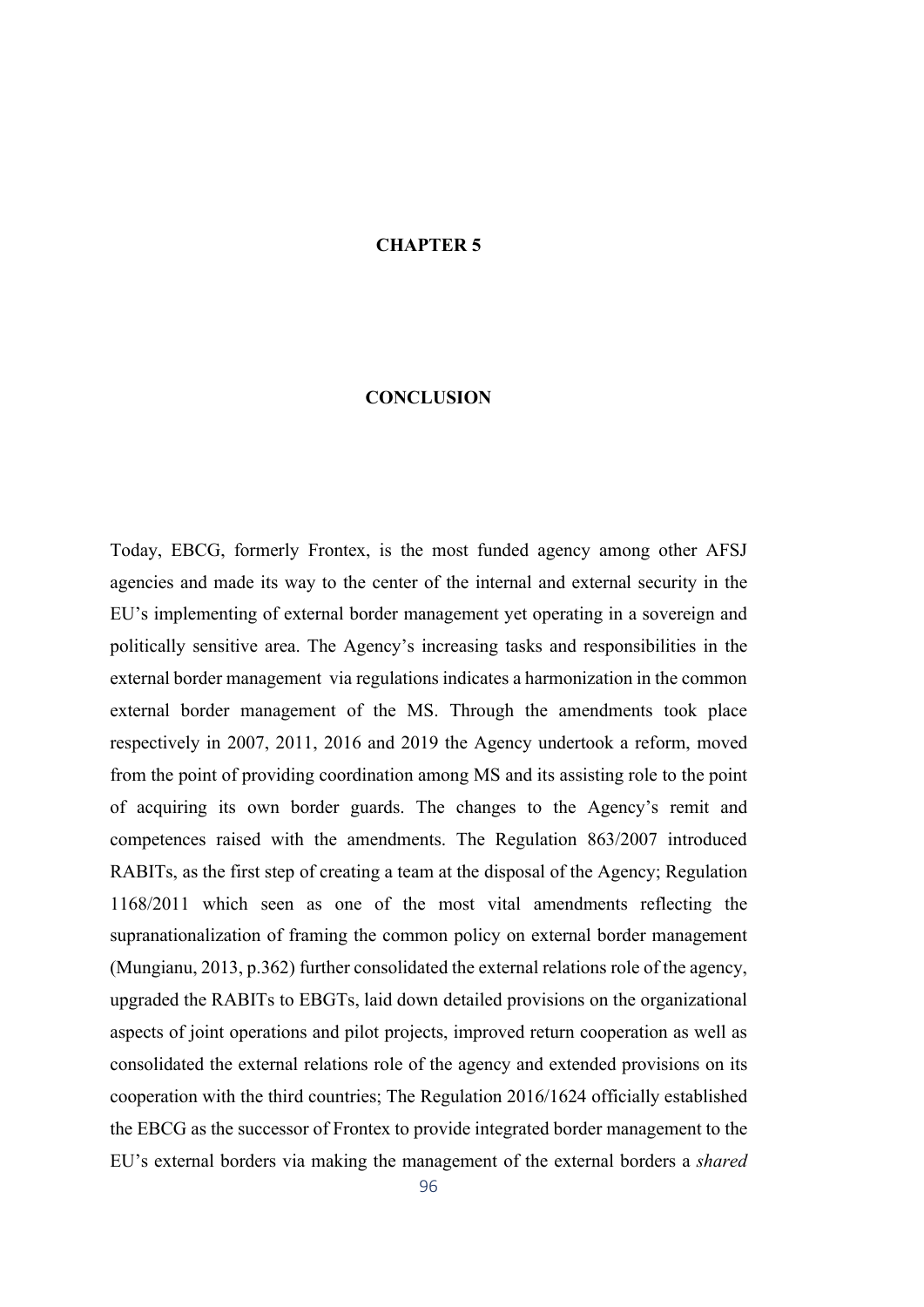# CHAPTER 5

# CONCLUSION

Today, EBCG, formerly Frontex, is the most funded agency among other AFSJ agencies and made its way to the center of the internal and external security in the EU's implementing of external border management yet operating in a sovereign and politically sensitive area. The Agency's increasing tasks and responsibilities in the external border management via regulations indicates a harmonization in the common external border management of the MS. Through the amendments took place respectively in 2007, 2011, 2016 and 2019 the Agency undertook a reform, moved from the point of providing coordination among MS and its assisting role to the point of acquiring its own border guards. The changes to the Agency's remit and competences raised with the amendments. The Regulation 863/2007 introduced RABITs, as the first step of creating a team at the disposal of the Agency; Regulation 1168/2011 which seen as one of the most vital amendments reflecting the supranationalization of framing the common policy on external border management (Mungianu, 2013, p.362) further consolidated the external relations role of the agency, upgraded the RABITs to EBGTs, laid down detailed provisions on the organizational aspects of joint operations and pilot projects, improved return cooperation as well as consolidated the external relations role of the agency and extended provisions on its cooperation with the third countries; The Regulation 2016/1624 officially established the EBCG as the successor of Frontex to provide integrated border management to the EU's external borders via making the management of the external borders a *shared*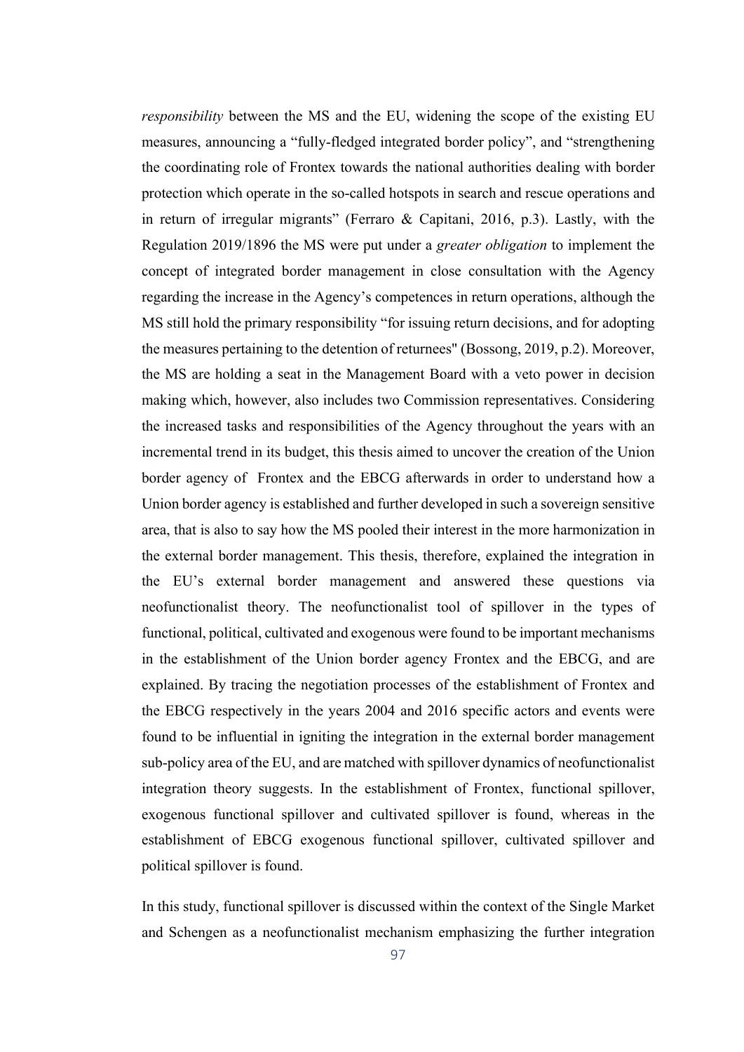*responsibility* between the MS and the EU, widening the scope of the existing EU measures, announcing a "fully-fledged integrated border policy", and "strengthening the coordinating role of Frontex towards the national authorities dealing with border protection which operate in the so-called hotspots in search and rescue operations and in return of irregular migrants" (Ferraro & Capitani, 2016, p.3). Lastly, with the Regulation 2019/1896 the MS were put under a *greater obligation* to implement the concept of integrated border management in close consultation with the Agency regarding the increase in the Agency's competences in return operations, although the MS still hold the primary responsibility "for issuing return decisions, and for adopting the measures pertaining to the detention of returnees" (Bossong, 2019, p.2). Moreover, the MS are holding a seat in the Management Board with a veto power in decision making which, however, also includes two Commission representatives. Considering the increased tasks and responsibilities of the Agency throughout the years with an incremental trend in its budget, this thesis aimed to uncover the creation of the Union border agency of Frontex and the EBCG afterwards in order to understand how a Union border agency is established and further developed in such a sovereign sensitive area, that is also to say how the MS pooled their interest in the more harmonization in the external border management. This thesis, therefore, explained the integration in the EU's external border management and answered these questions via neofunctionalist theory. The neofunctionalist tool of spillover in the types of functional, political, cultivated and exogenous were found to be important mechanisms in the establishment of the Union border agency Frontex and the EBCG, and are explained. By tracing the negotiation processes of the establishment of Frontex and the EBCG respectively in the years 2004 and 2016 specific actors and events were found to be influential in igniting the integration in the external border management sub-policy area of the EU, and are matched with spillover dynamics of neofunctionalist integration theory suggests. In the establishment of Frontex, functional spillover, exogenous functional spillover and cultivated spillover is found, whereas in the establishment of EBCG exogenous functional spillover, cultivated spillover and political spillover is found.

In this study, functional spillover is discussed within the context of the Single Market and Schengen as a neofunctionalist mechanism emphasizing the further integration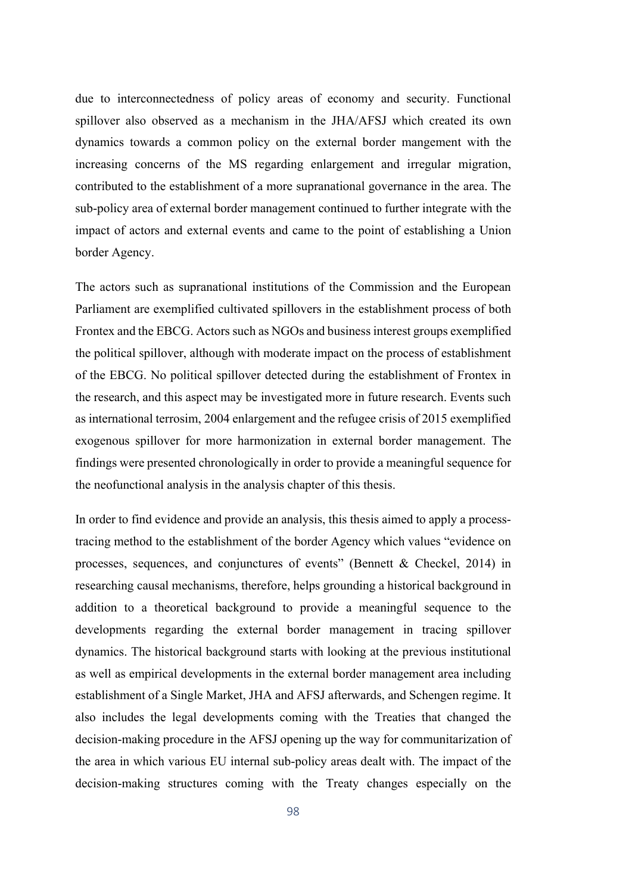due to interconnectedness of policy areas of economy and security. Functional spillover also observed as a mechanism in the JHA/AFSJ which created its own dynamics towards a common policy on the external border mangement with the increasing concerns of the MS regarding enlargement and irregular migration, contributed to the establishment of a more supranational governance in the area. The sub-policy area of external border management continued to further integrate with the impact of actors and external events and came to the point of establishing a Union border Agency.

The actors such as supranational institutions of the Commission and the European Parliament are exemplified cultivated spillovers in the establishment process of both Frontex and the EBCG. Actors such as NGOs and business interest groups exemplified the political spillover, although with moderate impact on the process of establishment of the EBCG. No political spillover detected during the establishment of Frontex in the research, and this aspect may be investigated more in future research. Events such as international terrosim, 2004 enlargement and the refugee crisis of 2015 exemplified exogenous spillover for more harmonization in external border management. The findings were presented chronologically in order to provide a meaningful sequence for the neofunctional analysis in the analysis chapter of this thesis.

In order to find evidence and provide an analysis, this thesis aimed to apply a process-tracing method to the establishment of the border Agency which values "evidence on processes, sequences, and conjunctures of events" (Bennett & Checkel, 2014) in researching causal mechanisms, therefore, helps grounding a historical background in addition to a theoretical background to provide a meaningful sequence to the developments regarding the external border management in tracing spillover dynamics. The historical background starts with looking at the previous institutional as well as empirical developments in the external border management area including establishment of a Single Market, JHA and AFSJ afterwards, and Schengen regime. It also includes the legal developments coming with the Treaties that changed the decision-making procedure in the AFSJ opening up the way for communitarization of the area in which various EU internal sub-policy areas dealt with. The impact of the decision-making structures coming with the Treaty changes especially on the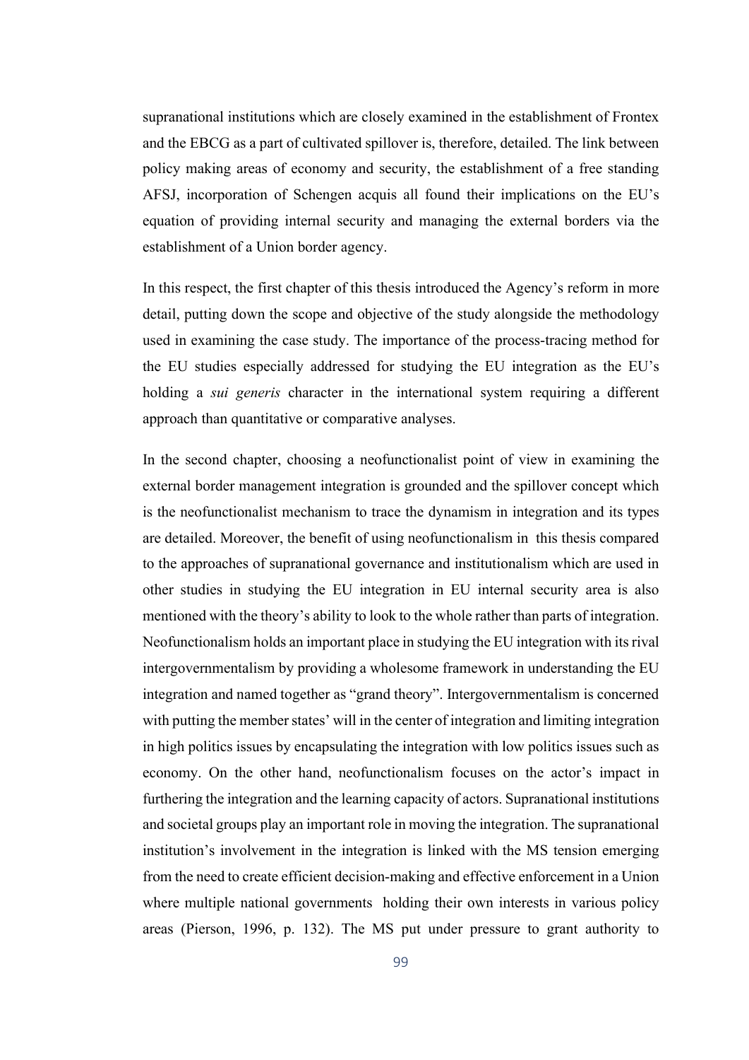supranational institutions which are closely examined in the establishment of Frontex and the EBCG as a part of cultivated spillover is, therefore, detailed. The link between policy making areas of economy and security, the establishment of a free standing AFSJ, incorporation of Schengen acquis all found their implications on the EU's equation of providing internal security and managing the external borders via the establishment of a Union border agency.

In this respect, the first chapter of this thesis introduced the Agency's reform in more detail, putting down the scope and objective of the study alongside the methodology used in examining the case study. The importance of the process-tracing method for the EU studies especially addressed for studying the EU integration as the EU's holding a *sui generis* character in the international system requiring a different approach than quantitative or comparative analyses.

In the second chapter, choosing a neofunctionalist point of view in examining the external border management integration is grounded and the spillover concept which is the neofunctionalist mechanism to trace the dynamism in integration and its types are detailed. Moreover, the benefit of using neofunctionalism in this thesis compared to the approaches of supranational governance and institutionalism which are used in other studies in studying the EU integration in EU internal security area is also mentioned with the theory's ability to look to the whole rather than parts of integration. Neofunctionalism holds an important place in studying the EU integration with its rival intergovernmentalism by providing a wholesome framework in understanding the EU integration and named together as "grand theory". Intergovernmentalism is concerned with putting the member states' will in the center of integration and limiting integration in high politics issues by encapsulating the integration with low politics issues such as economy. On the other hand, neofunctionalism focuses on the actor's impact in furthering the integration and the learning capacity of actors. Supranational institutions and societal groups play an important role in moving the integration. The supranational institution's involvement in the integration is linked with the MS tension emerging from the need to create efficient decision-making and effective enforcement in a Union where multiple national governments holding their own interests in various policy areas (Pierson, 1996, p. 132). The MS put under pressure to grant authority to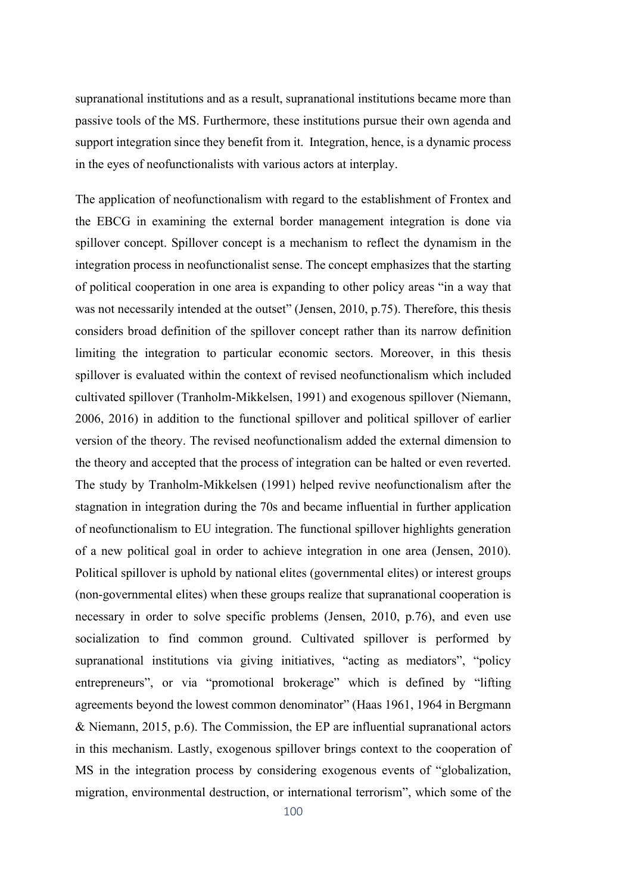supranational institutions and as a result, supranational institutions became more than passive tools of the MS. Furthermore, these institutions pursue their own agenda and support integration since they benefit from it. Integration, hence, is a dynamic process in the eyes of neofunctionalists with various actors at interplay.

The application of neofunctionalism with regard to the establishment of Frontex and the EBCG in examining the external border management integration is done via spillover concept. Spillover concept is a mechanism to reflect the dynamism in the integration process in neofunctionalist sense. The concept emphasizes that the starting of political cooperation in one area is expanding to other policy areas "in a way that was not necessarily intended at the outset" (Jensen, 2010, p.75). Therefore, this thesis considers broad definition of the spillover concept rather than its narrow definition limiting the integration to particular economic sectors. Moreover, in this thesis spillover is evaluated within the context of revised neofunctionalism which included cultivated spillover (Tranholm-Mikkelsen, 1991) and exogenous spillover (Niemann, 2006, 2016) in addition to the functional spillover and political spillover of earlier version of the theory. The revised neofunctionalism added the external dimension to the theory and accepted that the process of integration can be halted or even reverted. The study by Tranholm-Mikkelsen (1991) helped revive neofunctionalism after the stagnation in integration during the 70s and became influential in further application of neofunctionalism to EU integration. The functional spillover highlights generation of a new political goal in order to achieve integration in one area (Jensen, 2010). Political spillover is uphold by national elites (governmental elites) or interest groups (non-governmental elites) when these groups realize that supranational cooperation is necessary in order to solve specific problems (Jensen, 2010, p.76), and even use socialization to find common ground. Cultivated spillover is performed by supranational institutions via giving initiatives, "acting as mediators", "policy entrepreneurs", or via "promotional brokerage" which is defined by "lifting agreements beyond the lowest common denominator" (Haas 1961, 1964 in Bergmann & Niemann, 2015, p.6). The Commission, the EP are influential supranational actors in this mechanism. Lastly, exogenous spillover brings context to the cooperation of MS in the integration process by considering exogenous events of "globalization, migration, environmental destruction, or international terrorism", which some of the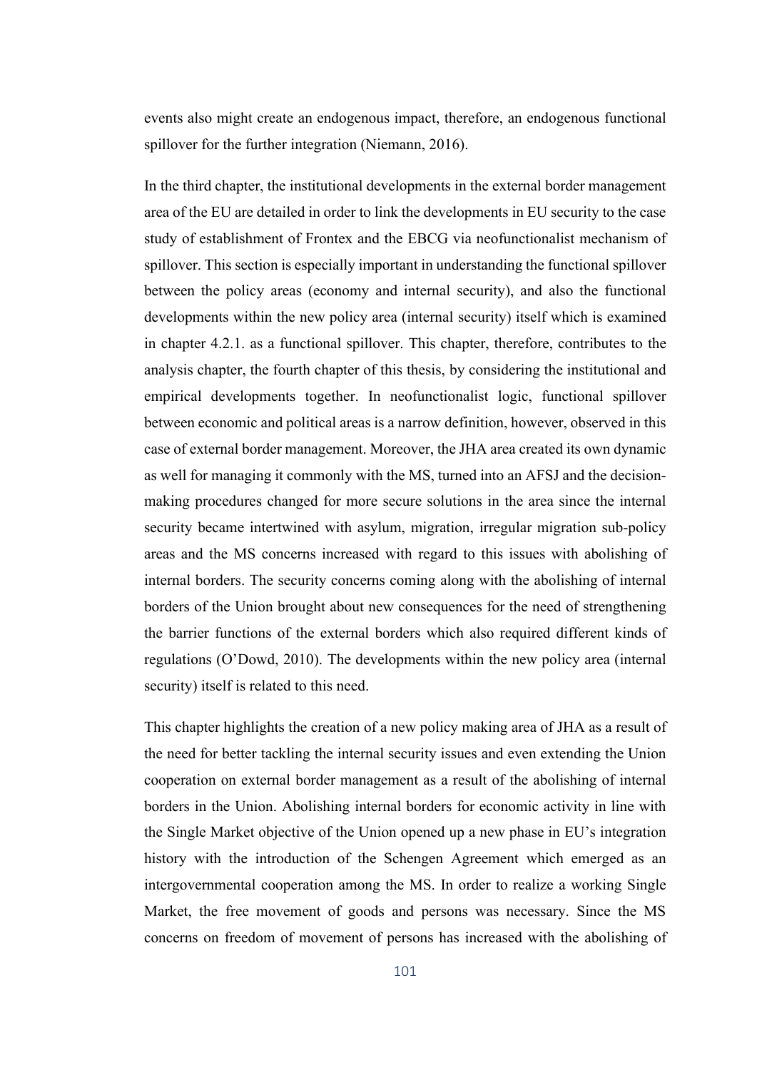events also might create an endogenous impact, therefore, an endogenous functional spillover for the further integration (Niemann, 2016).

In the third chapter, the institutional developments in the external border management area of the EU are detailed in order to link the developments in EU security to the case study of establishment of Frontex and the EBCG via neofunctionalist mechanism of spillover. This section is especially important in understanding the functional spillover between the policy areas (economy and internal security), and also the functional developments within the new policy area (internal security) itself which is examined in chapter 4.2.1. as a functional spillover. This chapter, therefore, contributes to the analysis chapter, the fourth chapter of this thesis, by considering the institutional and empirical developments together. In neofunctionalist logic, functional spillover between economic and political areas is a narrow definition, however, observed in this case of external border management. Moreover, the JHA area created its own dynamic as well for managing it commonly with the MS, turned into an AFSJ and the decision-making procedures changed for more secure solutions in the area since the internal security became intertwined with asylum, migration, irregular migration sub-policy areas and the MS concerns increased with regard to this issues with abolishing of internal borders. The security concerns coming along with the abolishing of internal borders of the Union brought about new consequences for the need of strengthening the barrier functions of the external borders which also required different kinds of regulations (O'Dowd, 2010). The developments within the new policy area (internal security) itself is related to this need.

This chapter highlights the creation of a new policy making area of JHA as a result of the need for better tackling the internal security issues and even extending the Union cooperation on external border management as a result of the abolishing of internal borders in the Union. Abolishing internal borders for economic activity in line with the Single Market objective of the Union opened up a new phase in EU's integration history with the introduction of the Schengen Agreement which emerged as an intergovernmental cooperation among the MS. In order to realize a working Single Market, the free movement of goods and persons was necessary. Since the MS concerns on freedom of movement of persons has increased with the abolishing of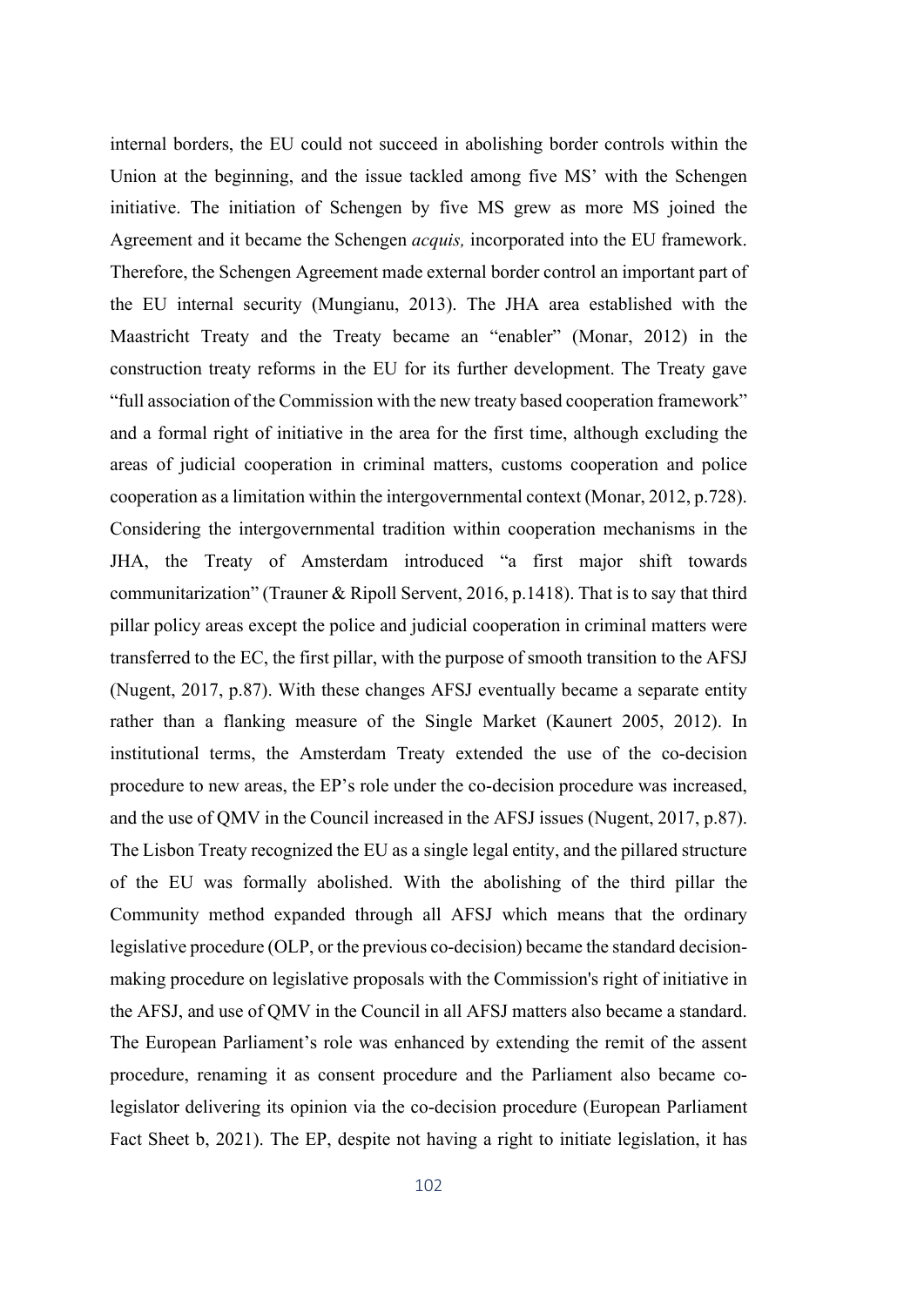internal borders, the EU could not succeed in abolishing border controls within the Union at the beginning, and the issue tackled among five MS' with the Schengen initiative. The initiation of Schengen by five MS grew as more MS joined the Agreement and it became the Schengen *acquis,* incorporated into the EU framework. Therefore, the Schengen Agreement made external border control an important part of the EU internal security (Mungianu, 2013). The JHA area established with the Maastricht Treaty and the Treaty became an "enabler" (Monar, 2012) in the construction treaty reforms in the EU for its further development. The Treaty gave "full association of the Commission with the new treaty based cooperation framework" and a formal right of initiative in the area for the first time, although excluding the areas of judicial cooperation in criminal matters, customs cooperation and police cooperation as a limitation within the intergovernmental context (Monar, 2012, p.728). Considering the intergovernmental tradition within cooperation mechanisms in the JHA, the Treaty of Amsterdam introduced "a first major shift towards communitarization" (Trauner & Ripoll Servent, 2016, p.1418). That is to say that third pillar policy areas except the police and judicial cooperation in criminal matters were transferred to the EC, the first pillar, with the purpose of smooth transition to the AFSJ (Nugent, 2017, p.87). With these changes AFSJ eventually became a separate entity rather than a flanking measure of the Single Market (Kaunert 2005, 2012). In institutional terms, the Amsterdam Treaty extended the use of the co-decision procedure to new areas, the EP's role under the co-decision procedure was increased, and the use of QMV in the Council increased in the AFSJ issues (Nugent, 2017, p.87). The Lisbon Treaty recognized the EU as a single legal entity, and the pillared structure of the EU was formally abolished. With the abolishing of the third pillar the Community method expanded through all AFSJ which means that the ordinary legislative procedure (OLP, or the previous co-decision) became the standard decision-making procedure on legislative proposals with the Commission's right of initiative in the AFSJ, and use of QMV in the Council in all AFSJ matters also became a standard. The European Parliament's role was enhanced by extending the remit of the assent procedure, renaming it as consent procedure and the Parliament also became co-legislator delivering its opinion via the co-decision procedure (European Parliament Fact Sheet b, 2021). The EP, despite not having a right to initiate legislation, it has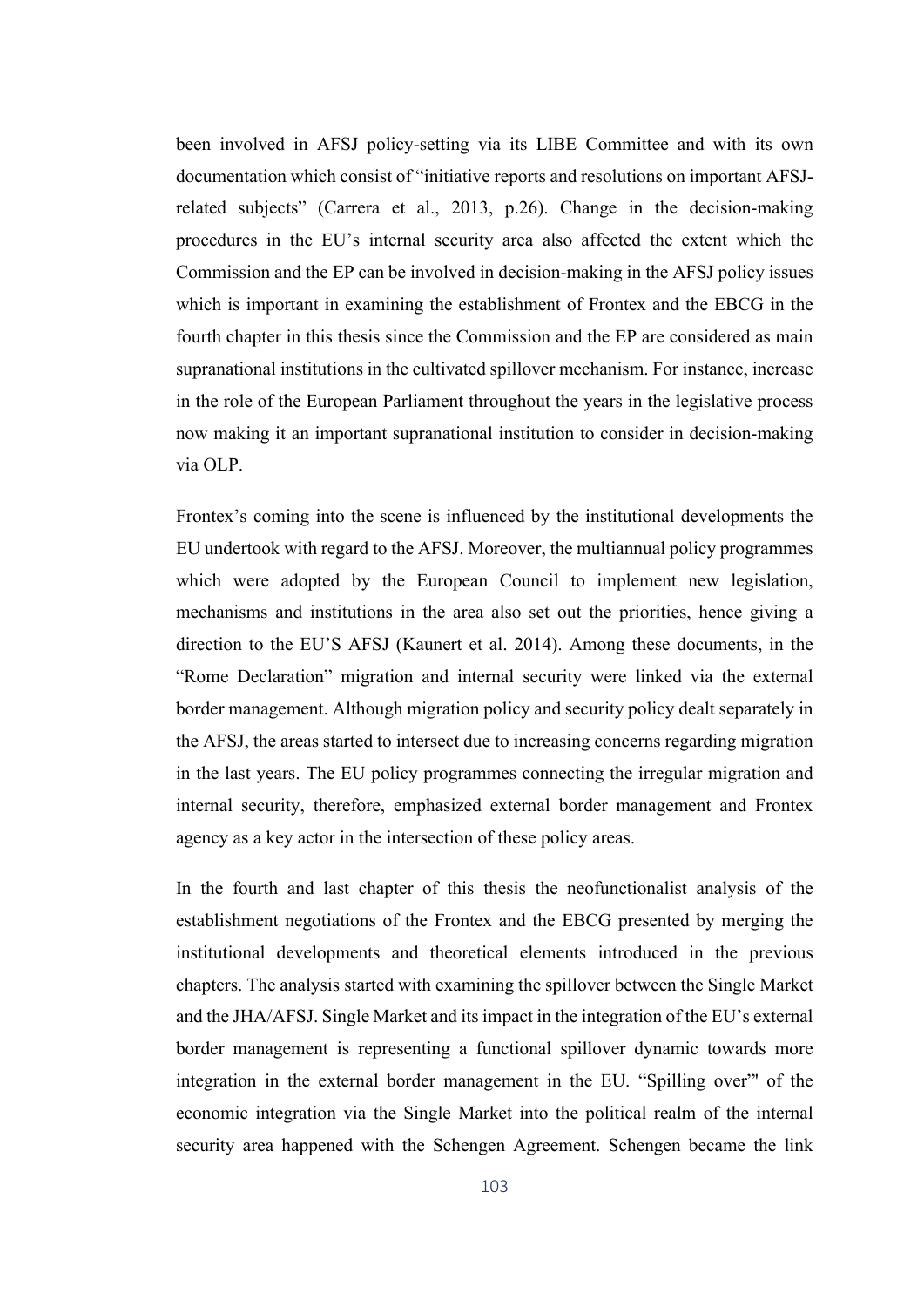been involved in AFSJ policy-setting via its LIBE Committee and with its own documentation which consist of "initiative reports and resolutions on important AFSJ-related subjects" (Carrera et al., 2013, p.26). Change in the decision-making procedures in the EU's internal security area also affected the extent which the Commission and the EP can be involved in decision-making in the AFSJ policy issues which is important in examining the establishment of Frontex and the EBCG in the fourth chapter in this thesis since the Commission and the EP are considered as main supranational institutions in the cultivated spillover mechanism. For instance, increase in the role of the European Parliament throughout the years in the legislative process now making it an important supranational institution to consider in decision-making via OLP.

Frontex's coming into the scene is influenced by the institutional developments the EU undertook with regard to the AFSJ. Moreover, the multiannual policy programmes which were adopted by the European Council to implement new legislation, mechanisms and institutions in the area also set out the priorities, hence giving a direction to the EU'S AFSJ (Kaunert et al. 2014). Among these documents, in the "Rome Declaration" migration and internal security were linked via the external border management. Although migration policy and security policy dealt separately in the AFSJ, the areas started to intersect due to increasing concerns regarding migration in the last years. The EU policy programmes connecting the irregular migration and internal security, therefore, emphasized external border management and Frontex agency as a key actor in the intersection of these policy areas.

In the fourth and last chapter of this thesis the neofunctionalist analysis of the establishment negotiations of the Frontex and the EBCG presented by merging the institutional developments and theoretical elements introduced in the previous chapters. The analysis started with examining the spillover between the Single Market and the JHA/AFSJ. Single Market and its impact in the integration of the EU's external border management is representing a functional spillover dynamic towards more integration in the external border management in the EU. "Spilling over"' of the economic integration via the Single Market into the political realm of the internal security area happened with the Schengen Agreement. Schengen became the link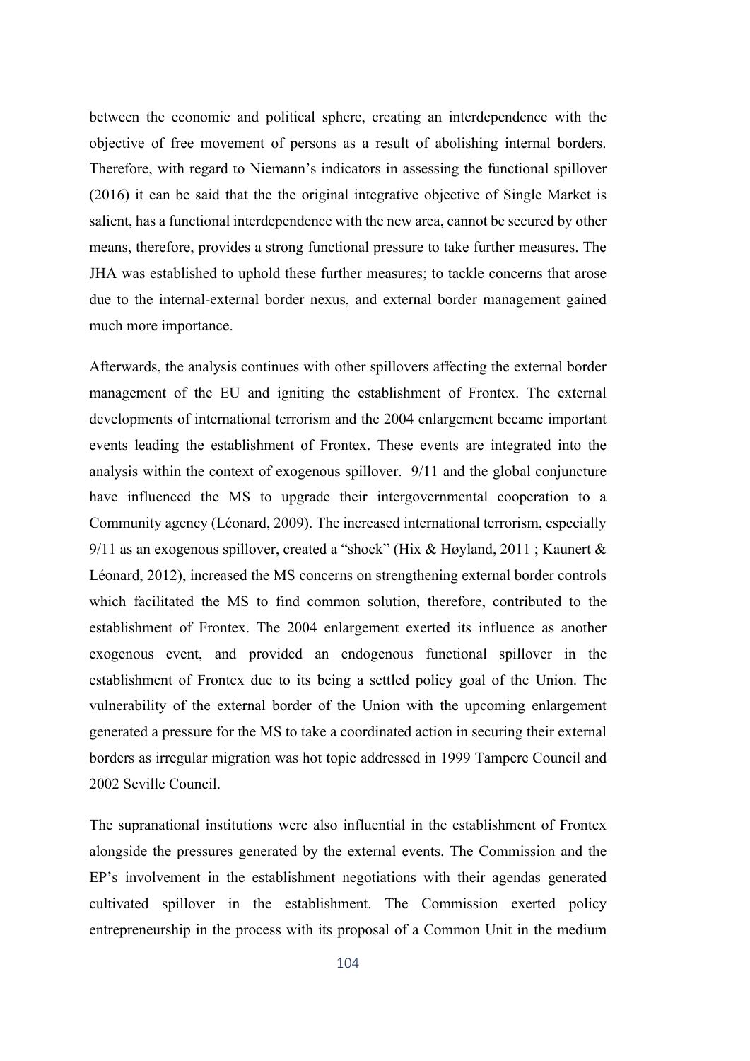between the economic and political sphere, creating an interdependence with the objective of free movement of persons as a result of abolishing internal borders. Therefore, with regard to Niemann's indicators in assessing the functional spillover (2016) it can be said that the the original integrative objective of Single Market is salient, has a functional interdependence with the new area, cannot be secured by other means, therefore, provides a strong functional pressure to take further measures. The JHA was established to uphold these further measures; to tackle concerns that arose due to the internal-external border nexus, and external border management gained much more importance.

Afterwards, the analysis continues with other spillovers affecting the external border management of the EU and igniting the establishment of Frontex. The external developments of international terrorism and the 2004 enlargement became important events leading the establishment of Frontex. These events are integrated into the analysis within the context of exogenous spillover. 9/11 and the global conjuncture have influenced the MS to upgrade their intergovernmental cooperation to a Community agency (Léonard, 2009). The increased international terrorism, especially 9/11 as an exogenous spillover, created a "shock" (Hix & Høyland, 2011 ; Kaunert & Léonard, 2012), increased the MS concerns on strengthening external border controls which facilitated the MS to find common solution, therefore, contributed to the establishment of Frontex. The 2004 enlargement exerted its influence as another exogenous event, and provided an endogenous functional spillover in the establishment of Frontex due to its being a settled policy goal of the Union. The vulnerability of the external border of the Union with the upcoming enlargement generated a pressure for the MS to take a coordinated action in securing their external borders as irregular migration was hot topic addressed in 1999 Tampere Council and 2002 Seville Council.

The supranational institutions were also influential in the establishment of Frontex alongside the pressures generated by the external events. The Commission and the EP's involvement in the establishment negotiations with their agendas generated cultivated spillover in the establishment. The Commission exerted policy entrepreneurship in the process with its proposal of a Common Unit in the medium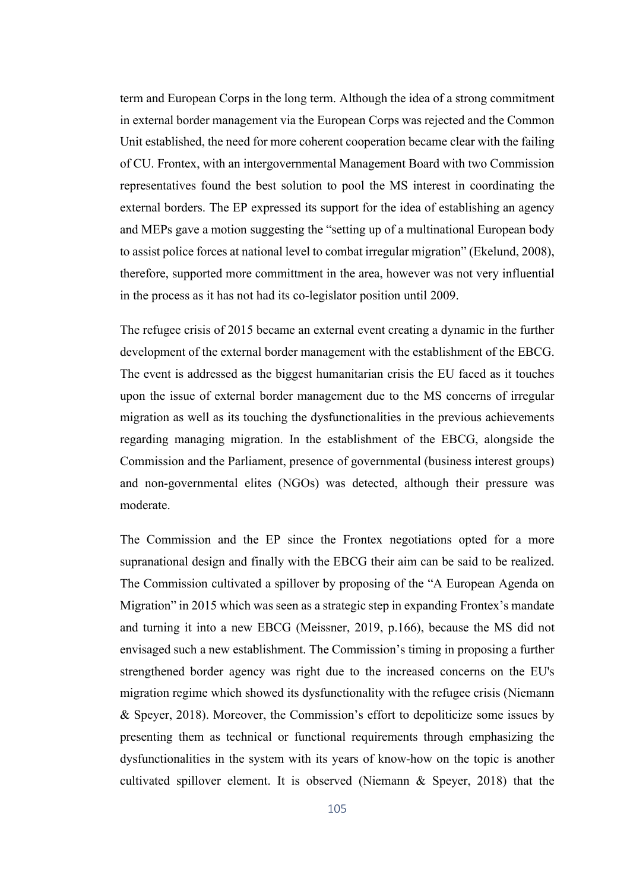term and European Corps in the long term. Although the idea of a strong commitment in external border management via the European Corps was rejected and the Common Unit established, the need for more coherent cooperation became clear with the failing of CU. Frontex, with an intergovernmental Management Board with two Commission representatives found the best solution to pool the MS interest in coordinating the external borders. The EP expressed its support for the idea of establishing an agency and MEPs gave a motion suggesting the "setting up of a multinational European body to assist police forces at national level to combat irregular migration" (Ekelund, 2008), therefore, supported more committment in the area, however was not very influential in the process as it has not had its co-legislator position until 2009.

The refugee crisis of 2015 became an external event creating a dynamic in the further development of the external border management with the establishment of the EBCG. The event is addressed as the biggest humanitarian crisis the EU faced as it touches upon the issue of external border management due to the MS concerns of irregular migration as well as its touching the dysfunctionalities in the previous achievements regarding managing migration. In the establishment of the EBCG, alongside the Commission and the Parliament, presence of governmental (business interest groups) and non-governmental elites (NGOs) was detected, although their pressure was moderate.

The Commission and the EP since the Frontex negotiations opted for a more supranational design and finally with the EBCG their aim can be said to be realized. The Commission cultivated a spillover by proposing of the "A European Agenda on Migration" in 2015 which was seen as a strategic step in expanding Frontex's mandate and turning it into a new EBCG (Meissner, 2019, p.166), because the MS did not envisaged such a new establishment. The Commission's timing in proposing a further strengthened border agency was right due to the increased concerns on the EU's migration regime which showed its dysfunctionality with the refugee crisis (Niemann & Speyer, 2018). Moreover, the Commission's effort to depoliticize some issues by presenting them as technical or functional requirements through emphasizing the dysfunctionalities in the system with its years of know-how on the topic is another cultivated spillover element. It is observed (Niemann & Speyer, 2018) that the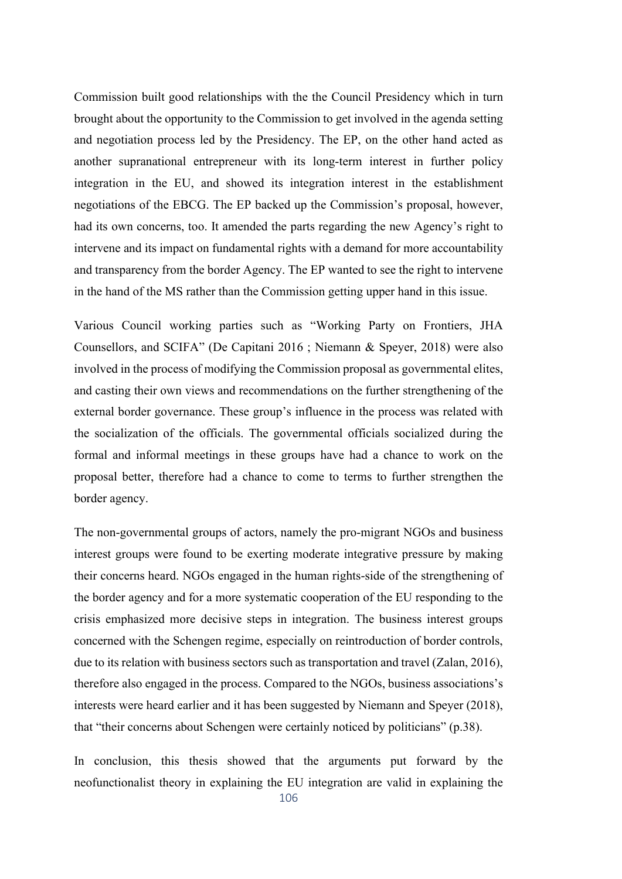Commission built good relationships with the the Council Presidency which in turn brought about the opportunity to the Commission to get involved in the agenda setting and negotiation process led by the Presidency. The EP, on the other hand acted as another supranational entrepreneur with its long-term interest in further policy integration in the EU, and showed its integration interest in the establishment negotiations of the EBCG. The EP backed up the Commission's proposal, however, had its own concerns, too. It amended the parts regarding the new Agency's right to intervene and its impact on fundamental rights with a demand for more accountability and transparency from the border Agency. The EP wanted to see the right to intervene in the hand of the MS rather than the Commission getting upper hand in this issue.

Various Council working parties such as "Working Party on Frontiers, JHA Counsellors, and SCIFA" (De Capitani 2016 ; Niemann & Speyer, 2018) were also involved in the process of modifying the Commission proposal as governmental elites, and casting their own views and recommendations on the further strengthening of the external border governance. These group's influence in the process was related with the socialization of the officials. The governmental officials socialized during the formal and informal meetings in these groups have had a chance to work on the proposal better, therefore had a chance to come to terms to further strengthen the border agency.

The non-governmental groups of actors, namely the pro-migrant NGOs and business interest groups were found to be exerting moderate integrative pressure by making their concerns heard. NGOs engaged in the human rights-side of the strengthening of the border agency and for a more systematic cooperation of the EU responding to the crisis emphasized more decisive steps in integration. The business interest groups concerned with the Schengen regime, especially on reintroduction of border controls, due to its relation with business sectors such as transportation and travel (Zalan, 2016), therefore also engaged in the process. Compared to the NGOs, business associations's interests were heard earlier and it has been suggested by Niemann and Speyer (2018), that "their concerns about Schengen were certainly noticed by politicians" (p.38).

In conclusion, this thesis showed that the arguments put forward by the neofunctionalist theory in explaining the EU integration are valid in explaining the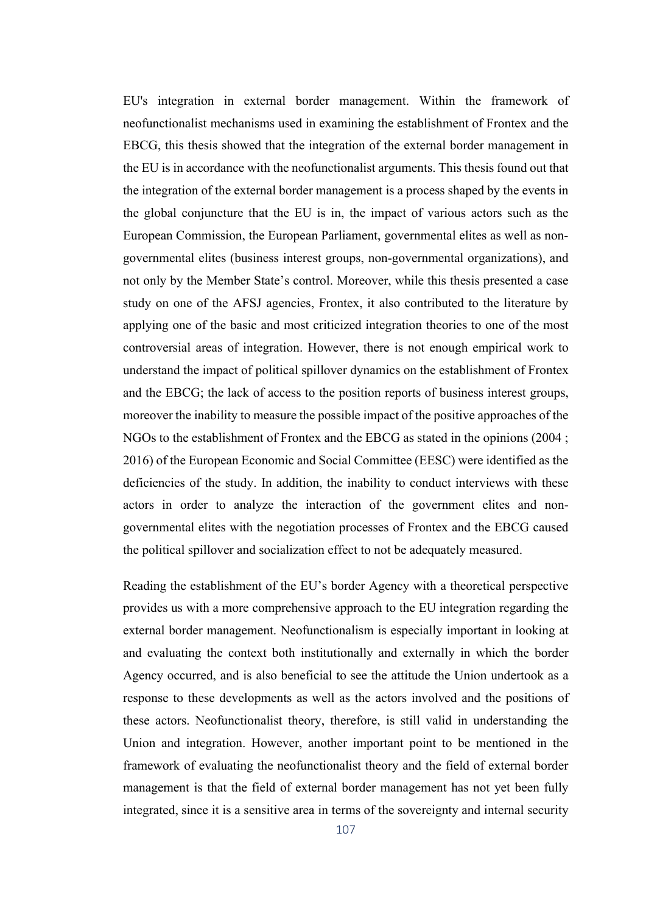EU's integration in external border management. Within the framework of neofunctionalist mechanisms used in examining the establishment of Frontex and the EBCG, this thesis showed that the integration of the external border management in the EU is in accordance with the neofunctionalist arguments. This thesis found out that the integration of the external border management is a process shaped by the events in the global conjuncture that the EU is in, the impact of various actors such as the European Commission, the European Parliament, governmental elites as well as non-governmental elites (business interest groups, non-governmental organizations), and not only by the Member State's control. Moreover, while this thesis presented a case study on one of the AFSJ agencies, Frontex, it also contributed to the literature by applying one of the basic and most criticized integration theories to one of the most controversial areas of integration. However, there is not enough empirical work to understand the impact of political spillover dynamics on the establishment of Frontex and the EBCG; the lack of access to the position reports of business interest groups, moreover the inability to measure the possible impact of the positive approaches of the NGOs to the establishment of Frontex and the EBCG as stated in the opinions (2004 ; 2016) of the European Economic and Social Committee (EESC) were identified as the deficiencies of the study. In addition, the inability to conduct interviews with these actors in order to analyze the interaction of the government elites and non-governmental elites with the negotiation processes of Frontex and the EBCG caused the political spillover and socialization effect to not be adequately measured.

Reading the establishment of the EU's border Agency with a theoretical perspective provides us with a more comprehensive approach to the EU integration regarding the external border management. Neofunctionalism is especially important in looking at and evaluating the context both institutionally and externally in which the border Agency occurred, and is also beneficial to see the attitude the Union undertook as a response to these developments as well as the actors involved and the positions of these actors. Neofunctionalist theory, therefore, is still valid in understanding the Union and integration. However, another important point to be mentioned in the framework of evaluating the neofunctionalist theory and the field of external border management is that the field of external border management has not yet been fully integrated, since it is a sensitive area in terms of the sovereignty and internal security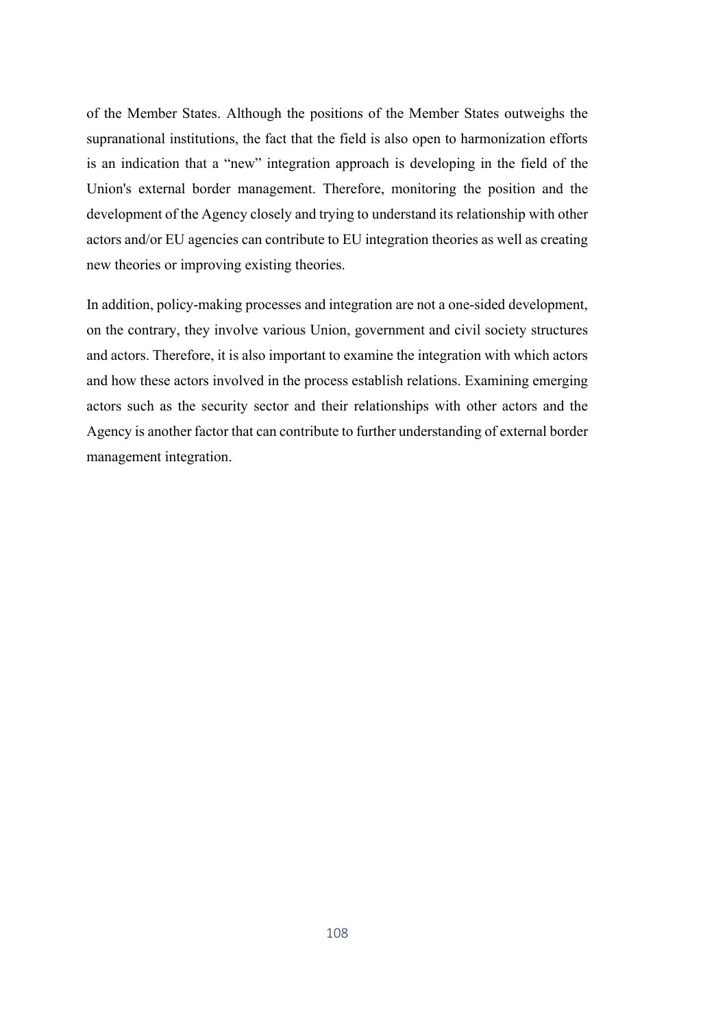of the Member States. Although the positions of the Member States outweighs the supranational institutions, the fact that the field is also open to harmonization efforts is an indication that a "new" integration approach is developing in the field of the Union's external border management. Therefore, monitoring the position and the development of the Agency closely and trying to understand its relationship with other actors and/or EU agencies can contribute to EU integration theories as well as creating new theories or improving existing theories.

In addition, policy-making processes and integration are not a one-sided development, on the contrary, they involve various Union, government and civil society structures and actors. Therefore, it is also important to examine the integration with which actors and how these actors involved in the process establish relations. Examining emerging actors such as the security sector and their relationships with other actors and the Agency is another factor that can contribute to further understanding of external border management integration.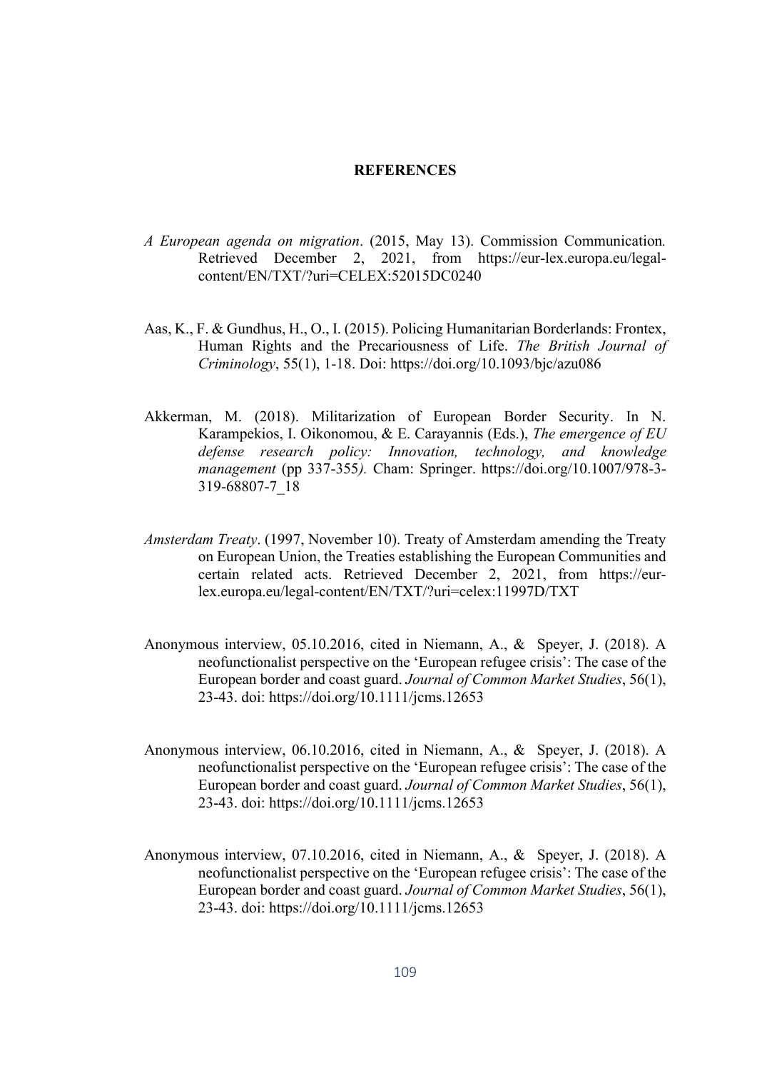# REFERENCES

*A European agenda on migration*. (2015, May 13). Commission Communication*.* Retrieved December 2, 2021, from https://eur-lex.europa.eu/legal-content/EN/TXT/?uri=CELEX:52015DC0240

Aas, K., F. & Gundhus, H., O., I. (2015). Policing Humanitarian Borderlands: Frontex, Human Rights and the Precariousness of Life. *The British Journal of Criminology*, 55(1), 1-18. Doi: https://doi.org/10.1093/bjc/azu086

Akkerman, M. (2018). Militarization of European Border Security. In N. Karampekios, I. Oikonomou, & E. Carayannis (Eds.), *The emergence of EU defense research policy: Innovation, technology, and knowledge management* (pp 337-355*).* Cham: Springer. https://doi.org/10.1007/978-3-319-68807-7_18

*Amsterdam Treaty*. (1997, November 10). Treaty of Amsterdam amending the Treaty on European Union, the Treaties establishing the European Communities and certain related acts. Retrieved December 2, 2021, from https://eur-lex.europa.eu/legal-content/EN/TXT/?uri=celex:11997D/TXT

Anonymous interview, 05.10.2016, cited in Niemann, A., & Speyer, J. (2018). A neofunctionalist perspective on the 'European refugee crisis': The case of the European border and coast guard. *Journal of Common Market Studies*, 56(1), 23-43. doi: https://doi.org/10.1111/jcms.12653

Anonymous interview, 06.10.2016, cited in Niemann, A., & Speyer, J. (2018). A neofunctionalist perspective on the 'European refugee crisis': The case of the European border and coast guard. *Journal of Common Market Studies*, 56(1), 23-43. doi: https://doi.org/10.1111/jcms.12653

Anonymous interview, 07.10.2016, cited in Niemann, A., & Speyer, J. (2018). A neofunctionalist perspective on the 'European refugee crisis': The case of the European border and coast guard. *Journal of Common Market Studies*, 56(1), 23-43. doi: https://doi.org/10.1111/jcms.12653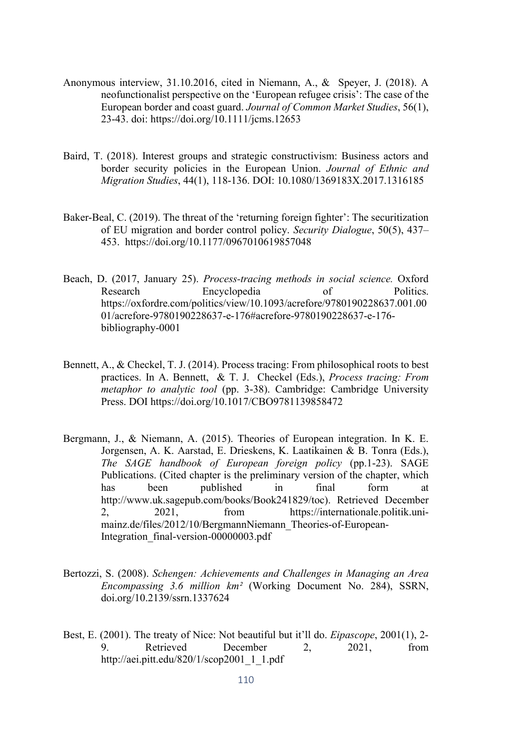Anonymous interview, 31.10.2016, cited in Niemann, A., & Speyer, J. (2018). A neofunctionalist perspective on the 'European refugee crisis': The case of the European border and coast guard. *Journal of Common Market Studies*, 56(1), 23-43. doi: https://doi.org/10.1111/jcms.12653

Baird, T. (2018). Interest groups and strategic constructivism: Business actors and border security policies in the European Union. *Journal of Ethnic and Migration Studies*, 44(1), 118-136. DOI: 10.1080/1369183X.2017.1316185

Baker-Beal, C. (2019). The threat of the 'returning foreign fighter': The securitization of EU migration and border control policy. *Security Dialogue*, 50(5), 437–453. https://doi.org/10.1177/0967010619857048

Beach, D. (2017, January 25). *Process-tracing methods in social science.* Oxford Research Encyclopedia of Politics. https://oxfordre.com/politics/view/10.1093/acrefore/9780190228637.001.0001/acrefore-9780190228637-e-176#acrefore-9780190228637-e-176-bibliography-0001

Bennett, A., & Checkel, T. J. (2014). Process tracing: From philosophical roots to best practices. In A. Bennett, & T. J. Checkel (Eds.), *Process tracing: From metaphor to analytic tool* (pp. 3-38). Cambridge: Cambridge University Press. DOI https://doi.org/10.1017/CBO9781139858472

Bergmann, J., & Niemann, A. (2015). Theories of European integration. In K. E. Jorgensen, A. K. Aarstad, E. Drieskens, K. Laatikainen & B. Tonra (Eds.), *The SAGE handbook of European foreign policy* (pp.1-23). SAGE Publications. (Cited chapter is the preliminary version of the chapter, which has been published in final form at http://www.uk.sagepub.com/books/Book241829/toc). Retrieved December 2, 2021, from https://internationale.politik.uni-mainz.de/files/2012/10/BergmannNiemann_Theories-of-European-Integration_final-version-00000003.pdf

Bertozzi, S. (2008). *Schengen: Achievements and Challenges in Managing an Area Encompassing 3.6 million km²* (Working Document No. 284), SSRN, doi.org/10.2139/ssrn.1337624

Best, E. (2001). The treaty of Nice: Not beautiful but it'll do. *Eipascope*, 2001(1), 2-9. Retrieved December 2, 2021, from http://aei.pitt.edu/820/1/scop2001_1_1.pdf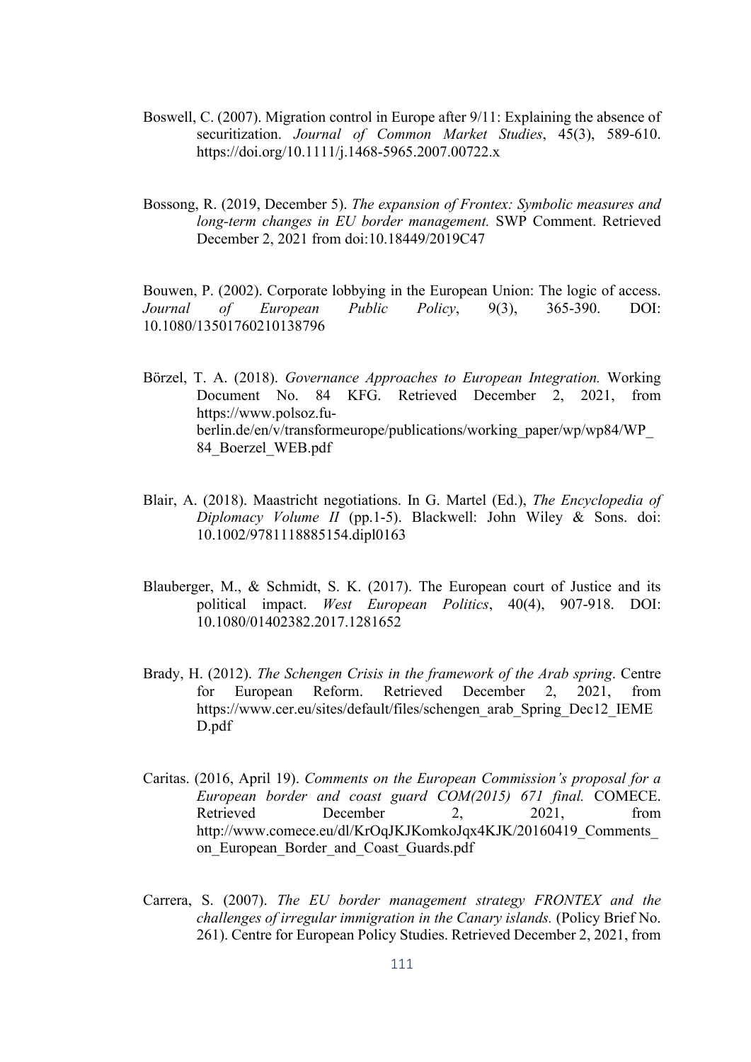Boswell, C. (2007). Migration control in Europe after 9/11: Explaining the absence of securitization. *Journal of Common Market Studies*, 45(3), 589-610. https://doi.org/10.1111/j.1468-5965.2007.00722.x

Bossong, R. (2019, December 5). *The expansion of Frontex: Symbolic measures and long-term changes in EU border management.* SWP Comment. Retrieved December 2, 2021 from doi:10.18449/2019C47

Bouwen, P. (2002). Corporate lobbying in the European Union: The logic of access. *Journal of European Public Policy*, 9(3), 365-390. DOI: 10.1080/13501760210138796

Börzel, T. A. (2018). *Governance Approaches to European Integration.* Working Document No. 84 KFG. Retrieved December 2, 2021, from https://www.polsoz.fu-berlin.de/en/v/transformeurope/publications/working_paper/wp/wp84/WP_84_Boerzel_WEB.pdf

Blair, A. (2018). Maastricht negotiations. In G. Martel (Ed.), *The Encyclopedia of Diplomacy Volume II* (pp.1-5). Blackwell: John Wiley & Sons. doi: 10.1002/9781118885154.dipl0163

Blauberger, M., & Schmidt, S. K. (2017). The European court of Justice and its political impact. *West European Politics*, 40(4), 907-918. DOI: 10.1080/01402382.2017.1281652

Brady, H. (2012). *The Schengen Crisis in the framework of the Arab spring*. Centre for European Reform. Retrieved December 2, 2021, from https://www.cer.eu/sites/default/files/schengen_arab_Spring_Dec12_IEMED.pdf

Caritas. (2016, April 19). *Comments on the European Commission's proposal for a European border and coast guard COM(2015) 671 final.* COMECE. Retrieved December 2, 2021, from http://www.comece.eu/dl/KrOqJKJKomkoJqx4KJK/20160419_Comments_on_European_Border_and_Coast_Guards.pdf

Carrera, S. (2007). *The EU border management strategy FRONTEX and the challenges of irregular immigration in the Canary islands.* (Policy Brief No. 261). Centre for European Policy Studies. Retrieved December 2, 2021, from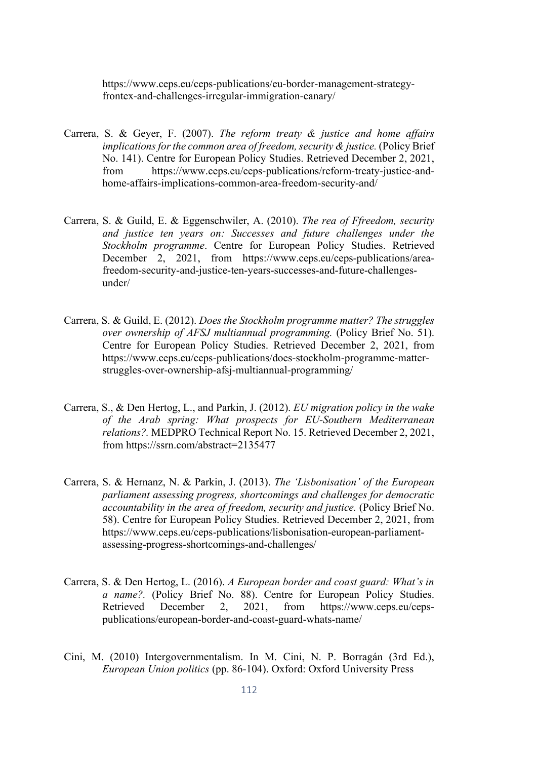https://www.ceps.eu/ceps-publications/eu-border-management-strategy-frontex-and-challenges-irregular-immigration-canary/

Carrera, S. & Geyer, F. (2007). *The reform treaty & justice and home affairs implications for the common area of freedom, security & justice.* (Policy Brief No. 141). Centre for European Policy Studies. Retrieved December 2, 2021, from https://www.ceps.eu/ceps-publications/reform-treaty-justice-and-home-affairs-implications-common-area-freedom-security-and/

Carrera, S. & Guild, E. & Eggenschwiler, A. (2010). *The rea of Ffreedom, security and justice ten years on: Successes and future challenges under the Stockholm programme*. Centre for European Policy Studies. Retrieved December 2, 2021, from https://www.ceps.eu/ceps-publications/area-freedom-security-and-justice-ten-years-successes-and-future-challenges-under/

Carrera, S. & Guild, E. (2012). *Does the Stockholm programme matter? The struggles over ownership of AFSJ multiannual programming.* (Policy Brief No. 51). Centre for European Policy Studies. Retrieved December 2, 2021, from https://www.ceps.eu/ceps-publications/does-stockholm-programme-matter-struggles-over-ownership-afsj-multiannual-programming/

Carrera, S., & Den Hertog, L., and Parkin, J. (2012). *EU migration policy in the wake of the Arab spring: What prospects for EU-Southern Mediterranean relations?.* MEDPRO Technical Report No. 15. Retrieved December 2, 2021, from https://ssrn.com/abstract=2135477

Carrera, S. & Hernanz, N. & Parkin, J. (2013). *The 'Lisbonisation' of the European parliament assessing progress, shortcomings and challenges for democratic accountability in the area of freedom, security and justice.* (Policy Brief No. 58). Centre for European Policy Studies. Retrieved December 2, 2021, from https://www.ceps.eu/ceps-publications/lisbonisation-european-parliament-assessing-progress-shortcomings-and-challenges/

Carrera, S. & Den Hertog, L. (2016). *A European border and coast guard: What's in a name?.* (Policy Brief No. 88). Centre for European Policy Studies. Retrieved December 2, 2021, from https://www.ceps.eu/ceps-publications/european-border-and-coast-guard-whats-name/

Cini, M. (2010) Intergovernmentalism. In M. Cini, N. P. Borragán (3rd Ed.), *European Union politics* (pp. 86-104). Oxford: Oxford University Press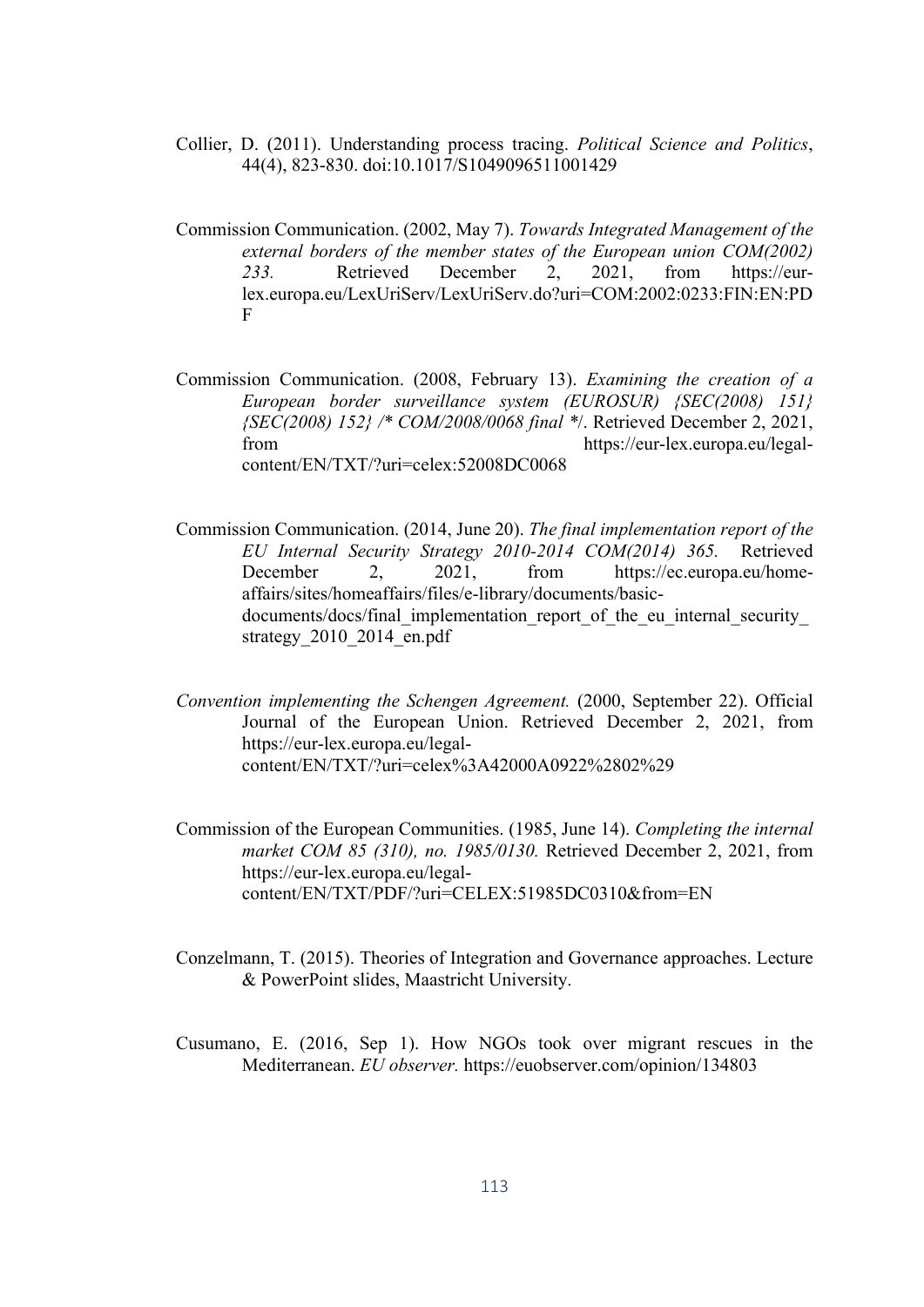Collier, D. (2011). Understanding process tracing. *Political Science and Politics*, 44(4), 823-830. doi:10.1017/S1049096511001429

Commission Communication. (2002, May 7). *Towards Integrated Management of the external borders of the member states of the European union COM(2002) 233.* Retrieved December 2, 2021, from https://eur-lex.europa.eu/LexUriServ/LexUriServ.do?uri=COM:2002:0233:FIN:EN:PDF

Commission Communication. (2008, February 13). *Examining the creation of a European border surveillance system (EUROSUR) {SEC(2008) 151} {SEC(2008) 152} /* COM/2008/0068 final */*. Retrieved December 2, 2021, from https://eur-lex.europa.eu/legal-content/EN/TXT/?uri=celex:52008DC0068

Commission Communication. (2014, June 20). *The final implementation report of the EU Internal Security Strategy 2010-2014 COM(2014) 365.* Retrieved December 2, 2021, from https://ec.europa.eu/home-affairs/sites/homeaffairs/files/e-library/documents/basic-documents/docs/final_implementation_report_of_the_eu_internal_security_strategy_2010_2014_en.pdf

*Convention implementing the Schengen Agreement.* (2000, September 22). Official Journal of the European Union. Retrieved December 2, 2021, from https://eur-lex.europa.eu/legal-content/EN/TXT/?uri=celex%3A42000A0922%2802%29

Commission of the European Communities. (1985, June 14). *Completing the internal market COM 85 (310), no. 1985/0130.* Retrieved December 2, 2021, from https://eur-lex.europa.eu/legal-content/EN/TXT/PDF/?uri=CELEX:51985DC0310&from=EN

Conzelmann, T. (2015). Theories of Integration and Governance approaches. Lecture & PowerPoint slides, Maastricht University.

Cusumano, E. (2016, Sep 1). How NGOs took over migrant rescues in the Mediterranean. *EU observer.* https://euobserver.com/opinion/134803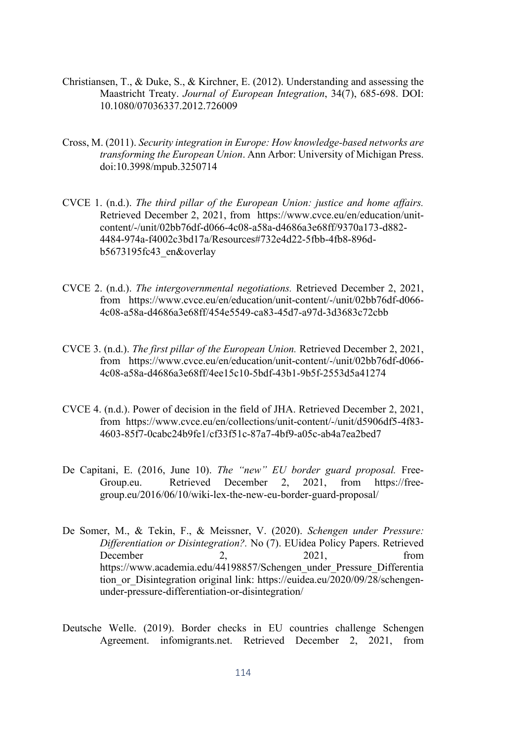Christiansen, T., & Duke, S., & Kirchner, E. (2012). Understanding and assessing the Maastricht Treaty. *Journal of European Integration*, 34(7), 685-698. DOI: 10.1080/07036337.2012.726009

Cross, M. (2011). *Security integration in Europe: How knowledge-based networks are transforming the European Union*. Ann Arbor: University of Michigan Press. doi:10.3998/mpub.3250714

CVCE 1. (n.d.). *The third pillar of the European Union: justice and home affairs.* Retrieved December 2, 2021, from https://www.cvce.eu/en/education/unit-content/-/unit/02bb76df-d066-4c08-a58a-d4686a3e68ff/9370a173-d882-4484-974a-f4002c3bd17a/Resources#732e4d22-5fbb-4fb8-896d-b5673195fc43_en&overlay

CVCE 2. (n.d.). *The intergovernmental negotiations.* Retrieved December 2, 2021, from https://www.cvce.eu/en/education/unit-content/-/unit/02bb76df-d066-4c08-a58a-d4686a3e68ff/454e5549-ca83-45d7-a97d-3d3683c72cbb

CVCE 3. (n.d.). *The first pillar of the European Union.* Retrieved December 2, 2021, from https://www.cvce.eu/en/education/unit-content/-/unit/02bb76df-d066-4c08-a58a-d4686a3e68ff/4ee15c10-5bdf-43b1-9b5f-2553d5a41274

CVCE 4. (n.d.). Power of decision in the field of JHA. Retrieved December 2, 2021, from https://www.cvce.eu/en/collections/unit-content/-/unit/d5906df5-4f83-4603-85f7-0cabc24b9fe1/cf33f51c-87a7-4bf9-a05c-ab4a7ea2bed7

De Capitani, E. (2016, June 10). *The "new" EU border guard proposal.* Free-Group.eu. Retrieved December 2, 2021, from https://free-group.eu/2016/06/10/wiki-lex-the-new-eu-border-guard-proposal/

De Somer, M., & Tekin, F., & Meissner, V. (2020). *Schengen under Pressure: Differentiation or Disintegration?.* No (7). EUidea Policy Papers. Retrieved December 2, 2021, from https://www.academia.edu/44198857/Schengen_under_Pressure_Differentiation_or_Disintegration original link: https://euidea.eu/2020/09/28/schengen-under-pressure-differentiation-or-disintegration/

Deutsche Welle. (2019). Border checks in EU countries challenge Schengen Agreement. infomigrants.net. Retrieved December 2, 2021, from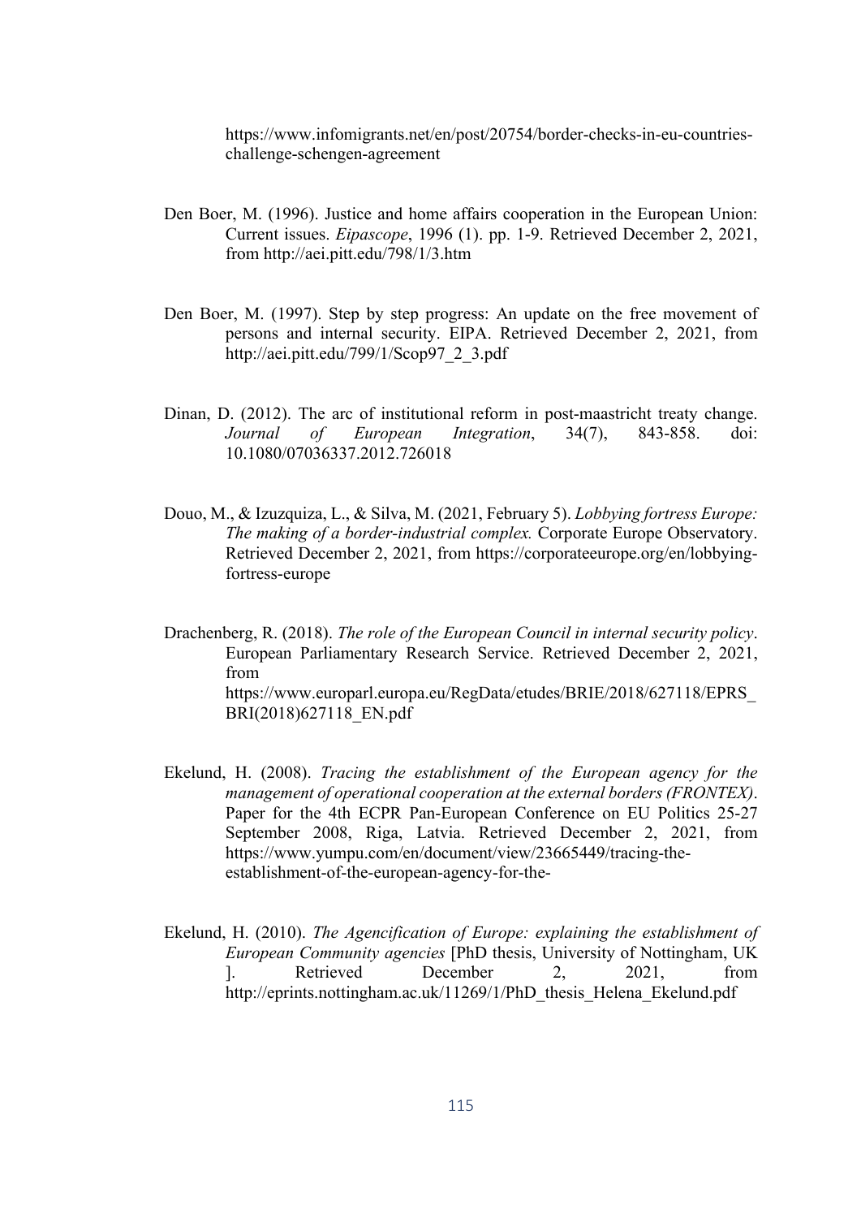https://www.infomigrants.net/en/post/20754/border-checks-in-eu-countries-challenge-schengen-agreement

Den Boer, M. (1996). Justice and home affairs cooperation in the European Union: Current issues. *Eipascope*, 1996 (1). pp. 1-9. Retrieved December 2, 2021, from http://aei.pitt.edu/798/1/3.htm

Den Boer, M. (1997). Step by step progress: An update on the free movement of persons and internal security. EIPA. Retrieved December 2, 2021, from http://aei.pitt.edu/799/1/Scop97_2_3.pdf

Dinan, D. (2012). The arc of institutional reform in post-maastricht treaty change. *Journal of European Integration*, 34(7), 843-858. doi: 10.1080/07036337.2012.726018

Douo, M., & Izuzquiza, L., & Silva, M. (2021, February 5). *Lobbying fortress Europe: The making of a border-industrial complex.* Corporate Europe Observatory. Retrieved December 2, 2021, from https://corporateeurope.org/en/lobbying-fortress-europe

Drachenberg, R. (2018). *The role of the European Council in internal security policy*. European Parliamentary Research Service. Retrieved December 2, 2021, from https://www.europarl.europa.eu/RegData/etudes/BRIE/2018/627118/EPRS_BRI(2018)627118_EN.pdf

Ekelund, H. (2008). *Tracing the establishment of the European agency for the management of operational cooperation at the external borders (FRONTEX)*. Paper for the 4th ECPR Pan-European Conference on EU Politics 25-27 September 2008, Riga, Latvia. Retrieved December 2, 2021, from https://www.yumpu.com/en/document/view/23665449/tracing-the-establishment-of-the-european-agency-for-the-

Ekelund, H. (2010). *The Agencification of Europe: explaining the establishment of European Community agencies* [PhD thesis, University of Nottingham, UK ]. Retrieved December 2, 2021, from http://eprints.nottingham.ac.uk/11269/1/PhD_thesis_Helena_Ekelund.pdf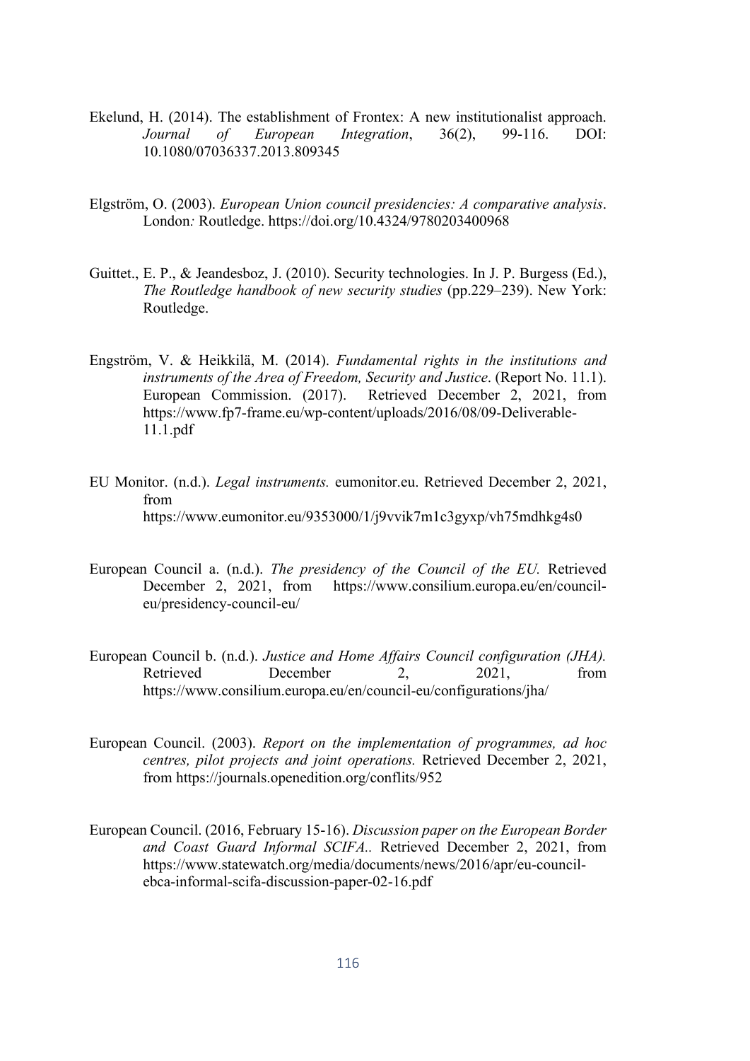Ekelund, H. (2014). The establishment of Frontex: A new institutionalist approach. *Journal of European Integration*, 36(2), 99-116. DOI: 10.1080/07036337.2013.809345

Elgström, O. (2003). *European Union council presidencies: A comparative analysis*. London*:* Routledge. https://doi.org/10.4324/9780203400968

Guittet., E. P., & Jeandesboz, J. (2010). Security technologies. In J. P. Burgess (Ed.), *The Routledge handbook of new security studies* (pp.229–239). New York: Routledge.

Engström, V. & Heikkilä, M. (2014). *Fundamental rights in the institutions and instruments of the Area of Freedom, Security and Justice*. (Report No. 11.1). European Commission. (2017). Retrieved December 2, 2021, from https://www.fp7-frame.eu/wp-content/uploads/2016/08/09-Deliverable-11.1.pdf

EU Monitor. (n.d.). *Legal instruments.* eumonitor.eu. Retrieved December 2, 2021, from https://www.eumonitor.eu/9353000/1/j9vvik7m1c3gyxp/vh75mdhkg4s0

European Council a. (n.d.). *The presidency of the Council of the EU.* Retrieved December 2, 2021, from https://www.consilium.europa.eu/en/council-eu/presidency-council-eu/

European Council b. (n.d.). *Justice and Home Affairs Council configuration (JHA).* Retrieved December 2, 2021, from https://www.consilium.europa.eu/en/council-eu/configurations/jha/

European Council. (2003). *Report on the implementation of programmes, ad hoc centres, pilot projects and joint operations.* Retrieved December 2, 2021, from https://journals.openedition.org/conflits/952

European Council. (2016, February 15-16). *Discussion paper on the European Border and Coast Guard Informal SCIFA..* Retrieved December 2, 2021, from https://www.statewatch.org/media/documents/news/2016/apr/eu-council-ebca-informal-scifa-discussion-paper-02-16.pdf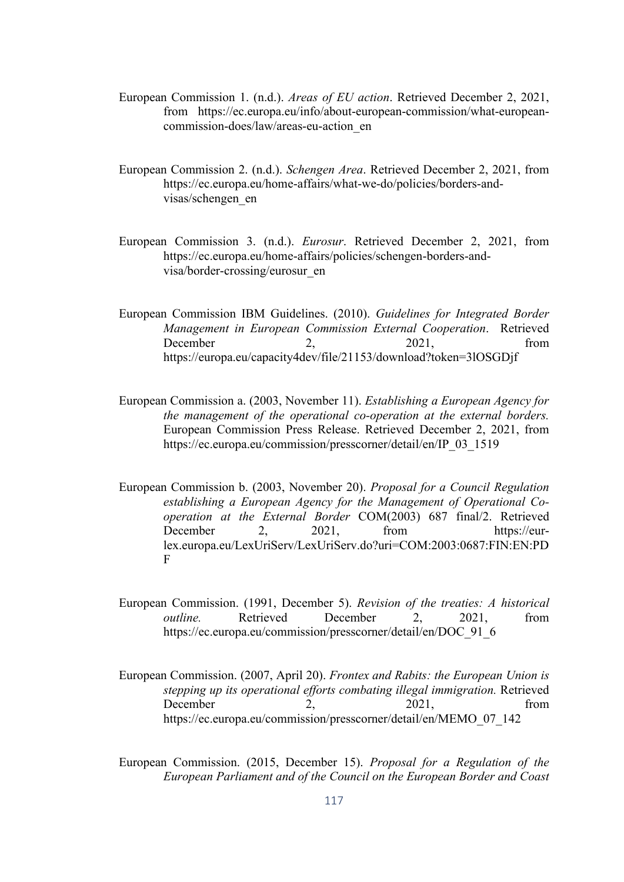European Commission 1. (n.d.). *Areas of EU action*. Retrieved December 2, 2021, from https://ec.europa.eu/info/about-european-commission/what-european-commission-does/law/areas-eu-action_en

European Commission 2. (n.d.). *Schengen Area*. Retrieved December 2, 2021, from https://ec.europa.eu/home-affairs/what-we-do/policies/borders-and-visas/schengen_en

European Commission 3. (n.d.). *Eurosur*. Retrieved December 2, 2021, from https://ec.europa.eu/home-affairs/policies/schengen-borders-and-visa/border-crossing/eurosur_en

European Commission IBM Guidelines. (2010). *Guidelines for Integrated Border Management in European Commission External Cooperation*. Retrieved December 2, 2021, from https://europa.eu/capacity4dev/file/21153/download?token=3lOSGDjf

European Commission a. (2003, November 11). *Establishing a European Agency for the management of the operational co-operation at the external borders.* European Commission Press Release. Retrieved December 2, 2021, from https://ec.europa.eu/commission/presscorner/detail/en/IP_03_1519

European Commission b. (2003, November 20). *Proposal for a Council Regulation establishing a European Agency for the Management of Operational Co-operation at the External Border* COM(2003) 687 final/2. Retrieved December 2, 2021, from https://eur-lex.europa.eu/LexUriServ/LexUriServ.do?uri=COM:2003:0687:FIN:EN:PDF

European Commission. (1991, December 5). *Revision of the treaties: A historical outline.* Retrieved December 2, 2021, from https://ec.europa.eu/commission/presscorner/detail/en/DOC_91_6

European Commission. (2007, April 20). *Frontex and Rabits: the European Union is stepping up its operational efforts combating illegal immigration.* Retrieved December 2, 2021, from https://ec.europa.eu/commission/presscorner/detail/en/MEMO_07_142

European Commission. (2015, December 15). *Proposal for a Regulation of the European Parliament and of the Council on the European Border and Coast*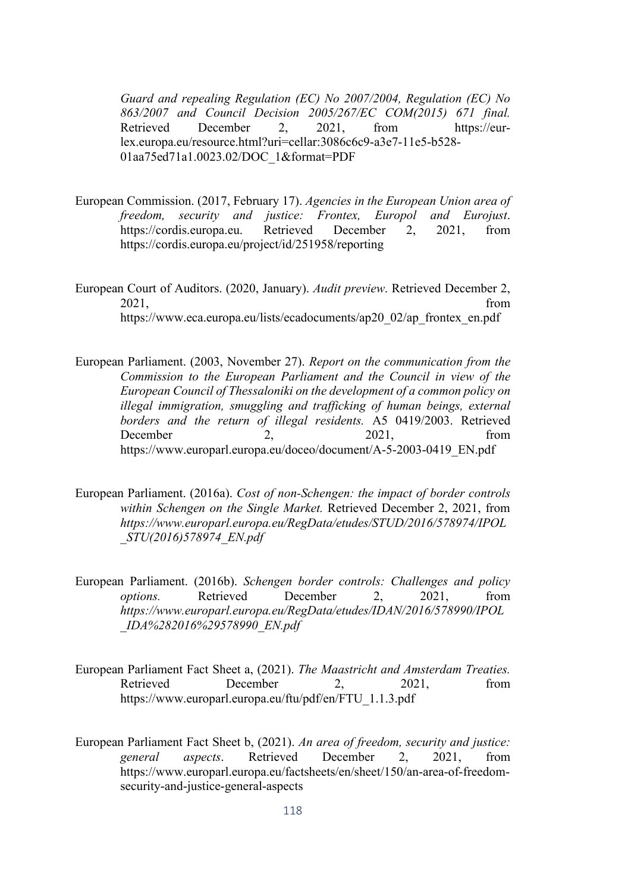*Guard and repealing Regulation (EC) No 2007/2004, Regulation (EC) No 863/2007 and Council Decision 2005/267/EC COM(2015) 671 final.* Retrieved December 2, 2021, from https://eur-lex.europa.eu/resource.html?uri=cellar:3086c6c9-a3e7-11e5-b528-01aa75ed71a1.0023.02/DOC_1&format=PDF

European Commission. (2017, February 17). *Agencies in the European Union area of freedom, security and justice: Frontex, Europol and Eurojust*. https://cordis.europa.eu. Retrieved December 2, 2021, from https://cordis.europa.eu/project/id/251958/reporting

European Court of Auditors. (2020, January). *Audit preview*. Retrieved December 2, 2021, from https://www.eca.europa.eu/lists/ecadocuments/ap20_02/ap_frontex_en.pdf

European Parliament. (2003, November 27). *Report on the communication from the Commission to the European Parliament and the Council in view of the European Council of Thessaloniki on the development of a common policy on illegal immigration, smuggling and trafficking of human beings, external borders and the return of illegal residents.* A5 0419/2003. Retrieved December 2, 2021, from https://www.europarl.europa.eu/doceo/document/A-5-2003-0419_EN.pdf

European Parliament. (2016a). *Cost of non-Schengen: the impact of border controls within Schengen on the Single Market.* Retrieved December 2, 2021, from *https://www.europarl.europa.eu/RegData/etudes/STUD/2016/578974/IPOL_STU(2016)578974_EN.pdf*

European Parliament. (2016b). *Schengen border controls: Challenges and policy options.* Retrieved December 2, 2021, from *https://www.europarl.europa.eu/RegData/etudes/IDAN/2016/578990/IPOL_IDA%282016%29578990_EN.pdf*

European Parliament Fact Sheet a, (2021). *The Maastricht and Amsterdam Treaties.* Retrieved December 2, 2021, from https://www.europarl.europa.eu/ftu/pdf/en/FTU_1.1.3.pdf

European Parliament Fact Sheet b, (2021). *An area of freedom, security and justice: general aspects*. Retrieved December 2, 2021, from https://www.europarl.europa.eu/factsheets/en/sheet/150/an-area-of-freedom-security-and-justice-general-aspects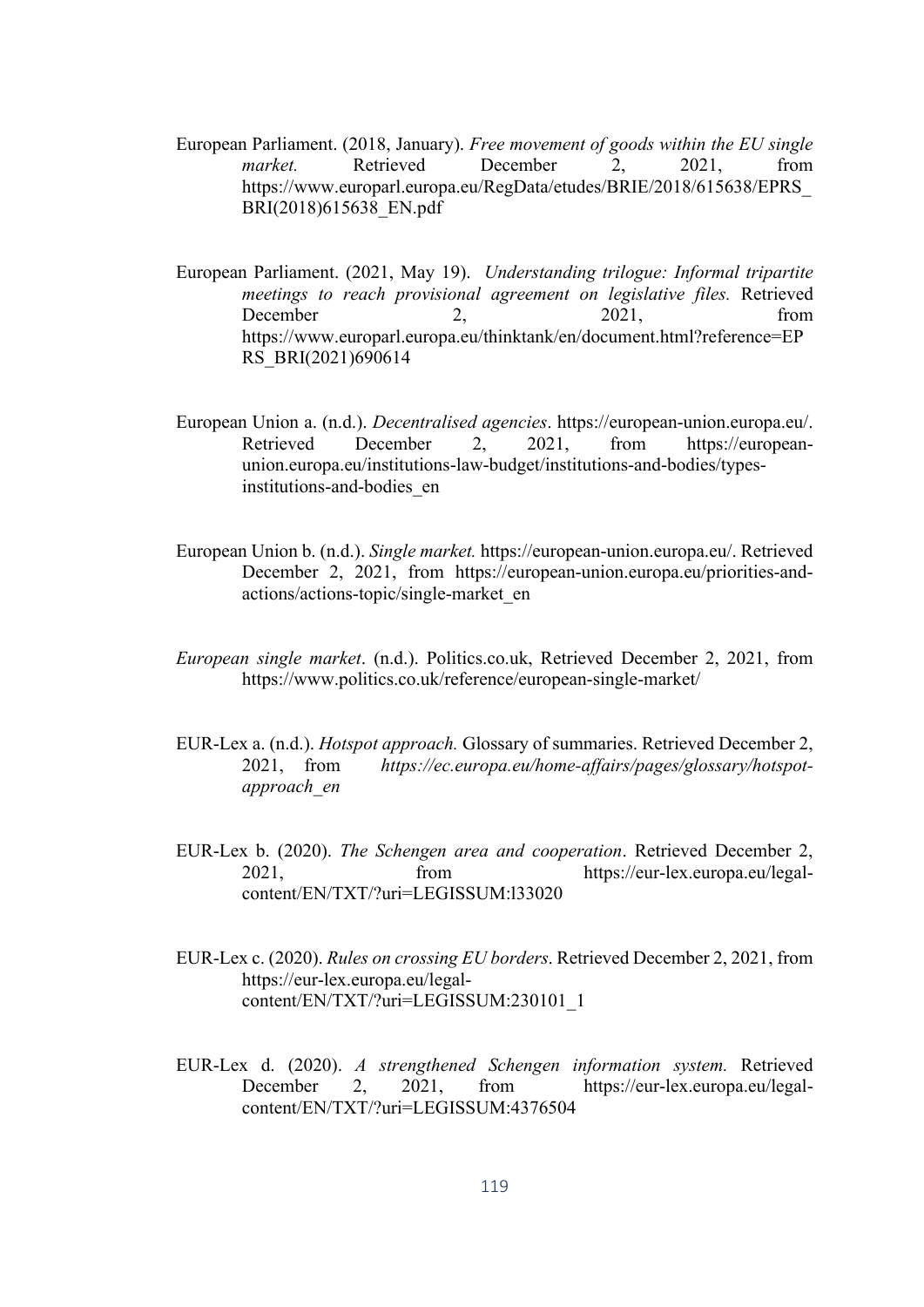European Parliament. (2018, January). *Free movement of goods within the EU single market.* Retrieved December 2, 2021, from https://www.europarl.europa.eu/RegData/etudes/BRIE/2018/615638/EPRS_BRI(2018)615638_EN.pdf

European Parliament. (2021, May 19). *Understanding trilogue: Informal tripartite meetings to reach provisional agreement on legislative files.* Retrieved December 2, 2021, from https://www.europarl.europa.eu/thinktank/en/document.html?reference=EPRS_BRI(2021)690614

European Union a. (n.d.). *Decentralised agencies*. https://european-union.europa.eu/. Retrieved December 2, 2021, from https://european-union.europa.eu/institutions-law-budget/institutions-and-bodies/types-institutions-and-bodies_en

European Union b. (n.d.). *Single market.* https://european-union.europa.eu/. Retrieved December 2, 2021, from https://european-union.europa.eu/priorities-and-actions/actions-topic/single-market_en

*European single market*. (n.d.). Politics.co.uk, Retrieved December 2, 2021, from https://www.politics.co.uk/reference/european-single-market/

EUR-Lex a. (n.d.). *Hotspot approach.* Glossary of summaries. Retrieved December 2, 2021, from *https://ec.europa.eu/home-affairs/pages/glossary/hotspot-approach_en*

EUR-Lex b. (2020). *The Schengen area and cooperation*. Retrieved December 2, 2021, from https://eur-lex.europa.eu/legal-content/EN/TXT/?uri=LEGISSUM:l33020

EUR-Lex c. (2020). *Rules on crossing EU borders*. Retrieved December 2, 2021, from https://eur-lex.europa.eu/legal-content/EN/TXT/?uri=LEGISSUM:230101_1

EUR-Lex d. (2020). *A strengthened Schengen information system.* Retrieved December 2, 2021, from https://eur-lex.europa.eu/legal-content/EN/TXT/?uri=LEGISSUM:4376504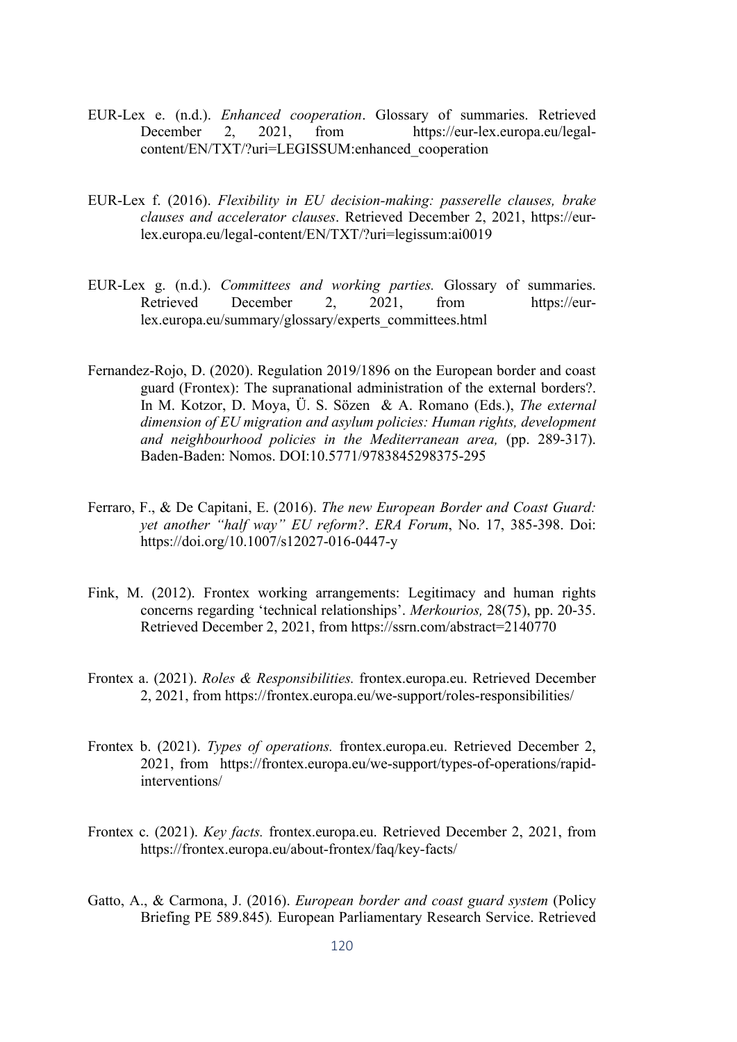EUR-Lex e. (n.d.). *Enhanced cooperation*. Glossary of summaries. Retrieved December 2, 2021, from https://eur-lex.europa.eu/legal-content/EN/TXT/?uri=LEGISSUM:enhanced_cooperation

EUR-Lex f. (2016). *Flexibility in EU decision-making: passerelle clauses, brake clauses and accelerator clauses*. Retrieved December 2, 2021, https://eur-lex.europa.eu/legal-content/EN/TXT/?uri=legissum:ai0019

EUR-Lex g. (n.d.). *Committees and working parties.* Glossary of summaries. Retrieved December 2, 2021, from https://eur-lex.europa.eu/summary/glossary/experts_committees.html

Fernandez-Rojo, D. (2020). Regulation 2019/1896 on the European border and coast guard (Frontex): The supranational administration of the external borders?. In M. Kotzor, D. Moya, Ü. S. Sözen & A. Romano (Eds.), *The external dimension of EU migration and asylum policies: Human rights, development and neighbourhood policies in the Mediterranean area,* (pp. 289-317). Baden-Baden: Nomos. DOI:10.5771/9783845298375-295

Ferraro, F., & De Capitani, E. (2016). *The new European Border and Coast Guard: yet another "half way" EU reform?*. *ERA Forum*, No. 17, 385-398. Doi: https://doi.org/10.1007/s12027-016-0447-y

Fink, M. (2012). Frontex working arrangements: Legitimacy and human rights concerns regarding 'technical relationships'. *Merkourios,* 28(75), pp. 20-35. Retrieved December 2, 2021, from https://ssrn.com/abstract=2140770

Frontex a. (2021). *Roles & Responsibilities.* frontex.europa.eu. Retrieved December 2, 2021, from https://frontex.europa.eu/we-support/roles-responsibilities/

Frontex b. (2021). *Types of operations.* frontex.europa.eu. Retrieved December 2, 2021, from https://frontex.europa.eu/we-support/types-of-operations/rapid-interventions/

Frontex c. (2021). *Key facts.* frontex.europa.eu. Retrieved December 2, 2021, from https://frontex.europa.eu/about-frontex/faq/key-facts/

Gatto, A., & Carmona, J. (2016). *European border and coast guard system* (Policy Briefing PE 589.845)*.* European Parliamentary Research Service. Retrieved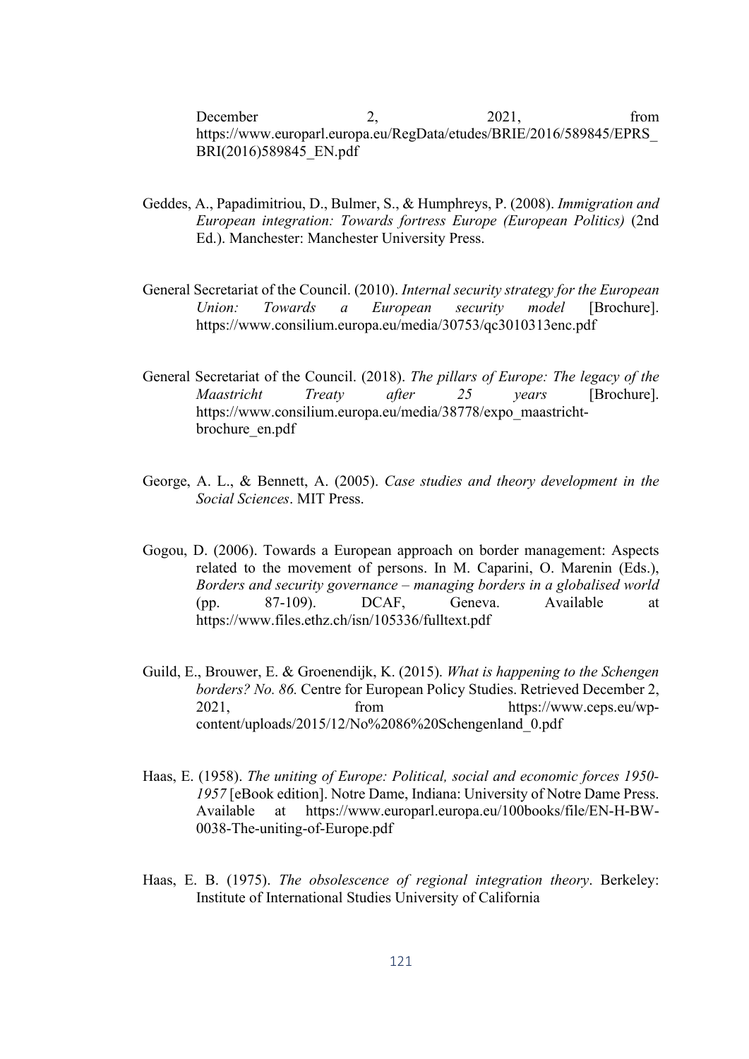December 2, 2021, from https://www.europarl.europa.eu/RegData/etudes/BRIE/2016/589845/EPRS_BRI(2016)589845_EN.pdf

Geddes, A., Papadimitriou, D., Bulmer, S., & Humphreys, P. (2008). *Immigration and European integration: Towards fortress Europe (European Politics)* (2nd Ed.). Manchester: Manchester University Press.

General Secretariat of the Council. (2010). *Internal security strategy for the European Union: Towards a European security model* [Brochure]. https://www.consilium.europa.eu/media/30753/qc3010313enc.pdf

General Secretariat of the Council. (2018). *The pillars of Europe: The legacy of the Maastricht Treaty after 25 years* [Brochure]. https://www.consilium.europa.eu/media/38778/expo_maastricht-brochure_en.pdf

George, A. L., & Bennett, A. (2005). *Case studies and theory development in the Social Sciences*. MIT Press.

Gogou, D. (2006). Towards a European approach on border management: Aspects related to the movement of persons. In M. Caparini, O. Marenin (Eds.), *Borders and security governance – managing borders in a globalised world* (pp. 87-109). DCAF, Geneva. Available at https://www.files.ethz.ch/isn/105336/fulltext.pdf

Guild, E., Brouwer, E. & Groenendijk, K. (2015). *What is happening to the Schengen borders? No. 86.* Centre for European Policy Studies. Retrieved December 2, 2021, from https://www.ceps.eu/wp-content/uploads/2015/12/No%2086%20Schengenland_0.pdf

Haas, E. (1958). *The uniting of Europe: Political, social and economic forces 1950-1957* [eBook edition]. Notre Dame, Indiana: University of Notre Dame Press. Available at https://www.europarl.europa.eu/100books/file/EN-H-BW-0038-The-uniting-of-Europe.pdf

Haas, E. B. (1975). *The obsolescence of regional integration theory*. Berkeley: Institute of International Studies University of California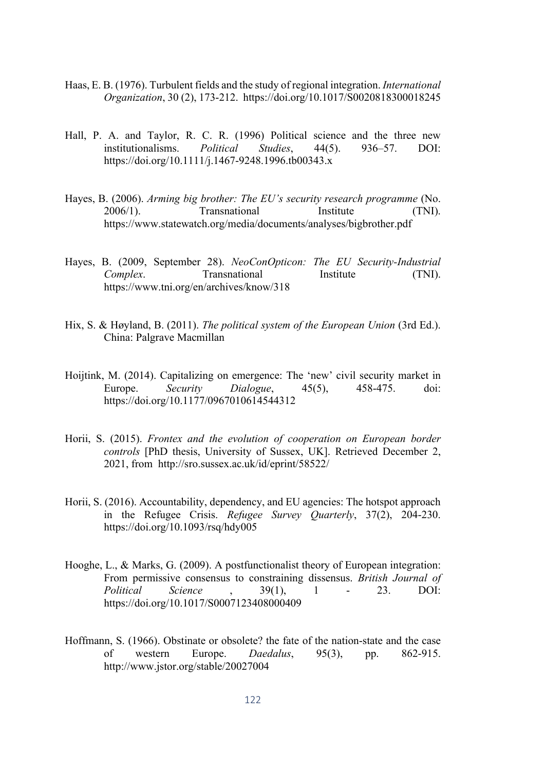Haas, E. B. (1976). Turbulent fields and the study of regional integration. *International Organization*, 30 (2), 173-212. https://doi.org/10.1017/S0020818300018245

Hall, P. A. and Taylor, R. C. R. (1996) Political science and the three new institutionalisms. *Political Studies*, 44(5). 936–57. DOI: https://doi.org/10.1111/j.1467-9248.1996.tb00343.x

Hayes, B. (2006). *Arming big brother: The EU's security research programme* (No. 2006/1). Transnational Institute (TNI). https://www.statewatch.org/media/documents/analyses/bigbrother.pdf

Hayes, B. (2009, September 28). *NeoConOpticon: The EU Security-Industrial Complex*. Transnational Institute (TNI). https://www.tni.org/en/archives/know/318

Hix, S. & Høyland, B. (2011). *The political system of the European Union* (3rd Ed.). China: Palgrave Macmillan

Hoijtink, M. (2014). Capitalizing on emergence: The 'new' civil security market in Europe. *Security Dialogue*, 45(5), 458-475. doi: https://doi.org/10.1177/0967010614544312

Horii, S. (2015). *Frontex and the evolution of cooperation on European border controls* [PhD thesis, University of Sussex, UK]. Retrieved December 2, 2021, from http://sro.sussex.ac.uk/id/eprint/58522/

Horii, S. (2016). Accountability, dependency, and EU agencies: The hotspot approach in the Refugee Crisis. *Refugee Survey Quarterly*, 37(2), 204-230. https://doi.org/10.1093/rsq/hdy005

Hooghe, L., & Marks, G. (2009). A postfunctionalist theory of European integration: From permissive consensus to constraining dissensus. *British Journal of Political Science* , 39(1), 1 - 23. DOI: https://doi.org/10.1017/S0007123408000409

Hoffmann, S. (1966). Obstinate or obsolete? the fate of the nation-state and the case of western Europe. *Daedalus*, 95(3), pp. 862-915. http://www.jstor.org/stable/20027004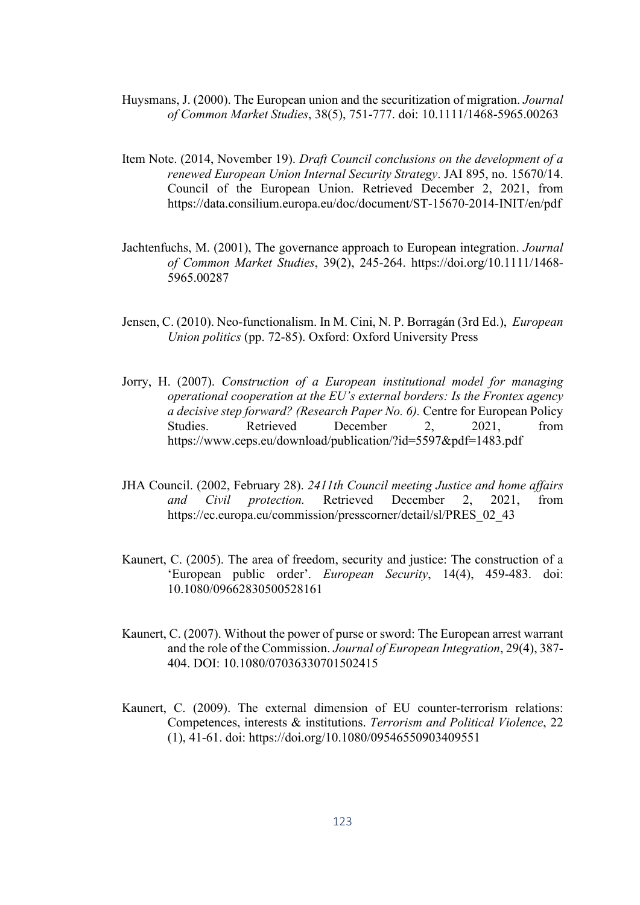Huysmans, J. (2000). The European union and the securitization of migration. *Journal of Common Market Studies*, 38(5), 751-777. doi: 10.1111/1468-5965.00263

Item Note. (2014, November 19). *Draft Council conclusions on the development of a renewed European Union Internal Security Strategy*. JAI 895, no. 15670/14. Council of the European Union. Retrieved December 2, 2021, from https://data.consilium.europa.eu/doc/document/ST-15670-2014-INIT/en/pdf

Jachtenfuchs, M. (2001), The governance approach to European integration. *Journal of Common Market Studies*, 39(2), 245-264. https://doi.org/10.1111/1468-5965.00287

Jensen, C. (2010). Neo-functionalism. In M. Cini, N. P. Borragán (3rd Ed.), *European Union politics* (pp. 72-85). Oxford: Oxford University Press

Jorry, H. (2007). *Construction of a European institutional model for managing operational cooperation at the EU's external borders: Is the Frontex agency a decisive step forward? (Research Paper No. 6).* Centre for European Policy Studies. Retrieved December 2, 2021, from https://www.ceps.eu/download/publication/?id=5597&pdf=1483.pdf

JHA Council. (2002, February 28). *2411th Council meeting Justice and home affairs and Civil protection.* Retrieved December 2, 2021, from https://ec.europa.eu/commission/presscorner/detail/sl/PRES_02_43

Kaunert, C. (2005). The area of freedom, security and justice: The construction of a 'European public order'. *European Security*, 14(4), 459-483. doi: 10.1080/09662830500528161

Kaunert, C. (2007). Without the power of purse or sword: The European arrest warrant and the role of the Commission. *Journal of European Integration*, 29(4), 387-404. DOI: 10.1080/07036330701502415

Kaunert, C. (2009). The external dimension of EU counter-terrorism relations: Competences, interests & institutions. *Terrorism and Political Violence*, 22 (1), 41-61. doi: https://doi.org/10.1080/09546550903409551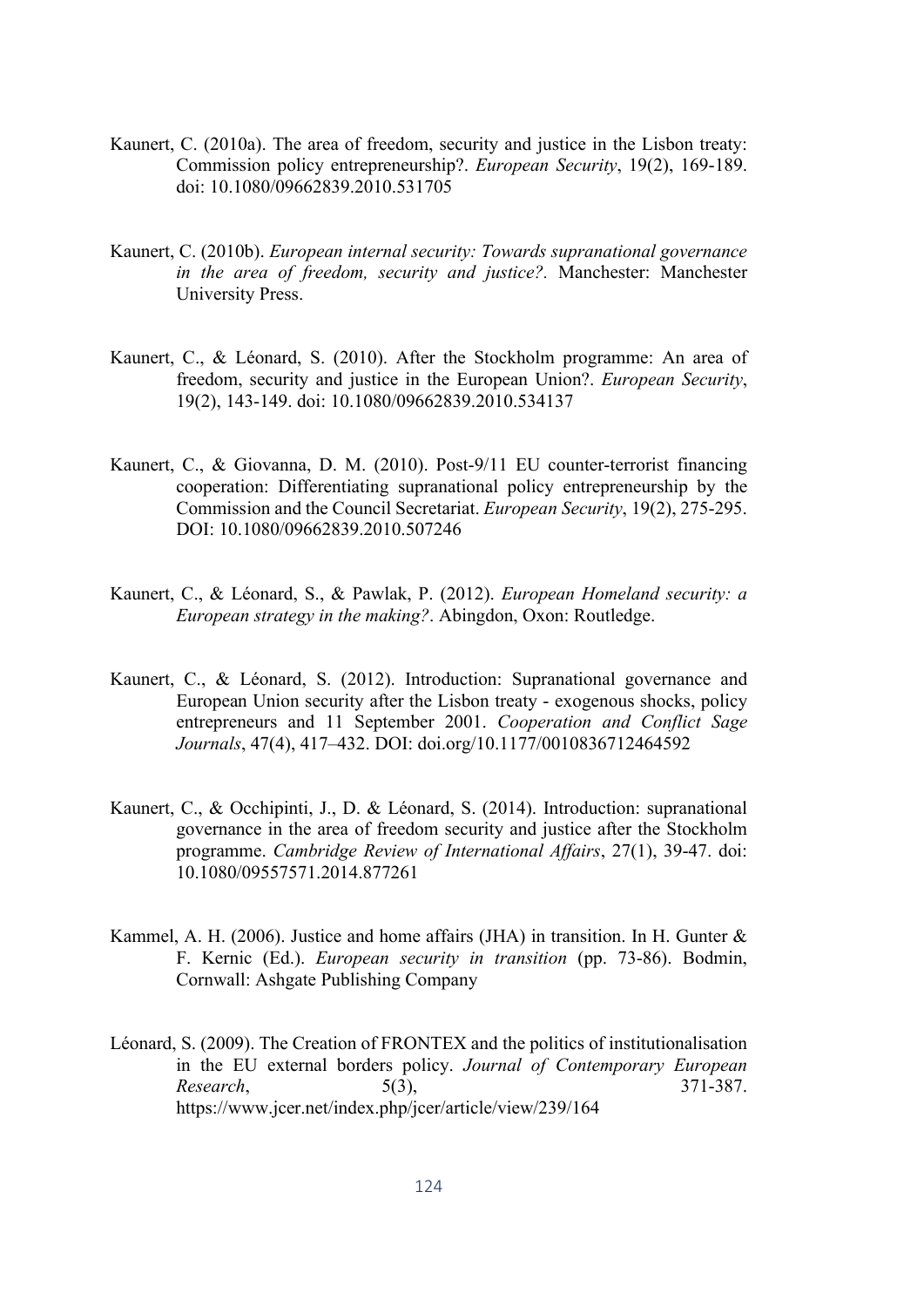Kaunert, C. (2010a). The area of freedom, security and justice in the Lisbon treaty: Commission policy entrepreneurship?. *European Security*, 19(2), 169-189. doi: 10.1080/09662839.2010.531705

Kaunert, C. (2010b). *European internal security: Towards supranational governance in the area of freedom, security and justice?.* Manchester: Manchester University Press.

Kaunert, C., & Léonard, S. (2010). After the Stockholm programme: An area of freedom, security and justice in the European Union?. *European Security*, 19(2), 143-149. doi: 10.1080/09662839.2010.534137

Kaunert, C., & Giovanna, D. M. (2010). Post-9/11 EU counter-terrorist financing cooperation: Differentiating supranational policy entrepreneurship by the Commission and the Council Secretariat. *European Security*, 19(2), 275-295. DOI: 10.1080/09662839.2010.507246

Kaunert, C., & Léonard, S., & Pawlak, P. (2012). *European Homeland security: a European strategy in the making?*. Abingdon, Oxon: Routledge.

Kaunert, C., & Léonard, S. (2012). Introduction: Supranational governance and European Union security after the Lisbon treaty - exogenous shocks, policy entrepreneurs and 11 September 2001. *Cooperation and Conflict Sage Journals*, 47(4), 417–432. DOI: doi.org/10.1177/0010836712464592

Kaunert, C., & Occhipinti, J., D. & Léonard, S. (2014). Introduction: supranational governance in the area of freedom security and justice after the Stockholm programme. *Cambridge Review of International Affairs*, 27(1), 39-47. doi: 10.1080/09557571.2014.877261

Kammel, A. H. (2006). Justice and home affairs (JHA) in transition. In H. Gunter & F. Kernic (Ed.). *European security in transition* (pp. 73-86). Bodmin, Cornwall: Ashgate Publishing Company

Léonard, S. (2009). The Creation of FRONTEX and the politics of institutionalisation in the EU external borders policy. *Journal of Contemporary European Research*, 5(3), 371-387. https://www.jcer.net/index.php/jcer/article/view/239/164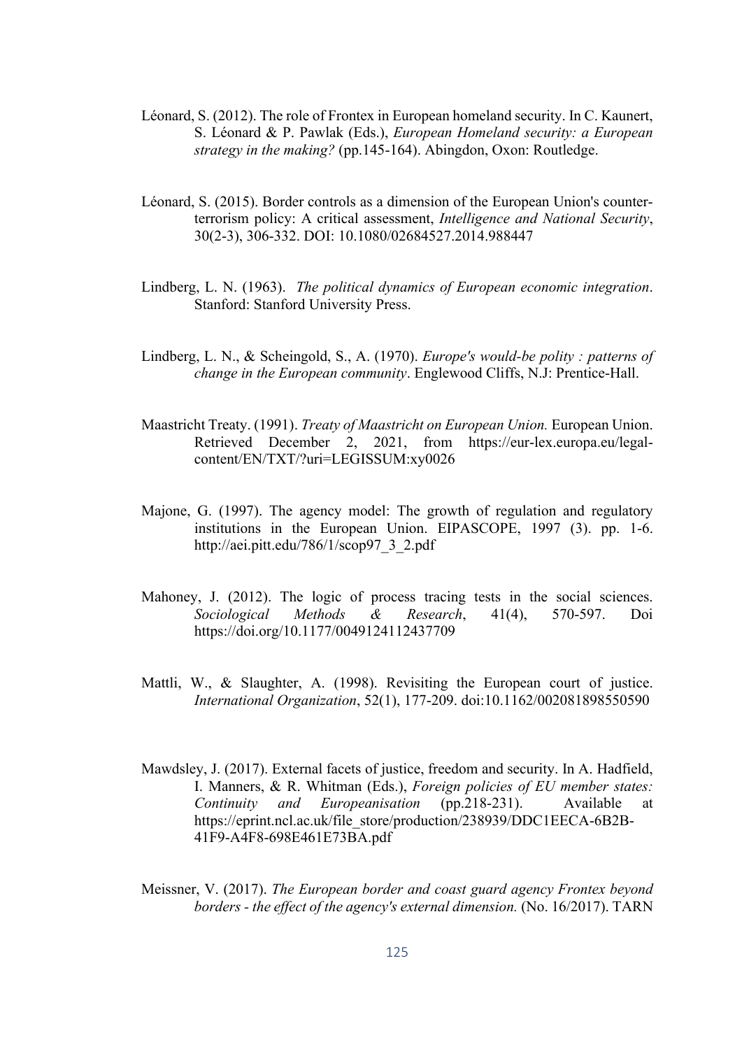Léonard, S. (2012). The role of Frontex in European homeland security. In C. Kaunert, S. Léonard & P. Pawlak (Eds.), *European Homeland security: a European strategy in the making?* (pp.145-164). Abingdon, Oxon: Routledge.

Léonard, S. (2015). Border controls as a dimension of the European Union's counter-terrorism policy: A critical assessment, *Intelligence and National Security*, 30(2-3), 306-332. DOI: 10.1080/02684527.2014.988447

Lindberg, L. N. (1963). *The political dynamics of European economic integration*. Stanford: Stanford University Press.

Lindberg, L. N., & Scheingold, S., A. (1970). *Europe's would-be polity : patterns of change in the European community*. Englewood Cliffs, N.J: Prentice-Hall.

Maastricht Treaty. (1991). *Treaty of Maastricht on European Union.* European Union. Retrieved December 2, 2021, from https://eur-lex.europa.eu/legal-content/EN/TXT/?uri=LEGISSUM:xy0026

Majone, G. (1997). The agency model: The growth of regulation and regulatory institutions in the European Union. EIPASCOPE, 1997 (3). pp. 1-6. http://aei.pitt.edu/786/1/scop97_3_2.pdf

Mahoney, J. (2012). The logic of process tracing tests in the social sciences. *Sociological Methods & Research*, 41(4), 570-597. Doi https://doi.org/10.1177/0049124112437709

Mattli, W., & Slaughter, A. (1998). Revisiting the European court of justice. *International Organization*, 52(1), 177-209. doi:10.1162/002081898550590

Mawdsley, J. (2017). External facets of justice, freedom and security. In A. Hadfield, I. Manners, & R. Whitman (Eds.), *Foreign policies of EU member states: Continuity and Europeanisation* (pp.218-231). Available at https://eprint.ncl.ac.uk/file_store/production/238939/DDC1EECA-6B2B-41F9-A4F8-698E461E73BA.pdf

Meissner, V. (2017). *The European border and coast guard agency Frontex beyond borders - the effect of the agency's external dimension.* (No. 16/2017). TARN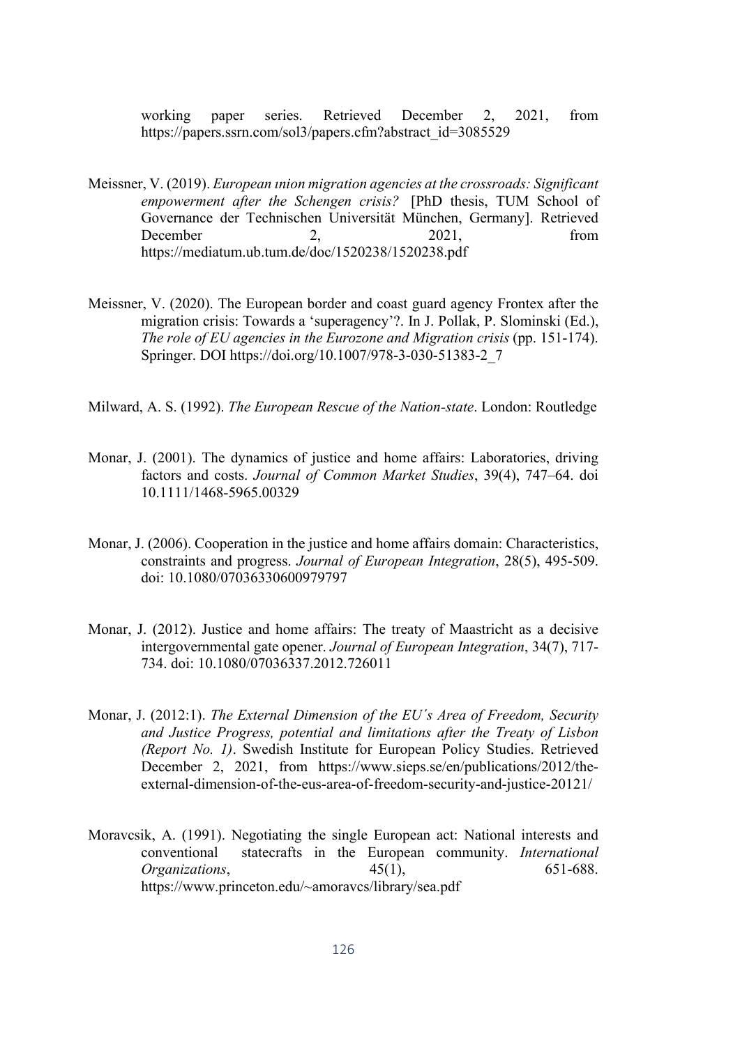working paper series. Retrieved December 2, 2021, from https://papers.ssrn.com/sol3/papers.cfm?abstract_id=3085529

Meissner, V. (2019). *European ınion migration agencies at the crossroads: Significant empowerment after the Schengen crisis?* [PhD thesis, TUM School of Governance der Technischen Universität München, Germany]. Retrieved December 2, 2021, from https://mediatum.ub.tum.de/doc/1520238/1520238.pdf

Meissner, V. (2020). The European border and coast guard agency Frontex after the migration crisis: Towards a 'superagency'?. In J. Pollak, P. Slominski (Ed.), *The role of EU agencies in the Eurozone and Migration crisis* (pp. 151-174). Springer. DOI https://doi.org/10.1007/978-3-030-51383-2_7

Milward, A. S. (1992). *The European Rescue of the Nation-state*. London: Routledge

Monar, J. (2001). The dynamics of justice and home affairs: Laboratories, driving factors and costs. *Journal of Common Market Studies*, 39(4), 747–64. doi 10.1111/1468-5965.00329

Monar, J. (2006). Cooperation in the justice and home affairs domain: Characteristics, constraints and progress. *Journal of European Integration*, 28(5), 495-509. doi: 10.1080/07036330600979797

Monar, J. (2012). Justice and home affairs: The treaty of Maastricht as a decisive intergovernmental gate opener. *Journal of European Integration*, 34(7), 717-734. doi: 10.1080/07036337.2012.726011

Monar, J. (2012:1). *The External Dimension of the EU´s Area of Freedom, Security and Justice Progress, potential and limitations after the Treaty of Lisbon (Report No. 1)*. Swedish Institute for European Policy Studies. Retrieved December 2, 2021, from https://www.sieps.se/en/publications/2012/the-external-dimension-of-the-eus-area-of-freedom-security-and-justice-20121/

Moravcsik, A. (1991). Negotiating the single European act: National interests and conventional statecrafts in the European community. *International Organizations*, 45(1), 651-688. https://www.princeton.edu/~amoravcs/library/sea.pdf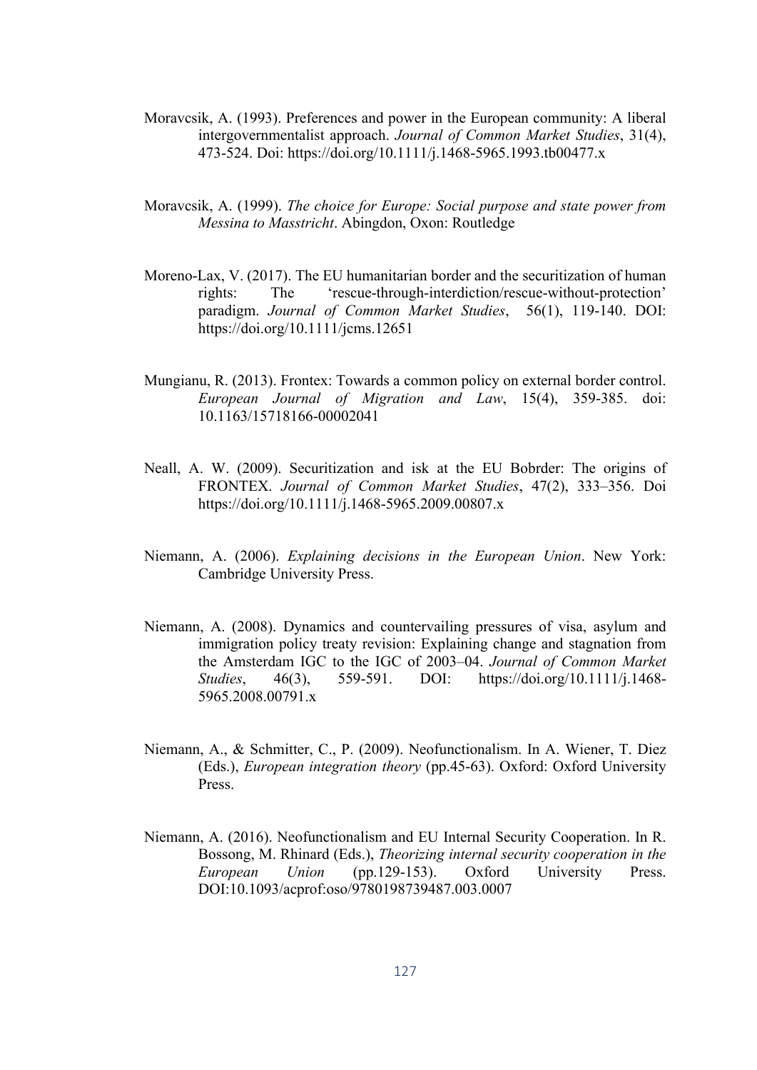Moravcsik, A. (1993). Preferences and power in the European community: A liberal intergovernmentalist approach. *Journal of Common Market Studies*, 31(4), 473-524. Doi: https://doi.org/10.1111/j.1468-5965.1993.tb00477.x

Moravcsik, A. (1999). *The choice for Europe: Social purpose and state power from Messina to Masstricht*. Abingdon, Oxon: Routledge

Moreno-Lax, V. (2017). The EU humanitarian border and the securitization of human rights: The 'rescue-through-interdiction/rescue-without-protection' paradigm. *Journal of Common Market Studies*, 56(1), 119-140. DOI: https://doi.org/10.1111/jcms.12651

Mungianu, R. (2013). Frontex: Towards a common policy on external border control. *European Journal of Migration and Law*, 15(4), 359-385. doi: 10.1163/15718166-00002041

Neall, A. W. (2009). Securitization and isk at the EU Bobrder: The origins of FRONTEX. *Journal of Common Market Studies*, 47(2), 333–356. Doi https://doi.org/10.1111/j.1468-5965.2009.00807.x

Niemann, A. (2006). *Explaining decisions in the European Union*. New York: Cambridge University Press.

Niemann, A. (2008). Dynamics and countervailing pressures of visa, asylum and immigration policy treaty revision: Explaining change and stagnation from the Amsterdam IGC to the IGC of 2003–04. *Journal of Common Market Studies*, 46(3), 559-591. DOI: https://doi.org/10.1111/j.1468-5965.2008.00791.x

Niemann, A., & Schmitter, C., P. (2009). Neofunctionalism. In A. Wiener, T. Diez (Eds.), *European integration theory* (pp.45-63). Oxford: Oxford University Press.

Niemann, A. (2016). Neofunctionalism and EU Internal Security Cooperation. In R. Bossong, M. Rhinard (Eds.), *Theorizing internal security cooperation in the European Union* (pp.129-153). Oxford University Press. DOI:10.1093/acprof:oso/9780198739487.003.0007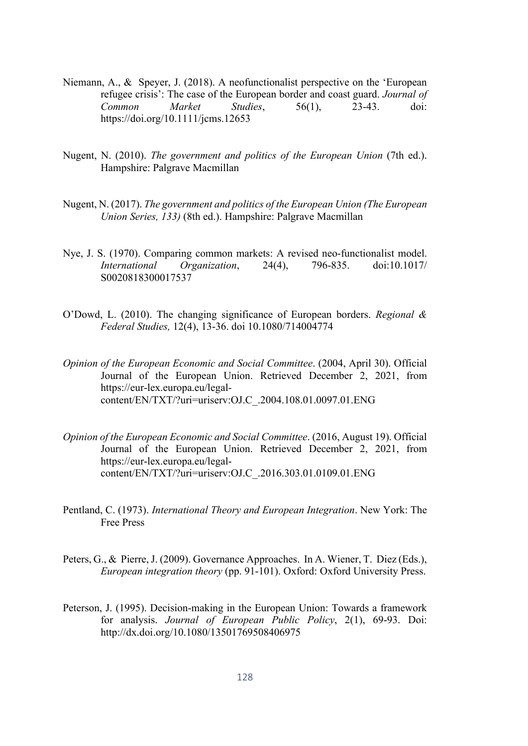Niemann, A., & Speyer, J. (2018). A neofunctionalist perspective on the 'European refugee crisis': The case of the European border and coast guard. *Journal of Common Market Studies*, 56(1), 23-43. doi: https://doi.org/10.1111/jcms.12653

Nugent, N. (2010). *The government and politics of the European Union* (7th ed.). Hampshire: Palgrave Macmillan

Nugent, N. (2017). *The government and politics of the European Union (The European Union Series, 133)* (8th ed.). Hampshire: Palgrave Macmillan

Nye, J. S. (1970). Comparing common markets: A revised neo-functionalist model. *International Organization*, 24(4), 796-835. doi:10.1017/ S0020818300017537

O'Dowd, L. (2010). The changing significance of European borders. *Regional & Federal Studies,* 12(4), 13-36. doi 10.1080/714004774

*Opinion of the European Economic and Social Committee*. (2004, April 30). Official Journal of the European Union. Retrieved December 2, 2021, from https://eur-lex.europa.eu/legal-content/EN/TXT/?uri=uriserv:OJ.C_.2004.108.01.0097.01.ENG

*Opinion of the European Economic and Social Committee*. (2016, August 19). Official Journal of the European Union. Retrieved December 2, 2021, from https://eur-lex.europa.eu/legal-content/EN/TXT/?uri=uriserv:OJ.C_.2016.303.01.0109.01.ENG

Pentland, C. (1973). *International Theory and European Integration*. New York: The Free Press

Peters, G., & Pierre, J. (2009). Governance Approaches. In A. Wiener, T. Diez (Eds.), *European integration theory* (pp. 91-101). Oxford: Oxford University Press.

Peterson, J. (1995). Decision-making in the European Union: Towards a framework for analysis. *Journal of European Public Policy*, 2(1), 69-93. Doi: http://dx.doi.org/10.1080/13501769508406975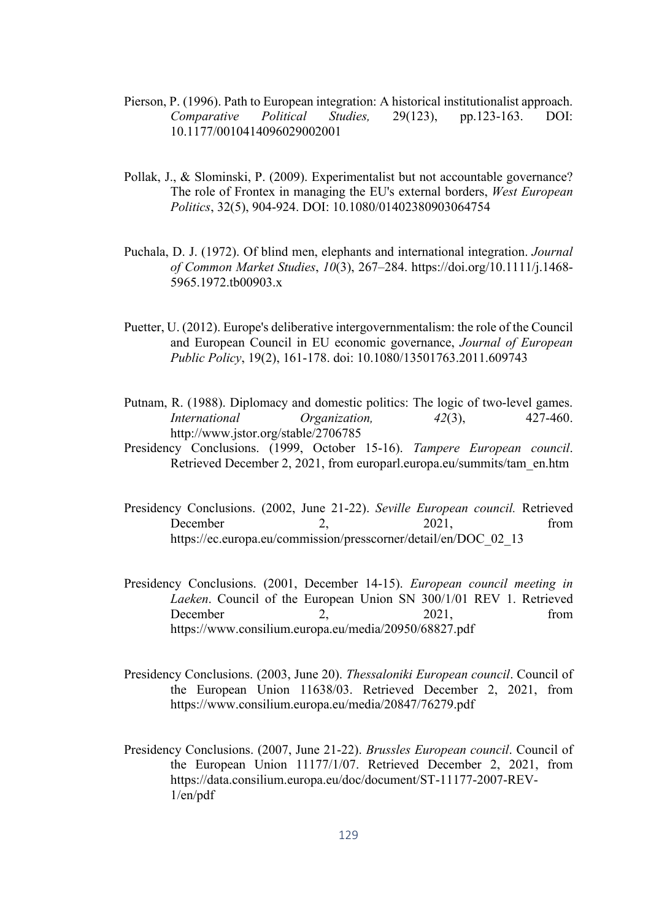Pierson, P. (1996). Path to European integration: A historical institutionalist approach. *Comparative Political Studies,* 29(123), pp.123-163. DOI: 10.1177/0010414096029002001

Pollak, J., & Slominski, P. (2009). Experimentalist but not accountable governance? The role of Frontex in managing the EU's external borders, *West European Politics*, 32(5), 904-924. DOI: 10.1080/01402380903064754

Puchala, D. J. (1972). Of blind men, elephants and international integration. *Journal of Common Market Studies*, *10*(3), 267–284. https://doi.org/10.1111/j.1468-5965.1972.tb00903.x

Puetter, U. (2012). Europe's deliberative intergovernmentalism: the role of the Council and European Council in EU economic governance, *Journal of European Public Policy*, 19(2), 161-178. doi: 10.1080/13501763.2011.609743

Putnam, R. (1988). Diplomacy and domestic politics: The logic of two-level games. *International Organization, 42*(3), 427-460. http://www.jstor.org/stable/2706785

Presidency Conclusions. (1999, October 15-16). *Tampere European council*. Retrieved December 2, 2021, from europarl.europa.eu/summits/tam_en.htm

Presidency Conclusions. (2002, June 21-22). *Seville European council.* Retrieved December 2, 2021, from https://ec.europa.eu/commission/presscorner/detail/en/DOC_02_13

Presidency Conclusions. (2001, December 14-15). *European council meeting in Laeken*. Council of the European Union SN 300/1/01 REV 1. Retrieved December 2, 2021, from https://www.consilium.europa.eu/media/20950/68827.pdf

Presidency Conclusions. (2003, June 20). *Thessaloniki European council*. Council of the European Union 11638/03. Retrieved December 2, 2021, from https://www.consilium.europa.eu/media/20847/76279.pdf

Presidency Conclusions. (2007, June 21-22). *Brussles European council*. Council of the European Union 11177/1/07. Retrieved December 2, 2021, from https://data.consilium.europa.eu/doc/document/ST-11177-2007-REV-1/en/pdf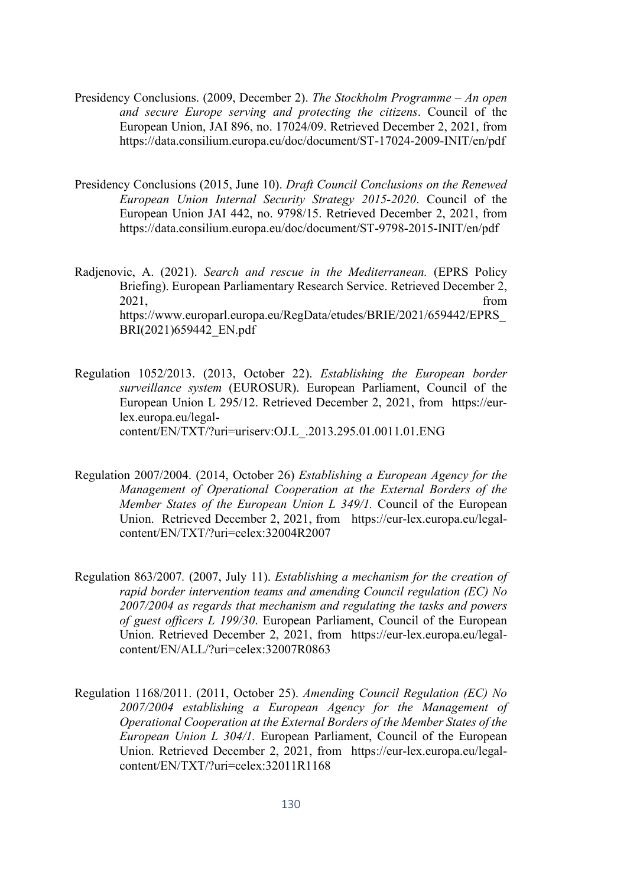Presidency Conclusions. (2009, December 2). *The Stockholm Programme – An open and secure Europe serving and protecting the citizens*. Council of the European Union, JAI 896, no. 17024/09. Retrieved December 2, 2021, from https://data.consilium.europa.eu/doc/document/ST-17024-2009-INIT/en/pdf

Presidency Conclusions (2015, June 10). *Draft Council Conclusions on the Renewed European Union Internal Security Strategy 2015-2020*. Council of the European Union JAI 442, no. 9798/15. Retrieved December 2, 2021, from https://data.consilium.europa.eu/doc/document/ST-9798-2015-INIT/en/pdf

Radjenovic, A. (2021). *Search and rescue in the Mediterranean.* (EPRS Policy Briefing). European Parliamentary Research Service. Retrieved December 2, 2021, from https://www.europarl.europa.eu/RegData/etudes/BRIE/2021/659442/EPRS_BRI(2021)659442_EN.pdf

Regulation 1052/2013. (2013, October 22). *Establishing the European border surveillance system* (EUROSUR). European Parliament, Council of the European Union L 295/12. Retrieved December 2, 2021, from https://eur-lex.europa.eu/legal-content/EN/TXT/?uri=uriserv:OJ.L_.2013.295.01.0011.01.ENG

Regulation 2007/2004. (2014, October 26) *Establishing a European Agency for the Management of Operational Cooperation at the External Borders of the Member States of the European Union L 349/1.* Council of the European Union. Retrieved December 2, 2021, from https://eur-lex.europa.eu/legal-content/EN/TXT/?uri=celex:32004R2007

Regulation 863/2007. (2007, July 11). *Establishing a mechanism for the creation of rapid border intervention teams and amending Council regulation (EC) No 2007/2004 as regards that mechanism and regulating the tasks and powers of guest officers L 199/30*. European Parliament, Council of the European Union. Retrieved December 2, 2021, from https://eur-lex.europa.eu/legal-content/EN/ALL/?uri=celex:32007R0863

Regulation 1168/2011. (2011, October 25). *Amending Council Regulation (EC) No 2007/2004 establishing a European Agency for the Management of Operational Cooperation at the External Borders of the Member States of the European Union L 304/1.* European Parliament, Council of the European Union. Retrieved December 2, 2021, from https://eur-lex.europa.eu/legal-content/EN/TXT/?uri=celex:32011R1168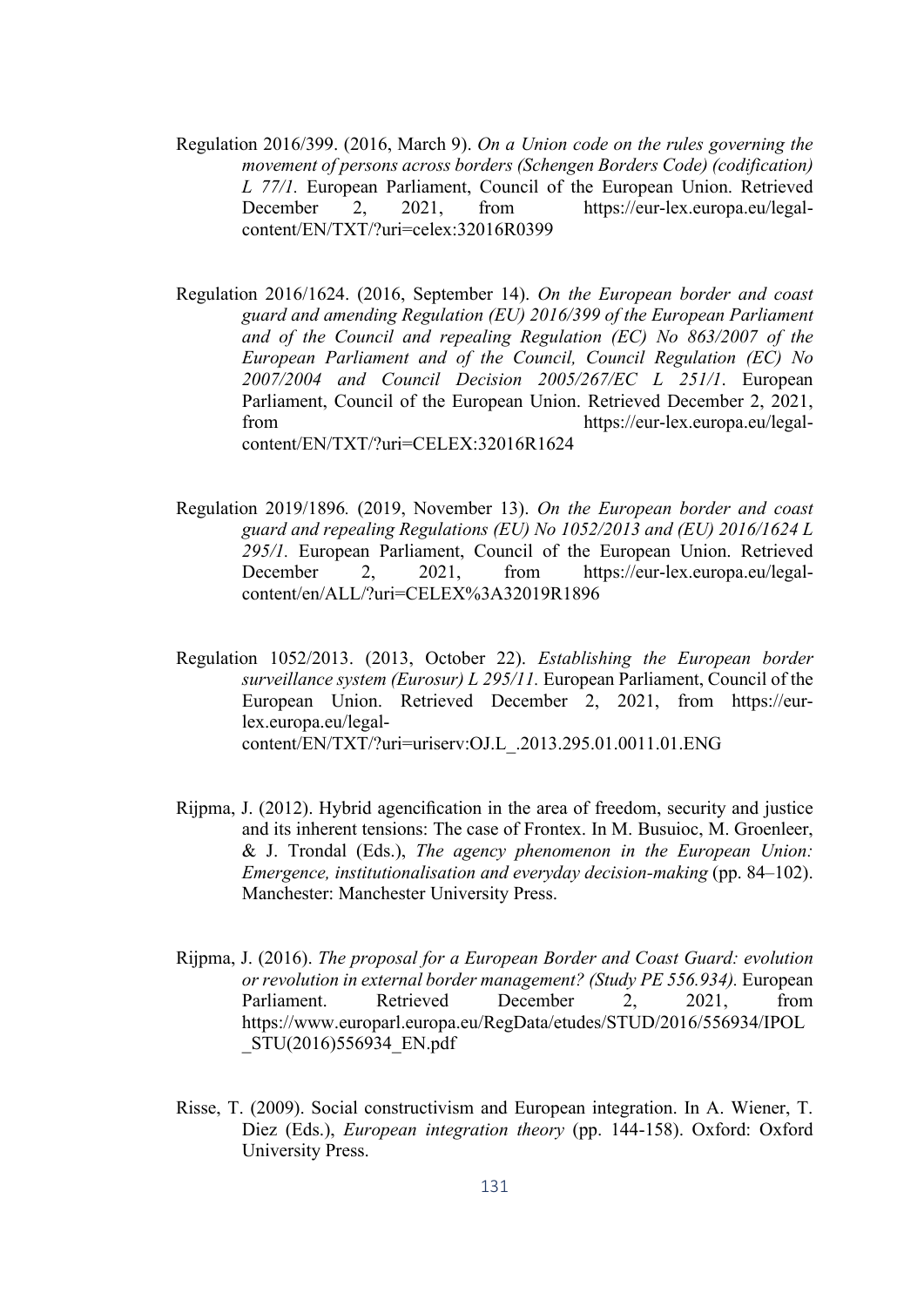Regulation 2016/399. (2016, March 9). *On a Union code on the rules governing the movement of persons across borders (Schengen Borders Code) (codification) L 77/1*. European Parliament, Council of the European Union. Retrieved December 2, 2021, from https://eur-lex.europa.eu/legal-content/EN/TXT/?uri=celex:32016R0399

Regulation 2016/1624. (2016, September 14). *On the European border and coast guard and amending Regulation (EU) 2016/399 of the European Parliament and of the Council and repealing Regulation (EC) No 863/2007 of the European Parliament and of the Council, Council Regulation (EC) No 2007/2004 and Council Decision 2005/267/EC L 251/1*. European Parliament, Council of the European Union. Retrieved December 2, 2021, from https://eur-lex.europa.eu/legal-content/EN/TXT/?uri=CELEX:32016R1624

Regulation 2019/1896*.* (2019, November 13). *On the European border and coast guard and repealing Regulations (EU) No 1052/2013 and (EU) 2016/1624 L 295/1.* European Parliament, Council of the European Union. Retrieved December 2, 2021, from https://eur-lex.europa.eu/legal-content/en/ALL/?uri=CELEX%3A32019R1896

Regulation 1052/2013. (2013, October 22). *Establishing the European border surveillance system (Eurosur) L 295/11.* European Parliament, Council of the European Union. Retrieved December 2, 2021, from https://eur-lex.europa.eu/legal-content/EN/TXT/?uri=uriserv:OJ.L_.2013.295.01.0011.01.ENG

Rijpma, J. (2012). Hybrid agencification in the area of freedom, security and justice and its inherent tensions: The case of Frontex. In M. Busuioc, M. Groenleer, & J. Trondal (Eds.), *The agency phenomenon in the European Union: Emergence, institutionalisation and everyday decision-making* (pp. 84–102). Manchester: Manchester University Press.

Rijpma, J. (2016). *The proposal for a European Border and Coast Guard: evolution or revolution in external border management? (Study PE 556.934)*. European Parliament. Retrieved December 2, 2021, from https://www.europarl.europa.eu/RegData/etudes/STUD/2016/556934/IPOL_STU(2016)556934_EN.pdf

Risse, T. (2009). Social constructivism and European integration. In A. Wiener, T. Diez (Eds.), *European integration theory* (pp. 144-158). Oxford: Oxford University Press.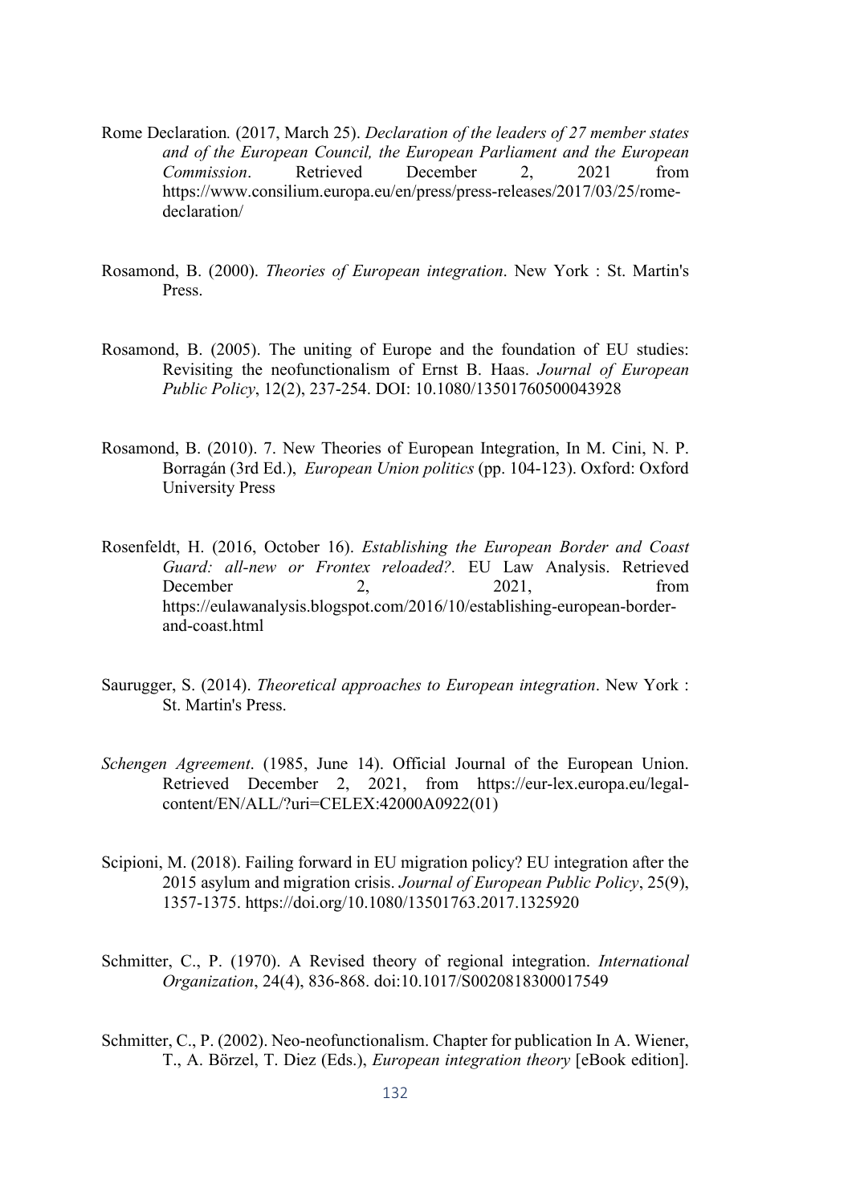Rome Declaration*.* (2017, March 25). *Declaration of the leaders of 27 member states and of the European Council, the European Parliament and the European Commission*. Retrieved December 2, 2021 from https://www.consilium.europa.eu/en/press/press-releases/2017/03/25/rome-declaration/

Rosamond, B. (2000). *Theories of European integration*. New York : St. Martin's Press.

Rosamond, B. (2005). The uniting of Europe and the foundation of EU studies: Revisiting the neofunctionalism of Ernst B. Haas. *Journal of European Public Policy*, 12(2), 237-254. DOI: 10.1080/13501760500043928

Rosamond, B. (2010). 7. New Theories of European Integration, In M. Cini, N. P. Borragán (3rd Ed.), *European Union politics* (pp. 104-123). Oxford: Oxford University Press

Rosenfeldt, H. (2016, October 16). *Establishing the European Border and Coast Guard: all-new or Frontex reloaded?.* EU Law Analysis. Retrieved December 2, 2021, from https://eulawanalysis.blogspot.com/2016/10/establishing-european-border-and-coast.html

Saurugger, S. (2014). *Theoretical approaches to European integration*. New York : St. Martin's Press.

*Schengen Agreement*. (1985, June 14). Official Journal of the European Union. Retrieved December 2, 2021, from https://eur-lex.europa.eu/legal-content/EN/ALL/?uri=CELEX:42000A0922(01)

Scipioni, M. (2018). Failing forward in EU migration policy? EU integration after the 2015 asylum and migration crisis. *Journal of European Public Policy*, 25(9), 1357-1375. https://doi.org/10.1080/13501763.2017.1325920

Schmitter, C., P. (1970). A Revised theory of regional integration. *International Organization*, 24(4), 836-868. doi:10.1017/S0020818300017549

Schmitter, C., P. (2002). Neo-neofunctionalism. Chapter for publication In A. Wiener, T., A. Börzel, T. Diez (Eds.), *European integration theory* [eBook edition].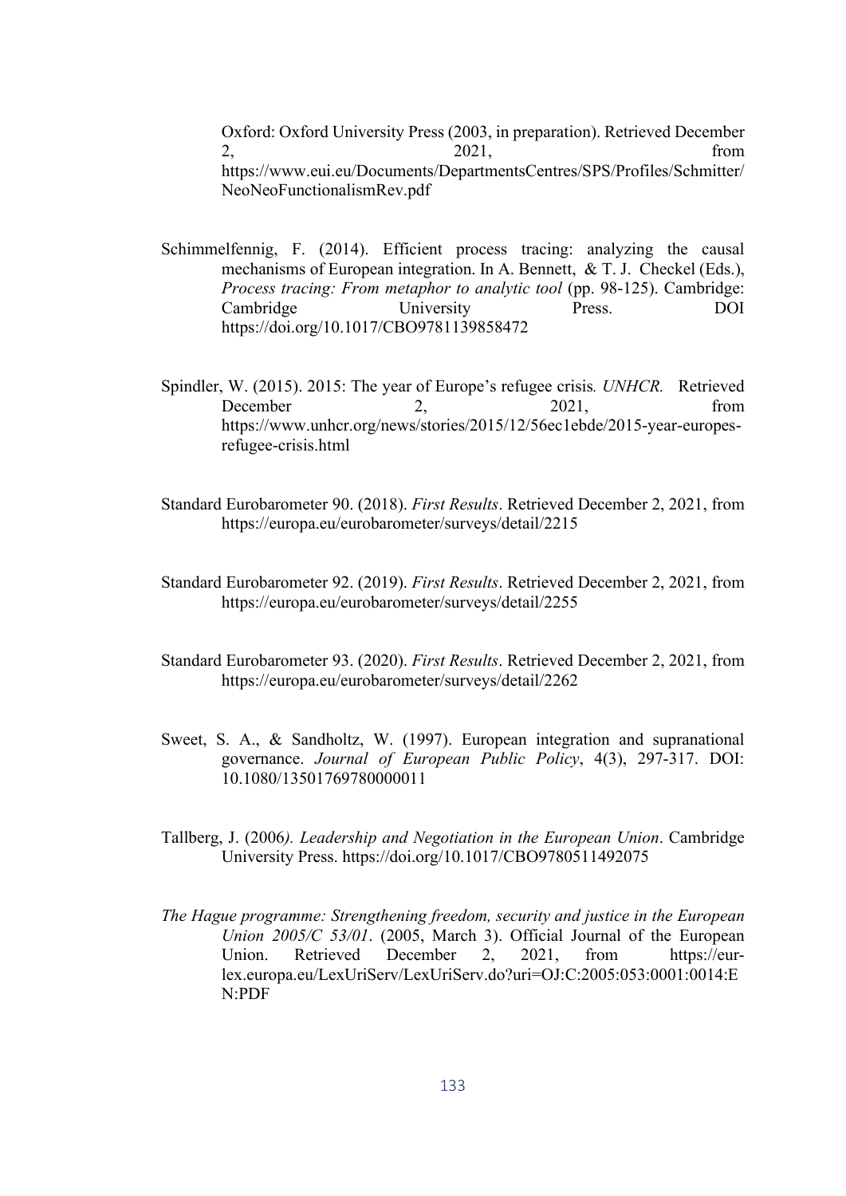Oxford: Oxford University Press (2003, in preparation). Retrieved December 2, 2021, from https://www.eui.eu/Documents/DepartmentsCentres/SPS/Profiles/Schmitter/NeoNeoFunctionalismRev.pdf

Schimmelfennig, F. (2014). Efficient process tracing: analyzing the causal mechanisms of European integration. In A. Bennett, & T. J. Checkel (Eds.), *Process tracing: From metaphor to analytic tool* (pp. 98-125). Cambridge: Cambridge University Press. DOI https://doi.org/10.1017/CBO9781139858472

Spindler, W. (2015). 2015: The year of Europe's refugee crisis*. UNHCR.* Retrieved December 2, 2021, from https://www.unhcr.org/news/stories/2015/12/56ec1ebde/2015-year-europes-refugee-crisis.html

Standard Eurobarometer 90. (2018). *First Results*. Retrieved December 2, 2021, from https://europa.eu/eurobarometer/surveys/detail/2215

Standard Eurobarometer 92. (2019). *First Results*. Retrieved December 2, 2021, from https://europa.eu/eurobarometer/surveys/detail/2255

Standard Eurobarometer 93. (2020). *First Results*. Retrieved December 2, 2021, from https://europa.eu/eurobarometer/surveys/detail/2262

Sweet, S. A., & Sandholtz, W. (1997). European integration and supranational governance. *Journal of European Public Policy*, 4(3), 297-317. DOI: 10.1080/13501769780000011

Tallberg, J. (2006*). Leadership and Negotiation in the European Union*. Cambridge University Press. https://doi.org/10.1017/CBO9780511492075

*The Hague programme: Strengthening freedom, security and justice in the European Union 2005/C 53/01*. (2005, March 3). Official Journal of the European Union. Retrieved December 2, 2021, from https://eur-lex.europa.eu/LexUriServ/LexUriServ.do?uri=OJ:C:2005:053:0001:0014:EN:PDF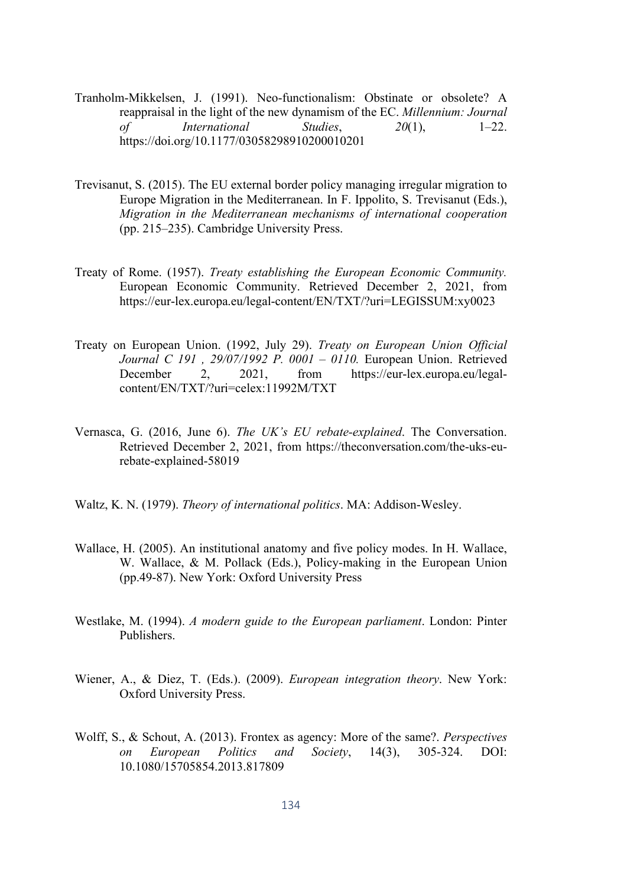Tranholm-Mikkelsen, J. (1991). Neo-functionalism: Obstinate or obsolete? A reappraisal in the light of the new dynamism of the EC. *Millennium: Journal of International Studies*, *20*(1), 1–22. https://doi.org/10.1177/03058298910200010201

Trevisanut, S. (2015). The EU external border policy managing irregular migration to Europe Migration in the Mediterranean. In F. Ippolito, S. Trevisanut (Eds.), *Migration in the Mediterranean mechanisms of international cooperation* (pp. 215–235). Cambridge University Press.

Treaty of Rome. (1957). *Treaty establishing the European Economic Community.* European Economic Community. Retrieved December 2, 2021, from https://eur-lex.europa.eu/legal-content/EN/TXT/?uri=LEGISSUM:xy0023

Treaty on European Union. (1992, July 29). *Treaty on European Union Official Journal C 191 , 29/07/1992 P. 0001 – 0110.* European Union. Retrieved December 2, 2021, from https://eur-lex.europa.eu/legal-content/EN/TXT/?uri=celex:11992M/TXT

Vernasca, G. (2016, June 6). *The UK's EU rebate-explained*. The Conversation. Retrieved December 2, 2021, from https://theconversation.com/the-uks-eu-rebate-explained-58019

Waltz, K. N. (1979). *Theory of international politics*. MA: Addison-Wesley.

Wallace, H. (2005). An institutional anatomy and five policy modes. In H. Wallace, W. Wallace, & M. Pollack (Eds.), Policy-making in the European Union (pp.49-87). New York: Oxford University Press

Westlake, M. (1994). *A modern guide to the European parliament*. London: Pinter Publishers.

Wiener, A., & Diez, T. (Eds.). (2009). *European integration theory*. New York: Oxford University Press.

Wolff, S., & Schout, A. (2013). Frontex as agency: More of the same?. *Perspectives on European Politics and Society*, 14(3), 305-324. DOI: 10.1080/15705854.2013.817809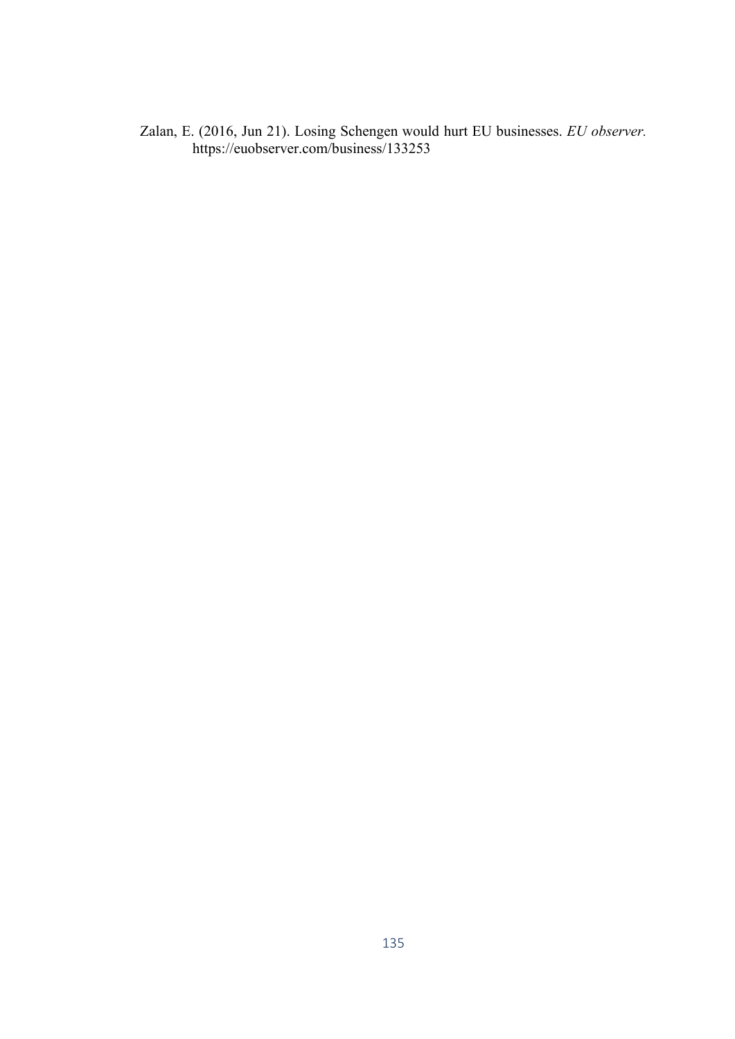Zalan, E. (2016, Jun 21). Losing Schengen would hurt EU businesses. *EU observer.* https://euobserver.com/business/133253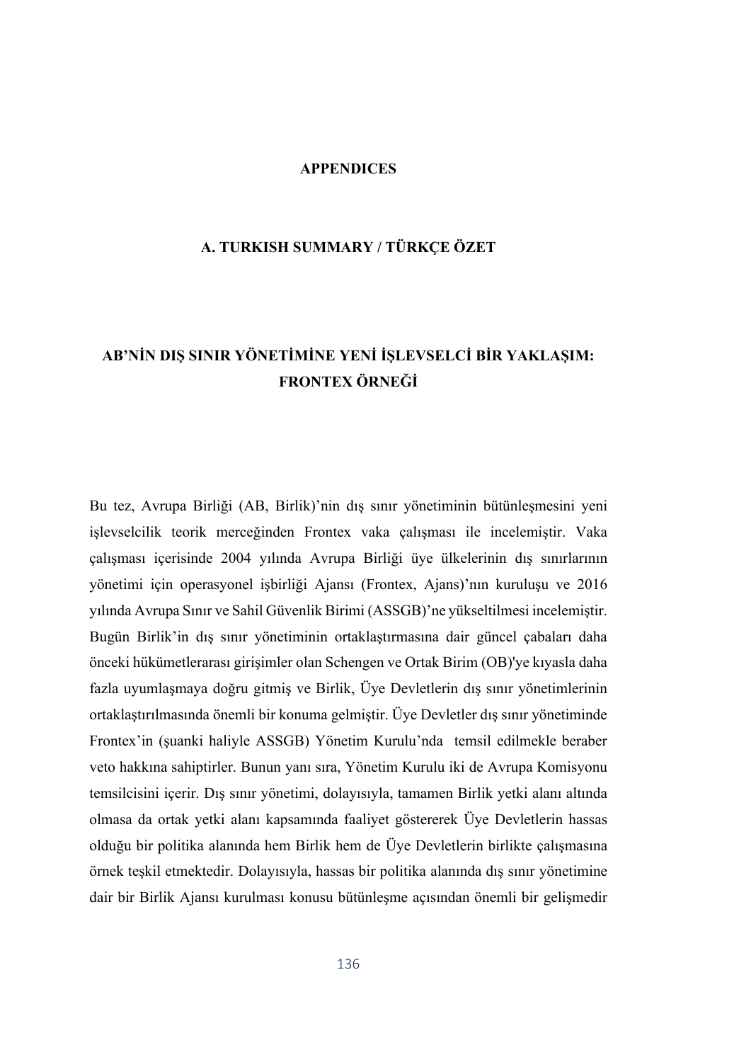# APPENDICES

## A. TURKISH SUMMARY / TÜRKÇE ÖZET

### AB'NİN DIŞ SINIR YÖNETİMİNE YENİ İŞLEVSELCİ BİR YAKLAŞIM: FRONTEX ÖRNEĞİ

Bu tez, Avrupa Birliği (AB, Birlik)'nin dış sınır yönetiminin bütünleşmesini yeni işlevselcilik teorik merceğinden Frontex vaka çalışması ile incelemiştir. Vaka çalışması içerisinde 2004 yılında Avrupa Birliği üye ülkelerinin dış sınırlarının yönetimi için operasyonel işbirliği Ajansı (Frontex, Ajans)'nın kuruluşu ve 2016 yılında Avrupa Sınır ve Sahil Güvenlik Birimi (ASSGB)'ne yükseltilmesi incelemiştir. Bugün Birlik'in dış sınır yönetiminin ortaklaştırmasına dair güncel çabaları daha önceki hükümetlerarası girişimler olan Schengen ve Ortak Birim (OB)'ye kıyasla daha fazla uyumlaşmaya doğru gitmiş ve Birlik, Üye Devletlerin dış sınır yönetimlerinin ortaklaştırılmasında önemli bir konuma gelmiştir. Üye Devletler dış sınır yönetiminde Frontex'in (şuanki haliyle ASSGB) Yönetim Kurulu'nda temsil edilmekle beraber veto hakkına sahiptirler. Bunun yanı sıra, Yönetim Kurulu iki de Avrupa Komisyonu temsilcisini içerir. Dış sınır yönetimi, dolayısıyla, tamamen Birlik yetki alanı altında olmasa da ortak yetki alanı kapsamında faaliyet göstererek Üye Devletlerin hassas olduğu bir politika alanında hem Birlik hem de Üye Devletlerin birlikte çalışmasına örnek teşkil etmektedir. Dolayısıyla, hassas bir politika alanında dış sınır yönetimine dair bir Birlik Ajansı kurulması konusu bütünleşme açısından önemli bir gelişmedir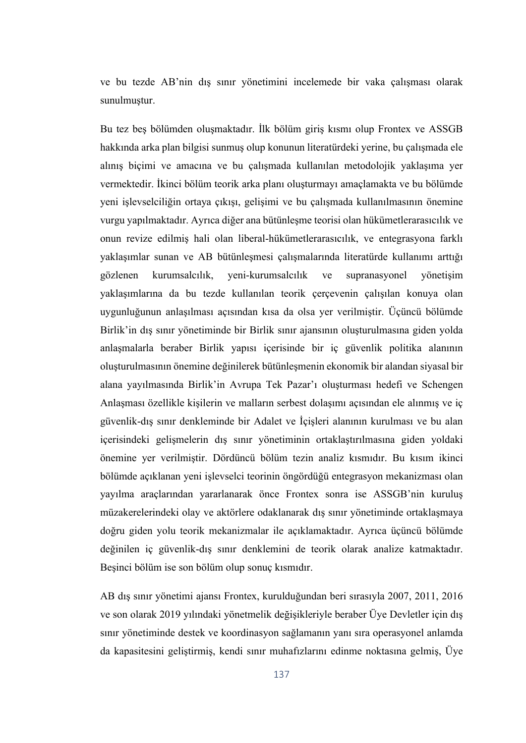ve bu tezde AB'nin dış sınır yönetimini incelemede bir vaka çalışması olarak sunulmuştur.

Bu tez beş bölümden oluşmaktadır. İlk bölüm giriş kısmı olup Frontex ve ASSGB hakkında arka plan bilgisi sunmuş olup konunun literatürdeki yerine, bu çalışmada ele alınış biçimi ve amacına ve bu çalışmada kullanılan metodolojik yaklaşıma yer vermektedir. İkinci bölüm teorik arka planı oluşturmayı amaçlamakta ve bu bölümde yeni işlevselciliğin ortaya çıkışı, gelişimi ve bu çalışmada kullanılmasının önemine vurgu yapılmaktadır. Ayrıca diğer ana bütünleşme teorisi olan hükümetlerarasıcılık ve onun revize edilmiş hali olan liberal-hükümetlerarasıcılık, ve entegrasyona farklı yaklaşımlar sunan ve AB bütünleşmesi çalışmalarında literatürde kullanımı arttığı gözlenen kurumsalcılık, yeni-kurumsalcılık ve supranasyonel yönetişim yaklaşımlarına da bu tezde kullanılan teorik çerçevenin çalışılan konuya olan uygunluğunun anlaşılması açısından kısa da olsa yer verilmiştir. Üçüncü bölümde Birlik'in dış sınır yönetiminde bir Birlik sınır ajansının oluşturulmasına giden yolda anlaşmalarla beraber Birlik yapısı içerisinde bir iç güvenlik politika alanının oluşturulmasının önemine değinilerek bütünleşmenin ekonomik bir alandan siyasal bir alana yayılmasında Birlik'in Avrupa Tek Pazar'ı oluşturması hedefi ve Schengen Anlaşması özellikle kişilerin ve malların serbest dolaşımı açısından ele alınmış ve iç güvenlik-dış sınır denkleminde bir Adalet ve İçişleri alanının kurulması ve bu alan içerisindeki gelişmelerin dış sınır yönetiminin ortaklaştırılmasına giden yoldaki önemine yer verilmiştir. Dördüncü bölüm tezin analiz kısmıdır. Bu kısım ikinci bölümde açıklanan yeni işlevselci teorinin öngördüğü entegrasyon mekanizması olan yayılma araçlarından yararlanarak önce Frontex sonra ise ASSGB'nin kuruluş müzakerelerindeki olay ve aktörlere odaklanarak dış sınır yönetiminde ortaklaşmaya doğru giden yolu teorik mekanizmalar ile açıklamaktadır. Ayrıca üçüncü bölümde değinilen iç güvenlik-dış sınır denklemini de teorik olarak analize katmaktadır. Beşinci bölüm ise son bölüm olup sonuç kısmıdır.

AB dış sınır yönetimi ajansı Frontex, kurulduğundan beri sırasıyla 2007, 2011, 2016 ve son olarak 2019 yılındaki yönetmelik değişikleriyle beraber Üye Devletler için dış sınır yönetiminde destek ve koordinasyon sağlamanın yanı sıra operasyonel anlamda da kapasitesini geliştirmiş, kendi sınır muhafızlarını edinme noktasına gelmiş, Üye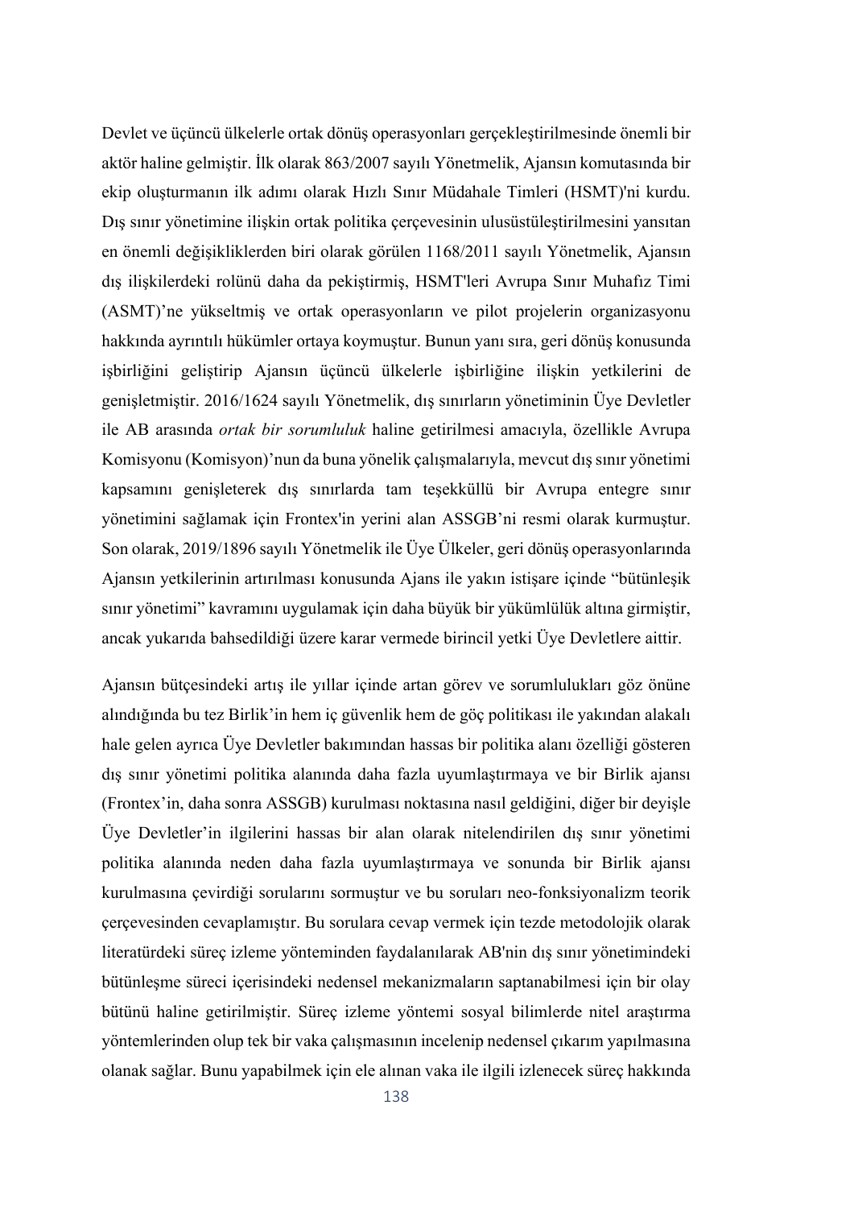Devlet ve üçüncü ülkelerle ortak dönüş operasyonları gerçekleştirilmesinde önemli bir aktör haline gelmiştir. İlk olarak 863/2007 sayılı Yönetmelik, Ajansın komutasında bir ekip oluşturmanın ilk adımı olarak Hızlı Sınır Müdahale Timleri (HSMT)'ni kurdu. Dış sınır yönetimine ilişkin ortak politika çerçevesinin ulusüstüleştirilmesini yansıtan en önemli değişikliklerden biri olarak görülen 1168/2011 sayılı Yönetmelik, Ajansın dış ilişkilerdeki rolünü daha da pekiştirmiş, HSMT'leri Avrupa Sınır Muhafız Timi (ASMT)'ne yükseltmiş ve ortak operasyonların ve pilot projelerin organizasyonu hakkında ayrıntılı hükümler ortaya koymuştur. Bunun yanı sıra, geri dönüş konusunda işbirliğini geliştirip Ajansın üçüncü ülkelerle işbirliğine ilişkin yetkilerini de genişletmiştir. 2016/1624 sayılı Yönetmelik, dış sınırların yönetiminin Üye Devletler ile AB arasında *ortak bir sorumluluk* haline getirilmesi amacıyla, özellikle Avrupa Komisyonu (Komisyon)'nun da buna yönelik çalışmalarıyla, mevcut dış sınır yönetimi kapsamını genişleterek dış sınırlarda tam teşekküllü bir Avrupa entegre sınır yönetimini sağlamak için Frontex'in yerini alan ASSGB'ni resmi olarak kurmuştur. Son olarak, 2019/1896 sayılı Yönetmelik ile Üye Ülkeler, geri dönüş operasyonlarında Ajansın yetkilerinin artırılması konusunda Ajans ile yakın istişare içinde "bütünleşik sınır yönetimi" kavramını uygulamak için daha büyük bir yükümlülük altına girmiştir, ancak yukarıda bahsedildiği üzere karar vermede birincil yetki Üye Devletlere aittir.

Ajansın bütçesindeki artış ile yıllar içinde artan görev ve sorumlulukları göz önüne alındığında bu tez Birlik'in hem iç güvenlik hem de göç politikası ile yakından alakalı hale gelen ayrıca Üye Devletler bakımından hassas bir politika alanı özelliği gösteren dış sınır yönetimi politika alanında daha fazla uyumlaştırmaya ve bir Birlik ajansı (Frontex'in, daha sonra ASSGB) kurulması noktasına nasıl geldiğini, diğer bir deyişle Üye Devletler'in ilgilerini hassas bir alan olarak nitelendirilen dış sınır yönetimi politika alanında neden daha fazla uyumlaştırmaya ve sonunda bir Birlik ajansı kurulmasına çevirdiği sorularını sormuştur ve bu soruları neo-fonksiyonalizm teorik çerçevesinden cevaplamıştır. Bu sorulara cevap vermek için tezde metodolojik olarak literatürdeki süreç izleme yönteminden faydalanılarak AB'nin dış sınır yönetimindeki bütünleşme süreci içerisindeki nedensel mekanizmaların saptanabilmesi için bir olay bütünü haline getirilmiştir. Süreç izleme yöntemi sosyal bilimlerde nitel araştırma yöntemlerinden olup tek bir vaka çalışmasının incelenip nedensel çıkarım yapılmasına olanak sağlar. Bunu yapabilmek için ele alınan vaka ile ilgili izlenecek süreç hakkında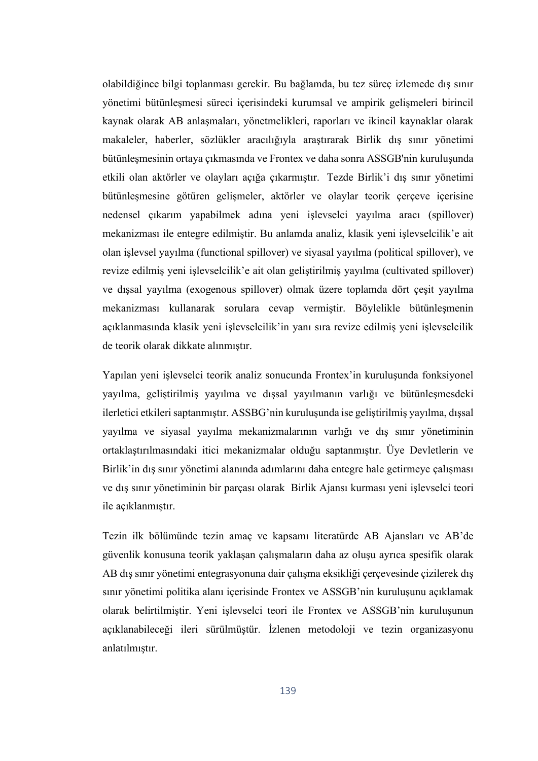olabildiğince bilgi toplanması gerekir. Bu bağlamda, bu tez süreç izlemede dış sınır yönetimi bütünleşmesi süreci içerisindeki kurumsal ve ampirik gelişmeleri birincil kaynak olarak AB anlaşmaları, yönetmelikleri, raporları ve ikincil kaynaklar olarak makaleler, haberler, sözlükler aracılığıyla araştırarak Birlik dış sınır yönetimi bütünleşmesinin ortaya çıkmasında ve Frontex ve daha sonra ASSGB'nin kuruluşunda etkili olan aktörler ve olayları açığa çıkarmıştır. Tezde Birlik'i dış sınır yönetimi bütünleşmesine götüren gelişmeler, aktörler ve olaylar teorik çerçeve içerisine nedensel çıkarım yapabilmek adına yeni işlevselci yayılma aracı (spillover) mekanizması ile entegre edilmiştir. Bu anlamda analiz, klasik yeni işlevselcilik'e ait olan işlevsel yayılma (functional spillover) ve siyasal yayılma (political spillover), ve revize edilmiş yeni işlevselcilik'e ait olan geliştirilmiş yayılma (cultivated spillover) ve dışsal yayılma (exogenous spillover) olmak üzere toplamda dört çeşit yayılma mekanizması kullanarak sorulara cevap vermiştir. Böylelikle bütünleşmenin açıklanmasında klasik yeni işlevselcilik'in yanı sıra revize edilmiş yeni işlevselcilik de teorik olarak dikkate alınmıştır.

Yapılan yeni işlevselci teorik analiz sonucunda Frontex'in kuruluşunda fonksiyonel yayılma, geliştirilmiş yayılma ve dışsal yayılmanın varlığı ve bütünleşmesdeki ilerletici etkileri saptanmıştır. ASSBG'nin kuruluşunda ise geliştirilmiş yayılma, dışsal yayılma ve siyasal yayılma mekanizmalarının varlığı ve dış sınır yönetiminin ortaklaştırılmasındaki itici mekanizmalar olduğu saptanmıştır. Üye Devletlerin ve Birlik'in dış sınır yönetimi alanında adımlarını daha entegre hale getirmeye çalışması ve dış sınır yönetiminin bir parçası olarak Birlik Ajansı kurması yeni işlevselci teori ile açıklanmıştır.

Tezin ilk bölümünde tezin amaç ve kapsamı literatürde AB Ajansları ve AB'de güvenlik konusuna teorik yaklaşan çalışmaların daha az oluşu ayrıca spesifik olarak AB dış sınır yönetimi entegrasyonuna dair çalışma eksikliği çerçevesinde çizilerek dış sınır yönetimi politika alanı içerisinde Frontex ve ASSGB'nin kuruluşunu açıklamak olarak belirtilmiştir. Yeni işlevselci teori ile Frontex ve ASSGB'nin kuruluşunun açıklanabileceği ileri sürülmüştür. İzlenen metodoloji ve tezin organizasyonu anlatılmıştır.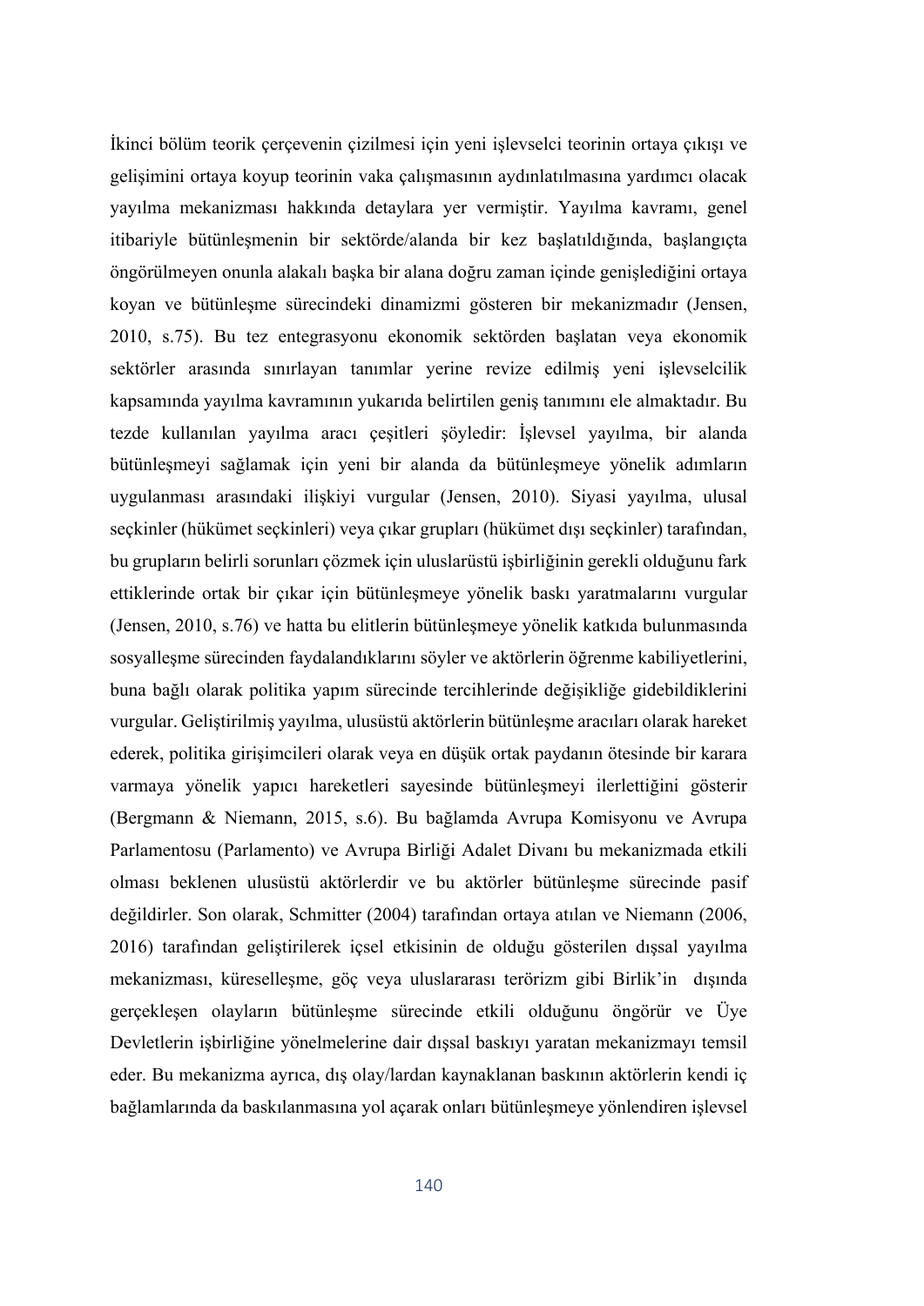İkinci bölüm teorik çerçevenin çizilmesi için yeni işlevselci teorinin ortaya çıkışı ve gelişimini ortaya koyup teorinin vaka çalışmasının aydınlatılmasına yardımcı olacak yayılma mekanizması hakkında detaylara yer vermiştir. Yayılma kavramı, genel itibariyle bütünleşmenin bir sektörde/alanda bir kez başlatıldığında, başlangıçta öngörülmeyen onunla alakalı başka bir alana doğru zaman içinde genişlediğini ortaya koyan ve bütünleşme sürecindeki dinamizmi gösteren bir mekanizmadır (Jensen, 2010, s.75). Bu tez entegrasyonu ekonomik sektörden başlatan veya ekonomik sektörler arasında sınırlayan tanımlar yerine revize edilmiş yeni işlevselcilik kapsamında yayılma kavramının yukarıda belirtilen geniş tanımını ele almaktadır. Bu tezde kullanılan yayılma aracı çeşitleri şöyledir: İşlevsel yayılma, bir alanda bütünleşmeyi sağlamak için yeni bir alanda da bütünleşmeye yönelik adımların uygulanması arasındaki ilişkiyi vurgular (Jensen, 2010). Siyasi yayılma, ulusal seçkinler (hükümet seçkinleri) veya çıkar grupları (hükümet dışı seçkinler) tarafından, bu grupların belirli sorunları çözmek için uluslarüstü işbirliğinin gerekli olduğunu fark ettiklerinde ortak bir çıkar için bütünleşmeye yönelik baskı yaratmalarını vurgular (Jensen, 2010, s.76) ve hatta bu elitlerin bütünleşmeye yönelik katkıda bulunmasında sosyalleşme sürecinden faydalandıklarını söyler ve aktörlerin öğrenme kabiliyetlerini, buna bağlı olarak politika yapım sürecinde tercihlerinde değişikliğe gidebildiklerini vurgular. Geliştirilmiş yayılma, ulusüstü aktörlerin bütünleşme aracıları olarak hareket ederek, politika girişimcileri olarak veya en düşük ortak paydanın ötesinde bir karara varmaya yönelik yapıcı hareketleri sayesinde bütünleşmeyi ilerlettiğini gösterir (Bergmann & Niemann, 2015, s.6). Bu bağlamda Avrupa Komisyonu ve Avrupa Parlamentosu (Parlamento) ve Avrupa Birliği Adalet Divanı bu mekanizmada etkili olması beklenen ulusüstü aktörlerdir ve bu aktörler bütünleşme sürecinde pasif değildirler. Son olarak, Schmitter (2004) tarafından ortaya atılan ve Niemann (2006, 2016) tarafından geliştirilerek içsel etkisinin de olduğu gösterilen dışsal yayılma mekanizması, küreselleşme, göç veya uluslararası terörizm gibi Birlik'in dışında gerçekleşen olayların bütünleşme sürecinde etkili olduğunu öngörür ve Üye Devletlerin işbirliğine yönelmelerine dair dışsal baskıyı yaratan mekanizmayı temsil eder. Bu mekanizma ayrıca, dış olay/lardan kaynaklanan baskının aktörlerin kendi iç bağlamlarında da baskılanmasına yol açarak onları bütünleşmeye yönlendiren işlevsel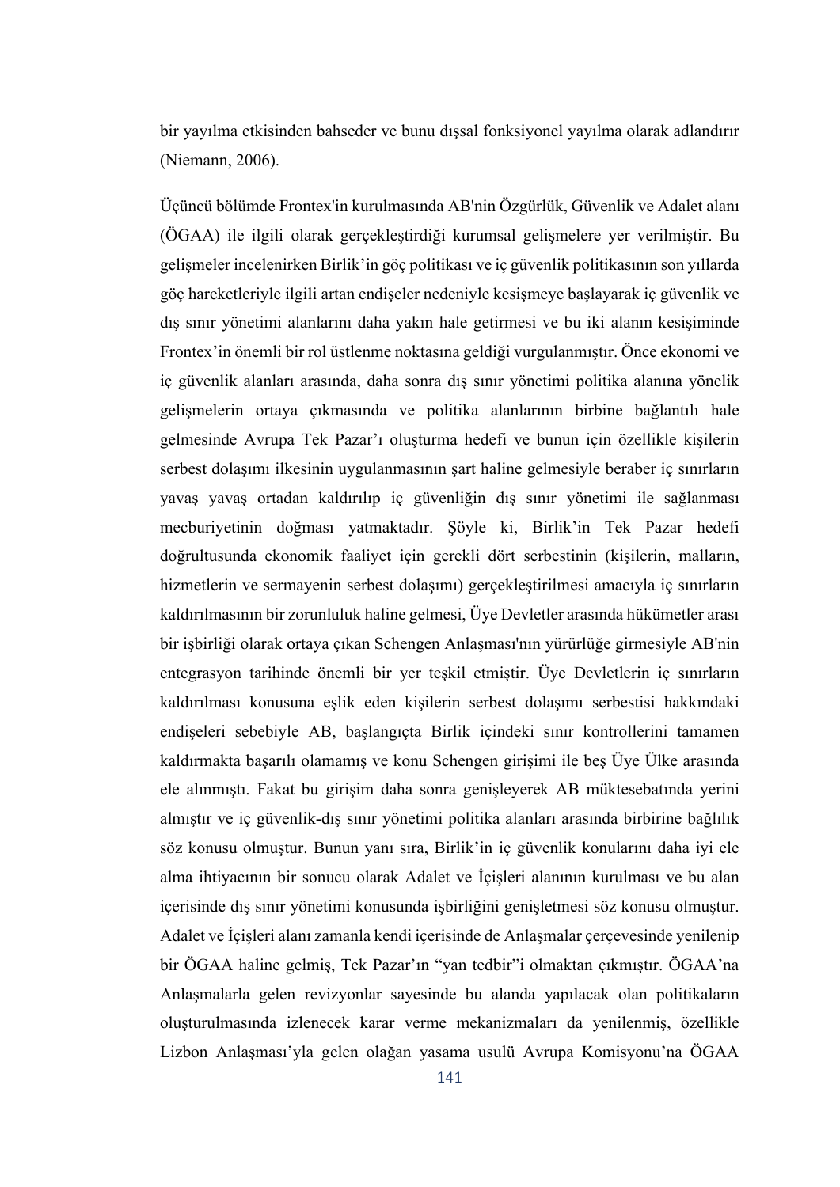bir yayılma etkisinden bahseder ve bunu dışsal fonksiyonel yayılma olarak adlandırır (Niemann, 2006).

Üçüncü bölümde Frontex'in kurulmasında AB'nin Özgürlük, Güvenlik ve Adalet alanı (ÖGAA) ile ilgili olarak gerçekleştirdiği kurumsal gelişmelere yer verilmiştir. Bu gelişmeler incelenirken Birlik'in göç politikası ve iç güvenlik politikasının son yıllarda göç hareketleriyle ilgili artan endişeler nedeniyle kesişmeye başlayarak iç güvenlik ve dış sınır yönetimi alanlarını daha yakın hale getirmesi ve bu iki alanın kesişiminde Frontex'in önemli bir rol üstlenme noktasına geldiği vurgulanmıştır. Önce ekonomi ve iç güvenlik alanları arasında, daha sonra dış sınır yönetimi politika alanına yönelik gelişmelerin ortaya çıkmasında ve politika alanlarının birbirine bağlantılı hale gelmesinde Avrupa Tek Pazar'ı oluşturma hedefi ve bunun için özellikle kişilerin serbest dolaşımı ilkesinin uygulanmasının şart haline gelmesiyle beraber iç sınırların yavaş yavaş ortadan kaldırılıp iç güvenliğin dış sınır yönetimi ile sağlanması mecburiyetinin doğması yatmaktadır. Şöyle ki, Birlik'in Tek Pazar hedefi doğrultusunda ekonomik faaliyet için gerekli dört serbestinin (kişilerin, malların, hizmetlerin ve sermayenin serbest dolaşımı) gerçekleştirilmesi amacıyla iç sınırların kaldırılmasının bir zorunluluk haline gelmesi, Üye Devletler arasında hükümetler arası bir işbirliği olarak ortaya çıkan Schengen Anlaşması'nın yürürlüğe girmesiyle AB'nin entegrasyon tarihinde önemli bir yer teşkil etmiştir. Üye Devletlerin iç sınırların kaldırılması konusuna eşlik eden kişilerin serbest dolaşımı serbestisi hakkındaki endişeleri sebebiyle AB, başlangıçta Birlik içindeki sınır kontrollerini tamamen kaldırmakta başarılı olamamış ve konu Schengen girişimi ile beş Üye Ülke arasında ele alınmıştı. Fakat bu girişim daha sonra genişleyerek AB müktesebatında yerini almıştır ve iç güvenlik-dış sınır yönetimi politika alanları arasında birbirine bağlılık söz konusu olmuştur. Bunun yanı sıra, Birlik'in iç güvenlik konularını daha iyi ele alma ihtiyacının bir sonucu olarak Adalet ve İçişleri alanının kurulması ve bu alan içerisinde dış sınır yönetimi konusunda işbirliğini genişletmesi söz konusu olmuştur. Adalet ve İçişleri alanı zamanla kendi içerisinde de Anlaşmalar çerçevesinde yenilenip bir ÖGAA haline gelmiş, Tek Pazar'ın "yan tedbir"i olmaktan çıkmıştır. ÖGAA'na Anlaşmalarla gelen revizyonlar sayesinde bu alanda yapılacak olan politikaların oluşturulmasında izlenecek karar verme mekanizmaları da yenilenmiş, özellikle Lizbon Anlaşması'yla gelen olağan yasama usulü Avrupa Komisyonu'na ÖGAA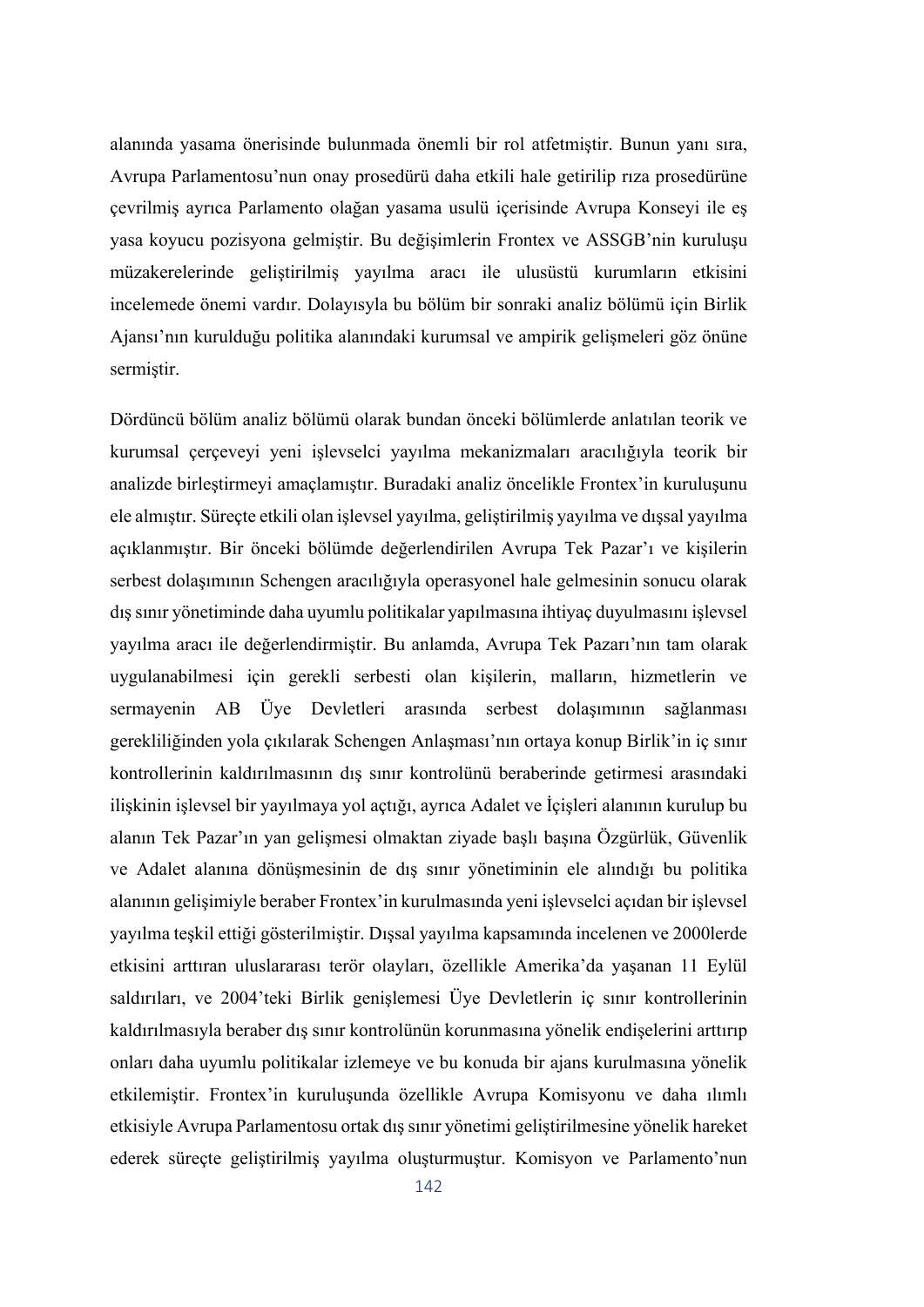alanında yasama önerisinde bulunmada önemli bir rol atfetmiştir. Bunun yanı sıra, Avrupa Parlamentosu'nun onay prosedürü daha etkili hale getirilip rıza prosedürüne çevrilmiş ayrıca Parlamento olağan yasama usulü içerisinde Avrupa Konseyi ile eş yasa koyucu pozisyona gelmiştir. Bu değişimlerin Frontex ve ASSGB'nin kuruluşu müzakerelerinde geliştirilmiş yayılma aracı ile ulusüstü kurumların etkisini incelemede önemi vardır. Dolayısıyla bu bölüm bir sonraki analiz bölümü için Birlik Ajansı'nın kurulduğu politika alanındaki kurumsal ve ampirik gelişmeleri göz önüne sermiştir.

Dördüncü bölüm analiz bölümü olarak bundan önceki bölümlerde anlatılan teorik ve kurumsal çerçeveyi yeni işlevselci yayılma mekanizmaları aracılığıyla teorik bir analizde birleştirmeyi amaçlamıştır. Buradaki analiz öncelikle Frontex'in kuruluşunu ele almıştır. Süreçte etkili olan işlevsel yayılma, geliştirilmiş yayılma ve dışsal yayılma açıklanmıştır. Bir önceki bölümde değerlendirilen Avrupa Tek Pazar'ı ve kişilerin serbest dolaşımının Schengen aracılığıyla operasyonel hale gelmesinin sonucu olarak dış sınır yönetiminde daha uyumlu politikalar yapılmasına ihtiyaç duyulmasını işlevsel yayılma aracı ile değerlendirmiştir. Bu anlamda, Avrupa Tek Pazarı'nın tam olarak uygulanabilmesi için gerekli serbesti olan kişilerin, malların, hizmetlerin ve sermayenin AB Üye Devletleri arasında serbest dolaşımının sağlanması gerekliliğinden yola çıkılarak Schengen Anlaşması'nın ortaya konup Birlik'in iç sınır kontrollerinin kaldırılmasının dış sınır kontrolünü beraberinde getirmesi arasındaki ilişkinin işlevsel bir yayılmaya yol açtığı, ayrıca Adalet ve İçişleri alanının kurulup bu alanın Tek Pazar'ın yan gelişmesi olmaktan ziyade başlı başına Özgürlük, Güvenlik ve Adalet alanına dönüşmesinin de dış sınır yönetiminin ele alındığı bu politika alanının gelişimiyle beraber Frontex'in kurulmasında yeni işlevselci açıdan bir işlevsel yayılma teşkil ettiği gösterilmiştir. Dışsal yayılma kapsamında incelenen ve 2000lerde etkisini arttıran uluslararası terör olayları, özellikle Amerika'da yaşanan 11 Eylül saldırıları, ve 2004'teki Birlik genişlemesi Üye Devletlerin iç sınır kontrollerinin kaldırılmasıyla beraber dış sınır kontrolünün korunmasına yönelik endişelerini arttırıp onları daha uyumlu politikalar izlemeye ve bu konuda bir ajans kurulmasına yönelik etkilemiştir. Frontex'in kuruluşunda özellikle Avrupa Komisyonu ve daha ılımlı etkisiyle Avrupa Parlamentosu ortak dış sınır yönetimi geliştirilmesine yönelik hareket ederek süreçte geliştirilmiş yayılma oluşturmuştur. Komisyon ve Parlamento'nun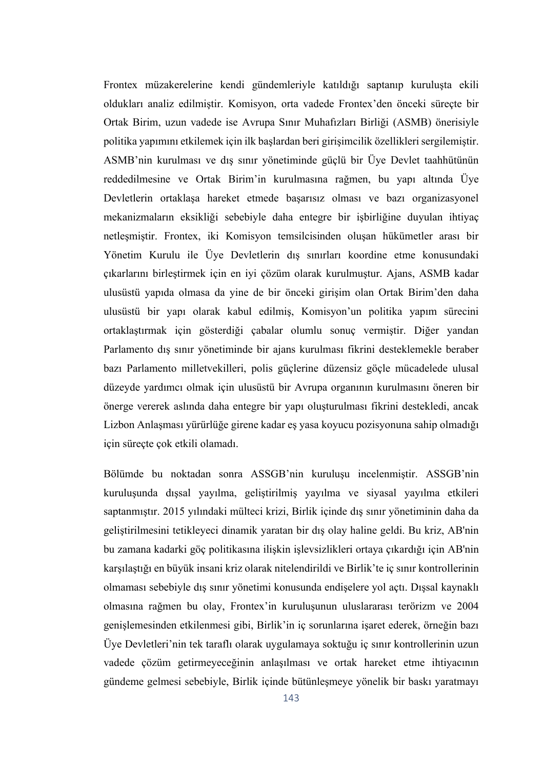Frontex müzakerelerine kendi gündemleriyle katıldığı saptanıp kuruluşta ekili oldukları analiz edilmiştir. Komisyon, orta vadede Frontex'den önceki süreçte bir Ortak Birim, uzun vadede ise Avrupa Sınır Muhafızları Birliği (ASMB) önerisiyle politika yapımını etkilemek için ilk başlardan beri girişimcilik özellikleri sergilemiştir. ASMB'nin kurulması ve dış sınır yönetiminde güçlü bir Üye Devlet taahhütünün reddedilmesine ve Ortak Birim'in kurulmasına rağmen, bu yapı altında Üye Devletlerin ortaklaşa hareket etmede başarısız olması ve bazı organizasyonel mekanizmaların eksikliği sebebiyle daha entegre bir işbirliğine duyulan ihtiyaç netleşmiştir. Frontex, iki Komisyon temsilcisinden oluşan hükümetler arası bir Yönetim Kurulu ile Üye Devletlerin dış sınırları koordine etme konusundaki çıkarlarını birleştirmek için en iyi çözüm olarak kurulmuştur. Ajans, ASMB kadar ulusüstü yapıda olmasa da yine de bir önceki girişim olan Ortak Birim'den daha ulusüstü bir yapı olarak kabul edilmiş, Komisyon'un politika yapım sürecini ortaklaştırmak için gösterdiği çabalar olumlu sonuç vermiştir. Diğer yandan Parlamento dış sınır yönetiminde bir ajans kurulması fikrini desteklemekle beraber bazı Parlamento milletvekilleri, polis güçlerine düzensiz göçle mücadelede ulusal düzeyde yardımcı olmak için ulusüstü bir Avrupa organının kurulmasını öneren bir önerge vererek aslında daha entegre bir yapı oluşturulması fikrini destekledi, ancak Lizbon Anlaşması yürürlüğe girene kadar eş yasa koyucu pozisyonuna sahip olmadığı için süreçte çok etkili olamadı.

Bölümde bu noktadan sonra ASSGB'nin kuruluşu incelenmiştir. ASSGB'nin kuruluşunda dışsal yayılma, geliştirilmiş yayılma ve siyasal yayılma etkileri saptanmıştır. 2015 yılındaki mülteci krizi, Birlik içinde dış sınır yönetiminin daha da geliştirilmesini tetikleyeci dinamik yaratan bir dış olay haline geldi. Bu kriz, AB'nin bu zamana kadarki göç politikasına ilişkin işlevsizlikleri ortaya çıkardığı için AB'nin karşılaştığı en büyük insani kriz olarak nitelendirildi ve Birlik'te iç sınır kontrollerinin olmaması sebebiyle dış sınır yönetimi konusunda endişelere yol açtı. Dışsal kaynaklı olmasına rağmen bu olay, Frontex'in kuruluşunun uluslararası terörizm ve 2004 genişlemesinden etkilenmesi gibi, Birlik'in iç sorunlarına işaret ederek, örneğin bazı Üye Devletleri'nin tek taraflı olarak uygulamaya soktuğu iç sınır kontrollerinin uzun vadede çözüm getirmeyeceğinin anlaşılması ve ortak hareket etme ihtiyacının gündeme gelmesi sebebiyle, Birlik içinde bütünleşmeye yönelik bir baskı yaratmayı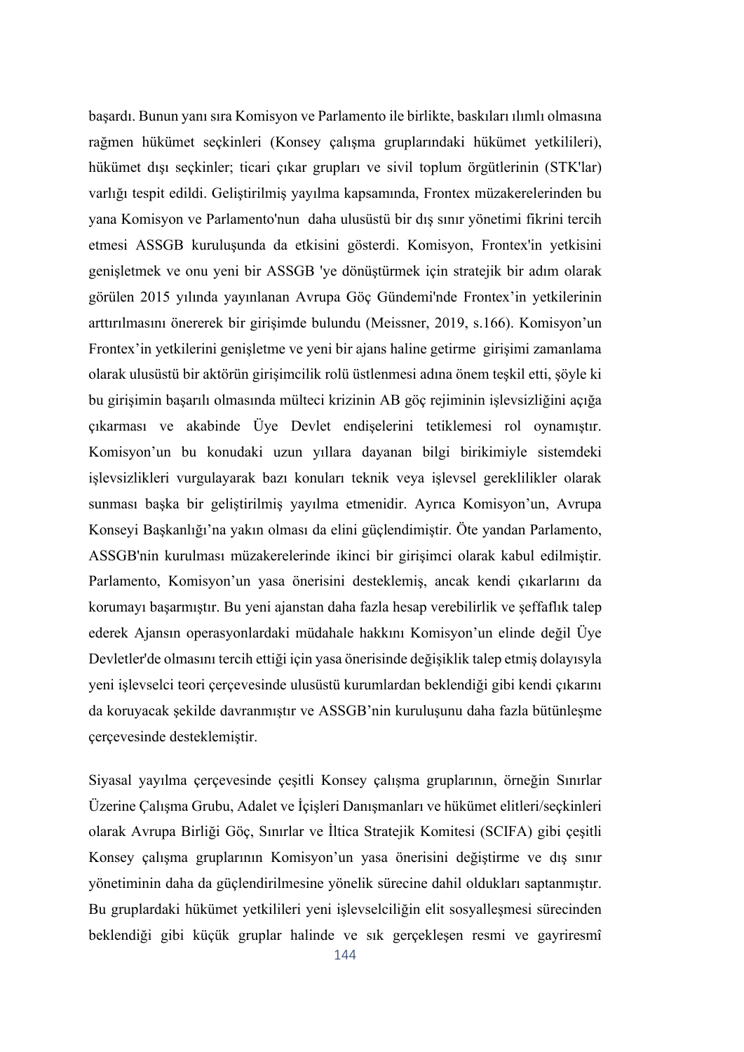başardı. Bunun yanı sıra Komisyon ve Parlamento ile birlikte, baskıları ılımlı olmasına rağmen hükümet seçkinleri (Konsey çalışma gruplarındaki hükümet yetkilileri), hükümet dışı seçkinler; ticari çıkar grupları ve sivil toplum örgütlerinin (STK'lar) varlığı tespit edildi. Geliştirilmiş yayılma kapsamında, Frontex müzakerelerinden bu yana Komisyon ve Parlamento'nun daha ulusüstü bir dış sınır yönetimi fikrini tercih etmesi ASSGB kuruluşunda da etkisini gösterdi. Komisyon, Frontex'in yetkisini genişletmek ve onu yeni bir ASSGB 'ye dönüştürmek için stratejik bir adım olarak görülen 2015 yılında yayınlanan Avrupa Göç Gündemi'nde Frontex'in yetkilerinin arttırılmasını önererek bir girişimde bulundu (Meissner, 2019, s.166). Komisyon'un Frontex'in yetkilerini genişletme ve yeni bir ajans haline getirme girişimi zamanlama olarak ulusüstü bir aktörün girişimcilik rolü üstlenmesi adına önem teşkil etti, şöyle ki bu girişimin başarılı olmasında mülteci krizinin AB göç rejiminin işlevsizliğini açığa çıkarması ve akabinde Üye Devlet endişelerini tetiklemesi rol oynamıştır. Komisyon'un bu konudaki uzun yıllara dayanan bilgi birikimiyle sistemdeki işlevsizlikleri vurgulayarak bazı konuları teknik veya işlevsel gereklilikler olarak sunması başka bir geliştirilmiş yayılma etmenidir. Ayrıca Komisyon'un, Avrupa Konseyi Başkanlığı'na yakın olması da elini güçlendimiştir. Öte yandan Parlamento, ASSGB'nin kurulması müzakerelerinde ikinci bir girişimci olarak kabul edilmiştir. Parlamento, Komisyon'un yasa önerisini desteklemiş, ancak kendi çıkarlarını da korumayı başarmıştır. Bu yeni ajanstan daha fazla hesap verebilirlik ve şeffaflık talep ederek Ajansın operasyonlardaki müdahale hakkını Komisyon'un elinde değil Üye Devletler'de olmasını tercih ettiği için yasa önerisinde değişiklik talep etmiş dolayısıyla yeni işlevselci teori çerçevesinde ulusüstü kurumlardan beklendiği gibi kendi çıkarını da koruyacak şekilde davranmıştır ve ASSGB'nin kuruluşunu daha fazla bütünleşme çerçevesinde desteklemiştir.

Siyasal yayılma çerçevesinde çeşitli Konsey çalışma gruplarının, örneğin Sınırlar Üzerine Çalışma Grubu, Adalet ve İçişleri Danışmanları ve hükümet elitleri/seçkinleri olarak Avrupa Birliği Göç, Sınırlar ve İltica Stratejik Komitesi (SCIFA) gibi çeşitli Konsey çalışma gruplarının Komisyon'un yasa önerisini değiştirme ve dış sınır yönetiminin daha da güçlendirilmesine yönelik sürecine dahil oldukları saptanmıştır. Bu gruplardaki hükümet yetkilileri yeni işlevselciliğin elit sosyalleşmesi sürecinden beklendiği gibi küçük gruplar halinde ve sık gerçekleşen resmi ve gayriresmî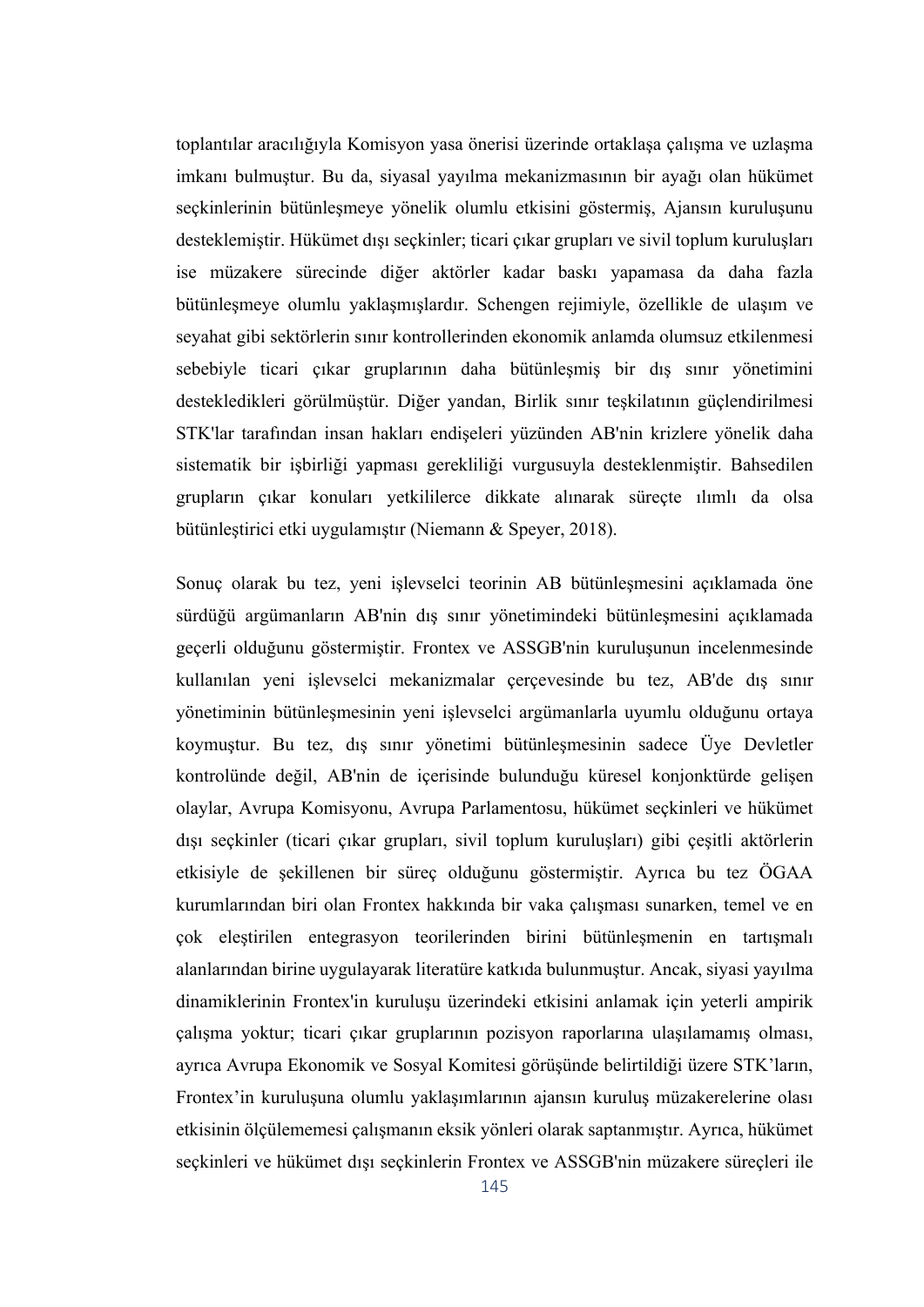toplantılar aracılığıyla Komisyon yasa önerisi üzerinde ortaklaşa çalışma ve uzlaşma imkanı bulmuştur. Bu da, siyasal yayılma mekanizmasının bir ayağı olan hükümet seçkinlerinin bütünleşmeye yönelik olumlu etkisini göstermiş, Ajansın kuruluşunu desteklemiştir. Hükümet dışı seçkinler; ticari çıkar grupları ve sivil toplum kuruluşları ise müzakere sürecinde diğer aktörler kadar baskı yapamasa da daha fazla bütünleşmeye olumlu yaklaşmışlardır. Schengen rejimiyle, özellikle de ulaşım ve seyahat gibi sektörlerin sınır kontrollerinden ekonomik anlamda olumsuz etkilenmesi sebebiyle ticari çıkar gruplarının daha bütünleşmiş bir dış sınır yönetimini destekledikleri görülmüştür. Diğer yandan, Birlik sınır teşkilatının güçlendirilmesi STK'lar tarafından insan hakları endişeleri yüzünden AB'nin krizlere yönelik daha sistematik bir işbirliği yapması gerekliliği vurgusuyla desteklenmiştir. Bahsedilen grupların çıkar konuları yetkililerce dikkate alınarak süreçte ılımlı da olsa bütünleştirici etki uygulamıştır (Niemann & Speyer, 2018).

Sonuç olarak bu tez, yeni işlevselci teorinin AB bütünleşmesini açıklamada öne sürdüğü argümanların AB'nin dış sınır yönetimindeki bütünleşmesini açıklamada geçerli olduğunu göstermiştir. Frontex ve ASSGB'nin kuruluşunun incelenmesinde kullanılan yeni işlevselci mekanizmalar çerçevesinde bu tez, AB'de dış sınır yönetiminin bütünleşmesinin yeni işlevselci argümanlarla uyumlu olduğunu ortaya koymuştur. Bu tez, dış sınır yönetimi bütünleşmesinin sadece Üye Devletler kontrolünde değil, AB'nin de içerisinde bulunduğu küresel konjonktürde gelişen olaylar, Avrupa Komisyonu, Avrupa Parlamentosu, hükümet seçkinleri ve hükümet dışı seçkinler (ticari çıkar grupları, sivil toplum kuruluşları) gibi çeşitli aktörlerin etkisiyle de şekillenen bir süreç olduğunu göstermiştir. Ayrıca bu tez ÖGAA kurumlarından biri olan Frontex hakkında bir vaka çalışması sunarken, temel ve en çok eleştirilen entegrasyon teorilerinden birini bütünleşmenin en tartışmalı alanlarından birine uygulayarak literatüre katkıda bulunmuştur. Ancak, siyasi yayılma dinamiklerinin Frontex'in kuruluşu üzerindeki etkisini anlamak için yeterli ampirik çalışma yoktur; ticari çıkar gruplarının pozisyon raporlarına ulaşılamamış olması, ayrıca Avrupa Ekonomik ve Sosyal Komitesi görüşünde belirtildiği üzere STK'ların, Frontex'in kuruluşuna olumlu yaklaşımlarının ajansın kuruluş müzakerelerine olası etkisinin ölçülememesi çalışmanın eksik yönleri olarak saptanmıştır. Ayrıca, hükümet seçkinleri ve hükümet dışı seçkinlerin Frontex ve ASSGB'nin müzakere süreçleri ile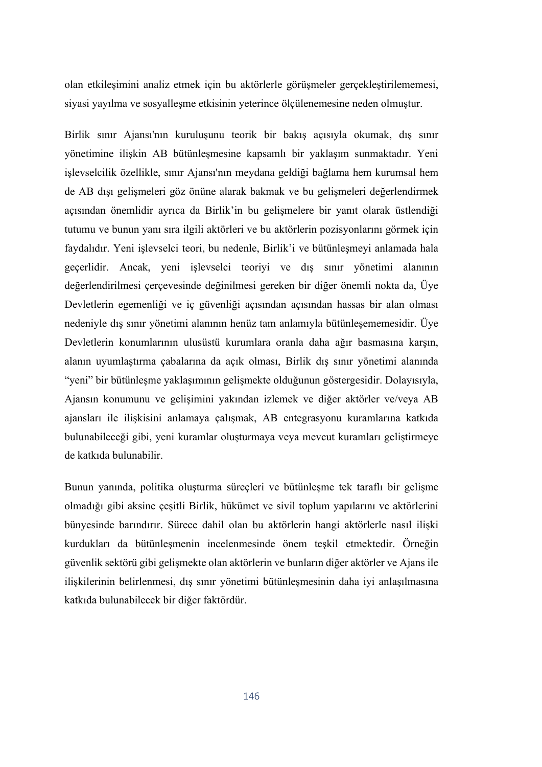olan etkileşimini analiz etmek için bu aktörlerle görüşmeler gerçekleştirilememesi, siyasi yayılma ve sosyalleşme etkisinin yeterince ölçülenemesine neden olmuştur.

Birlik sınır Ajansı'nın kuruluşunu teorik bir bakış açısıyla okumak, dış sınır yönetimine ilişkin AB bütünleşmesine kapsamlı bir yaklaşım sunmaktadır. Yeni işlevselcilik özellikle, sınır Ajansı'nın meydana geldiği bağlama hem kurumsal hem de AB dışı gelişmeleri göz önüne alarak bakmak ve bu gelişmeleri değerlendirmek açısından önemlidir ayrıca da Birlik'in bu gelişmelere bir yanıt olarak üstlendiği tutumu ve bunun yanı sıra ilgili aktörleri ve bu aktörlerin pozisyonlarını görmek için faydalıdır. Yeni işlevselci teori, bu nedenle, Birlik'i ve bütünleşmeyi anlamada hala geçerlidir. Ancak, yeni işlevselci teoriyi ve dış sınır yönetimi alanının değerlendirilmesi çerçevesinde değinilmesi gereken bir diğer önemli nokta da, Üye Devletlerin egemenliği ve iç güvenliği açısından açısından hassas bir alan olması nedeniyle dış sınır yönetimi alanının henüz tam anlamıyla bütünleşememesidir. Üye Devletlerin konumlarının ulusüstü kurumlara oranla daha ağır basmasına karşın, alanın uyumlaştırma çabalarına da açık olması, Birlik dış sınır yönetimi alanında "yeni" bir bütünleşme yaklaşımının gelişmekte olduğunun göstergesidir. Dolayısıyla, Ajansın konumunu ve gelişimini yakından izlemek ve diğer aktörler ve/veya AB ajansları ile ilişkisini anlamaya çalışmak, AB entegrasyonu kuramlarına katkıda bulunabileceği gibi, yeni kuramlar oluşturmaya veya mevcut kuramları geliştirmeye de katkıda bulunabilir.

Bunun yanında, politika oluşturma süreçleri ve bütünleşme tek taraflı bir gelişme olmadığı gibi aksine çeşitli Birlik, hükümet ve sivil toplum yapılarını ve aktörlerini bünyesinde barındırır. Sürece dahil olan bu aktörlerin hangi aktörlerle nasıl ilişki kurdukları da bütünleşmenin incelenmesinde önem teşkil etmektedir. Örneğin güvenlik sektörü gibi gelişmekte olan aktörlerin ve bunların diğer aktörler ve Ajans ile ilişkilerinin belirlenmesi, dış sınır yönetimi bütünleşmesinin daha iyi anlaşılmasına katkıda bulunabilecek bir diğer faktördür.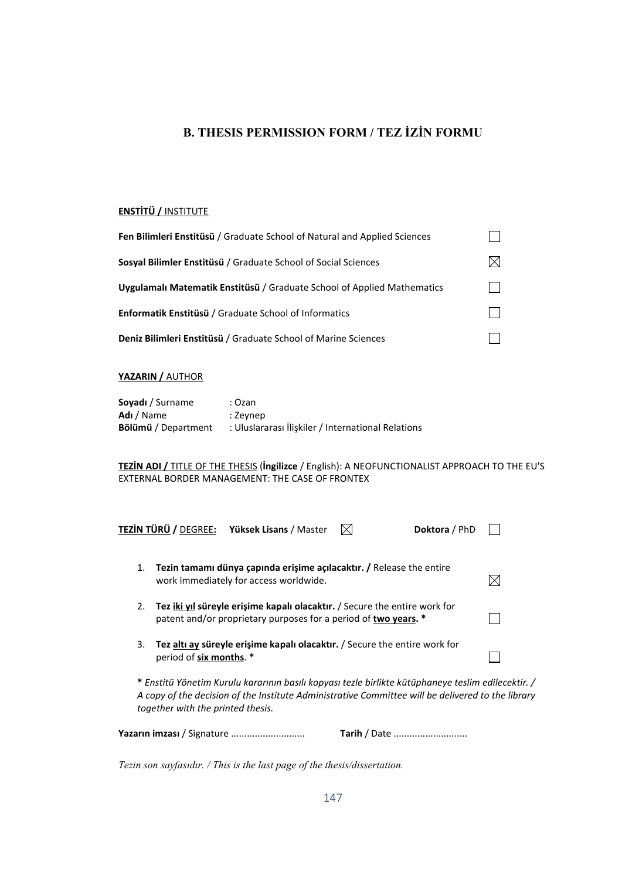## B. THESIS PERMISSION FORM / TEZ İZİN FORMU

**ENSTİTÜ /** INSTITUTE

| | |
|---|---|
| **Fen Bilimleri Enstitüsü** / Graduate School of Natural and Applied Sciences | ☐ |
| **Sosyal Bilimler Enstitüsü** / Graduate School of Social Sciences | ☒ |
| **Uygulamalı Matematik Enstitüsü** / Graduate School of Applied Mathematics | ☐ |
| **Enformatik Enstitüsü** / Graduate School of Informatics | ☐ |
| **Deniz Bilimleri Enstitüsü** / Graduate School of Marine Sciences | ☐ |

**YAZARIN /** AUTHOR

**Soyadı** / Surname : Ozan
**Adı** / Name : Zeynep
**Bölümü** / Department : Uluslararası İlişkiler / International Relations

**TEZİN ADI /** TITLE OF THE THESIS (**İngilizce** / English): A NEOFUNCTIONALIST APPROACH TO THE EU'S EXTERNAL BORDER MANAGEMENT: THE CASE OF FRONTEX

**TEZİN TÜRÜ /** DEGREE**:** **Yüksek Lisans** / Master ☒ **Doktora** / PhD ☐

1. **Tezin tamamı dünya çapında erişime açılacaktır. /** Release the entire work immediately for access worldwide. ☒
2. **Tez iki yıl süreyle erişime kapalı olacaktır.** / Secure the entire work for patent and/or proprietary purposes for a period of **two years**. * ☐
3. **Tez altı ay süreyle erişime kapalı olacaktır.** / Secure the entire work for period of **six months**. * ☐

**\*** *Enstitü Yönetim Kurulu kararının basılı kopyası tezle birlikte kütüphaneye teslim edilecektir. / A copy of the decision of the Institute Administrative Committee will be delivered to the library together with the printed thesis.*

**Yazarın imzası** / Signature ............................ **Tarih** / Date ............................

*Tezin son sayfasıdır. / This is the last page of the thesis/dissertation.*